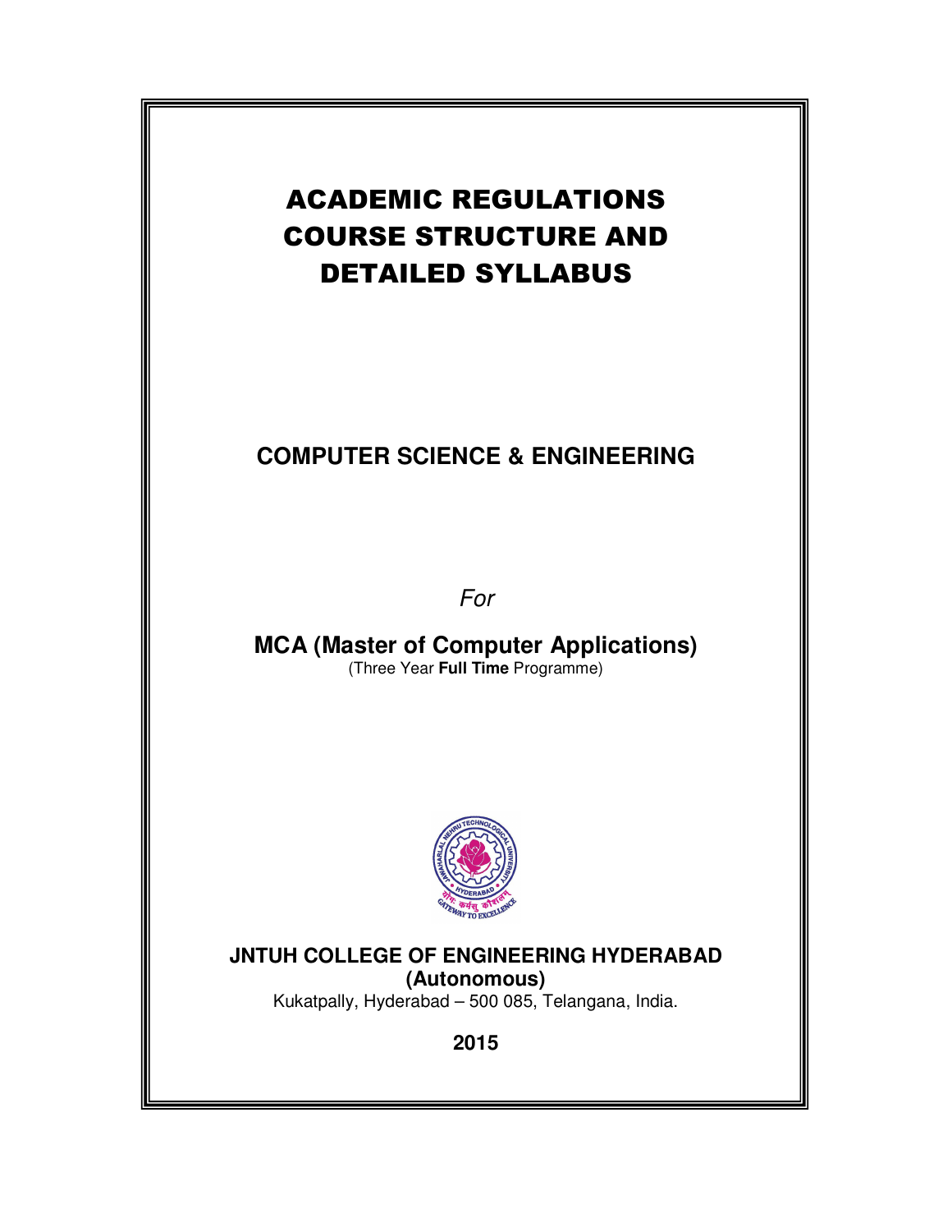# ACADEMIC REGULATIONS COURSE STRUCTURE AND DETAILED SYLLABUS

## COMPUTER SCIENCE & ENGINEERING

*For*

**MCA (Master of Computer Applications)**
(Three Year **Full Time** Programme)

**JNTUH COLLEGE OF ENGINEERING HYDERABAD**
**(Autonomous)**
Kukatpally, Hyderabad – 500 085, Telangana, India.

**2015**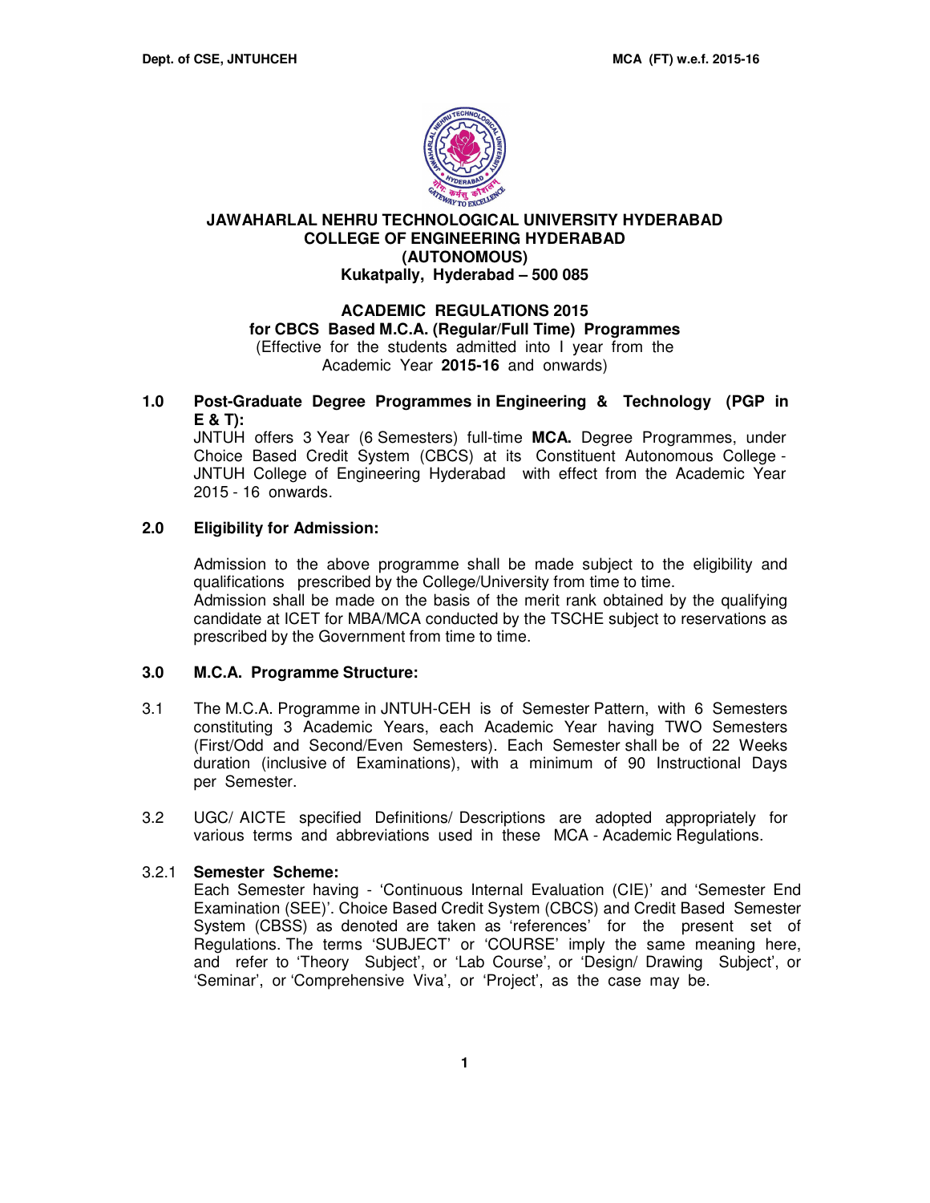**JAWAHARLAL NEHRU TECHNOLOGICAL UNIVERSITY HYDERABAD**
**COLLEGE OF ENGINEERING HYDERABAD**
**(AUTONOMOUS)**
**Kukatpally, Hyderabad – 500 085**

# ACADEMIC REGULATIONS 2015
## for CBCS Based M.C.A. (Regular/Full Time) Programmes

(Effective for the students admitted into I year from the Academic Year **2015-16** and onwards)

### 1.0 Post-Graduate Degree Programmes in Engineering & Technology (PGP in E & T):

JNTUH offers 3 Year (6 Semesters) full-time **MCA.** Degree Programmes, under Choice Based Credit System (CBCS) at its Constituent Autonomous College - JNTUH College of Engineering Hyderabad with effect from the Academic Year 2015 - 16 onwards.

### 2.0 Eligibility for Admission:

Admission to the above programme shall be made subject to the eligibility and qualifications prescribed by the College/University from time to time.

Admission shall be made on the basis of the merit rank obtained by the qualifying candidate at ICET for MBA/MCA conducted by the TSCHE subject to reservations as prescribed by the Government from time to time.

### 3.0 M.C.A. Programme Structure:

3.1 The M.C.A. Programme in JNTUH-CEH is of Semester Pattern, with 6 Semesters constituting 3 Academic Years, each Academic Year having TWO Semesters (First/Odd and Second/Even Semesters). Each Semester shall be of 22 Weeks duration (inclusive of Examinations), with a minimum of 90 Instructional Days per Semester.

3.2 UGC/ AICTE specified Definitions/ Descriptions are adopted appropriately for various terms and abbreviations used in these MCA - Academic Regulations.

3.2.1 **Semester Scheme:**

Each Semester having - 'Continuous Internal Evaluation (CIE)' and 'Semester End Examination (SEE)'. Choice Based Credit System (CBCS) and Credit Based Semester System (CBSS) as denoted are taken as 'references' for the present set of Regulations. The terms 'SUBJECT' or 'COURSE' imply the same meaning here, and refer to 'Theory Subject', or 'Lab Course', or 'Design/ Drawing Subject', or 'Seminar', or 'Comprehensive Viva', or 'Project', as the case may be.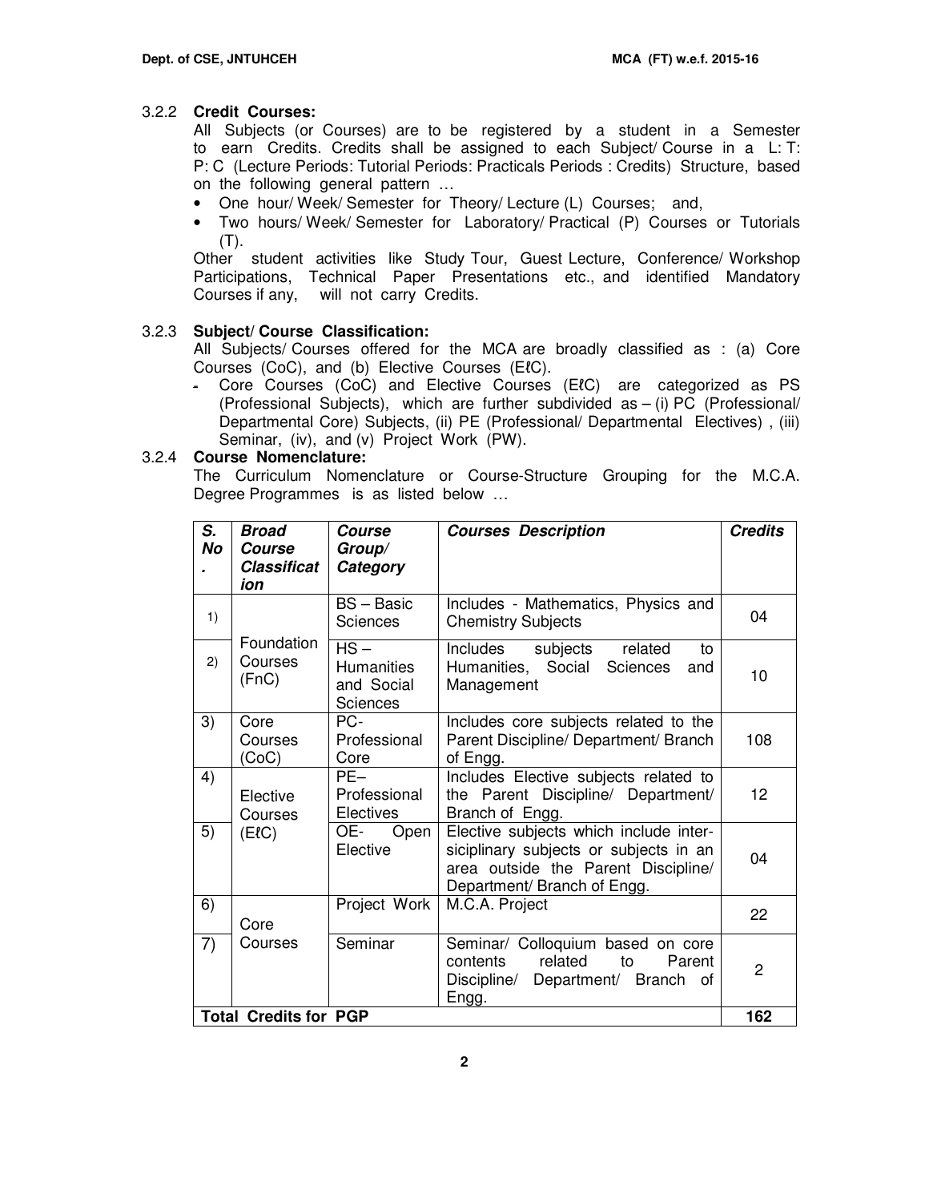### 3.2.2 Credit Courses:

All Subjects (or Courses) are to be registered by a student in a Semester to earn Credits. Credits shall be assigned to each Subject/ Course in a L: T: P: C (Lecture Periods: Tutorial Periods: Practicals Periods : Credits) Structure, based on the following general pattern …

- One hour/ Week/ Semester for Theory/ Lecture (L) Courses; and,
- Two hours/ Week/ Semester for Laboratory/ Practical (P) Courses or Tutorials (T).

Other student activities like Study Tour, Guest Lecture, Conference/ Workshop Participations, Technical Paper Presentations etc., and identified Mandatory Courses if any, will not carry Credits.

### 3.2.3 Subject/ Course Classification:

All Subjects/ Courses offered for the MCA are broadly classified as : (a) Core Courses (CoC), and (b) Elective Courses (EℓC).

- Core Courses (CoC) and Elective Courses (EℓC) are categorized as PS (Professional Subjects), which are further subdivided as – (i) PC (Professional/ Departmental Core) Subjects, (ii) PE (Professional/ Departmental Electives) , (iii) Seminar, (iv), and (v) Project Work (PW).

### 3.2.4 Course Nomenclature:

The Curriculum Nomenclature or Course-Structure Grouping for the M.C.A. Degree Programmes is as listed below …

| ***S. No.*** | ***Broad Course Classification*** | ***Course Group/ Category*** | ***Courses Description*** | ***Credits*** |
|---|---|---|---|---|
| 1) | Foundation Courses (FnC) | BS – Basic Sciences | Includes - Mathematics, Physics and Chemistry Subjects | 04 |
| 2) | | HS – Humanities and Social Sciences | Includes subjects related to Humanities, Social Sciences and Management | 10 |
| 3) | Core Courses (CoC) | PC- Professional Core | Includes core subjects related to the Parent Discipline/ Department/ Branch of Engg. | 108 |
| 4) | Elective Courses (EℓC) | PE– Professional Electives | Includes Elective subjects related to the Parent Discipline/ Department/ Branch of Engg. | 12 |
| 5) | | OE- Open Elective | Elective subjects which include inter-siciplinary subjects or subjects in an area outside the Parent Discipline/ Department/ Branch of Engg. | 04 |
| 6) | Core Courses | Project Work | M.C.A. Project | 22 |
| 7) | | Seminar | Seminar/ Colloquium based on core contents related to Parent Discipline/ Department/ Branch of Engg. | 2 |
| **Total Credits for PGP** | | | | **162** |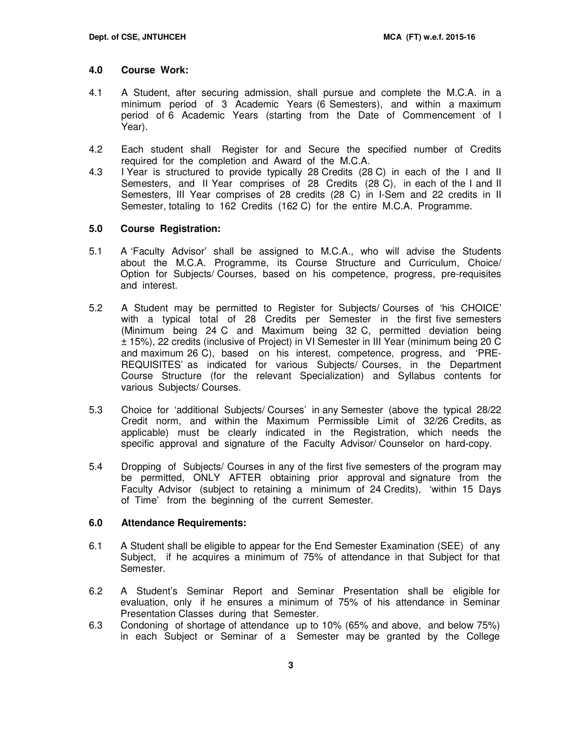### 4.0 Course Work:

4.1 A Student, after securing admission, shall pursue and complete the M.C.A. in a minimum period of 3 Academic Years (6 Semesters), and within a maximum period of 6 Academic Years (starting from the Date of Commencement of I Year).

4.2 Each student shall Register for and Secure the specified number of Credits required for the completion and Award of the M.C.A.

4.3 I Year is structured to provide typically 28 Credits (28 C) in each of the I and II Semesters, and II Year comprises of 28 Credits (28 C), in each of the I and II Semesters, III Year comprises of 28 credits (28 C) in I-Sem and 22 credits in II Semester, totaling to 162 Credits (162 C) for the entire M.C.A. Programme.

### 5.0 Course Registration:

5.1 A 'Faculty Advisor' shall be assigned to M.C.A., who will advise the Students about the M.C.A. Programme, its Course Structure and Curriculum, Choice/ Option for Subjects/ Courses, based on his competence, progress, pre-requisites and interest.

5.2 A Student may be permitted to Register for Subjects/ Courses of 'his CHOICE' with a typical total of 28 Credits per Semester in the first five semesters (Minimum being 24 C and Maximum being 32 C, permitted deviation being ± 15%), 22 credits (inclusive of Project) in VI Semester in III Year (minimum being 20 C and maximum 26 C), based on his interest, competence, progress, and 'PRE-REQUISITES' as indicated for various Subjects/ Courses, in the Department Course Structure (for the relevant Specialization) and Syllabus contents for various Subjects/ Courses.

5.3 Choice for 'additional Subjects/ Courses' in any Semester (above the typical 28/22 Credit norm, and within the Maximum Permissible Limit of 32/26 Credits, as applicable) must be clearly indicated in the Registration, which needs the specific approval and signature of the Faculty Advisor/ Counselor on hard-copy.

5.4 Dropping of Subjects/ Courses in any of the first five semesters of the program may be permitted, ONLY AFTER obtaining prior approval and signature from the Faculty Advisor (subject to retaining a minimum of 24 Credits), 'within 15 Days of Time' from the beginning of the current Semester.

### 6.0 Attendance Requirements:

6.1 A Student shall be eligible to appear for the End Semester Examination (SEE) of any Subject, if he acquires a minimum of 75% of attendance in that Subject for that Semester.

6.2 A Student's Seminar Report and Seminar Presentation shall be eligible for evaluation, only if he ensures a minimum of 75% of his attendance in Seminar Presentation Classes during that Semester.

6.3 Condoning of shortage of attendance up to 10% (65% and above, and below 75%) in each Subject or Seminar of a Semester may be granted by the College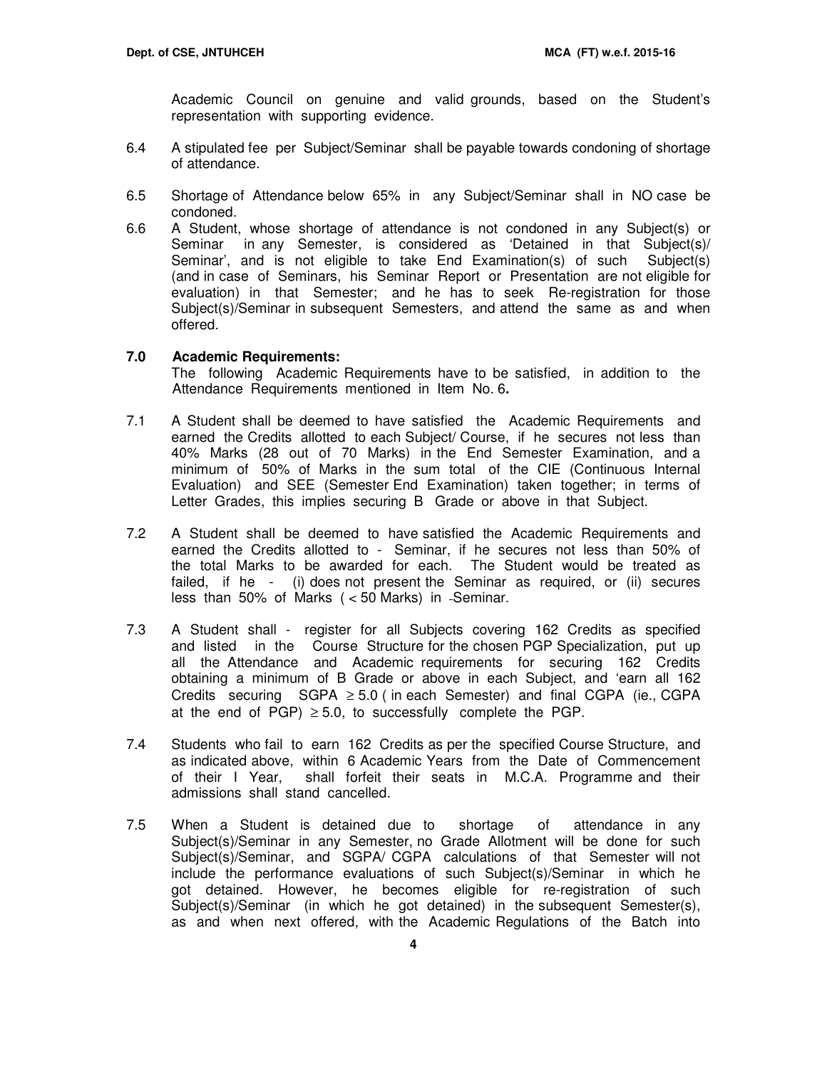Academic Council on genuine and valid grounds, based on the Student's representation with supporting evidence.

6.4 A stipulated fee per Subject/Seminar shall be payable towards condoning of shortage of attendance.

6.5 Shortage of Attendance below 65% in any Subject/Seminar shall in NO case be condoned.

6.6 A Student, whose shortage of attendance is not condoned in any Subject(s) or Seminar in any Semester, is considered as 'Detained in that Subject(s)/ Seminar', and is not eligible to take End Examination(s) of such Subject(s) (and in case of Seminars, his Seminar Report or Presentation are not eligible for evaluation) in that Semester; and he has to seek Re-registration for those Subject(s)/Seminar in subsequent Semesters, and attend the same as and when offered.

**7.0 Academic Requirements:**

The following Academic Requirements have to be satisfied, in addition to the Attendance Requirements mentioned in Item No. 6**.**

7.1 A Student shall be deemed to have satisfied the Academic Requirements and earned the Credits allotted to each Subject/ Course, if he secures not less than 40% Marks (28 out of 70 Marks) in the End Semester Examination, and a minimum of 50% of Marks in the sum total of the CIE (Continuous Internal Evaluation) and SEE (Semester End Examination) taken together; in terms of Letter Grades, this implies securing B Grade or above in that Subject.

7.2 A Student shall be deemed to have satisfied the Academic Requirements and earned the Credits allotted to - Seminar, if he secures not less than 50% of the total Marks to be awarded for each. The Student would be treated as failed, if he - (i) does not present the Seminar as required, or (ii) secures less than 50% of Marks ( < 50 Marks) in -Seminar.

7.3 A Student shall - register for all Subjects covering 162 Credits as specified and listed in the Course Structure for the chosen PGP Specialization, put up all the Attendance and Academic requirements for securing 162 Credits obtaining a minimum of B Grade or above in each Subject, and 'earn all 162 Credits securing SGPA $\geq 5.0$ ( in each Semester) and final CGPA (ie., CGPA at the end of PGP) $\geq 5.0$, to successfully complete the PGP.

7.4 Students who fail to earn 162 Credits as per the specified Course Structure, and as indicated above, within 6 Academic Years from the Date of Commencement of their I Year, shall forfeit their seats in M.C.A. Programme and their admissions shall stand cancelled.

7.5 When a Student is detained due to shortage of attendance in any Subject(s)/Seminar in any Semester, no Grade Allotment will be done for such Subject(s)/Seminar, and SGPA/ CGPA calculations of that Semester will not include the performance evaluations of such Subject(s)/Seminar in which he got detained. However, he becomes eligible for re-registration of such Subject(s)/Seminar (in which he got detained) in the subsequent Semester(s), as and when next offered, with the Academic Regulations of the Batch into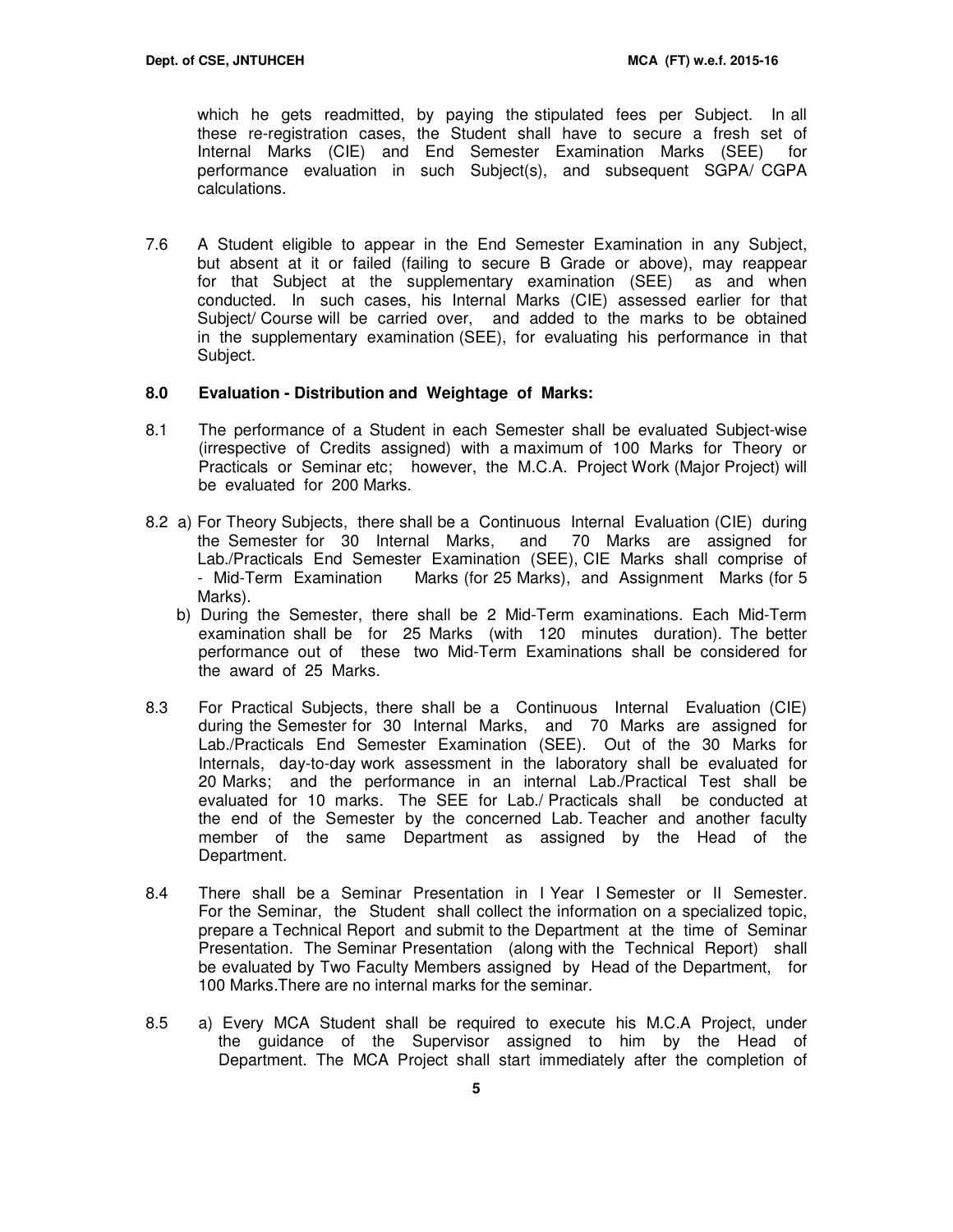which he gets readmitted, by paying the stipulated fees per Subject. In all these re-registration cases, the Student shall have to secure a fresh set of Internal Marks (CIE) and End Semester Examination Marks (SEE) for performance evaluation in such Subject(s), and subsequent SGPA/ CGPA calculations.

7.6 A Student eligible to appear in the End Semester Examination in any Subject, but absent at it or failed (failing to secure B Grade or above), may reappear for that Subject at the supplementary examination (SEE) as and when conducted. In such cases, his Internal Marks (CIE) assessed earlier for that Subject/ Course will be carried over, and added to the marks to be obtained in the supplementary examination (SEE), for evaluating his performance in that Subject.

## 8.0 Evaluation - Distribution and Weightage of Marks:

8.1 The performance of a Student in each Semester shall be evaluated Subject-wise (irrespective of Credits assigned) with a maximum of 100 Marks for Theory or Practicals or Seminar etc; however, the M.C.A. Project Work (Major Project) will be evaluated for 200 Marks.

8.2 a) For Theory Subjects, there shall be a Continuous Internal Evaluation (CIE) during the Semester for 30 Internal Marks, and 70 Marks are assigned for Lab./Practicals End Semester Examination (SEE), CIE Marks shall comprise of - Mid-Term Examination Marks (for 25 Marks), and Assignment Marks (for 5 Marks).

b) During the Semester, there shall be 2 Mid-Term examinations. Each Mid-Term examination shall be for 25 Marks (with 120 minutes duration). The better performance out of these two Mid-Term Examinations shall be considered for the award of 25 Marks.

8.3 For Practical Subjects, there shall be a Continuous Internal Evaluation (CIE) during the Semester for 30 Internal Marks, and 70 Marks are assigned for Lab./Practicals End Semester Examination (SEE). Out of the 30 Marks for Internals, day-to-day work assessment in the laboratory shall be evaluated for 20 Marks; and the performance in an internal Lab./Practical Test shall be evaluated for 10 marks. The SEE for Lab./ Practicals shall be conducted at the end of the Semester by the concerned Lab. Teacher and another faculty member of the same Department as assigned by the Head of the Department.

8.4 There shall be a Seminar Presentation in I Year I Semester or II Semester. For the Seminar, the Student shall collect the information on a specialized topic, prepare a Technical Report and submit to the Department at the time of Seminar Presentation. The Seminar Presentation (along with the Technical Report) shall be evaluated by Two Faculty Members assigned by Head of the Department, for 100 Marks.There are no internal marks for the seminar.

8.5 a) Every MCA Student shall be required to execute his M.C.A Project, under the guidance of the Supervisor assigned to him by the Head of Department. The MCA Project shall start immediately after the completion of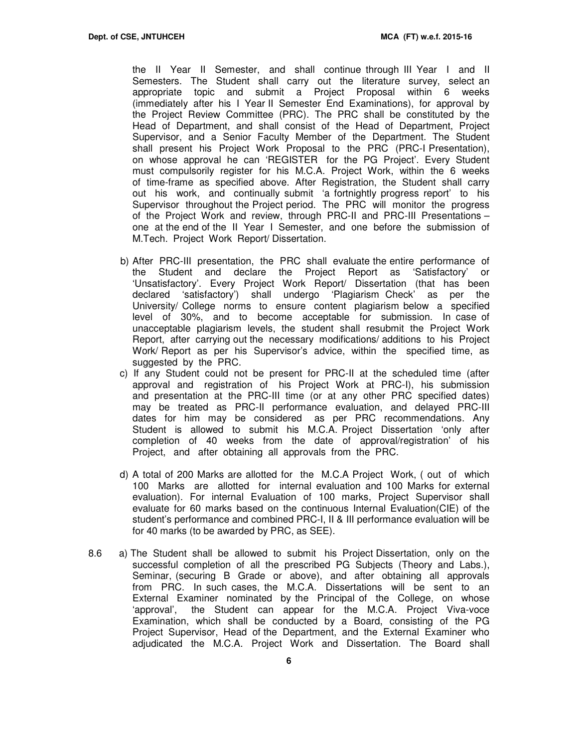the II Year II Semester, and shall continue through III Year I and II Semesters. The Student shall carry out the literature survey, select an appropriate topic and submit a Project Proposal within 6 weeks (immediately after his I Year II Semester End Examinations), for approval by the Project Review Committee (PRC). The PRC shall be constituted by the Head of Department, and shall consist of the Head of Department, Project Supervisor, and a Senior Faculty Member of the Department. The Student shall present his Project Work Proposal to the PRC (PRC-I Presentation), on whose approval he can 'REGISTER for the PG Project'. Every Student must compulsorily register for his M.C.A. Project Work, within the 6 weeks of time-frame as specified above. After Registration, the Student shall carry out his work, and continually submit 'a fortnightly progress report' to his Supervisor throughout the Project period. The PRC will monitor the progress of the Project Work and review, through PRC-II and PRC-III Presentations – one at the end of the II Year I Semester, and one before the submission of M.Tech. Project Work Report/ Dissertation.

b) After PRC-III presentation, the PRC shall evaluate the entire performance of the Student and declare the Project Report as 'Satisfactory' or 'Unsatisfactory'. Every Project Work Report/ Dissertation (that has been declared 'satisfactory') shall undergo 'Plagiarism Check' as per the University/ College norms to ensure content plagiarism below a specified level of 30%, and to become acceptable for submission. In case of unacceptable plagiarism levels, the student shall resubmit the Project Work Report, after carrying out the necessary modifications/ additions to his Project Work/ Report as per his Supervisor's advice, within the specified time, as suggested by the PRC.

c) If any Student could not be present for PRC-II at the scheduled time (after approval and registration of his Project Work at PRC-I), his submission and presentation at the PRC-III time (or at any other PRC specified dates) may be treated as PRC-II performance evaluation, and delayed PRC-III dates for him may be considered as per PRC recommendations. Any Student is allowed to submit his M.C.A. Project Dissertation 'only after completion of 40 weeks from the date of approval/registration' of his Project, and after obtaining all approvals from the PRC.

d) A total of 200 Marks are allotted for the M.C.A Project Work, ( out of which 100 Marks are allotted for internal evaluation and 100 Marks for external evaluation). For internal Evaluation of 100 marks, Project Supervisor shall evaluate for 60 marks based on the continuous Internal Evaluation(CIE) of the student's performance and combined PRC-I, II & III performance evaluation will be for 40 marks (to be awarded by PRC, as SEE).

8.6 a) The Student shall be allowed to submit his Project Dissertation, only on the successful completion of all the prescribed PG Subjects (Theory and Labs.), Seminar, (securing B Grade or above), and after obtaining all approvals from PRC. In such cases, the M.C.A. Dissertations will be sent to an External Examiner nominated by the Principal of the College, on whose 'approval', the Student can appear for the M.C.A. Project Viva-voce Examination, which shall be conducted by a Board, consisting of the PG Project Supervisor, Head of the Department, and the External Examiner who adjudicated the M.C.A. Project Work and Dissertation. The Board shall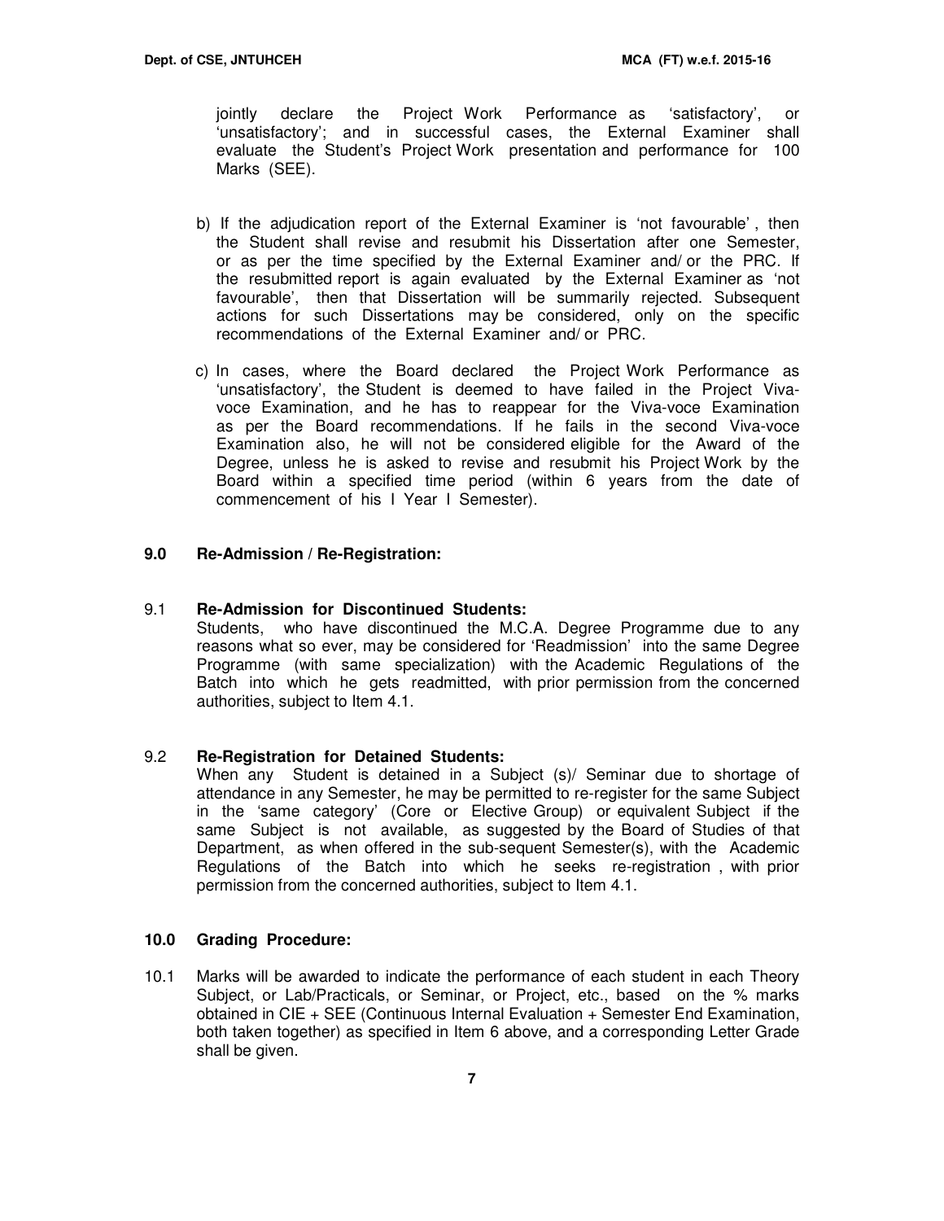jointly declare the Project Work Performance as 'satisfactory', or 'unsatisfactory'; and in successful cases, the External Examiner shall evaluate the Student's Project Work presentation and performance for 100 Marks (SEE).

b) If the adjudication report of the External Examiner is 'not favourable', then the Student shall revise and resubmit his Dissertation after one Semester, or as per the time specified by the External Examiner and/ or the PRC. If the resubmitted report is again evaluated by the External Examiner as 'not favourable', then that Dissertation will be summarily rejected. Subsequent actions for such Dissertations may be considered, only on the specific recommendations of the External Examiner and/ or PRC.

c) In cases, where the Board declared the Project Work Performance as 'unsatisfactory', the Student is deemed to have failed in the Project Viva-voce Examination, and he has to reappear for the Viva-voce Examination as per the Board recommendations. If he fails in the second Viva-voce Examination also, he will not be considered eligible for the Award of the Degree, unless he is asked to revise and resubmit his Project Work by the Board within a specified time period (within 6 years from the date of commencement of his I Year I Semester).

## 9.0 Re-Admission / Re-Registration:

### 9.1 Re-Admission for Discontinued Students:

Students, who have discontinued the M.C.A. Degree Programme due to any reasons what so ever, may be considered for 'Readmission' into the same Degree Programme (with same specialization) with the Academic Regulations of the Batch into which he gets readmitted, with prior permission from the concerned authorities, subject to Item 4.1.

### 9.2 Re-Registration for Detained Students:

When any Student is detained in a Subject (s)/ Seminar due to shortage of attendance in any Semester, he may be permitted to re-register for the same Subject in the 'same category' (Core or Elective Group) or equivalent Subject if the same Subject is not available, as suggested by the Board of Studies of that Department, as when offered in the sub-sequent Semester(s), with the Academic Regulations of the Batch into which he seeks re-registration , with prior permission from the concerned authorities, subject to Item 4.1.

## 10.0 Grading Procedure:

10.1 Marks will be awarded to indicate the performance of each student in each Theory Subject, or Lab/Practicals, or Seminar, or Project, etc., based on the % marks obtained in CIE + SEE (Continuous Internal Evaluation + Semester End Examination, both taken together) as specified in Item 6 above, and a corresponding Letter Grade shall be given.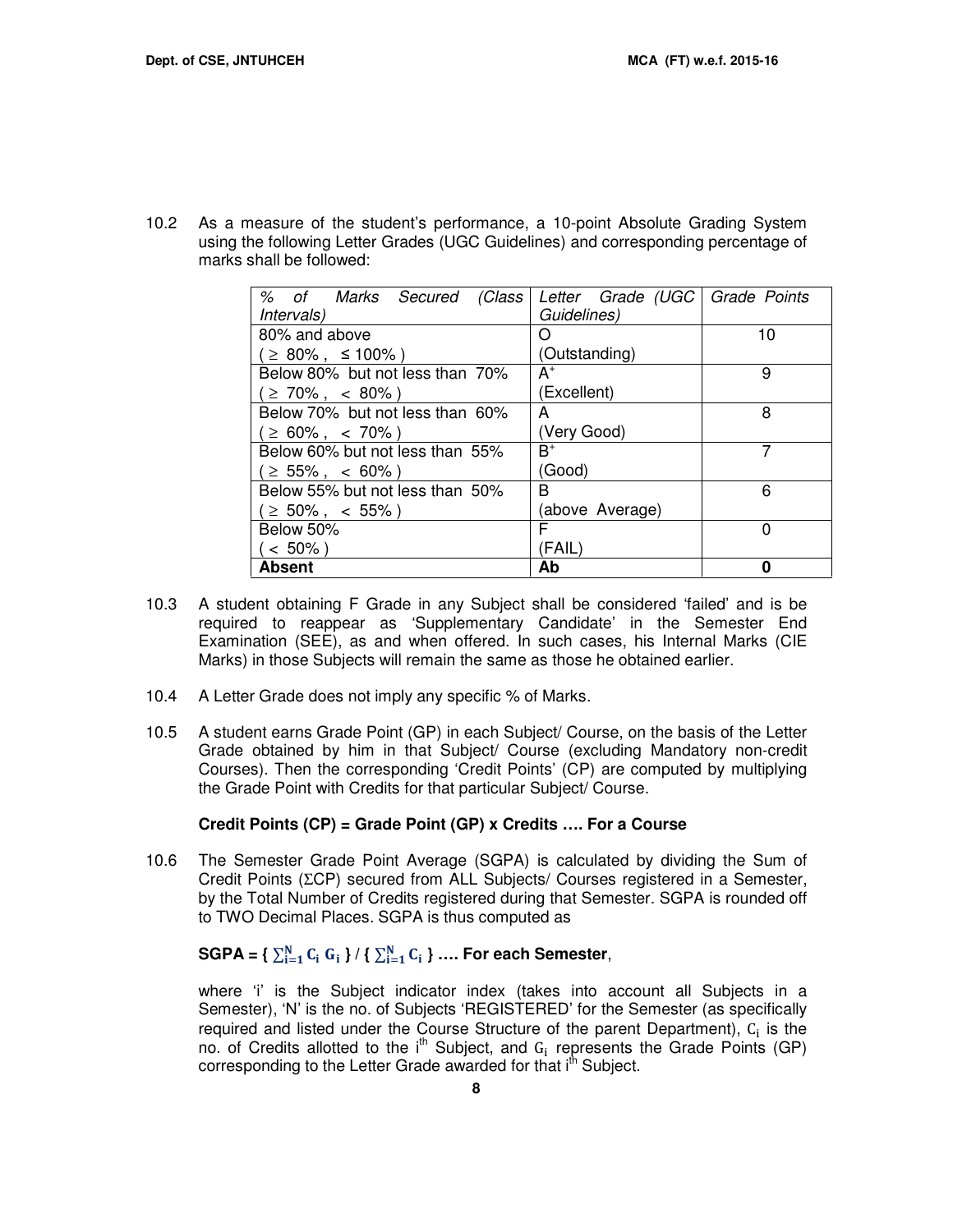10.2 As a measure of the student's performance, a 10-point Absolute Grading System using the following Letter Grades (UGC Guidelines) and corresponding percentage of marks shall be followed:

| *% of Marks Secured (Class Intervals)* | *Letter Grade (UGC Guidelines)* | *Grade Points* |
|---|---|---|
| 80% and above ( ≥ 80% , ≤ 100% ) | O (Outstanding) | 10 |
| Below 80% but not less than 70% ( ≥ 70% , < 80% ) | $A^+$ (Excellent) | 9 |
| Below 70% but not less than 60% ( ≥ 60% , < 70% ) | A (Very Good) | 8 |
| Below 60% but not less than 55% ( ≥ 55% , < 60% ) | $B^+$ (Good) | 7 |
| Below 55% but not less than 50% ( ≥ 50% , < 55% ) | B (above Average) | 6 |
| Below 50% ( < 50% ) | F (FAIL) | 0 |
| **Absent** | **Ab** | **0** |

10.3 A student obtaining F Grade in any Subject shall be considered 'failed' and is be required to reappear as 'Supplementary Candidate' in the Semester End Examination (SEE), as and when offered. In such cases, his Internal Marks (CIE Marks) in those Subjects will remain the same as those he obtained earlier.

10.4 A Letter Grade does not imply any specific % of Marks.

10.5 A student earns Grade Point (GP) in each Subject/ Course, on the basis of the Letter Grade obtained by him in that Subject/ Course (excluding Mandatory non-credit Courses). Then the corresponding 'Credit Points' (CP) are computed by multiplying the Grade Point with Credits for that particular Subject/ Course.

**Credit Points (CP) = Grade Point (GP) x Credits …. For a Course**

10.6 The Semester Grade Point Average (SGPA) is calculated by dividing the Sum of Credit Points (ΣCP) secured from ALL Subjects/ Courses registered in a Semester, by the Total Number of Credits registered during that Semester. SGPA is rounded off to TWO Decimal Places. SGPA is thus computed as

**SGPA = $\{ \sum_{i=1}^{N} C_i \, G_i \} / \{ \sum_{i=1}^{N} C_i \}$ …. For each Semester**,

where 'i' is the Subject indicator index (takes into account all Subjects in a Semester), 'N' is the no. of Subjects 'REGISTERED' for the Semester (as specifically required and listed under the Course Structure of the parent Department), $C_i$ is the no. of Credits allotted to the $i^{th}$ Subject, and $G_i$ represents the Grade Points (GP) corresponding to the Letter Grade awarded for that $i^{th}$ Subject.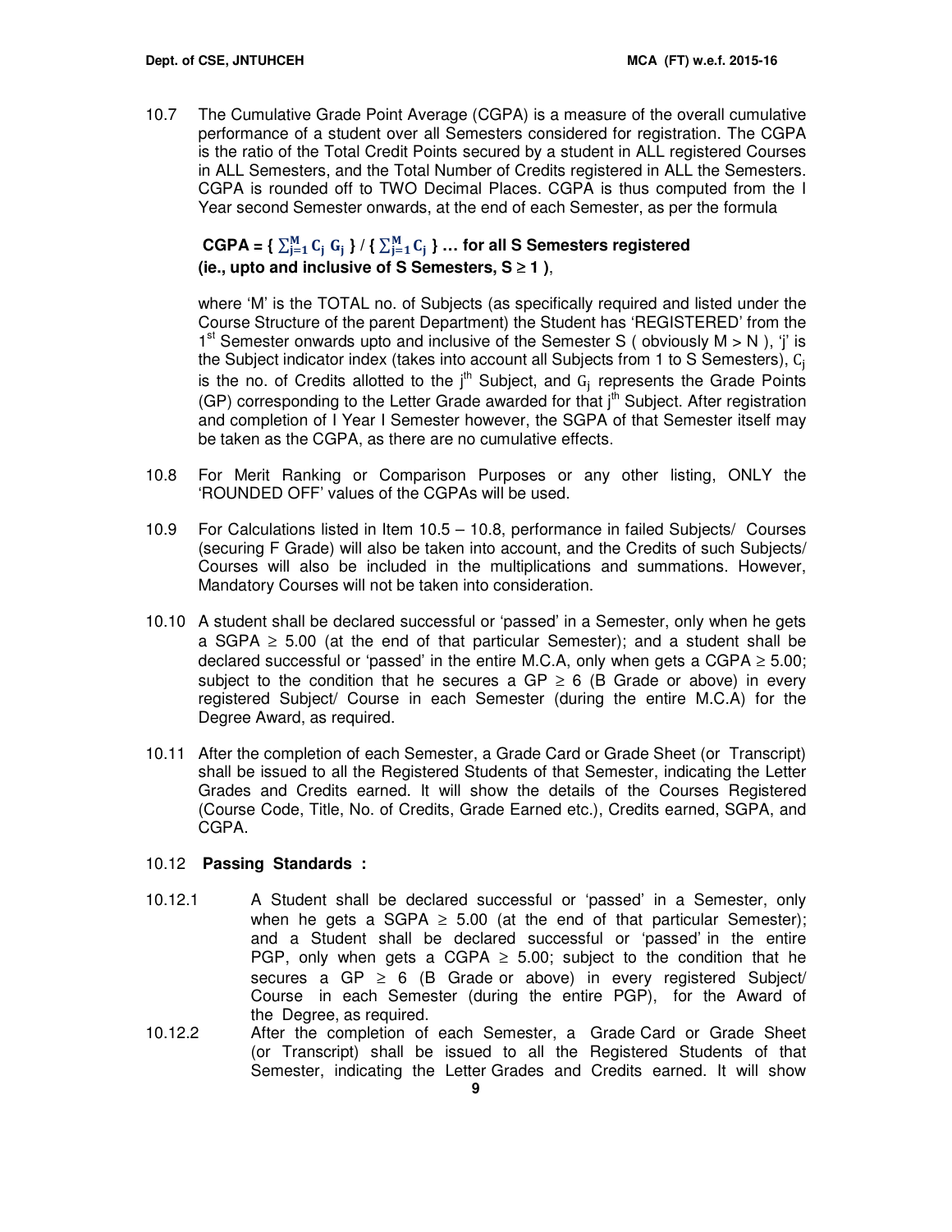10.7 The Cumulative Grade Point Average (CGPA) is a measure of the overall cumulative performance of a student over all Semesters considered for registration. The CGPA is the ratio of the Total Credit Points secured by a student in ALL registered Courses in ALL Semesters, and the Total Number of Credits registered in ALL the Semesters. CGPA is rounded off to TWO Decimal Places. CGPA is thus computed from the I Year second Semester onwards, at the end of each Semester, as per the formula

**CGPA = $\{ \sum_{j=1}^{M} C_j \, G_j \}$ / $\{ \sum_{j=1}^{M} C_j \}$ … for all S Semesters registered (ie., upto and inclusive of S Semesters, S ≥ 1 )**,

where 'M' is the TOTAL no. of Subjects (as specifically required and listed under the Course Structure of the parent Department) the Student has 'REGISTERED' from the 1st Semester onwards upto and inclusive of the Semester S ( obviously M > N ), 'j' is the Subject indicator index (takes into account all Subjects from 1 to S Semesters), $C_j$ is the no. of Credits allotted to the $j^{th}$ Subject, and $G_j$ represents the Grade Points (GP) corresponding to the Letter Grade awarded for that $j^{th}$ Subject. After registration and completion of I Year I Semester however, the SGPA of that Semester itself may be taken as the CGPA, as there are no cumulative effects.

10.8 For Merit Ranking or Comparison Purposes or any other listing, ONLY the 'ROUNDED OFF' values of the CGPAs will be used.

10.9 For Calculations listed in Item 10.5 – 10.8, performance in failed Subjects/ Courses (securing F Grade) will also be taken into account, and the Credits of such Subjects/ Courses will also be included in the multiplications and summations. However, Mandatory Courses will not be taken into consideration.

10.10 A student shall be declared successful or 'passed' in a Semester, only when he gets a SGPA ≥ 5.00 (at the end of that particular Semester); and a student shall be declared successful or 'passed' in the entire M.C.A, only when gets a CGPA ≥ 5.00; subject to the condition that he secures a GP ≥ 6 (B Grade or above) in every registered Subject/ Course in each Semester (during the entire M.C.A) for the Degree Award, as required.

10.11 After the completion of each Semester, a Grade Card or Grade Sheet (or Transcript) shall be issued to all the Registered Students of that Semester, indicating the Letter Grades and Credits earned. It will show the details of the Courses Registered (Course Code, Title, No. of Credits, Grade Earned etc.), Credits earned, SGPA, and CGPA.

10.12 **Passing Standards :**

10.12.1 A Student shall be declared successful or 'passed' in a Semester, only when he gets a SGPA ≥ 5.00 (at the end of that particular Semester); and a Student shall be declared successful or 'passed' in the entire PGP, only when gets a CGPA ≥ 5.00; subject to the condition that he secures a GP ≥ 6 (B Grade or above) in every registered Subject/ Course in each Semester (during the entire PGP), for the Award of the Degree, as required.

10.12.2 After the completion of each Semester, a Grade Card or Grade Sheet (or Transcript) shall be issued to all the Registered Students of that Semester, indicating the Letter Grades and Credits earned. It will show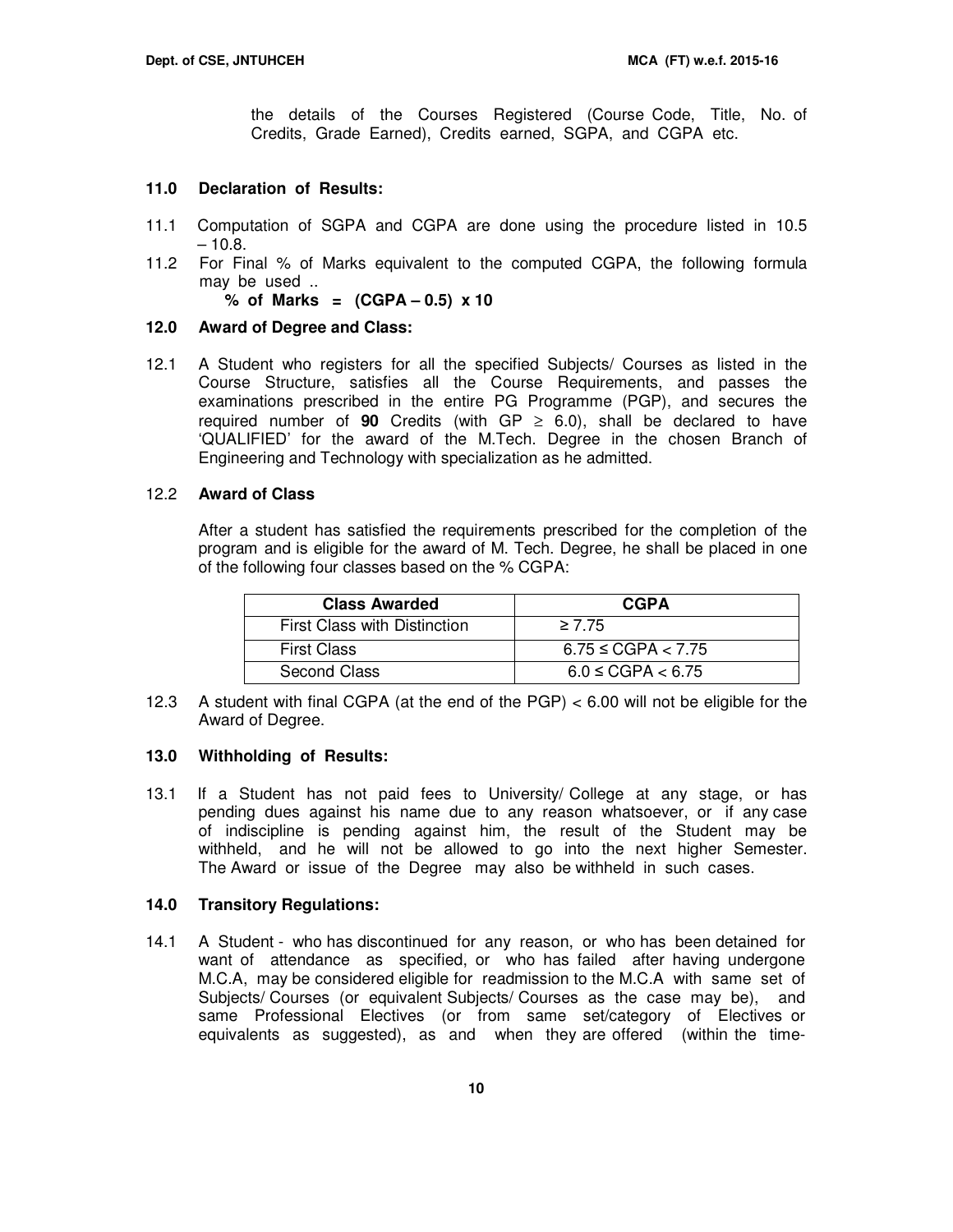the details of the Courses Registered (Course Code, Title, No. of Credits, Grade Earned), Credits earned, SGPA, and CGPA etc.

### 11.0 Declaration of Results:

11.1 Computation of SGPA and CGPA are done using the procedure listed in 10.5 – 10.8.

11.2 For Final % of Marks equivalent to the computed CGPA, the following formula may be used ..

**% of Marks = (CGPA – 0.5) x 10**

### 12.0 Award of Degree and Class:

12.1 A Student who registers for all the specified Subjects/ Courses as listed in the Course Structure, satisfies all the Course Requirements, and passes the examinations prescribed in the entire PG Programme (PGP), and secures the required number of **90** Credits (with GP $\geq$ 6.0), shall be declared to have 'QUALIFIED' for the award of the M.Tech. Degree in the chosen Branch of Engineering and Technology with specialization as he admitted.

12.2 **Award of Class**

After a student has satisfied the requirements prescribed for the completion of the program and is eligible for the award of M. Tech. Degree, he shall be placed in one of the following four classes based on the % CGPA:

| Class Awarded | CGPA |
|---|---|
| First Class with Distinction | $\geq 7.75$ |
| First Class | $6.75 \leq$ CGPA $< 7.75$ |
| Second Class | $6.0 \leq$ CGPA $< 6.75$ |

12.3 A student with final CGPA (at the end of the PGP) < 6.00 will not be eligible for the Award of Degree.

### 13.0 Withholding of Results:

13.1 If a Student has not paid fees to University/ College at any stage, or has pending dues against his name due to any reason whatsoever, or if any case of indiscipline is pending against him, the result of the Student may be withheld, and he will not be allowed to go into the next higher Semester. The Award or issue of the Degree may also be withheld in such cases.

### 14.0 Transitory Regulations:

14.1 A Student - who has discontinued for any reason, or who has been detained for want of attendance as specified, or who has failed after having undergone M.C.A, may be considered eligible for readmission to the M.C.A with same set of Subjects/ Courses (or equivalent Subjects/ Courses as the case may be), and same Professional Electives (or from same set/category of Electives or equivalents as suggested), as and when they are offered (within the time-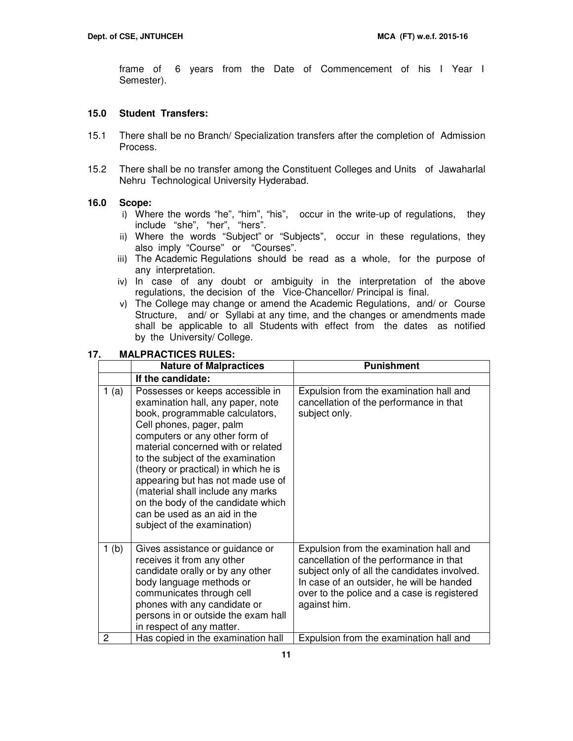frame of 6 years from the Date of Commencement of his I Year I Semester).

## 15.0 Student Transfers:

15.1 There shall be no Branch/ Specialization transfers after the completion of Admission Process.

15.2 There shall be no transfer among the Constituent Colleges and Units of Jawaharlal Nehru Technological University Hyderabad.

## 16.0 Scope:

i) Where the words "he", "him", "his", occur in the write-up of regulations, they include "she", "her", "hers".

ii) Where the words "Subject" or "Subjects", occur in these regulations, they also imply "Course" or "Courses".

iii) The Academic Regulations should be read as a whole, for the purpose of any interpretation.

iv) In case of any doubt or ambiguity in the interpretation of the above regulations, the decision of the Vice-Chancellor/ Principal is final.

v) The College may change or amend the Academic Regulations, and/ or Course Structure, and/ or Syllabi at any time, and the changes or amendments made shall be applicable to all Students with effect from the dates as notified by the University/ College.

## 17. MALPRACTICES RULES:

| | Nature of Malpractices | Punishment |
|---|---|---|
| | **If the candidate:** | |
| 1 (a) | Possesses or keeps accessible in examination hall, any paper, note book, programmable calculators, Cell phones, pager, palm computers or any other form of material concerned with or related to the subject of the examination (theory or practical) in which he is appearing but has not made use of (material shall include any marks on the body of the candidate which can be used as an aid in the subject of the examination) | Expulsion from the examination hall and cancellation of the performance in that subject only. |
| 1 (b) | Gives assistance or guidance or receives it from any other candidate orally or by any other body language methods or communicates through cell phones with any candidate or persons in or outside the exam hall in respect of any matter. | Expulsion from the examination hall and cancellation of the performance in that subject only of all the candidates involved. In case of an outsider, he will be handed over to the police and a case is registered against him. |
| 2 | Has copied in the examination hall | Expulsion from the examination hall and |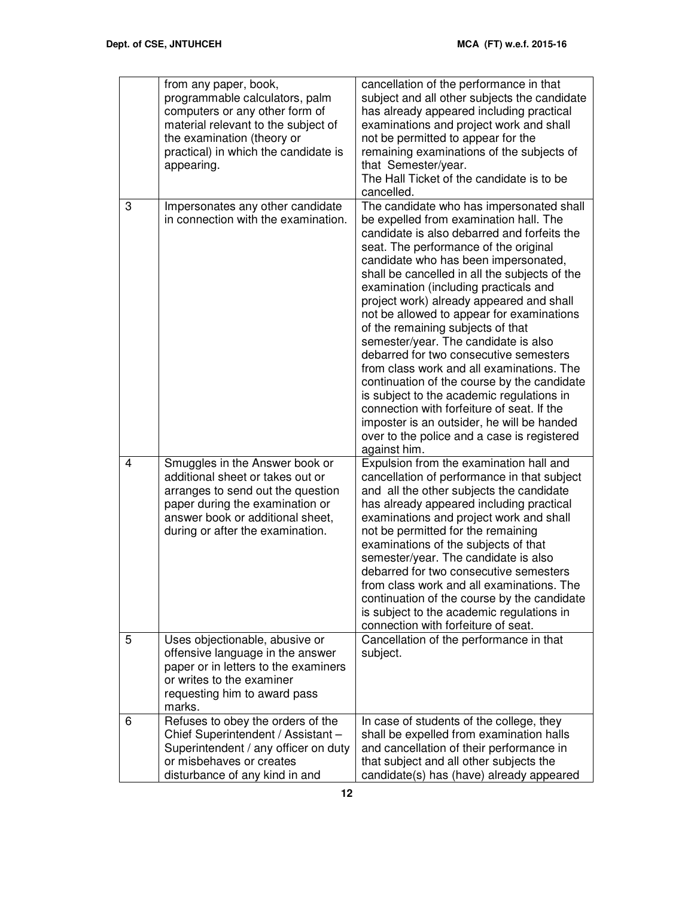| | | |
|---|---|---|
| | from any paper, book, programmable calculators, palm computers or any other form of material relevant to the subject of the examination (theory or practical) in which the candidate is appearing. | cancellation of the performance in that subject and all other subjects the candidate has already appeared including practical examinations and project work and shall not be permitted to appear for the remaining examinations of the subjects of that Semester/year. The Hall Ticket of the candidate is to be cancelled. |
| 3 | Impersonates any other candidate in connection with the examination. | The candidate who has impersonated shall be expelled from examination hall. The candidate is also debarred and forfeits the seat. The performance of the original candidate who has been impersonated, shall be cancelled in all the subjects of the examination (including practicals and project work) already appeared and shall not be allowed to appear for examinations of the remaining subjects of that semester/year. The candidate is also debarred for two consecutive semesters from class work and all examinations. The continuation of the course by the candidate is subject to the academic regulations in connection with forfeiture of seat. If the imposter is an outsider, he will be handed over to the police and a case is registered against him. |
| 4 | Smuggles in the Answer book or additional sheet or takes out or arranges to send out the question paper during the examination or answer book or additional sheet, during or after the examination. | Expulsion from the examination hall and cancellation of performance in that subject and all the other subjects the candidate has already appeared including practical examinations and project work and shall not be permitted for the remaining examinations of the subjects of that semester/year. The candidate is also debarred for two consecutive semesters from class work and all examinations. The continuation of the course by the candidate is subject to the academic regulations in connection with forfeiture of seat. |
| 5 | Uses objectionable, abusive or offensive language in the answer paper or in letters to the examiners or writes to the examiner requesting him to award pass marks. | Cancellation of the performance in that subject. |
| 6 | Refuses to obey the orders of the Chief Superintendent / Assistant – Superintendent / any officer on duty or misbehaves or creates disturbance of any kind in and | In case of students of the college, they shall be expelled from examination halls and cancellation of their performance in that subject and all other subjects the candidate(s) has (have) already appeared |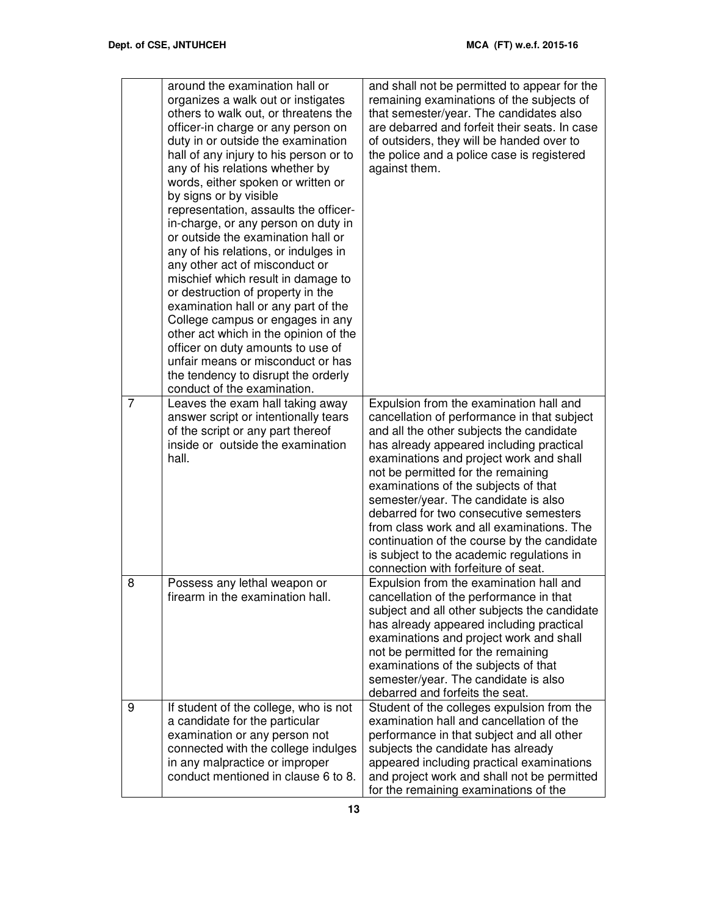| | | |
|---|---|---|
| | around the examination hall or organizes a walk out or instigates others to walk out, or threatens the officer-in charge or any person on duty in or outside the examination hall of any injury to his person or to any of his relations whether by words, either spoken or written or by signs or by visible representation, assaults the officer-in-charge, or any person on duty in or outside the examination hall or any of his relations, or indulges in any other act of misconduct or mischief which result in damage to or destruction of property in the examination hall or any part of the College campus or engages in any other act which in the opinion of the officer on duty amounts to use of unfair means or misconduct or has the tendency to disrupt the orderly conduct of the examination. | and shall not be permitted to appear for the remaining examinations of the subjects of that semester/year. The candidates also are debarred and forfeit their seats. In case of outsiders, they will be handed over to the police and a police case is registered against them. |
| 7 | Leaves the exam hall taking away answer script or intentionally tears of the script or any part thereof inside or outside the examination hall. | Expulsion from the examination hall and cancellation of performance in that subject and all the other subjects the candidate has already appeared including practical examinations and project work and shall not be permitted for the remaining examinations of the subjects of that semester/year. The candidate is also debarred for two consecutive semesters from class work and all examinations. The continuation of the course by the candidate is subject to the academic regulations in connection with forfeiture of seat. |
| 8 | Possess any lethal weapon or firearm in the examination hall. | Expulsion from the examination hall and cancellation of the performance in that subject and all other subjects the candidate has already appeared including practical examinations and project work and shall not be permitted for the remaining examinations of the subjects of that semester/year. The candidate is also debarred and forfeits the seat. |
| 9 | If student of the college, who is not a candidate for the particular examination or any person not connected with the college indulges in any malpractice or improper conduct mentioned in clause 6 to 8. | Student of the colleges expulsion from the examination hall and cancellation of the performance in that subject and all other subjects the candidate has already appeared including practical examinations and project work and shall not be permitted for the remaining examinations of the |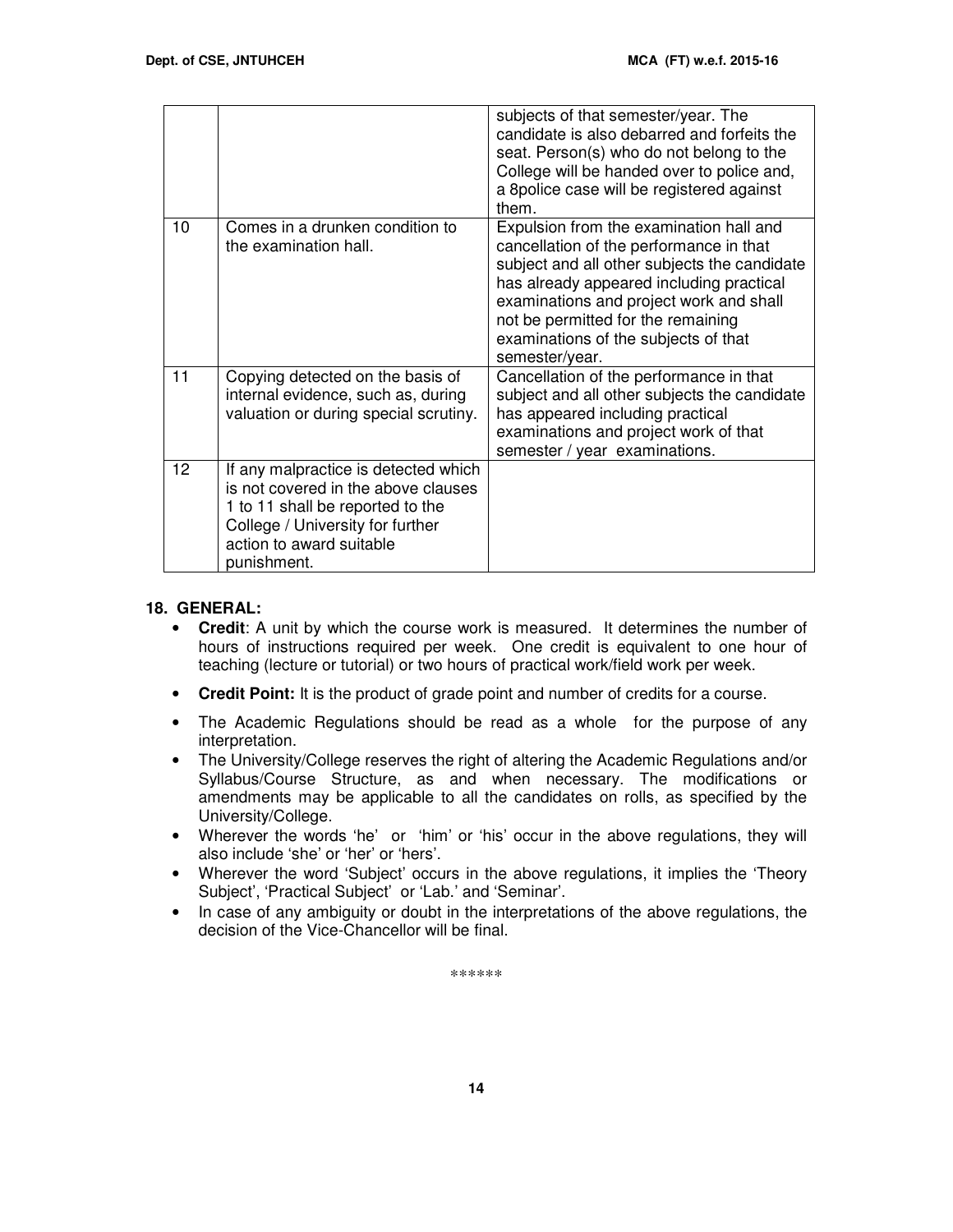| | | |
|---|---|---|
| | | subjects of that semester/year. The candidate is also debarred and forfeits the seat. Person(s) who do not belong to the College will be handed over to police and, a 8police case will be registered against them. |
| 10 | Comes in a drunken condition to the examination hall. | Expulsion from the examination hall and cancellation of the performance in that subject and all other subjects the candidate has already appeared including practical examinations and project work and shall not be permitted for the remaining examinations of the subjects of that semester/year. |
| 11 | Copying detected on the basis of internal evidence, such as, during valuation or during special scrutiny. | Cancellation of the performance in that subject and all other subjects the candidate has appeared including practical examinations and project work of that semester / year examinations. |
| 12 | If any malpractice is detected which is not covered in the above clauses 1 to 11 shall be reported to the College / University for further action to award suitable punishment. | |

## 18. GENERAL:

- **Credit**: A unit by which the course work is measured. It determines the number of hours of instructions required per week. One credit is equivalent to one hour of teaching (lecture or tutorial) or two hours of practical work/field work per week.
- **Credit Point:** It is the product of grade point and number of credits for a course.
- The Academic Regulations should be read as a whole for the purpose of any interpretation.
- The University/College reserves the right of altering the Academic Regulations and/or Syllabus/Course Structure, as and when necessary. The modifications or amendments may be applicable to all the candidates on rolls, as specified by the University/College.
- Wherever the words 'he' or 'him' or 'his' occur in the above regulations, they will also include 'she' or 'her' or 'hers'.
- Wherever the word 'Subject' occurs in the above regulations, it implies the 'Theory Subject', 'Practical Subject' or 'Lab.' and 'Seminar'.
- In case of any ambiguity or doubt in the interpretations of the above regulations, the decision of the Vice-Chancellor will be final.

******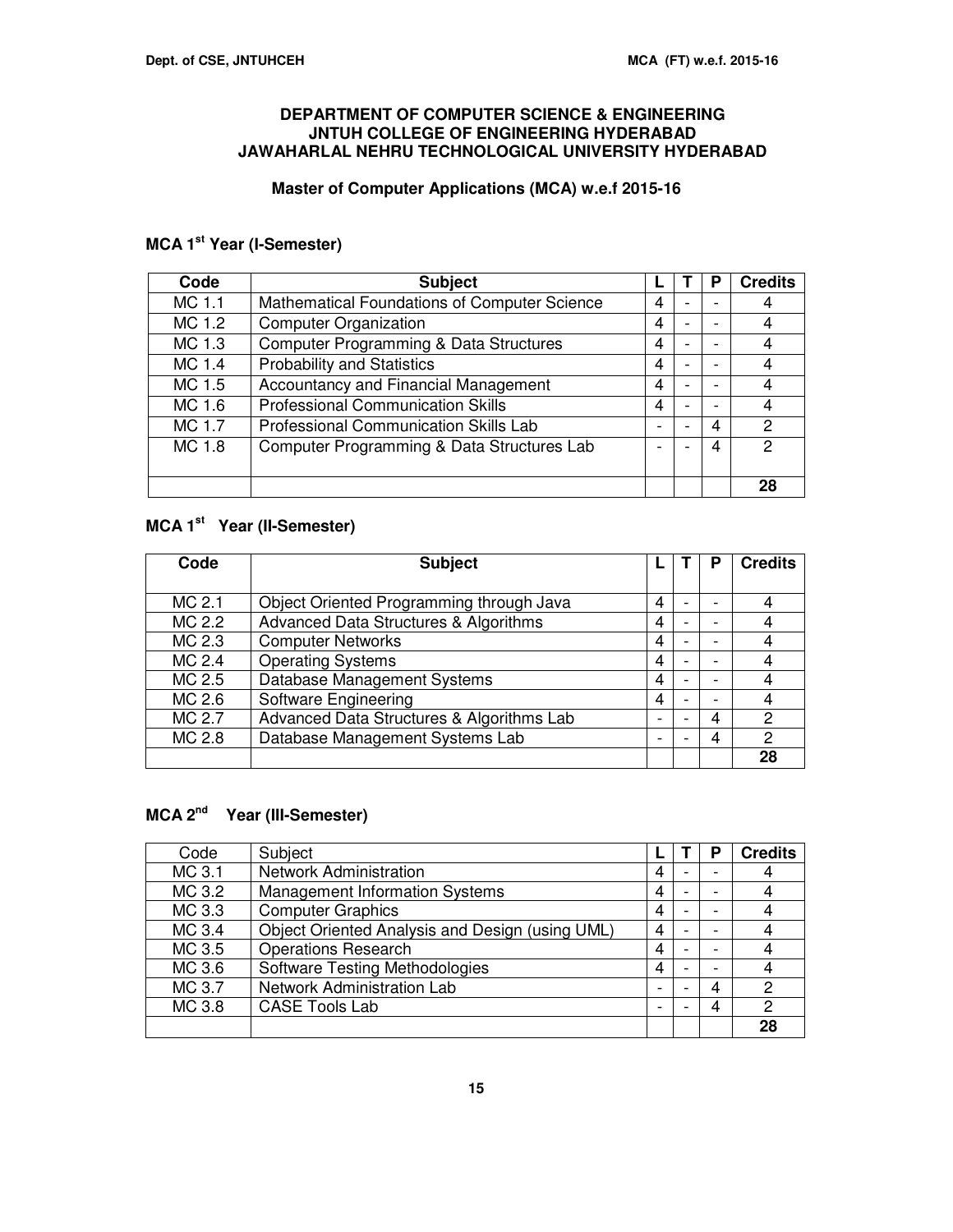**DEPARTMENT OF COMPUTER SCIENCE & ENGINEERING**
**JNTUH COLLEGE OF ENGINEERING HYDERABAD**
**JAWAHARLAL NEHRU TECHNOLOGICAL UNIVERSITY HYDERABAD**

**Master of Computer Applications (MCA) w.e.f 2015-16**

### MCA 1st Year (I-Semester)

| Code | Subject | L | T | P | Credits |
|---|---|---|---|---|---|
| MC 1.1 | Mathematical Foundations of Computer Science | 4 | - | - | 4 |
| MC 1.2 | Computer Organization | 4 | - | - | 4 |
| MC 1.3 | Computer Programming & Data Structures | 4 | - | - | 4 |
| MC 1.4 | Probability and Statistics | 4 | - | - | 4 |
| MC 1.5 | Accountancy and Financial Management | 4 | - | - | 4 |
| MC 1.6 | Professional Communication Skills | 4 | - | - | 4 |
| MC 1.7 | Professional Communication Skills Lab | - | - | 4 | 2 |
| MC 1.8 | Computer Programming & Data Structures Lab | - | - | 4 | 2 |
| | | | | | **28** |

### MCA 1st Year (II-Semester)

| Code | Subject | L | T | P | Credits |
|---|---|---|---|---|---|
| MC 2.1 | Object Oriented Programming through Java | 4 | - | - | 4 |
| MC 2.2 | Advanced Data Structures & Algorithms | 4 | - | - | 4 |
| MC 2.3 | Computer Networks | 4 | - | - | 4 |
| MC 2.4 | Operating Systems | 4 | - | - | 4 |
| MC 2.5 | Database Management Systems | 4 | - | - | 4 |
| MC 2.6 | Software Engineering | 4 | - | - | 4 |
| MC 2.7 | Advanced Data Structures & Algorithms Lab | - | - | 4 | 2 |
| MC 2.8 | Database Management Systems Lab | - | - | 4 | 2 |
| | | | | | **28** |

### MCA 2nd Year (III-Semester)

| Code | Subject | L | T | P | Credits |
|---|---|---|---|---|---|
| MC 3.1 | Network Administration | 4 | - | - | 4 |
| MC 3.2 | Management Information Systems | 4 | - | - | 4 |
| MC 3.3 | Computer Graphics | 4 | - | - | 4 |
| MC 3.4 | Object Oriented Analysis and Design (using UML) | 4 | - | - | 4 |
| MC 3.5 | Operations Research | 4 | - | - | 4 |
| MC 3.6 | Software Testing Methodologies | 4 | - | - | 4 |
| MC 3.7 | Network Administration Lab | - | - | 4 | 2 |
| MC 3.8 | CASE Tools Lab | - | - | 4 | 2 |
| | | | | | **28** |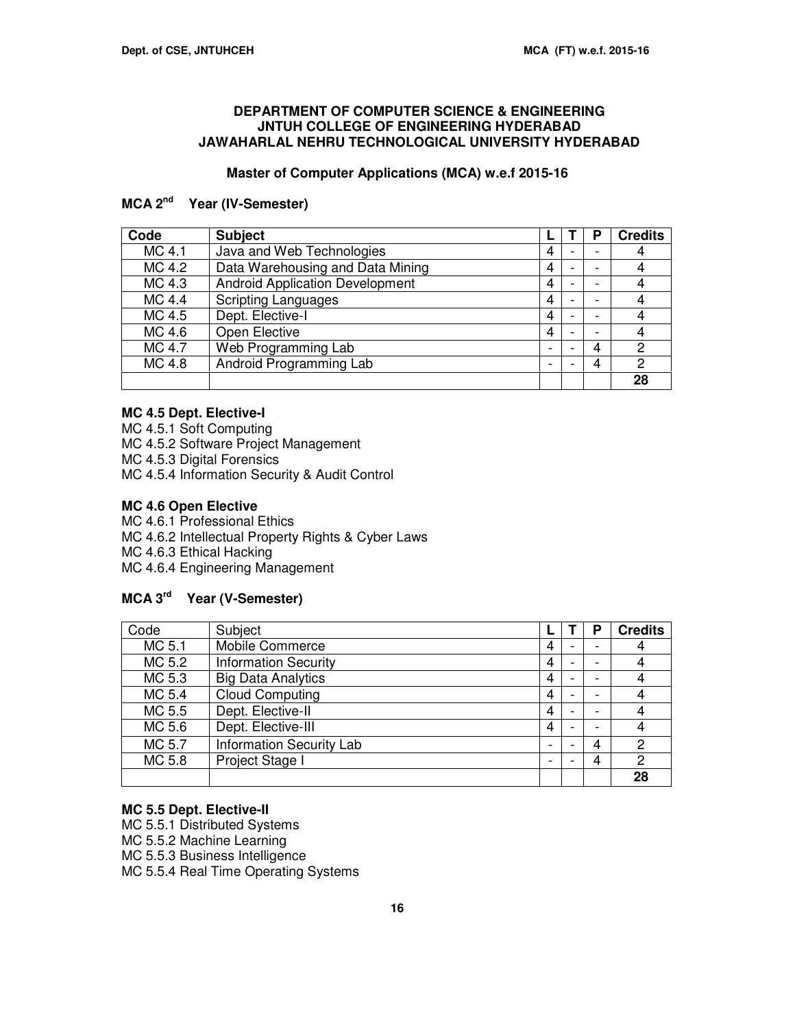**DEPARTMENT OF COMPUTER SCIENCE & ENGINEERING**
**JNTUH COLLEGE OF ENGINEERING HYDERABAD**
**JAWAHARLAL NEHRU TECHNOLOGICAL UNIVERSITY HYDERABAD**

**Master of Computer Applications (MCA) w.e.f 2015-16**

### MCA 2nd Year (IV-Semester)

| Code | Subject | L | T | P | Credits |
|---|---|---|---|---|---|
| MC 4.1 | Java and Web Technologies | 4 | - | - | 4 |
| MC 4.2 | Data Warehousing and Data Mining | 4 | - | - | 4 |
| MC 4.3 | Android Application Development | 4 | - | - | 4 |
| MC 4.4 | Scripting Languages | 4 | - | - | 4 |
| MC 4.5 | Dept. Elective-I | 4 | - | - | 4 |
| MC 4.6 | Open Elective | 4 | - | - | 4 |
| MC 4.7 | Web Programming Lab | - | - | 4 | 2 |
| MC 4.8 | Android Programming Lab | - | - | 4 | 2 |
| | | | | | **28** |

**MC 4.5 Dept. Elective-I**

MC 4.5.1 Soft Computing
MC 4.5.2 Software Project Management
MC 4.5.3 Digital Forensics
MC 4.5.4 Information Security & Audit Control

**MC 4.6 Open Elective**

MC 4.6.1 Professional Ethics
MC 4.6.2 Intellectual Property Rights & Cyber Laws
MC 4.6.3 Ethical Hacking
MC 4.6.4 Engineering Management

### MCA 3rd Year (V-Semester)

| Code | Subject | L | T | P | Credits |
|---|---|---|---|---|---|
| MC 5.1 | Mobile Commerce | 4 | - | - | 4 |
| MC 5.2 | Information Security | 4 | - | - | 4 |
| MC 5.3 | Big Data Analytics | 4 | - | - | 4 |
| MC 5.4 | Cloud Computing | 4 | - | - | 4 |
| MC 5.5 | Dept. Elective-II | 4 | - | - | 4 |
| MC 5.6 | Dept. Elective-III | 4 | - | - | 4 |
| MC 5.7 | Information Security Lab | - | - | 4 | 2 |
| MC 5.8 | Project Stage I | - | - | 4 | 2 |
| | | | | | **28** |

**MC 5.5 Dept. Elective-II**

MC 5.5.1 Distributed Systems
MC 5.5.2 Machine Learning
MC 5.5.3 Business Intelligence
MC 5.5.4 Real Time Operating Systems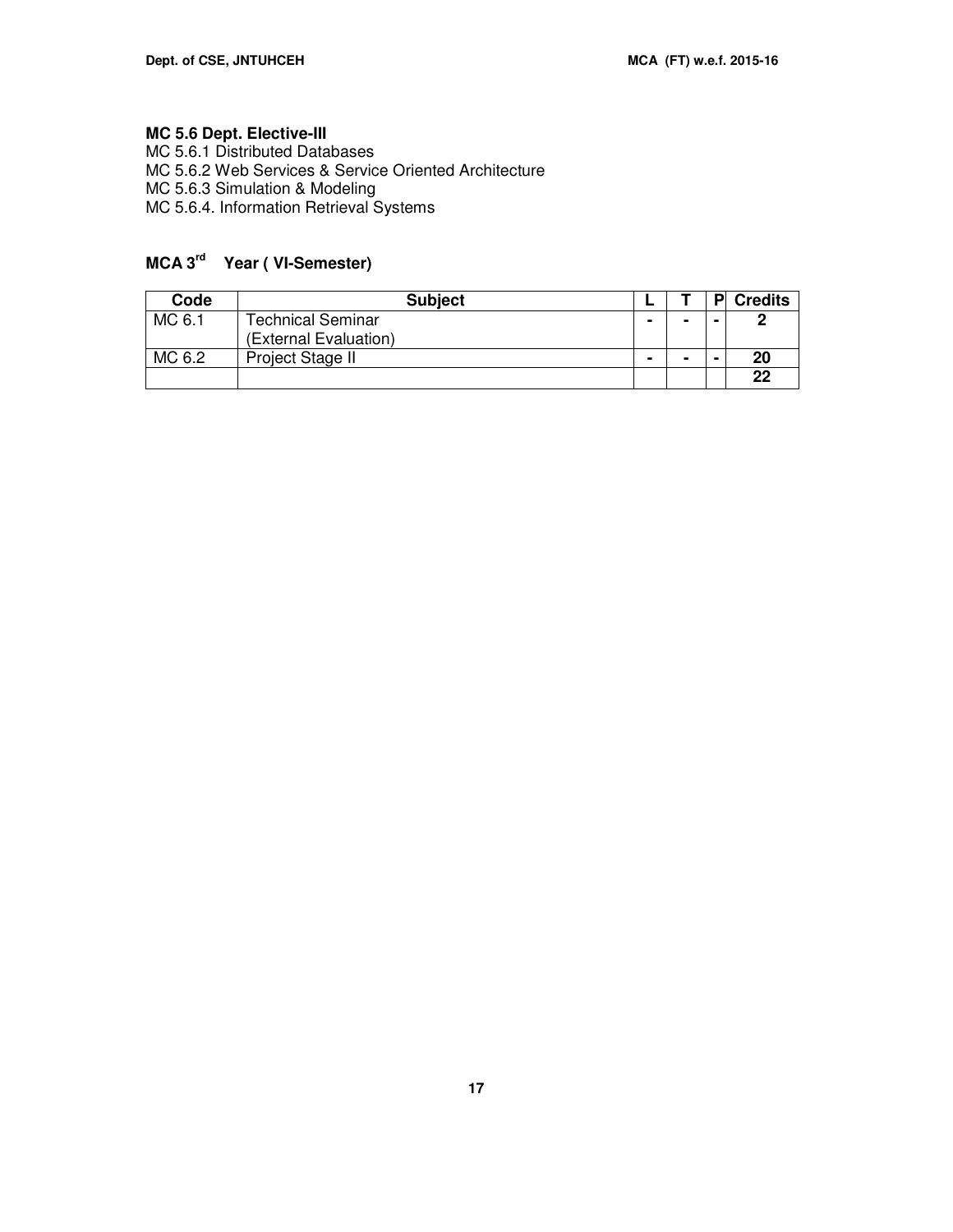**MC 5.6 Dept. Elective-III**

MC 5.6.1 Distributed Databases
MC 5.6.2 Web Services & Service Oriented Architecture
MC 5.6.3 Simulation & Modeling
MC 5.6.4. Information Retrieval Systems

### MCA 3rd Year ( VI-Semester)

| Code | Subject | L | T | P | Credits |
|---|---|---|---|---|---|
| MC 6.1 | Technical Seminar (External Evaluation) | - | - | - | 2 |
| MC 6.2 | Project Stage II | - | - | - | 20 |
| | | | | | 22 |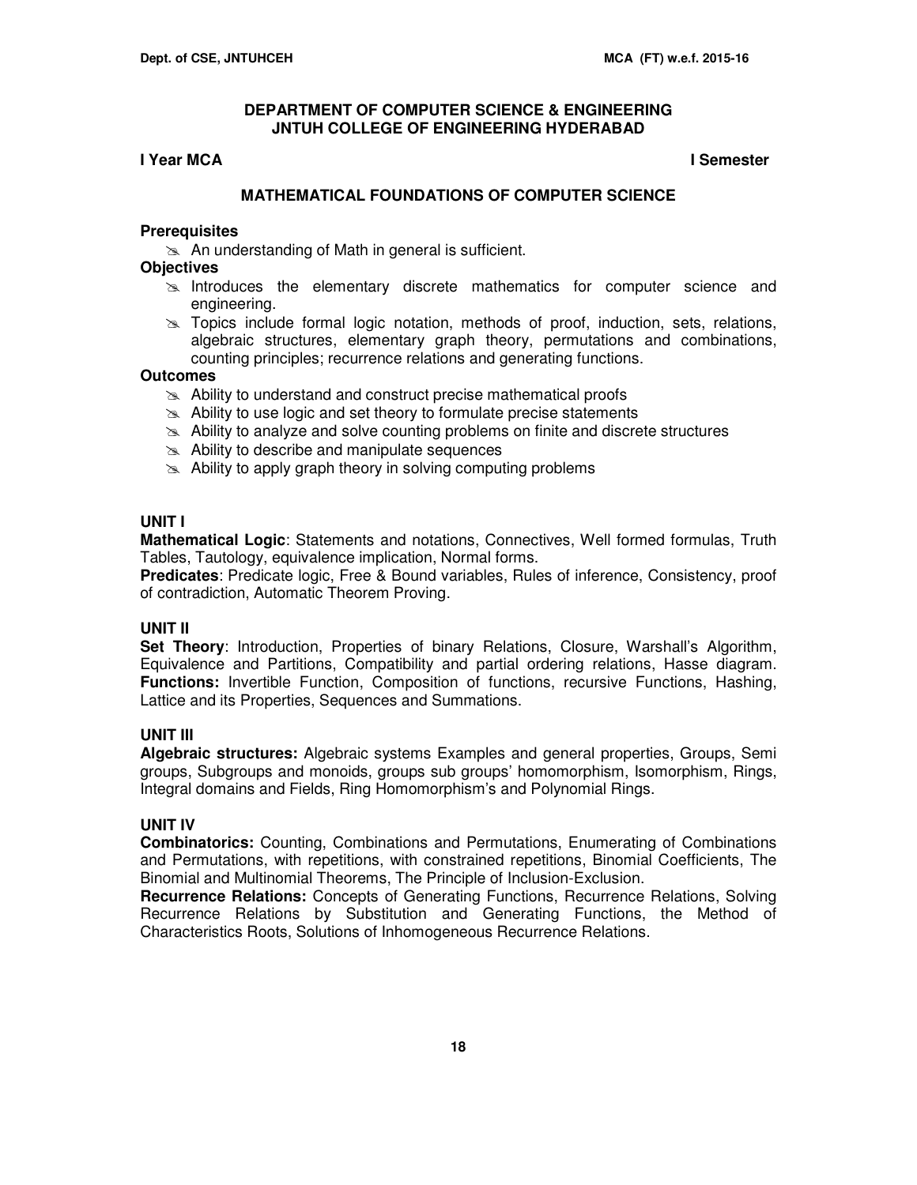# DEPARTMENT OF COMPUTER SCIENCE & ENGINEERING
## JNTUH COLLEGE OF ENGINEERING HYDERABAD

**I Year MCA** **I Semester**

### MATHEMATICAL FOUNDATIONS OF COMPUTER SCIENCE

**Prerequisites**

- An understanding of Math in general is sufficient.

**Objectives**

- Introduces the elementary discrete mathematics for computer science and engineering.
- Topics include formal logic notation, methods of proof, induction, sets, relations, algebraic structures, elementary graph theory, permutations and combinations, counting principles; recurrence relations and generating functions.

**Outcomes**

- Ability to understand and construct precise mathematical proofs
- Ability to use logic and set theory to formulate precise statements
- Ability to analyze and solve counting problems on finite and discrete structures
- Ability to describe and manipulate sequences
- Ability to apply graph theory in solving computing problems

**UNIT I**

**Mathematical Logic**: Statements and notations, Connectives, Well formed formulas, Truth Tables, Tautology, equivalence implication, Normal forms.

**Predicates**: Predicate logic, Free & Bound variables, Rules of inference, Consistency, proof of contradiction, Automatic Theorem Proving.

**UNIT II**

**Set Theory**: Introduction, Properties of binary Relations, Closure, Warshall's Algorithm, Equivalence and Partitions, Compatibility and partial ordering relations, Hasse diagram.
**Functions:** Invertible Function, Composition of functions, recursive Functions, Hashing, Lattice and its Properties, Sequences and Summations.

**UNIT III**

**Algebraic structures:** Algebraic systems Examples and general properties, Groups, Semi groups, Subgroups and monoids, groups sub groups' homomorphism, Isomorphism, Rings, Integral domains and Fields, Ring Homomorphism's and Polynomial Rings.

**UNIT IV**

**Combinatorics:** Counting, Combinations and Permutations, Enumerating of Combinations and Permutations, with repetitions, with constrained repetitions, Binomial Coefficients, The Binomial and Multinomial Theorems, The Principle of Inclusion-Exclusion.

**Recurrence Relations:** Concepts of Generating Functions, Recurrence Relations, Solving Recurrence Relations by Substitution and Generating Functions, the Method of Characteristics Roots, Solutions of Inhomogeneous Recurrence Relations.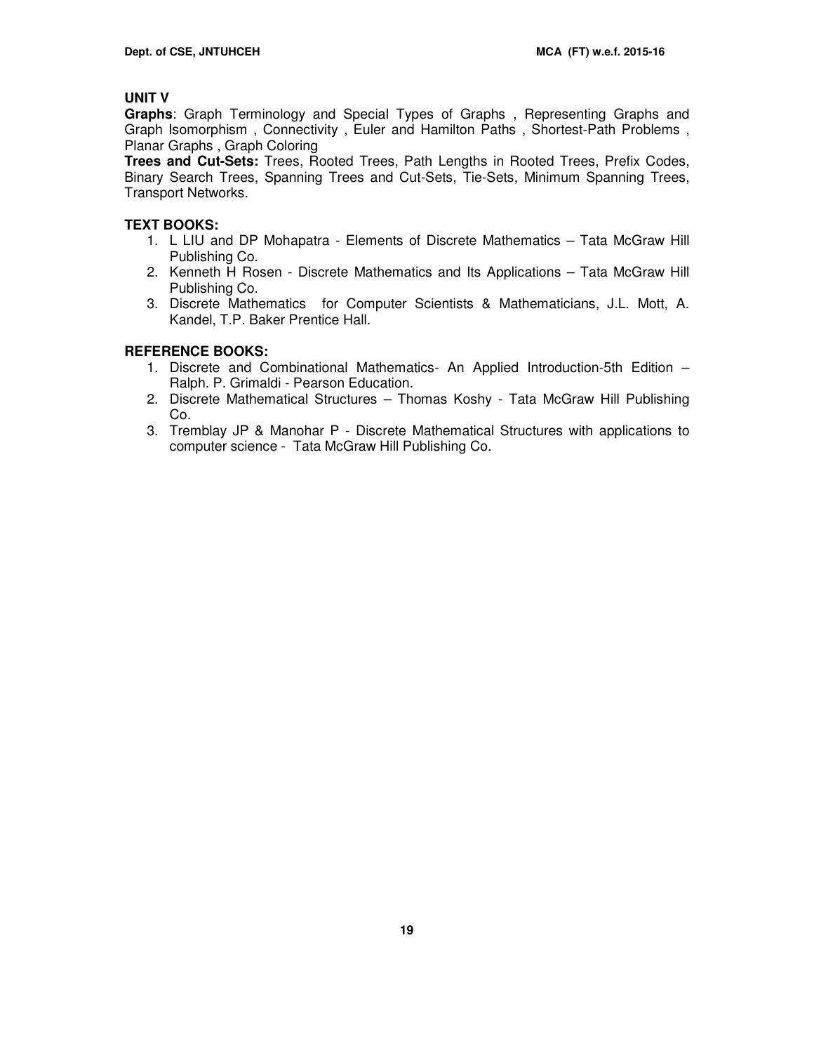**UNIT V**

**Graphs**: Graph Terminology and Special Types of Graphs , Representing Graphs and Graph Isomorphism , Connectivity , Euler and Hamilton Paths , Shortest-Path Problems , Planar Graphs , Graph Coloring

**Trees and Cut-Sets:** Trees, Rooted Trees, Path Lengths in Rooted Trees, Prefix Codes, Binary Search Trees, Spanning Trees and Cut-Sets, Tie-Sets, Minimum Spanning Trees, Transport Networks.

**TEXT BOOKS:**

1. L LIU and DP Mohapatra - Elements of Discrete Mathematics – Tata McGraw Hill Publishing Co.
2. Kenneth H Rosen - Discrete Mathematics and Its Applications – Tata McGraw Hill Publishing Co.
3. Discrete Mathematics for Computer Scientists & Mathematicians, J.L. Mott, A. Kandel, T.P. Baker Prentice Hall.

**REFERENCE BOOKS:**

1. Discrete and Combinational Mathematics- An Applied Introduction-5th Edition – Ralph. P. Grimaldi - Pearson Education.
2. Discrete Mathematical Structures – Thomas Koshy - Tata McGraw Hill Publishing Co.
3. Tremblay JP & Manohar P - Discrete Mathematical Structures with applications to computer science - Tata McGraw Hill Publishing Co.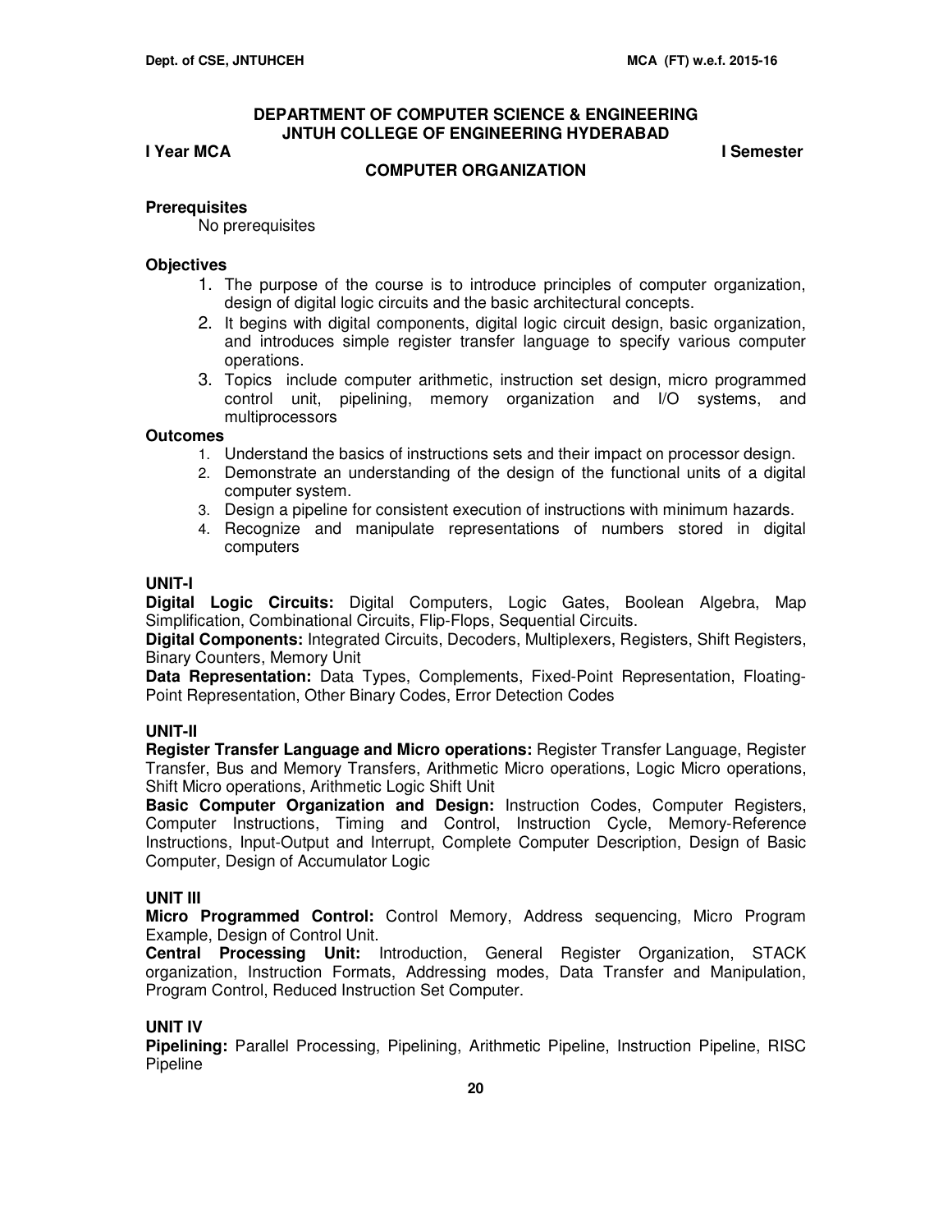## DEPARTMENT OF COMPUTER SCIENCE & ENGINEERING
## JNTUH COLLEGE OF ENGINEERING HYDERABAD

**I Year MCA** **I Semester**

### COMPUTER ORGANIZATION

**Prerequisites**

No prerequisites

**Objectives**

1. The purpose of the course is to introduce principles of computer organization, design of digital logic circuits and the basic architectural concepts.
2. It begins with digital components, digital logic circuit design, basic organization, and introduces simple register transfer language to specify various computer operations.
3. Topics include computer arithmetic, instruction set design, micro programmed control unit, pipelining, memory organization and I/O systems, and multiprocessors

**Outcomes**

1. Understand the basics of instructions sets and their impact on processor design.
2. Demonstrate an understanding of the design of the functional units of a digital computer system.
3. Design a pipeline for consistent execution of instructions with minimum hazards.
4. Recognize and manipulate representations of numbers stored in digital computers

**UNIT-I**

**Digital Logic Circuits:** Digital Computers, Logic Gates, Boolean Algebra, Map Simplification, Combinational Circuits, Flip-Flops, Sequential Circuits.

**Digital Components:** Integrated Circuits, Decoders, Multiplexers, Registers, Shift Registers, Binary Counters, Memory Unit

**Data Representation:** Data Types, Complements, Fixed-Point Representation, Floating-Point Representation, Other Binary Codes, Error Detection Codes

**UNIT-II**

**Register Transfer Language and Micro operations:** Register Transfer Language, Register Transfer, Bus and Memory Transfers, Arithmetic Micro operations, Logic Micro operations, Shift Micro operations, Arithmetic Logic Shift Unit

**Basic Computer Organization and Design:** Instruction Codes, Computer Registers, Computer Instructions, Timing and Control, Instruction Cycle, Memory-Reference Instructions, Input-Output and Interrupt, Complete Computer Description, Design of Basic Computer, Design of Accumulator Logic

**UNIT III**

**Micro Programmed Control:** Control Memory, Address sequencing, Micro Program Example, Design of Control Unit.

**Central Processing Unit:** Introduction, General Register Organization, STACK organization, Instruction Formats, Addressing modes, Data Transfer and Manipulation, Program Control, Reduced Instruction Set Computer.

**UNIT IV**

**Pipelining:** Parallel Processing, Pipelining, Arithmetic Pipeline, Instruction Pipeline, RISC Pipeline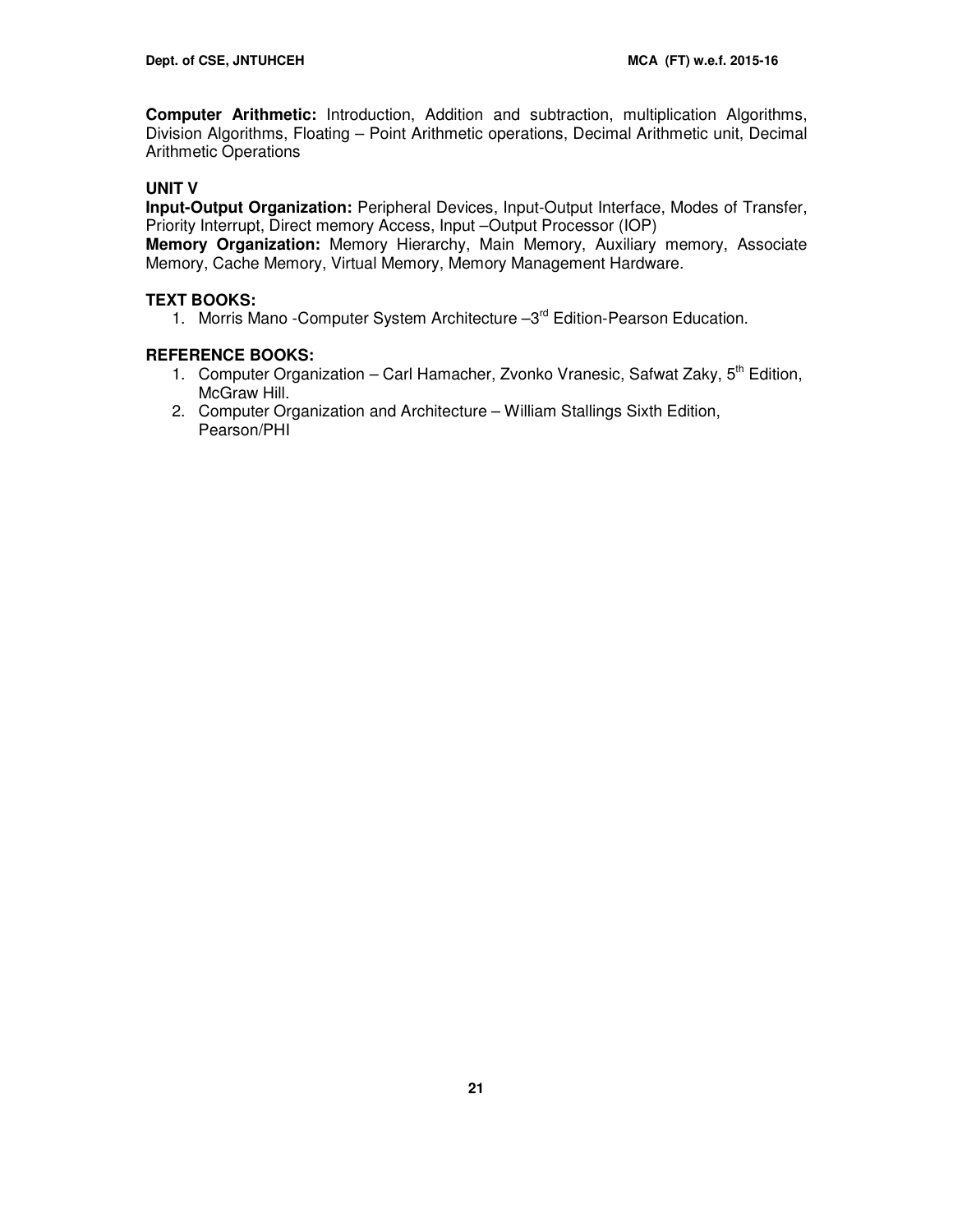**Computer Arithmetic:** Introduction, Addition and subtraction, multiplication Algorithms, Division Algorithms, Floating – Point Arithmetic operations, Decimal Arithmetic unit, Decimal Arithmetic Operations

**UNIT V**

**Input-Output Organization:** Peripheral Devices, Input-Output Interface, Modes of Transfer, Priority Interrupt, Direct memory Access, Input –Output Processor (IOP)

**Memory Organization:** Memory Hierarchy, Main Memory, Auxiliary memory, Associate Memory, Cache Memory, Virtual Memory, Memory Management Hardware.

**TEXT BOOKS:**

1. Morris Mano -Computer System Architecture –3rd Edition-Pearson Education.

**REFERENCE BOOKS:**

1. Computer Organization – Carl Hamacher, Zvonko Vranesic, Safwat Zaky, 5th Edition, McGraw Hill.
2. Computer Organization and Architecture – William Stallings Sixth Edition, Pearson/PHI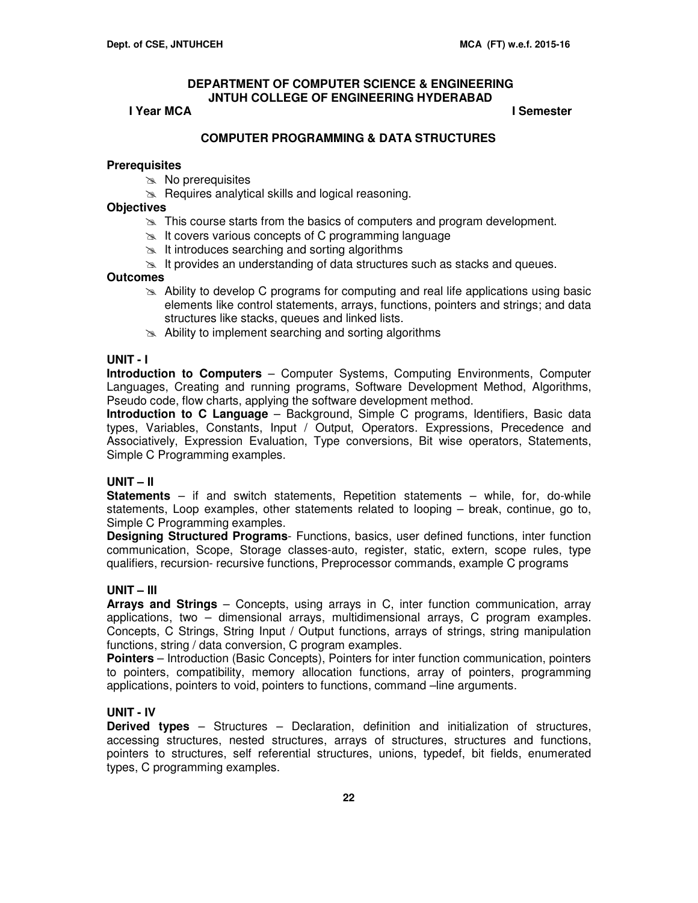## DEPARTMENT OF COMPUTER SCIENCE & ENGINEERING
## JNTUH COLLEGE OF ENGINEERING HYDERABAD

**I Year MCA** **I Semester**

### COMPUTER PROGRAMMING & DATA STRUCTURES

**Prerequisites**

- No prerequisites
- Requires analytical skills and logical reasoning.

**Objectives**

- This course starts from the basics of computers and program development.
- It covers various concepts of C programming language
- It introduces searching and sorting algorithms
- It provides an understanding of data structures such as stacks and queues.

**Outcomes**

- Ability to develop C programs for computing and real life applications using basic elements like control statements, arrays, functions, pointers and strings; and data structures like stacks, queues and linked lists.
- Ability to implement searching and sorting algorithms

**UNIT - I**

**Introduction to Computers** – Computer Systems, Computing Environments, Computer Languages, Creating and running programs, Software Development Method, Algorithms, Pseudo code, flow charts, applying the software development method.

**Introduction to C Language** – Background, Simple C programs, Identifiers, Basic data types, Variables, Constants, Input / Output, Operators. Expressions, Precedence and Associatively, Expression Evaluation, Type conversions, Bit wise operators, Statements, Simple C Programming examples.

**UNIT – II**

**Statements** – if and switch statements, Repetition statements – while, for, do-while statements, Loop examples, other statements related to looping – break, continue, go to, Simple C Programming examples.

**Designing Structured Programs**- Functions, basics, user defined functions, inter function communication, Scope, Storage classes-auto, register, static, extern, scope rules, type qualifiers, recursion- recursive functions, Preprocessor commands, example C programs

**UNIT – III**

**Arrays and Strings** – Concepts, using arrays in C, inter function communication, array applications, two – dimensional arrays, multidimensional arrays, C program examples. Concepts, C Strings, String Input / Output functions, arrays of strings, string manipulation functions, string / data conversion, C program examples.

**Pointers** – Introduction (Basic Concepts), Pointers for inter function communication, pointers to pointers, compatibility, memory allocation functions, array of pointers, programming applications, pointers to void, pointers to functions, command –line arguments.

**UNIT - IV**

**Derived types** – Structures – Declaration, definition and initialization of structures, accessing structures, nested structures, arrays of structures, structures and functions, pointers to structures, self referential structures, unions, typedef, bit fields, enumerated types, C programming examples.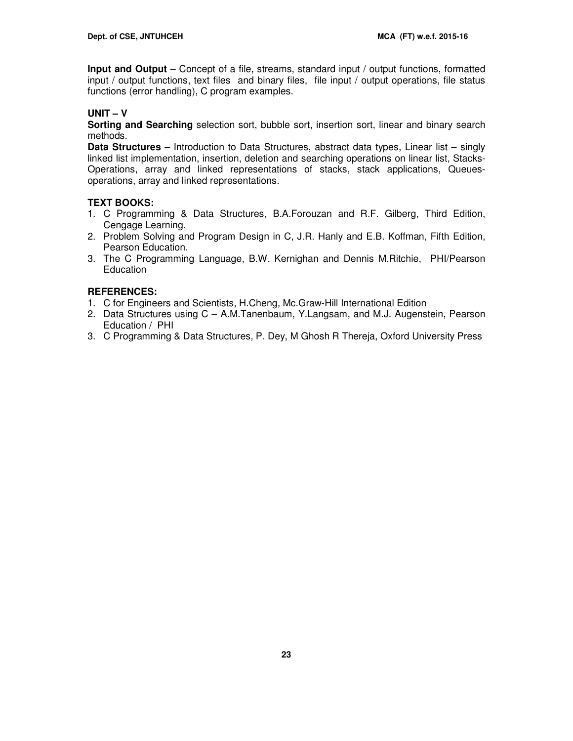**Input and Output** – Concept of a file, streams, standard input / output functions, formatted input / output functions, text files and binary files, file input / output operations, file status functions (error handling), C program examples.

### UNIT – V

**Sorting and Searching** selection sort, bubble sort, insertion sort, linear and binary search methods.

**Data Structures** – Introduction to Data Structures, abstract data types, Linear list – singly linked list implementation, insertion, deletion and searching operations on linear list, Stacks-Operations, array and linked representations of stacks, stack applications, Queues-operations, array and linked representations.

### TEXT BOOKS:

1. C Programming & Data Structures, B.A.Forouzan and R.F. Gilberg, Third Edition, Cengage Learning.
2. Problem Solving and Program Design in C, J.R. Hanly and E.B. Koffman, Fifth Edition, Pearson Education.
3. The C Programming Language, B.W. Kernighan and Dennis M.Ritchie, PHI/Pearson Education

### REFERENCES:

1. C for Engineers and Scientists, H.Cheng, Mc.Graw-Hill International Edition
2. Data Structures using C – A.M.Tanenbaum, Y.Langsam, and M.J. Augenstein, Pearson Education / PHI
3. C Programming & Data Structures, P. Dey, M Ghosh R Thereja, Oxford University Press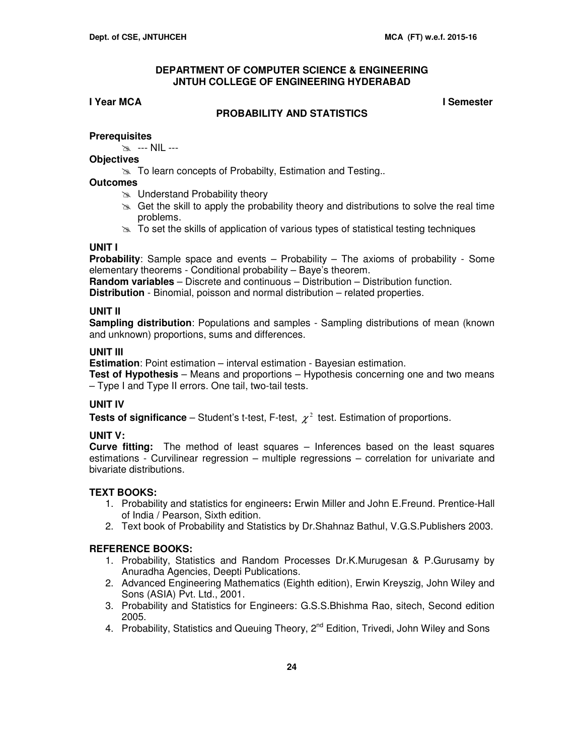# DEPARTMENT OF COMPUTER SCIENCE & ENGINEERING
# JNTUH COLLEGE OF ENGINEERING HYDERABAD

**I Year MCA** **I Semester**

## PROBABILITY AND STATISTICS

**Prerequisites**

- --- NIL ---

**Objectives**

- To learn concepts of Probabilty, Estimation and Testing..

**Outcomes**

- Understand Probability theory
- Get the skill to apply the probability theory and distributions to solve the real time problems.
- To set the skills of application of various types of statistical testing techniques

### UNIT I

**Probability**: Sample space and events – Probability – The axioms of probability - Some elementary theorems - Conditional probability – Baye's theorem.

**Random variables** – Discrete and continuous – Distribution – Distribution function.

**Distribution** - Binomial, poisson and normal distribution – related properties.

### UNIT II

**Sampling distribution**: Populations and samples - Sampling distributions of mean (known and unknown) proportions, sums and differences.

### UNIT III

**Estimation**: Point estimation – interval estimation - Bayesian estimation.

**Test of Hypothesis** – Means and proportions – Hypothesis concerning one and two means – Type I and Type II errors. One tail, two-tail tests.

### UNIT IV

**Tests of significance** – Student's t-test, F-test, $\chi^2$ test. Estimation of proportions.

### UNIT V:

**Curve fitting:** The method of least squares – Inferences based on the least squares estimations - Curvilinear regression – multiple regressions – correlation for univariate and bivariate distributions.

### TEXT BOOKS:

1. Probability and statistics for engineers**:** Erwin Miller and John E.Freund. Prentice-Hall of India / Pearson, Sixth edition.
2. Text book of Probability and Statistics by Dr.Shahnaz Bathul, V.G.S.Publishers 2003.

### REFERENCE BOOKS:

1. Probability, Statistics and Random Processes Dr.K.Murugesan & P.Gurusamy by Anuradha Agencies, Deepti Publications.
2. Advanced Engineering Mathematics (Eighth edition), Erwin Kreyszig, John Wiley and Sons (ASIA) Pvt. Ltd., 2001.
3. Probability and Statistics for Engineers: G.S.S.Bhishma Rao, sitech, Second edition 2005.
4. Probability, Statistics and Queuing Theory, 2nd Edition, Trivedi, John Wiley and Sons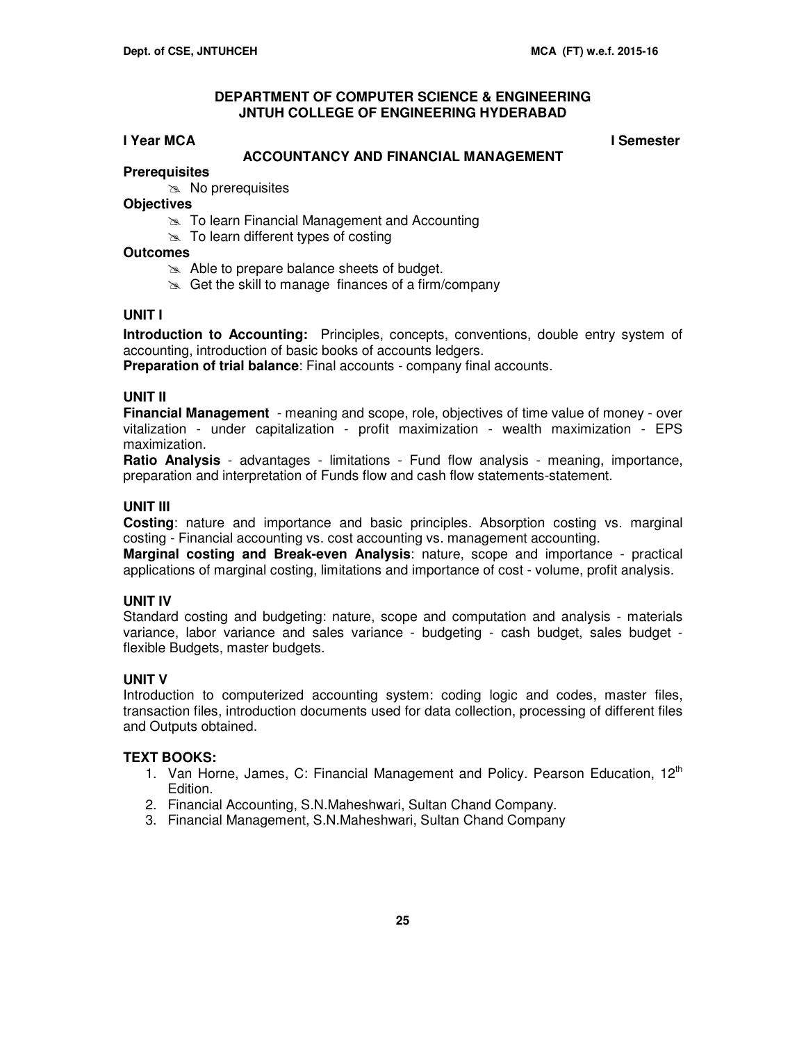## DEPARTMENT OF COMPUTER SCIENCE & ENGINEERING
## JNTUH COLLEGE OF ENGINEERING HYDERABAD

**I Year MCA** **I Semester**

### ACCOUNTANCY AND FINANCIAL MANAGEMENT

**Prerequisites**

- No prerequisites

**Objectives**

- To learn Financial Management and Accounting
- To learn different types of costing

**Outcomes**

- Able to prepare balance sheets of budget.
- Get the skill to manage finances of a firm/company

### UNIT I

**Introduction to Accounting:** Principles, concepts, conventions, double entry system of accounting, introduction of basic books of accounts ledgers.

**Preparation of trial balance**: Final accounts - company final accounts.

### UNIT II

**Financial Management** - meaning and scope, role, objectives of time value of money - over vitalization - under capitalization - profit maximization - wealth maximization - EPS maximization.

**Ratio Analysis** - advantages - limitations - Fund flow analysis - meaning, importance, preparation and interpretation of Funds flow and cash flow statements-statement.

### UNIT III

**Costing**: nature and importance and basic principles. Absorption costing vs. marginal costing - Financial accounting vs. cost accounting vs. management accounting.

**Marginal costing and Break-even Analysis**: nature, scope and importance - practical applications of marginal costing, limitations and importance of cost - volume, profit analysis.

### UNIT IV

Standard costing and budgeting: nature, scope and computation and analysis - materials variance, labor variance and sales variance - budgeting - cash budget, sales budget - flexible Budgets, master budgets.

### UNIT V

Introduction to computerized accounting system: coding logic and codes, master files, transaction files, introduction documents used for data collection, processing of different files and Outputs obtained.

### TEXT BOOKS:

1. Van Horne, James, C: Financial Management and Policy. Pearson Education, 12th Edition.
2. Financial Accounting, S.N.Maheshwari, Sultan Chand Company.
3. Financial Management, S.N.Maheshwari, Sultan Chand Company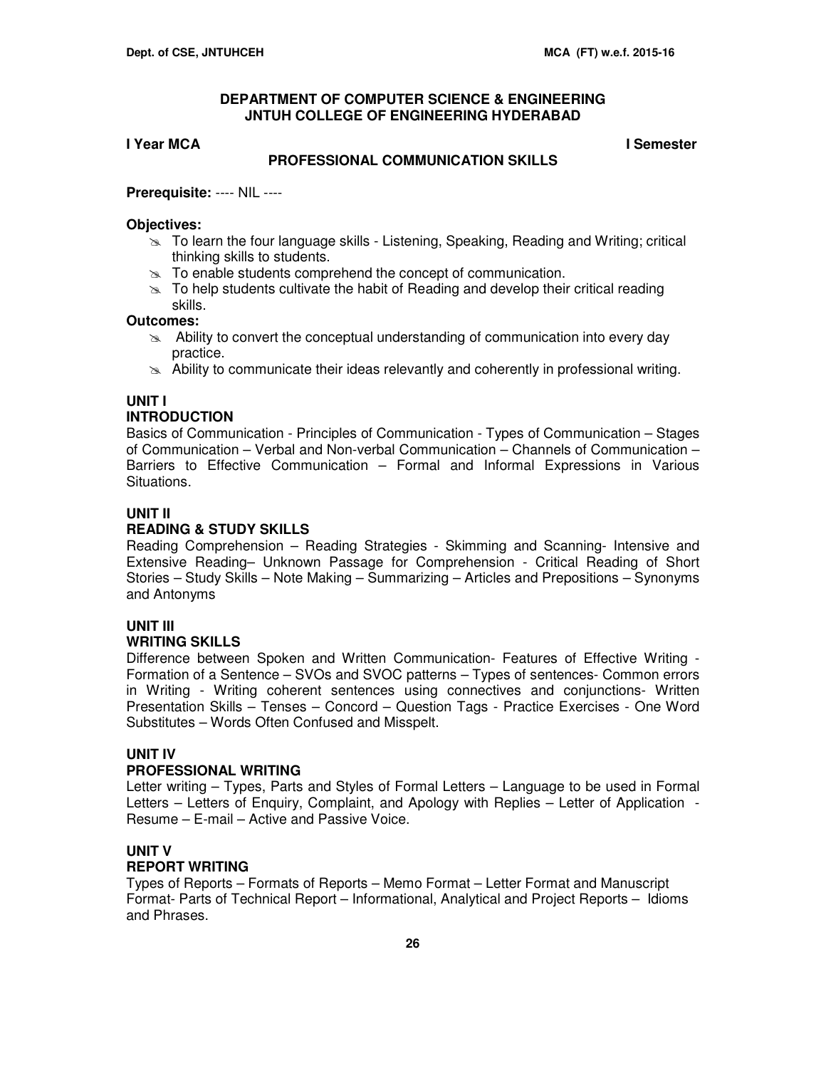**DEPARTMENT OF COMPUTER SCIENCE & ENGINEERING**
**JNTUH COLLEGE OF ENGINEERING HYDERABAD**

**I Year MCA** **I Semester**

## PROFESSIONAL COMMUNICATION SKILLS

**Prerequisite:** ---- NIL ----

**Objectives:**

- To learn the four language skills - Listening, Speaking, Reading and Writing; critical thinking skills to students.
- To enable students comprehend the concept of communication.
- To help students cultivate the habit of Reading and develop their critical reading skills.

**Outcomes:**

- Ability to convert the conceptual understanding of communication into every day practice.
- Ability to communicate their ideas relevantly and coherently in professional writing.

### UNIT I
### INTRODUCTION

Basics of Communication - Principles of Communication - Types of Communication – Stages of Communication – Verbal and Non-verbal Communication – Channels of Communication – Barriers to Effective Communication – Formal and Informal Expressions in Various Situations.

### UNIT II
### READING & STUDY SKILLS

Reading Comprehension – Reading Strategies - Skimming and Scanning- Intensive and Extensive Reading– Unknown Passage for Comprehension - Critical Reading of Short Stories – Study Skills – Note Making – Summarizing – Articles and Prepositions – Synonyms and Antonyms

### UNIT III
### WRITING SKILLS

Difference between Spoken and Written Communication- Features of Effective Writing - Formation of a Sentence – SVOs and SVOC patterns – Types of sentences- Common errors in Writing - Writing coherent sentences using connectives and conjunctions- Written Presentation Skills – Tenses – Concord – Question Tags - Practice Exercises - One Word Substitutes – Words Often Confused and Misspelt.

### UNIT IV
### PROFESSIONAL WRITING

Letter writing – Types, Parts and Styles of Formal Letters – Language to be used in Formal Letters – Letters of Enquiry, Complaint, and Apology with Replies – Letter of Application - Resume – E-mail – Active and Passive Voice.

### UNIT V
### REPORT WRITING

Types of Reports – Formats of Reports – Memo Format – Letter Format and Manuscript Format- Parts of Technical Report – Informational, Analytical and Project Reports – Idioms and Phrases.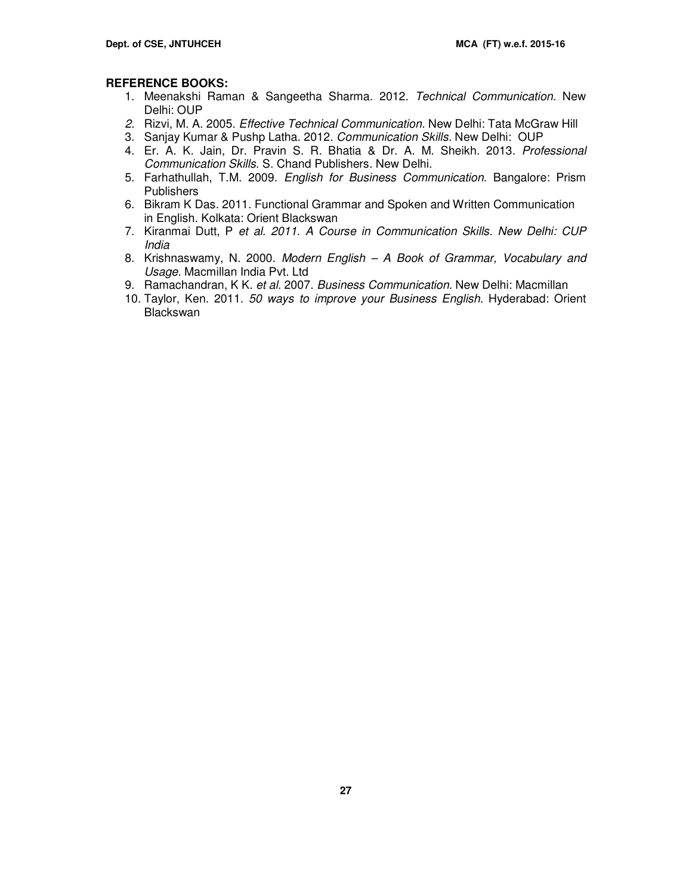**REFERENCE BOOKS:**

1. Meenakshi Raman & Sangeetha Sharma. 2012. *Technical Communication.* New Delhi: OUP
2. Rizvi, M. A. 2005. *Effective Technical Communication.* New Delhi: Tata McGraw Hill
3. Sanjay Kumar & Pushp Latha. 2012. *Communication Skills.* New Delhi: OUP
4. Er. A. K. Jain, Dr. Pravin S. R. Bhatia & Dr. A. M. Sheikh. 2013. *Professional Communication Skills.* S. Chand Publishers. New Delhi.
5. Farhathullah, T.M. 2009. *English for Business Communication.* Bangalore: Prism Publishers
6. Bikram K Das. 2011. Functional Grammar and Spoken and Written Communication in English. Kolkata: Orient Blackswan
7. Kiranmai Dutt, P *et al. 2011. A Course in Communication Skills. New Delhi: CUP India*
8. Krishnaswamy, N. 2000. *Modern English – A Book of Grammar, Vocabulary and Usage.* Macmillan India Pvt. Ltd
9. Ramachandran, K K. *et al.* 2007. *Business Communication.* New Delhi: Macmillan
10. Taylor, Ken. 2011. *50 ways to improve your Business English*. Hyderabad: Orient Blackswan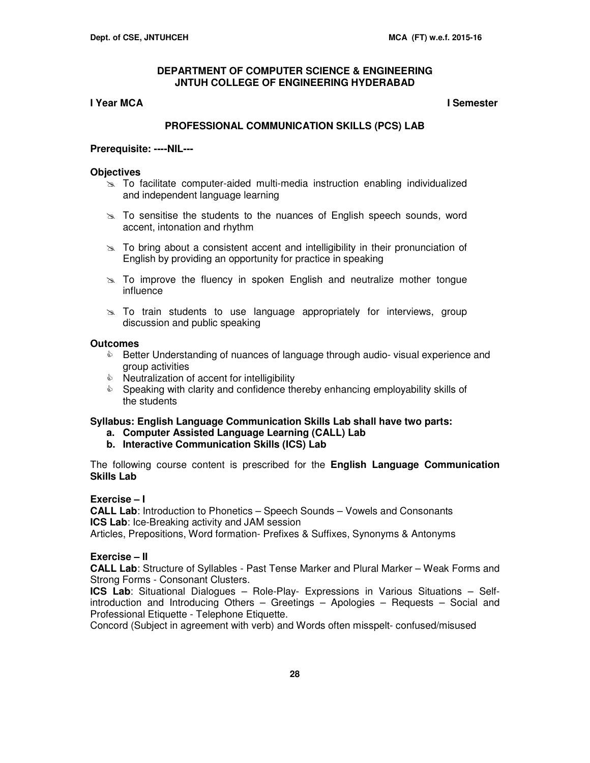**DEPARTMENT OF COMPUTER SCIENCE & ENGINEERING**
**JNTUH COLLEGE OF ENGINEERING HYDERABAD**

**I Year MCA** **I Semester**

## PROFESSIONAL COMMUNICATION SKILLS (PCS) LAB

**Prerequisite: ----NIL---**

### Objectives

- To facilitate computer-aided multi-media instruction enabling individualized and independent language learning
- To sensitise the students to the nuances of English speech sounds, word accent, intonation and rhythm
- To bring about a consistent accent and intelligibility in their pronunciation of English by providing an opportunity for practice in speaking
- To improve the fluency in spoken English and neutralize mother tongue influence
- To train students to use language appropriately for interviews, group discussion and public speaking

### Outcomes

- Better Understanding of nuances of language through audio- visual experience and group activities
- Neutralization of accent for intelligibility
- Speaking with clarity and confidence thereby enhancing employability skills of the students

**Syllabus: English Language Communication Skills Lab shall have two parts:**

a. **Computer Assisted Language Learning (CALL) Lab**
b. **Interactive Communication Skills (ICS) Lab**

The following course content is prescribed for the **English Language Communication Skills Lab**

**Exercise – I**

**CALL Lab**: Introduction to Phonetics – Speech Sounds – Vowels and Consonants
**ICS Lab**: Ice-Breaking activity and JAM session
Articles, Prepositions, Word formation- Prefixes & Suffixes, Synonyms & Antonyms

**Exercise – II**

**CALL Lab**: Structure of Syllables - Past Tense Marker and Plural Marker – Weak Forms and Strong Forms - Consonant Clusters.
**ICS Lab**: Situational Dialogues – Role-Play- Expressions in Various Situations – Self-introduction and Introducing Others – Greetings – Apologies – Requests – Social and Professional Etiquette - Telephone Etiquette.
Concord (Subject in agreement with verb) and Words often misspelt- confused/misused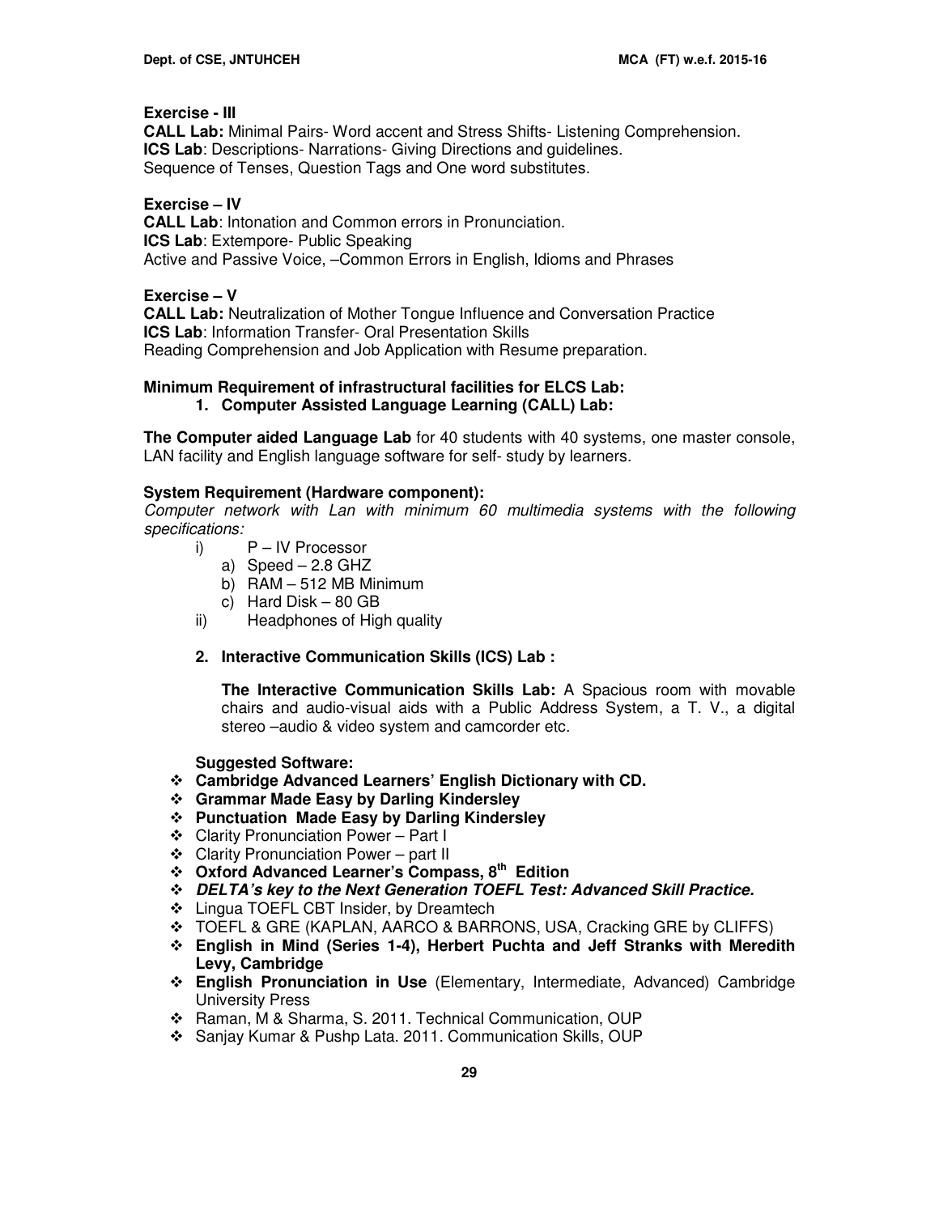**Exercise - III**
**CALL Lab:** Minimal Pairs- Word accent and Stress Shifts- Listening Comprehension.
**ICS Lab**: Descriptions- Narrations- Giving Directions and guidelines.
Sequence of Tenses, Question Tags and One word substitutes.

**Exercise – IV**
**CALL Lab**: Intonation and Common errors in Pronunciation.
**ICS Lab**: Extempore- Public Speaking
Active and Passive Voice, –Common Errors in English, Idioms and Phrases

**Exercise – V**
**CALL Lab:** Neutralization of Mother Tongue Influence and Conversation Practice
**ICS Lab**: Information Transfer- Oral Presentation Skills
Reading Comprehension and Job Application with Resume preparation.

**Minimum Requirement of infrastructural facilities for ELCS Lab:**

1. **Computer Assisted Language Learning (CALL) Lab:**

**The Computer aided Language Lab** for 40 students with 40 systems, one master console, LAN facility and English language software for self- study by learners.

**System Requirement (Hardware component):**
*Computer network with Lan with minimum 60 multimedia systems with the following specifications:*

- i) P – IV Processor
    - a) Speed – 2.8 GHZ
    - b) RAM – 512 MB Minimum
    - c) Hard Disk – 80 GB
- ii) Headphones of High quality

2. **Interactive Communication Skills (ICS) Lab :**

**The Interactive Communication Skills Lab:** A Spacious room with movable chairs and audio-visual aids with a Public Address System, a T. V., a digital stereo –audio & video system and camcorder etc.

**Suggested Software:**

- **Cambridge Advanced Learners' English Dictionary with CD.**
- **Grammar Made Easy by Darling Kindersley**
- **Punctuation Made Easy by Darling Kindersley**
- Clarity Pronunciation Power – Part I
- Clarity Pronunciation Power – part II
- **Oxford Advanced Learner's Compass, 8th Edition**
- ***DELTA's key to the Next Generation TOEFL Test: Advanced Skill Practice.***
- Lingua TOEFL CBT Insider, by Dreamtech
- TOEFL & GRE (KAPLAN, AARCO & BARRONS, USA, Cracking GRE by CLIFFS)
- **English in Mind (Series 1-4), Herbert Puchta and Jeff Stranks with Meredith Levy, Cambridge**
- **English Pronunciation in Use** (Elementary, Intermediate, Advanced) Cambridge University Press
- Raman, M & Sharma, S. 2011. Technical Communication, OUP
- Sanjay Kumar & Pushp Lata. 2011. Communication Skills, OUP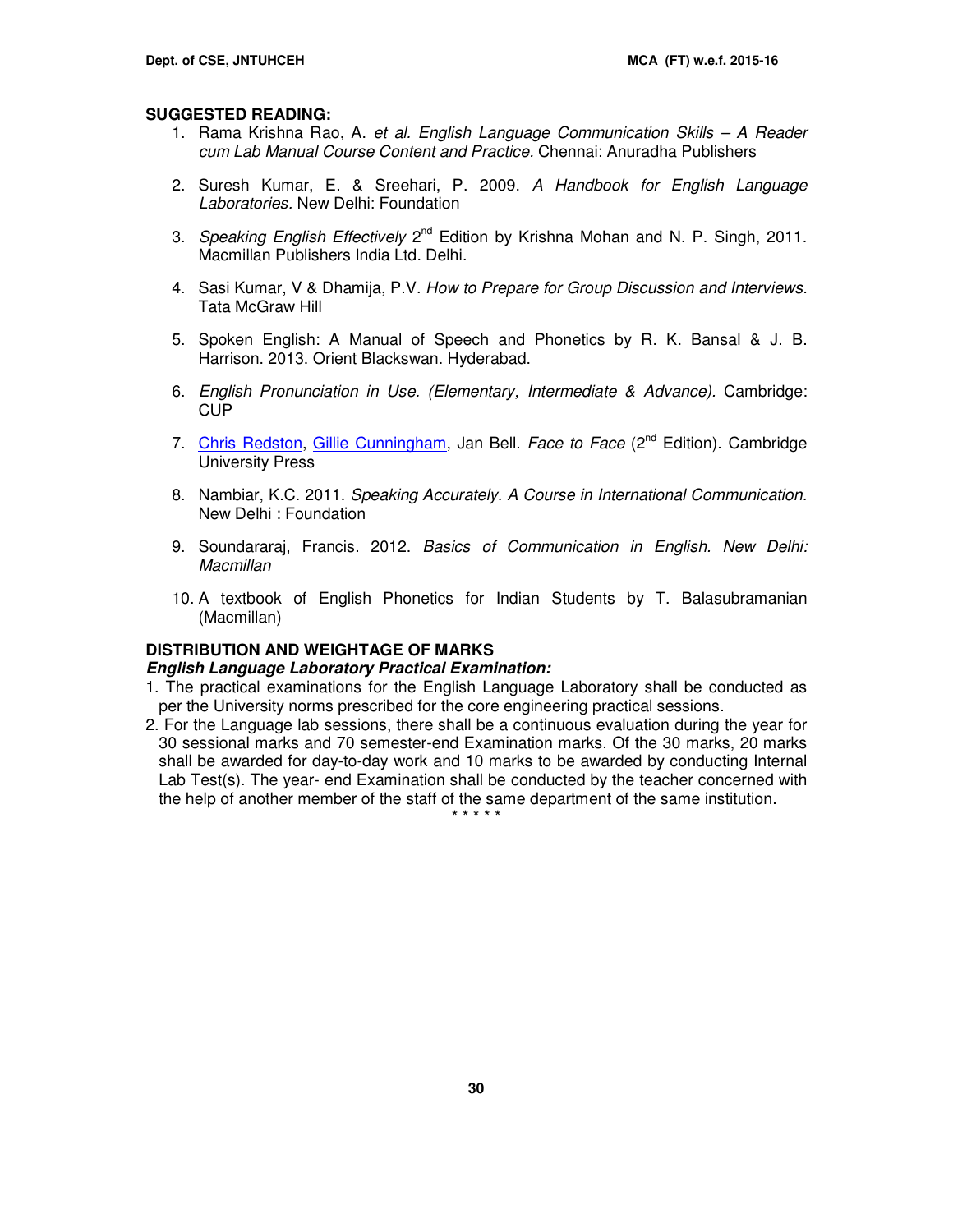## SUGGESTED READING:

1. Rama Krishna Rao, A. *et al. English Language Communication Skills – A Reader cum Lab Manual Course Content and Practice.* Chennai: Anuradha Publishers

2. Suresh Kumar, E. & Sreehari, P. 2009. *A Handbook for English Language Laboratories*. New Delhi: Foundation

3. *Speaking English Effectively* 2nd Edition by Krishna Mohan and N. P. Singh, 2011. Macmillan Publishers India Ltd. Delhi.

4. Sasi Kumar, V & Dhamija, P.V. *How to Prepare for Group Discussion and Interviews.* Tata McGraw Hill

5. Spoken English: A Manual of Speech and Phonetics by R. K. Bansal & J. B. Harrison. 2013. Orient Blackswan. Hyderabad.

6. *English Pronunciation in Use. (Elementary, Intermediate & Advance)*. Cambridge: CUP

7. Chris Redston, Gillie Cunningham, Jan Bell. *Face to Face* (2nd Edition). Cambridge University Press

8. Nambiar, K.C. 2011. *Speaking Accurately. A Course in International Communication.* New Delhi : Foundation

9. Soundararaj, Francis. 2012. *Basics of Communication in English. New Delhi: Macmillan*

10. A textbook of English Phonetics for Indian Students by T. Balasubramanian (Macmillan)

## DISTRIBUTION AND WEIGHTAGE OF MARKS

***English Language Laboratory Practical Examination:***

1. The practical examinations for the English Language Laboratory shall be conducted as per the University norms prescribed for the core engineering practical sessions.
2. For the Language lab sessions, there shall be a continuous evaluation during the year for 30 sessional marks and 70 semester-end Examination marks. Of the 30 marks, 20 marks shall be awarded for day-to-day work and 10 marks to be awarded by conducting Internal Lab Test(s). The year- end Examination shall be conducted by the teacher concerned with the help of another member of the staff of the same department of the same institution.

\* \* \* \* \*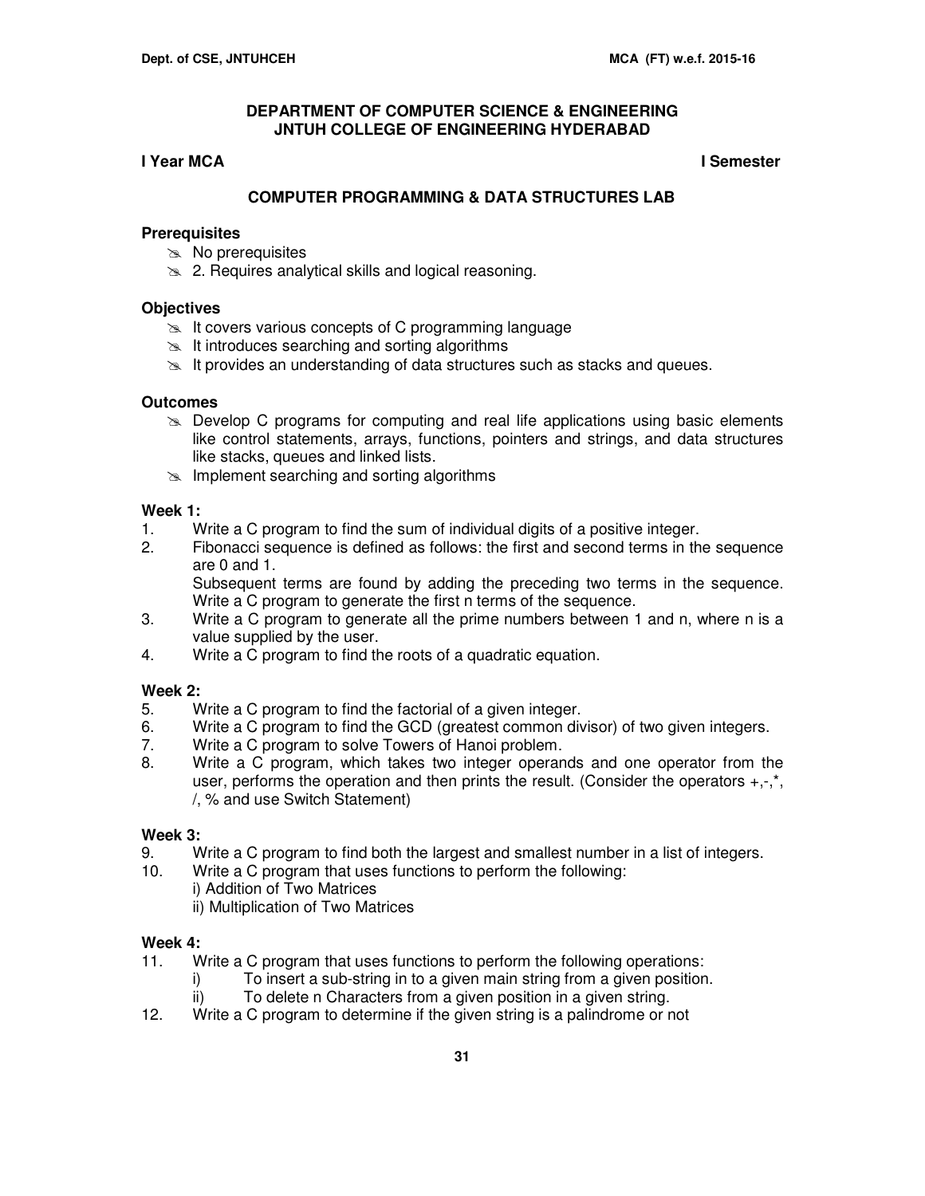**DEPARTMENT OF COMPUTER SCIENCE & ENGINEERING**
**JNTUH COLLEGE OF ENGINEERING HYDERABAD**

**I Year MCA** **I Semester**

## COMPUTER PROGRAMMING & DATA STRUCTURES LAB

### Prerequisites

- No prerequisites
- 2. Requires analytical skills and logical reasoning.

### Objectives

- It covers various concepts of C programming language
- It introduces searching and sorting algorithms
- It provides an understanding of data structures such as stacks and queues.

### Outcomes

- Develop C programs for computing and real life applications using basic elements like control statements, arrays, functions, pointers and strings, and data structures like stacks, queues and linked lists.
- Implement searching and sorting algorithms

### Week 1:

1. Write a C program to find the sum of individual digits of a positive integer.
2. Fibonacci sequence is defined as follows: the first and second terms in the sequence are 0 and 1.
   Subsequent terms are found by adding the preceding two terms in the sequence. Write a C program to generate the first n terms of the sequence.
3. Write a C program to generate all the prime numbers between 1 and n, where n is a value supplied by the user.
4. Write a C program to find the roots of a quadratic equation.

### Week 2:

5. Write a C program to find the factorial of a given integer.
6. Write a C program to find the GCD (greatest common divisor) of two given integers.
7. Write a C program to solve Towers of Hanoi problem.
8. Write a C program, which takes two integer operands and one operator from the user, performs the operation and then prints the result. (Consider the operators +,-,*, /, % and use Switch Statement)

### Week 3:

9. Write a C program to find both the largest and smallest number in a list of integers.
10. Write a C program that uses functions to perform the following:
    i) Addition of Two Matrices
    ii) Multiplication of Two Matrices

### Week 4:

11. Write a C program that uses functions to perform the following operations:
    i) To insert a sub-string in to a given main string from a given position.
    ii) To delete n Characters from a given position in a given string.
12. Write a C program to determine if the given string is a palindrome or not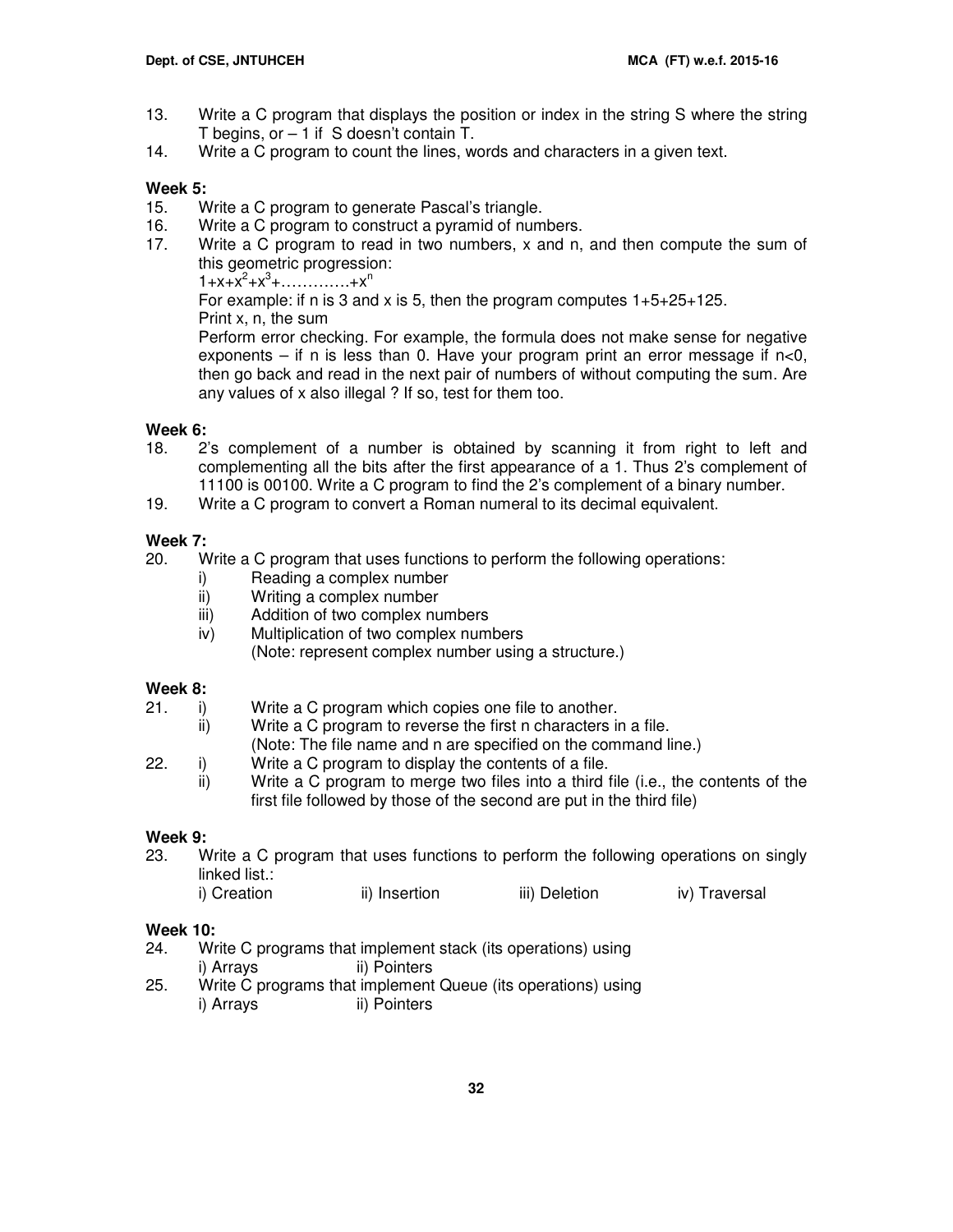13. Write a C program that displays the position or index in the string S where the string T begins, or – 1 if S doesn't contain T.
14. Write a C program to count the lines, words and characters in a given text.

**Week 5:**

15. Write a C program to generate Pascal's triangle.
16. Write a C program to construct a pyramid of numbers.
17. Write a C program to read in two numbers, x and n, and then compute the sum of this geometric progression:

    $1+x+x^2+x^3+\ldots\ldots\ldots\ldots+x^n$

    For example: if n is 3 and x is 5, then the program computes 1+5+25+125.

    Print x, n, the sum

    Perform error checking. For example, the formula does not make sense for negative exponents – if n is less than 0. Have your program print an error message if n<0, then go back and read in the next pair of numbers of without computing the sum. Are any values of x also illegal ? If so, test for them too.

**Week 6:**

18. 2's complement of a number is obtained by scanning it from right to left and complementing all the bits after the first appearance of a 1. Thus 2's complement of 11100 is 00100. Write a C program to find the 2's complement of a binary number.
19. Write a C program to convert a Roman numeral to its decimal equivalent.

**Week 7:**

20. Write a C program that uses functions to perform the following operations:
    i) Reading a complex number
    ii) Writing a complex number
    iii) Addition of two complex numbers
    iv) Multiplication of two complex numbers
    (Note: represent complex number using a structure.)

**Week 8:**

21. i) Write a C program which copies one file to another.
    ii) Write a C program to reverse the first n characters in a file.
    (Note: The file name and n are specified on the command line.)
22. i) Write a C program to display the contents of a file.
    ii) Write a C program to merge two files into a third file (i.e., the contents of the first file followed by those of the second are put in the third file)

**Week 9:**

23. Write a C program that uses functions to perform the following operations on singly linked list.:
    i) Creation ii) Insertion iii) Deletion iv) Traversal

**Week 10:**

24. Write C programs that implement stack (its operations) using
    i) Arrays ii) Pointers
25. Write C programs that implement Queue (its operations) using
    i) Arrays ii) Pointers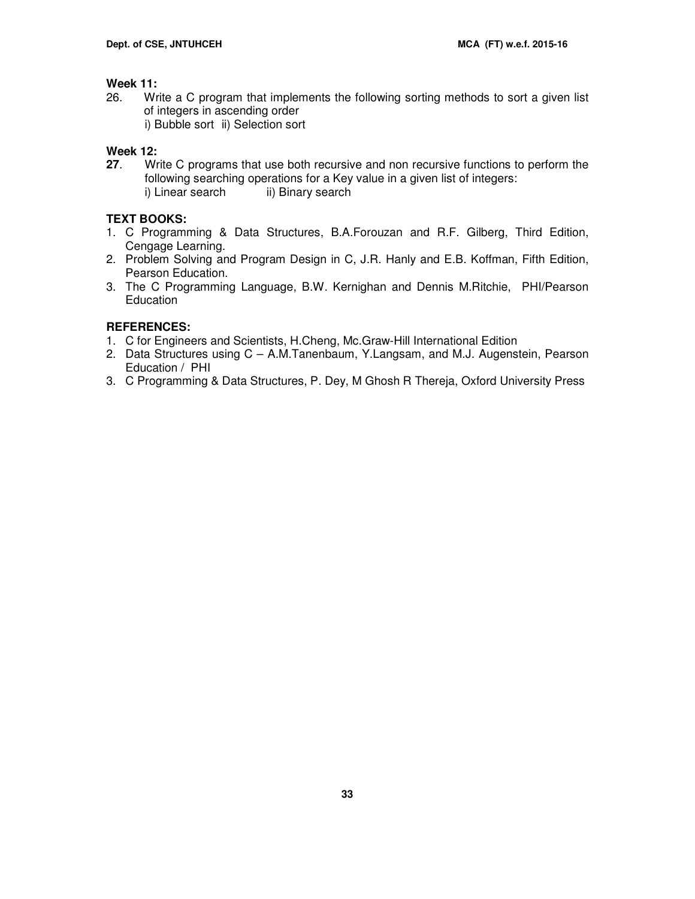**Week 11:**

26. Write a C program that implements the following sorting methods to sort a given list of integers in ascending order
    i) Bubble sort ii) Selection sort

**Week 12:**

**27**. Write C programs that use both recursive and non recursive functions to perform the following searching operations for a Key value in a given list of integers:
    i) Linear search ii) Binary search

**TEXT BOOKS:**

1. C Programming & Data Structures, B.A.Forouzan and R.F. Gilberg, Third Edition, Cengage Learning.
2. Problem Solving and Program Design in C, J.R. Hanly and E.B. Koffman, Fifth Edition, Pearson Education.
3. The C Programming Language, B.W. Kernighan and Dennis M.Ritchie, PHI/Pearson Education

**REFERENCES:**

1. C for Engineers and Scientists, H.Cheng, Mc.Graw-Hill International Edition
2. Data Structures using C – A.M.Tanenbaum, Y.Langsam, and M.J. Augenstein, Pearson Education / PHI
3. C Programming & Data Structures, P. Dey, M Ghosh R Thereja, Oxford University Press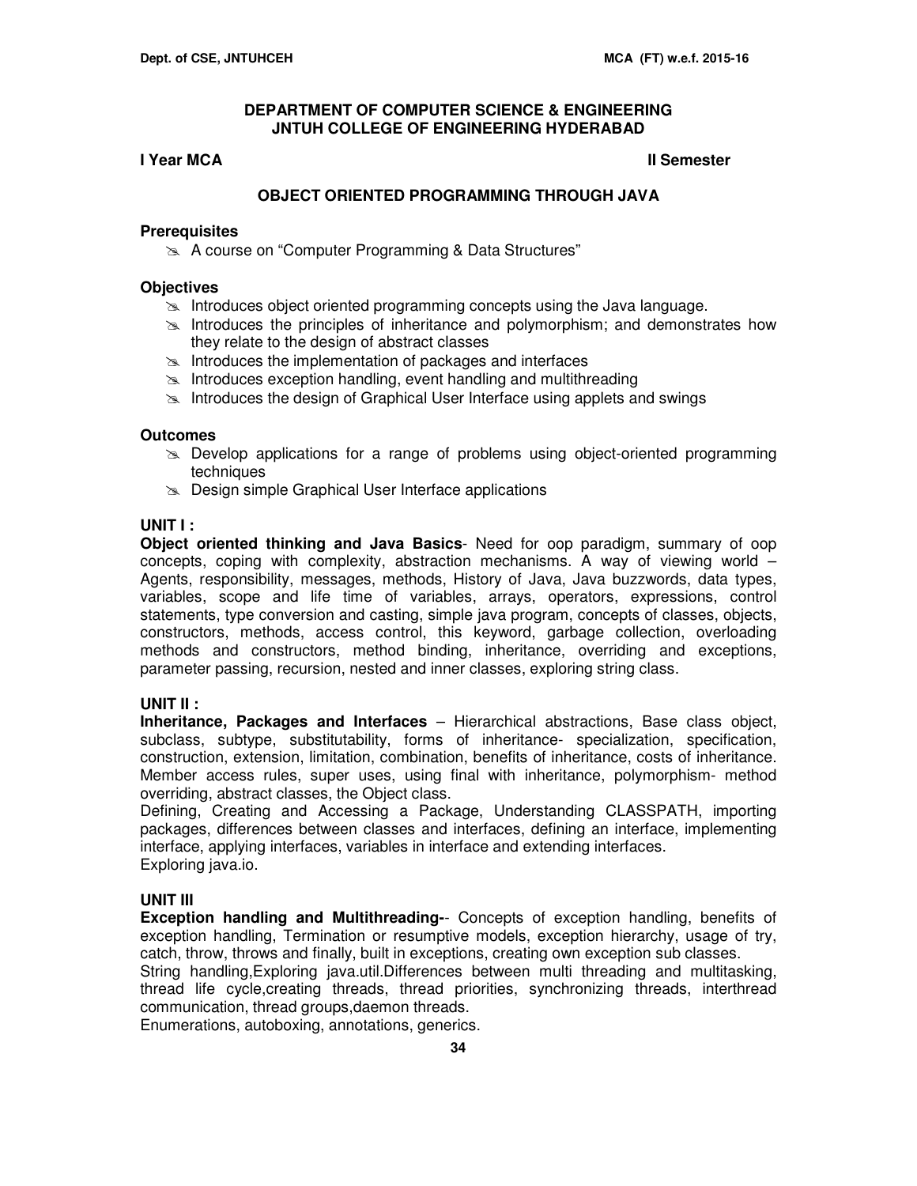## DEPARTMENT OF COMPUTER SCIENCE & ENGINEERING
## JNTUH COLLEGE OF ENGINEERING HYDERABAD

**I Year MCA** **II Semester**

### OBJECT ORIENTED PROGRAMMING THROUGH JAVA

**Prerequisites**

- A course on "Computer Programming & Data Structures"

**Objectives**

- Introduces object oriented programming concepts using the Java language.
- Introduces the principles of inheritance and polymorphism; and demonstrates how they relate to the design of abstract classes
- Introduces the implementation of packages and interfaces
- Introduces exception handling, event handling and multithreading
- Introduces the design of Graphical User Interface using applets and swings

**Outcomes**

- Develop applications for a range of problems using object-oriented programming techniques
- Design simple Graphical User Interface applications

**UNIT I :**

**Object oriented thinking and Java Basics**- Need for oop paradigm, summary of oop concepts, coping with complexity, abstraction mechanisms. A way of viewing world – Agents, responsibility, messages, methods, History of Java, Java buzzwords, data types, variables, scope and life time of variables, arrays, operators, expressions, control statements, type conversion and casting, simple java program, concepts of classes, objects, constructors, methods, access control, this keyword, garbage collection, overloading methods and constructors, method binding, inheritance, overriding and exceptions, parameter passing, recursion, nested and inner classes, exploring string class.

**UNIT II :**

**Inheritance, Packages and Interfaces** – Hierarchical abstractions, Base class object, subclass, subtype, substitutability, forms of inheritance- specialization, specification, construction, extension, limitation, combination, benefits of inheritance, costs of inheritance. Member access rules, super uses, using final with inheritance, polymorphism- method overriding, abstract classes, the Object class.

Defining, Creating and Accessing a Package, Understanding CLASSPATH, importing packages, differences between classes and interfaces, defining an interface, implementing interface, applying interfaces, variables in interface and extending interfaces.

Exploring java.io.

**UNIT III**

**Exception handling and Multithreading-**- Concepts of exception handling, benefits of exception handling, Termination or resumptive models, exception hierarchy, usage of try, catch, throw, throws and finally, built in exceptions, creating own exception sub classes.

String handling,Exploring java.util.Differences between multi threading and multitasking, thread life cycle,creating threads, thread priorities, synchronizing threads, interthread communication, thread groups,daemon threads.

Enumerations, autoboxing, annotations, generics.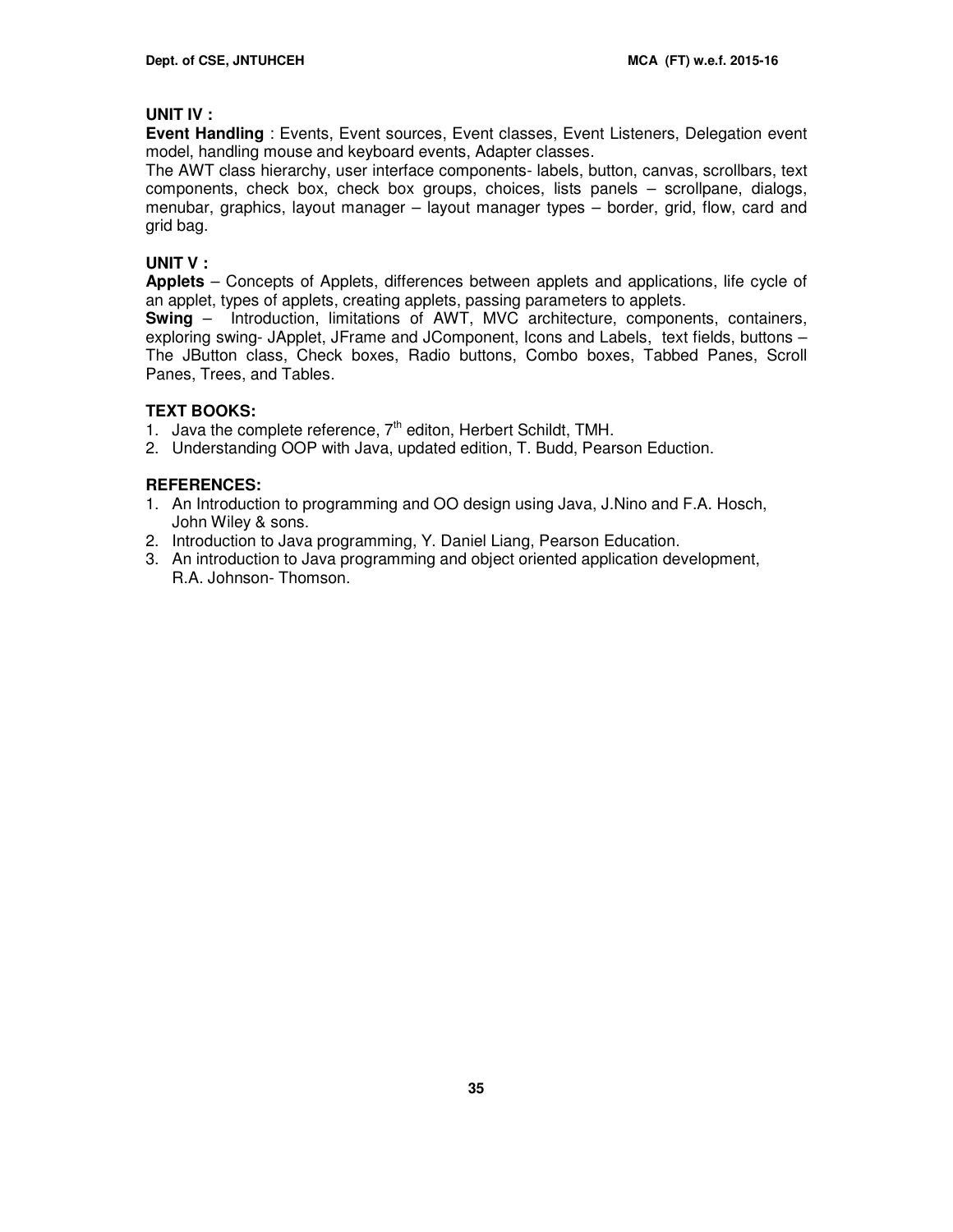**UNIT IV :**

**Event Handling** : Events, Event sources, Event classes, Event Listeners, Delegation event model, handling mouse and keyboard events, Adapter classes.

The AWT class hierarchy, user interface components- labels, button, canvas, scrollbars, text components, check box, check box groups, choices, lists panels – scrollpane, dialogs, menubar, graphics, layout manager – layout manager types – border, grid, flow, card and grid bag.

**UNIT V :**

**Applets** – Concepts of Applets, differences between applets and applications, life cycle of an applet, types of applets, creating applets, passing parameters to applets.

**Swing** – Introduction, limitations of AWT, MVC architecture, components, containers, exploring swing- JApplet, JFrame and JComponent, Icons and Labels, text fields, buttons – The JButton class, Check boxes, Radio buttons, Combo boxes, Tabbed Panes, Scroll Panes, Trees, and Tables.

**TEXT BOOKS:**

1. Java the complete reference, 7th editon, Herbert Schildt, TMH.
2. Understanding OOP with Java, updated edition, T. Budd, Pearson Eduction.

**REFERENCES:**

1. An Introduction to programming and OO design using Java, J.Nino and F.A. Hosch, John Wiley & sons.
2. Introduction to Java programming, Y. Daniel Liang, Pearson Education.
3. An introduction to Java programming and object oriented application development, R.A. Johnson- Thomson.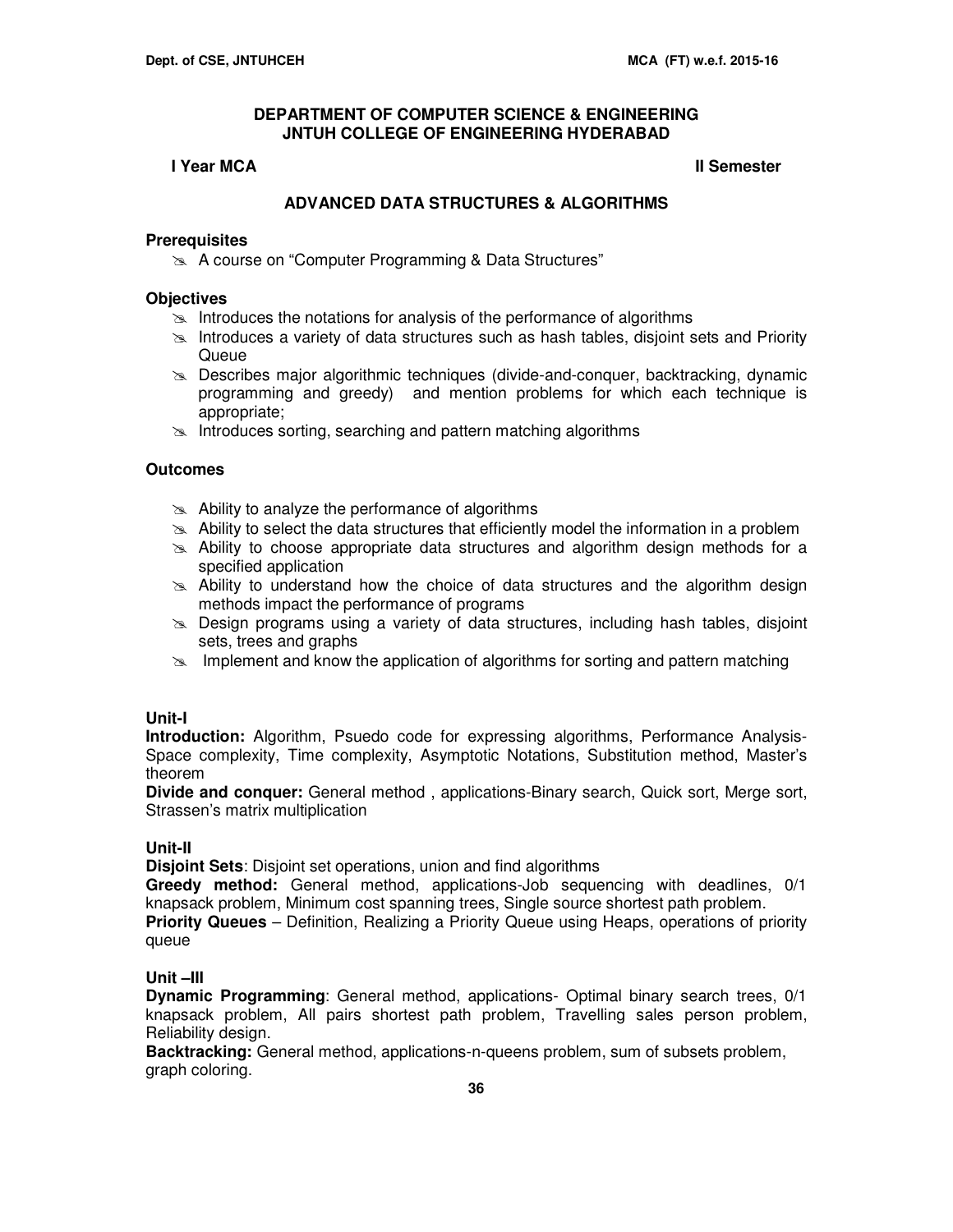**DEPARTMENT OF COMPUTER SCIENCE & ENGINEERING**
**JNTUH COLLEGE OF ENGINEERING HYDERABAD**

**I Year MCA** **II Semester**

## ADVANCED DATA STRUCTURES & ALGORITHMS

### Prerequisites

- A course on "Computer Programming & Data Structures"

### Objectives

- Introduces the notations for analysis of the performance of algorithms
- Introduces a variety of data structures such as hash tables, disjoint sets and Priority Queue
- Describes major algorithmic techniques (divide-and-conquer, backtracking, dynamic programming and greedy) and mention problems for which each technique is appropriate;
- Introduces sorting, searching and pattern matching algorithms

### Outcomes

- Ability to analyze the performance of algorithms
- Ability to select the data structures that efficiently model the information in a problem
- Ability to choose appropriate data structures and algorithm design methods for a specified application
- Ability to understand how the choice of data structures and the algorithm design methods impact the performance of programs
- Design programs using a variety of data structures, including hash tables, disjoint sets, trees and graphs
- Implement and know the application of algorithms for sorting and pattern matching

### Unit-I

**Introduction:** Algorithm, Psuedo code for expressing algorithms, Performance Analysis-Space complexity, Time complexity, Asymptotic Notations, Substitution method, Master's theorem

**Divide and conquer:** General method , applications-Binary search, Quick sort, Merge sort, Strassen's matrix multiplication

### Unit-II

**Disjoint Sets**: Disjoint set operations, union and find algorithms

**Greedy method:** General method, applications-Job sequencing with deadlines, 0/1 knapsack problem, Minimum cost spanning trees, Single source shortest path problem.

**Priority Queues** – Definition, Realizing a Priority Queue using Heaps, operations of priority queue

### Unit –III

**Dynamic Programming**: General method, applications- Optimal binary search trees, 0/1 knapsack problem, All pairs shortest path problem, Travelling sales person problem, Reliability design.

**Backtracking:** General method, applications-n-queens problem, sum of subsets problem, graph coloring.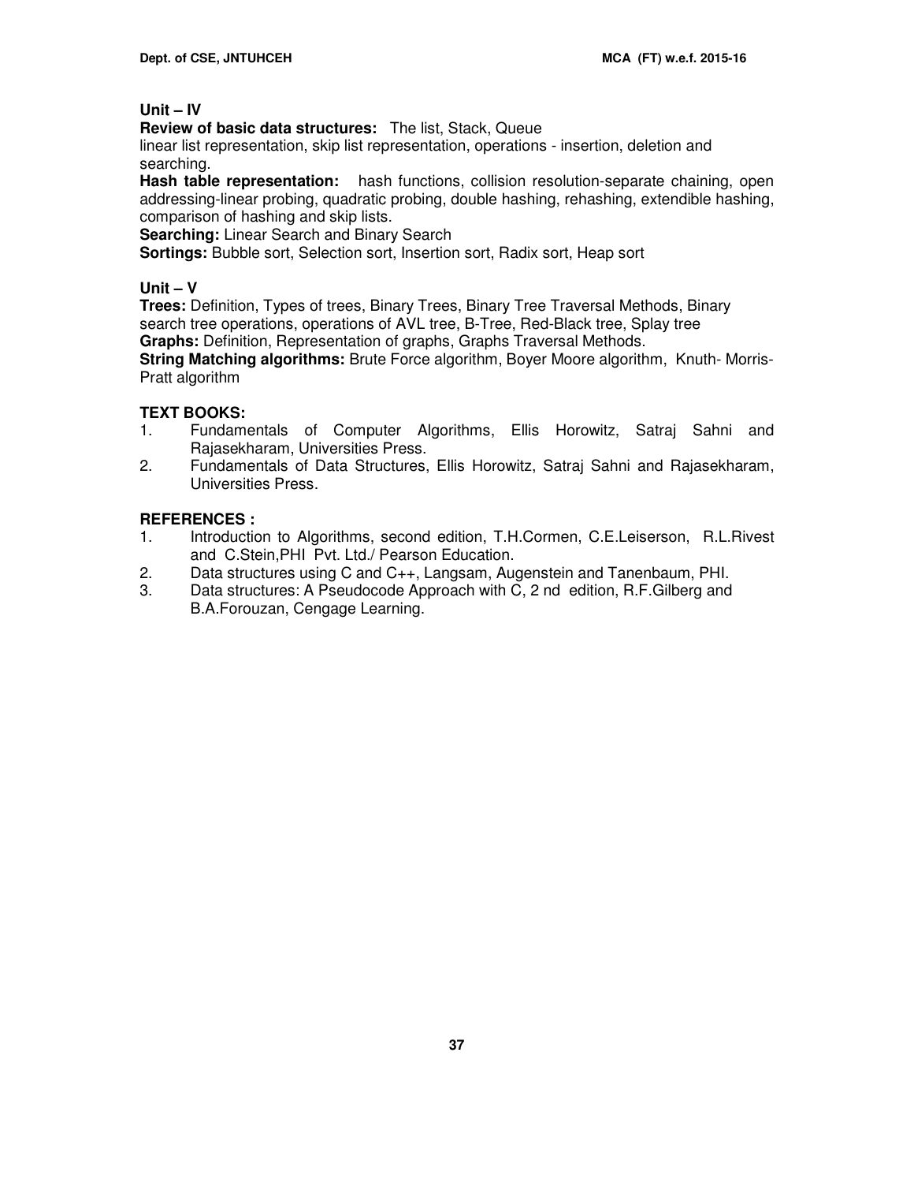**Unit – IV**

**Review of basic data structures:** The list, Stack, Queue
linear list representation, skip list representation, operations - insertion, deletion and searching.

**Hash table representation:** hash functions, collision resolution-separate chaining, open addressing-linear probing, quadratic probing, double hashing, rehashing, extendible hashing, comparison of hashing and skip lists.

**Searching:** Linear Search and Binary Search

**Sortings:** Bubble sort, Selection sort, Insertion sort, Radix sort, Heap sort

**Unit – V**

**Trees:** Definition, Types of trees, Binary Trees, Binary Tree Traversal Methods, Binary search tree operations, operations of AVL tree, B-Tree, Red-Black tree, Splay tree

**Graphs:** Definition, Representation of graphs, Graphs Traversal Methods.

**String Matching algorithms:** Brute Force algorithm, Boyer Moore algorithm, Knuth- Morris-Pratt algorithm

**TEXT BOOKS:**

1. Fundamentals of Computer Algorithms, Ellis Horowitz, Satraj Sahni and Rajasekharam, Universities Press.
2. Fundamentals of Data Structures, Ellis Horowitz, Satraj Sahni and Rajasekharam, Universities Press.

**REFERENCES :**

1. Introduction to Algorithms, second edition, T.H.Cormen, C.E.Leiserson, R.L.Rivest and C.Stein,PHI Pvt. Ltd./ Pearson Education.
2. Data structures using C and C++, Langsam, Augenstein and Tanenbaum, PHI.
3. Data structures: A Pseudocode Approach with C, 2 nd edition, R.F.Gilberg and B.A.Forouzan, Cengage Learning.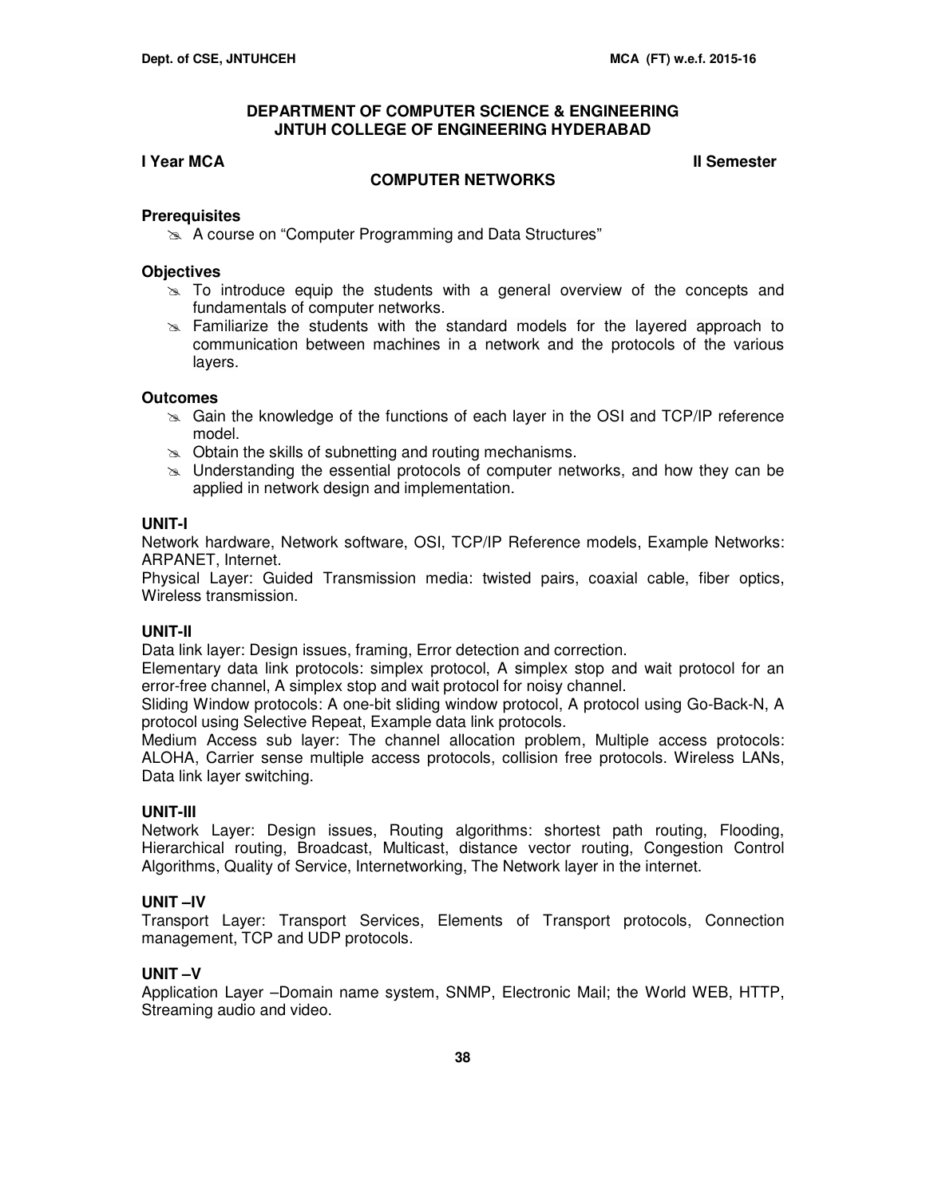## DEPARTMENT OF COMPUTER SCIENCE & ENGINEERING
## JNTUH COLLEGE OF ENGINEERING HYDERABAD

**I Year MCA** **II Semester**

### COMPUTER NETWORKS

**Prerequisites**

- A course on "Computer Programming and Data Structures"

**Objectives**

- To introduce equip the students with a general overview of the concepts and fundamentals of computer networks.
- Familiarize the students with the standard models for the layered approach to communication between machines in a network and the protocols of the various layers.

**Outcomes**

- Gain the knowledge of the functions of each layer in the OSI and TCP/IP reference model.
- Obtain the skills of subnetting and routing mechanisms.
- Understanding the essential protocols of computer networks, and how they can be applied in network design and implementation.

**UNIT-I**

Network hardware, Network software, OSI, TCP/IP Reference models, Example Networks: ARPANET, Internet.

Physical Layer: Guided Transmission media: twisted pairs, coaxial cable, fiber optics, Wireless transmission.

**UNIT-II**

Data link layer: Design issues, framing, Error detection and correction.

Elementary data link protocols: simplex protocol, A simplex stop and wait protocol for an error-free channel, A simplex stop and wait protocol for noisy channel.

Sliding Window protocols: A one-bit sliding window protocol, A protocol using Go-Back-N, A protocol using Selective Repeat, Example data link protocols.

Medium Access sub layer: The channel allocation problem, Multiple access protocols: ALOHA, Carrier sense multiple access protocols, collision free protocols. Wireless LANs, Data link layer switching.

**UNIT-III**

Network Layer: Design issues, Routing algorithms: shortest path routing, Flooding, Hierarchical routing, Broadcast, Multicast, distance vector routing, Congestion Control Algorithms, Quality of Service, Internetworking, The Network layer in the internet.

**UNIT –IV**

Transport Layer: Transport Services, Elements of Transport protocols, Connection management, TCP and UDP protocols.

**UNIT –V**

Application Layer –Domain name system, SNMP, Electronic Mail; the World WEB, HTTP, Streaming audio and video.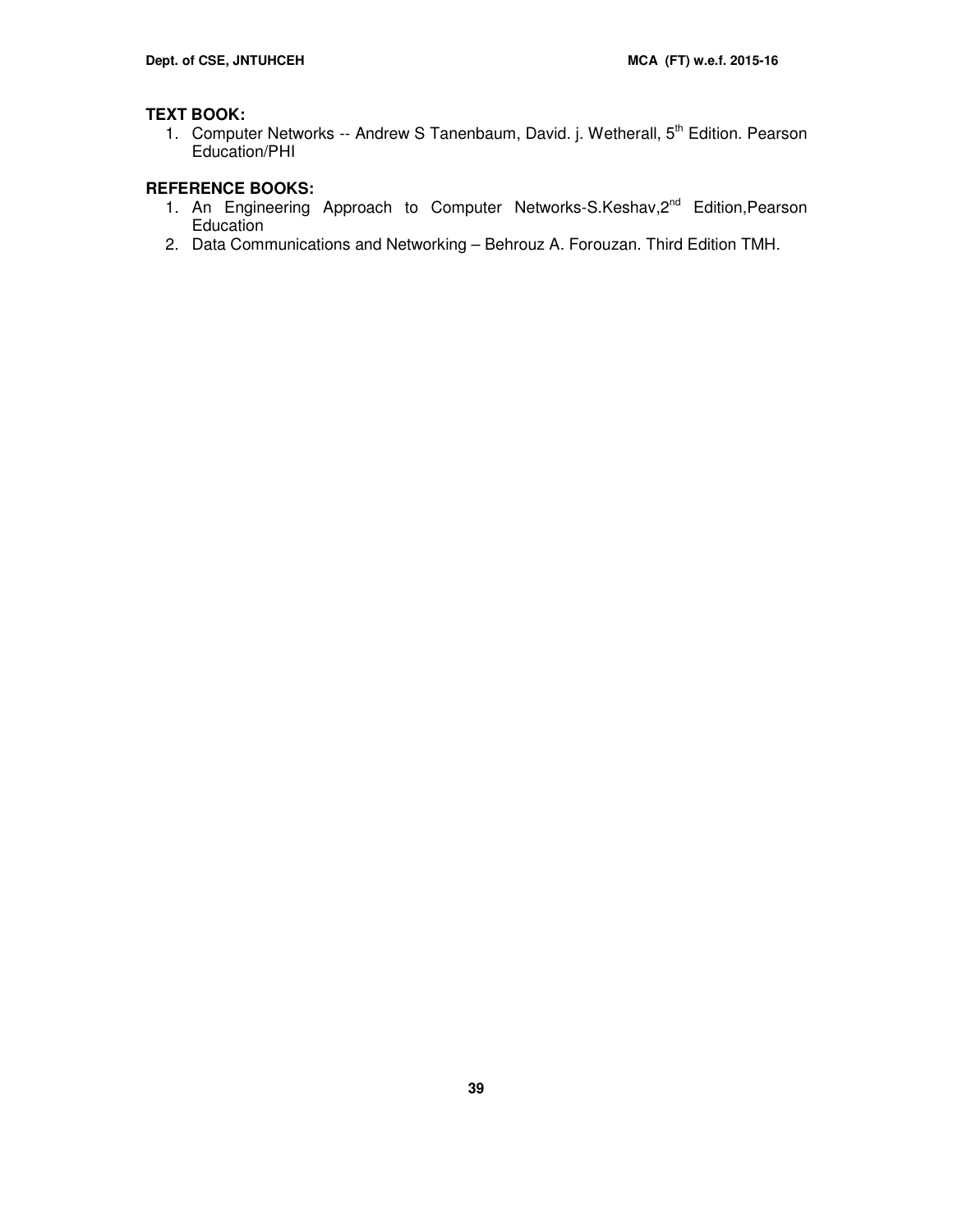**TEXT BOOK:**

1. Computer Networks -- Andrew S Tanenbaum, David. j. Wetherall, 5th Edition. Pearson Education/PHI

**REFERENCE BOOKS:**

1. An Engineering Approach to Computer Networks-S.Keshav,2nd Edition,Pearson Education
2. Data Communications and Networking – Behrouz A. Forouzan. Third Edition TMH.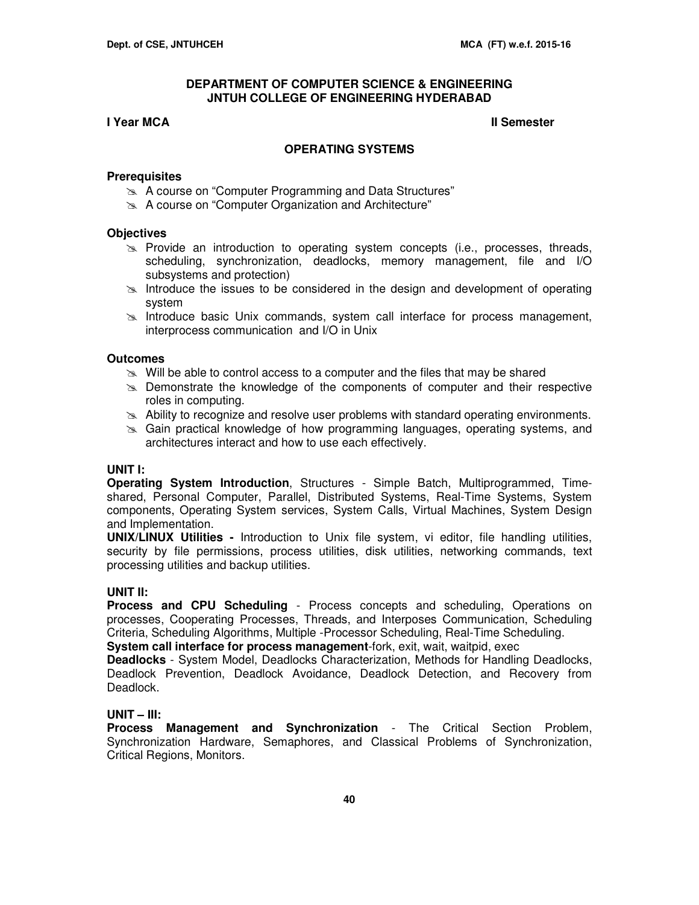**DEPARTMENT OF COMPUTER SCIENCE & ENGINEERING**
**JNTUH COLLEGE OF ENGINEERING HYDERABAD**

**I Year MCA** **II Semester**

## OPERATING SYSTEMS

### Prerequisites

- A course on "Computer Programming and Data Structures"
- A course on "Computer Organization and Architecture"

### Objectives

- Provide an introduction to operating system concepts (i.e., processes, threads, scheduling, synchronization, deadlocks, memory management, file and I/O subsystems and protection)
- Introduce the issues to be considered in the design and development of operating system
- Introduce basic Unix commands, system call interface for process management, interprocess communication and I/O in Unix

### Outcomes

- Will be able to control access to a computer and the files that may be shared
- Demonstrate the knowledge of the components of computer and their respective roles in computing.
- Ability to recognize and resolve user problems with standard operating environments.
- Gain practical knowledge of how programming languages, operating systems, and architectures interact and how to use each effectively.

### UNIT I:

**Operating System Introduction**, Structures - Simple Batch, Multiprogrammed, Time-shared, Personal Computer, Parallel, Distributed Systems, Real-Time Systems, System components, Operating System services, System Calls, Virtual Machines, System Design and Implementation.

**UNIX/LINUX Utilities -** Introduction to Unix file system, vi editor, file handling utilities, security by file permissions, process utilities, disk utilities, networking commands, text processing utilities and backup utilities.

### UNIT II:

**Process and CPU Scheduling** - Process concepts and scheduling, Operations on processes, Cooperating Processes, Threads, and Interposes Communication, Scheduling Criteria, Scheduling Algorithms, Multiple -Processor Scheduling, Real-Time Scheduling.

**System call interface for process management**-fork, exit, wait, waitpid, exec

**Deadlocks** - System Model, Deadlocks Characterization, Methods for Handling Deadlocks, Deadlock Prevention, Deadlock Avoidance, Deadlock Detection, and Recovery from Deadlock.

### UNIT – III:

**Process Management and Synchronization** - The Critical Section Problem, Synchronization Hardware, Semaphores, and Classical Problems of Synchronization, Critical Regions, Monitors.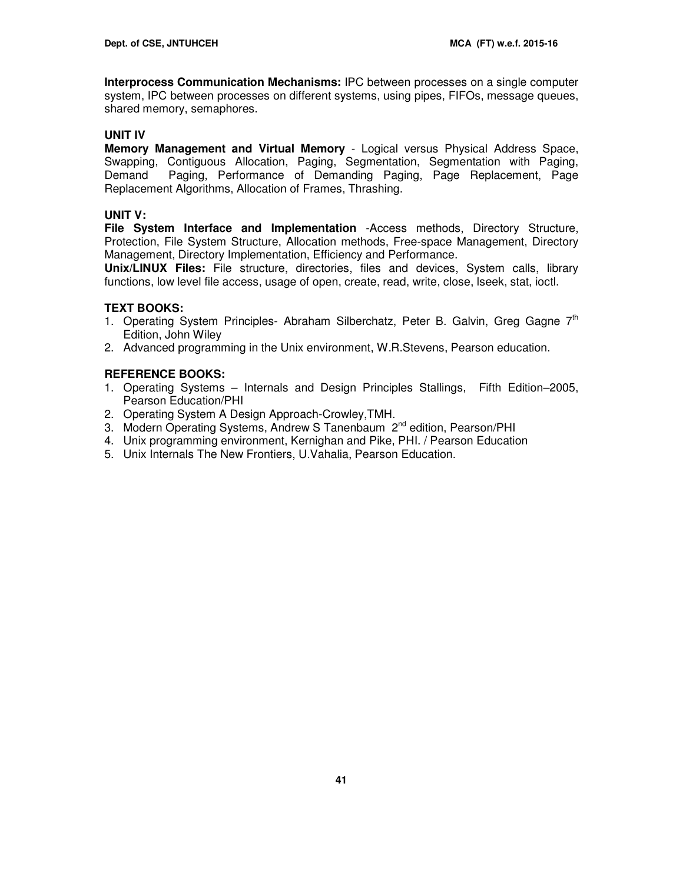**Interprocess Communication Mechanisms:** IPC between processes on a single computer system, IPC between processes on different systems, using pipes, FIFOs, message queues, shared memory, semaphores.

### UNIT IV

**Memory Management and Virtual Memory** - Logical versus Physical Address Space, Swapping, Contiguous Allocation, Paging, Segmentation, Segmentation with Paging, Demand Paging, Performance of Demanding Paging, Page Replacement, Page Replacement Algorithms, Allocation of Frames, Thrashing.

### UNIT V:

**File System Interface and Implementation** -Access methods, Directory Structure, Protection, File System Structure, Allocation methods, Free-space Management, Directory Management, Directory Implementation, Efficiency and Performance.

**Unix/LINUX Files:** File structure, directories, files and devices, System calls, library functions, low level file access, usage of open, create, read, write, close, lseek, stat, ioctl.

### TEXT BOOKS:

1. Operating System Principles- Abraham Silberchatz, Peter B. Galvin, Greg Gagne 7th Edition, John Wiley
2. Advanced programming in the Unix environment, W.R.Stevens, Pearson education.

### REFERENCE BOOKS:

1. Operating Systems – Internals and Design Principles Stallings, Fifth Edition–2005, Pearson Education/PHI
2. Operating System A Design Approach-Crowley,TMH.
3. Modern Operating Systems, Andrew S Tanenbaum 2nd edition, Pearson/PHI
4. Unix programming environment, Kernighan and Pike, PHI. / Pearson Education
5. Unix Internals The New Frontiers, U.Vahalia, Pearson Education.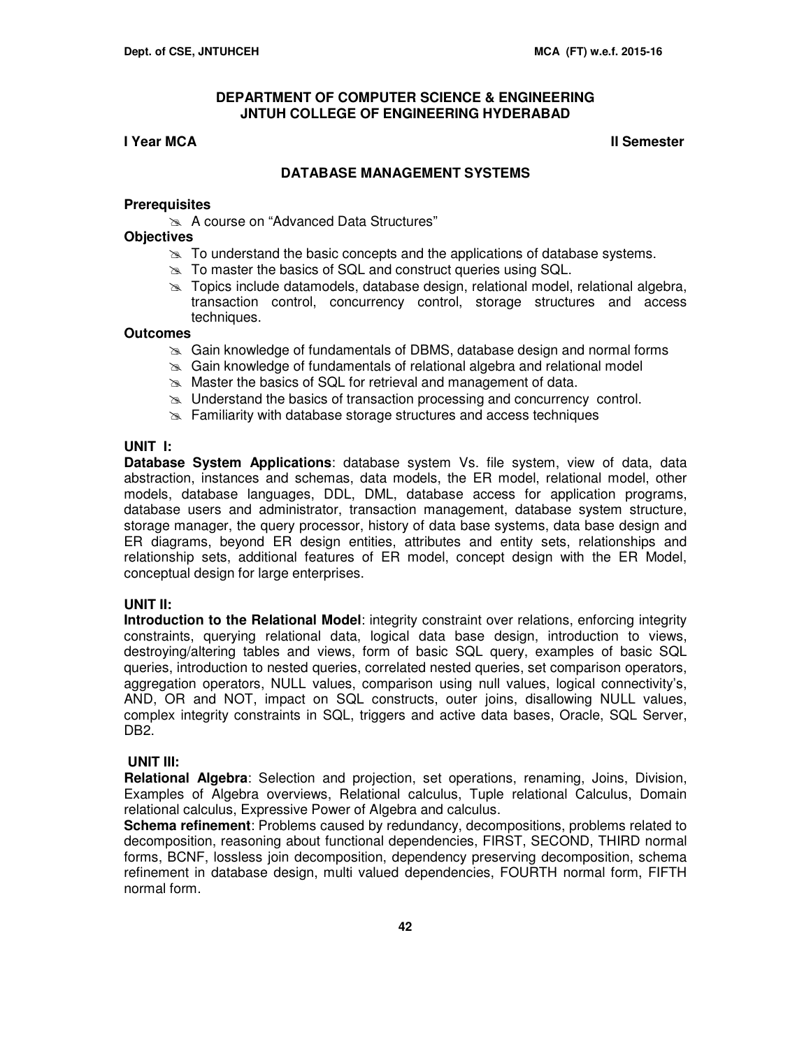# DEPARTMENT OF COMPUTER SCIENCE & ENGINEERING
# JNTUH COLLEGE OF ENGINEERING HYDERABAD

**I Year MCA** **II Semester**

## DATABASE MANAGEMENT SYSTEMS

### Prerequisites

- A course on "Advanced Data Structures"

### Objectives

- To understand the basic concepts and the applications of database systems.
- To master the basics of SQL and construct queries using SQL.
- Topics include datamodels, database design, relational model, relational algebra, transaction control, concurrency control, storage structures and access techniques.

### Outcomes

- Gain knowledge of fundamentals of DBMS, database design and normal forms
- Gain knowledge of fundamentals of relational algebra and relational model
- Master the basics of SQL for retrieval and management of data.
- Understand the basics of transaction processing and concurrency control.
- Familiarity with database storage structures and access techniques

### UNIT I:

**Database System Applications**: database system Vs. file system, view of data, data abstraction, instances and schemas, data models, the ER model, relational model, other models, database languages, DDL, DML, database access for application programs, database users and administrator, transaction management, database system structure, storage manager, the query processor, history of data base systems, data base design and ER diagrams, beyond ER design entities, attributes and entity sets, relationships and relationship sets, additional features of ER model, concept design with the ER Model, conceptual design for large enterprises.

### UNIT II:

**Introduction to the Relational Model**: integrity constraint over relations, enforcing integrity constraints, querying relational data, logical data base design, introduction to views, destroying/altering tables and views, form of basic SQL query, examples of basic SQL queries, introduction to nested queries, correlated nested queries, set comparison operators, aggregation operators, NULL values, comparison using null values, logical connectivity's, AND, OR and NOT, impact on SQL constructs, outer joins, disallowing NULL values, complex integrity constraints in SQL, triggers and active data bases, Oracle, SQL Server, DB2.

### UNIT III:

**Relational Algebra**: Selection and projection, set operations, renaming, Joins, Division, Examples of Algebra overviews, Relational calculus, Tuple relational Calculus, Domain relational calculus, Expressive Power of Algebra and calculus.

**Schema refinement**: Problems caused by redundancy, decompositions, problems related to decomposition, reasoning about functional dependencies, FIRST, SECOND, THIRD normal forms, BCNF, lossless join decomposition, dependency preserving decomposition, schema refinement in database design, multi valued dependencies, FOURTH normal form, FIFTH normal form.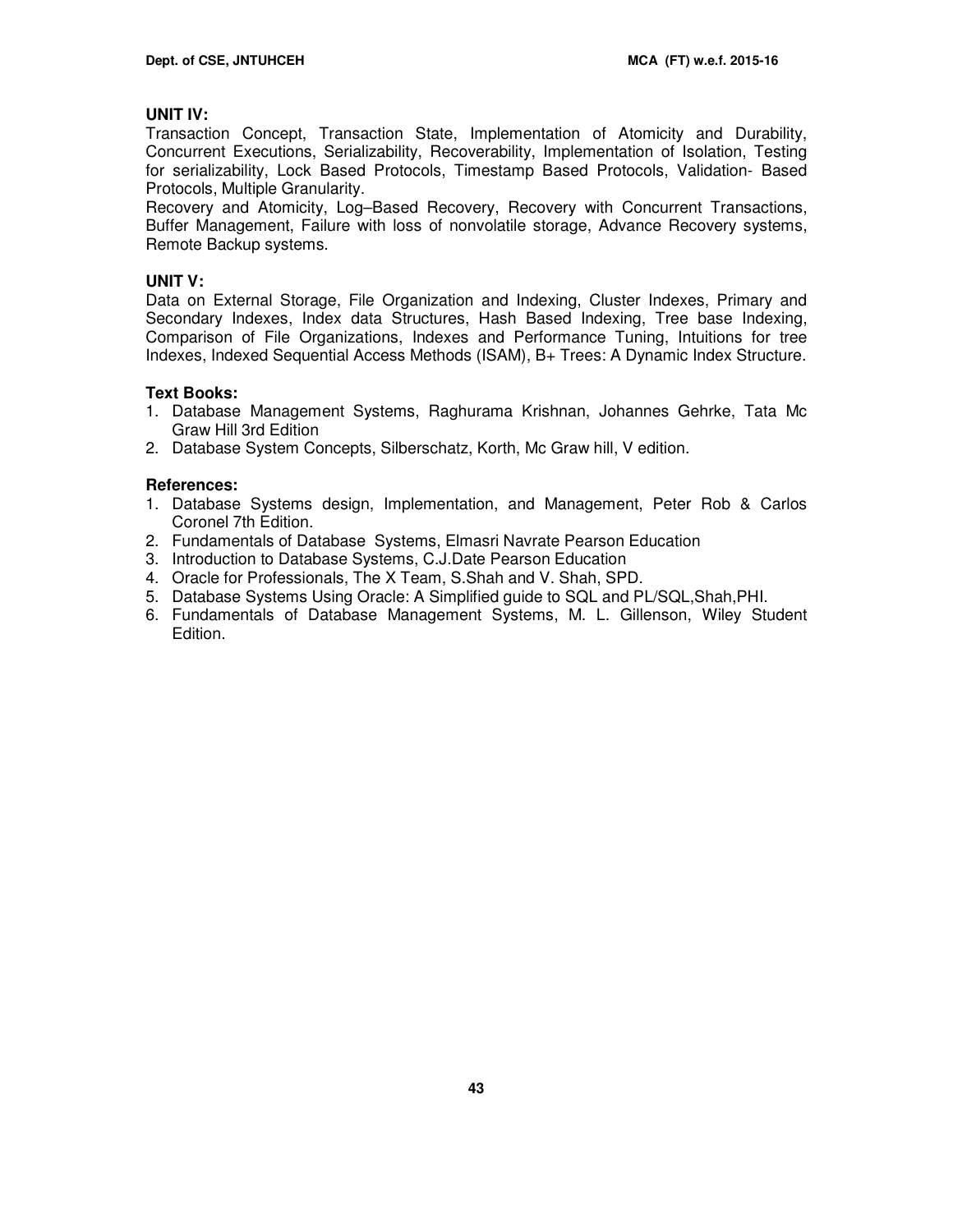**UNIT IV:**

Transaction Concept, Transaction State, Implementation of Atomicity and Durability, Concurrent Executions, Serializability, Recoverability, Implementation of Isolation, Testing for serializability, Lock Based Protocols, Timestamp Based Protocols, Validation- Based Protocols, Multiple Granularity.

Recovery and Atomicity, Log–Based Recovery, Recovery with Concurrent Transactions, Buffer Management, Failure with loss of nonvolatile storage, Advance Recovery systems, Remote Backup systems.

**UNIT V:**

Data on External Storage, File Organization and Indexing, Cluster Indexes, Primary and Secondary Indexes, Index data Structures, Hash Based Indexing, Tree base Indexing, Comparison of File Organizations, Indexes and Performance Tuning, Intuitions for tree Indexes, Indexed Sequential Access Methods (ISAM), B+ Trees: A Dynamic Index Structure.

**Text Books:**

1. Database Management Systems, Raghurama Krishnan, Johannes Gehrke, Tata Mc Graw Hill 3rd Edition
2. Database System Concepts, Silberschatz, Korth, Mc Graw hill, V edition.

**References:**

1. Database Systems design, Implementation, and Management, Peter Rob & Carlos Coronel 7th Edition.
2. Fundamentals of Database Systems, Elmasri Navrate Pearson Education
3. Introduction to Database Systems, C.J.Date Pearson Education
4. Oracle for Professionals, The X Team, S.Shah and V. Shah, SPD.
5. Database Systems Using Oracle: A Simplified guide to SQL and PL/SQL,Shah,PHI.
6. Fundamentals of Database Management Systems, M. L. Gillenson, Wiley Student Edition.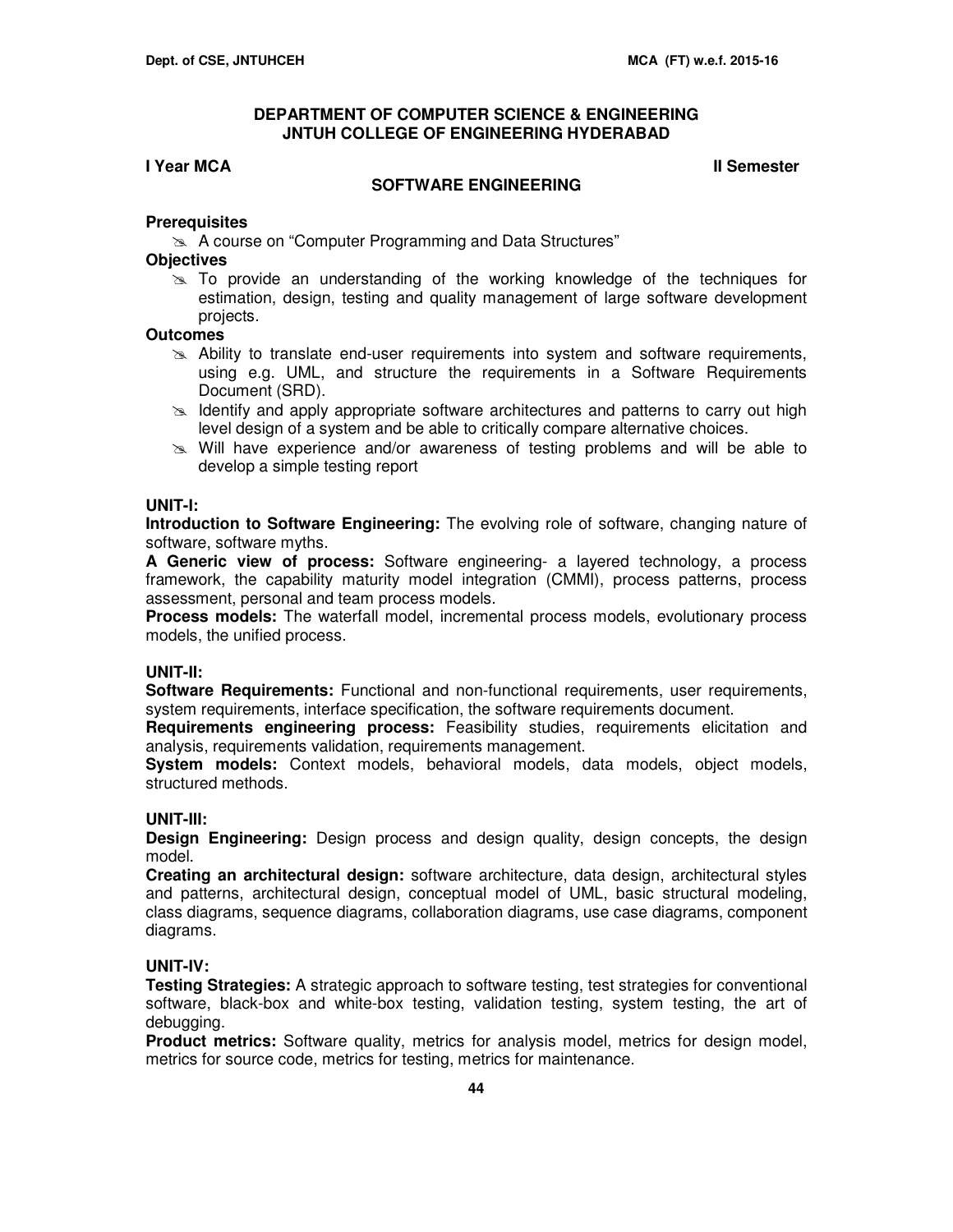# DEPARTMENT OF COMPUTER SCIENCE & ENGINEERING
# JNTUH COLLEGE OF ENGINEERING HYDERABAD

**I Year MCA** **II Semester**

## SOFTWARE ENGINEERING

**Prerequisites**

- A course on "Computer Programming and Data Structures"

**Objectives**

- To provide an understanding of the working knowledge of the techniques for estimation, design, testing and quality management of large software development projects.

**Outcomes**

- Ability to translate end-user requirements into system and software requirements, using e.g. UML, and structure the requirements in a Software Requirements Document (SRD).
- Identify and apply appropriate software architectures and patterns to carry out high level design of a system and be able to critically compare alternative choices.
- Will have experience and/or awareness of testing problems and will be able to develop a simple testing report

### UNIT-I:

**Introduction to Software Engineering:** The evolving role of software, changing nature of software, software myths.

**A Generic view of process:** Software engineering- a layered technology, a process framework, the capability maturity model integration (CMMI), process patterns, process assessment, personal and team process models.

**Process models:** The waterfall model, incremental process models, evolutionary process models, the unified process.

### UNIT-II:

**Software Requirements:** Functional and non-functional requirements, user requirements, system requirements, interface specification, the software requirements document.

**Requirements engineering process:** Feasibility studies, requirements elicitation and analysis, requirements validation, requirements management.

**System models:** Context models, behavioral models, data models, object models, structured methods.

### UNIT-III:

**Design Engineering:** Design process and design quality, design concepts, the design model.

**Creating an architectural design:** software architecture, data design, architectural styles and patterns, architectural design, conceptual model of UML, basic structural modeling, class diagrams, sequence diagrams, collaboration diagrams, use case diagrams, component diagrams.

### UNIT-IV:

**Testing Strategies:** A strategic approach to software testing, test strategies for conventional software, black-box and white-box testing, validation testing, system testing, the art of debugging.

**Product metrics:** Software quality, metrics for analysis model, metrics for design model, metrics for source code, metrics for testing, metrics for maintenance.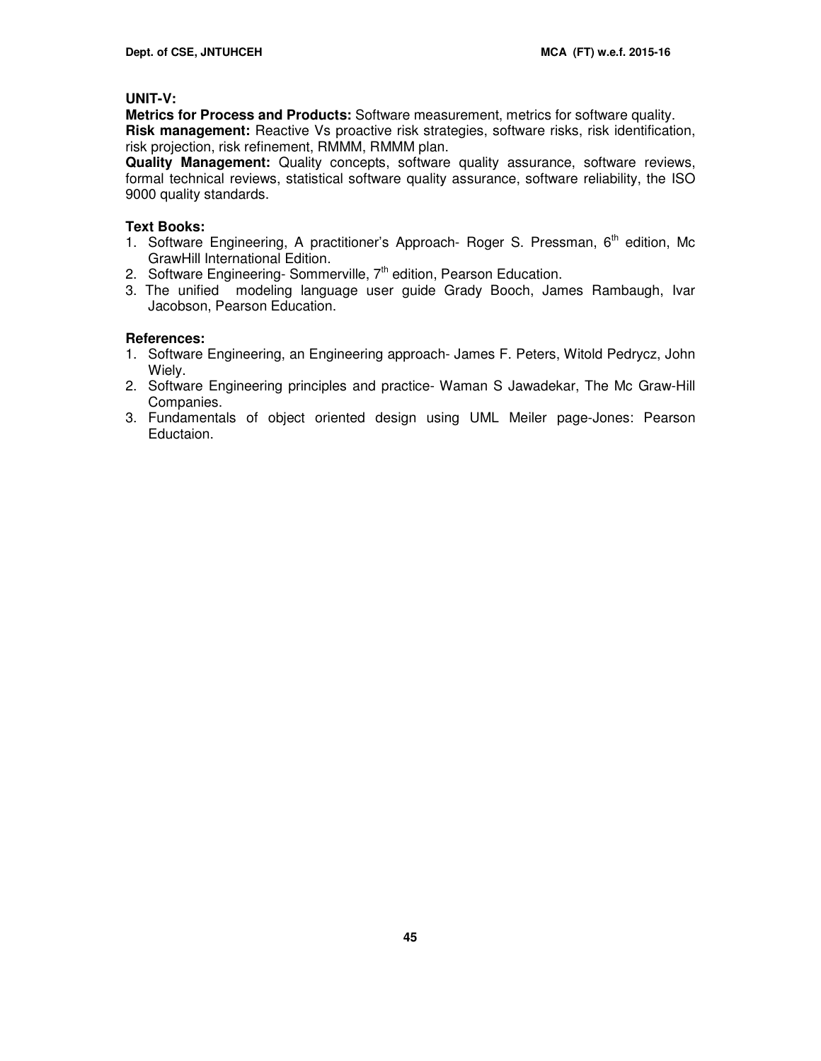**UNIT-V:**

**Metrics for Process and Products:** Software measurement, metrics for software quality.

**Risk management:** Reactive Vs proactive risk strategies, software risks, risk identification, risk projection, risk refinement, RMMM, RMMM plan.

**Quality Management:** Quality concepts, software quality assurance, software reviews, formal technical reviews, statistical software quality assurance, software reliability, the ISO 9000 quality standards.

**Text Books:**

1. Software Engineering, A practitioner's Approach- Roger S. Pressman, 6th edition, Mc GrawHill International Edition.
2. Software Engineering- Sommerville, 7th edition, Pearson Education.
3. The unified modeling language user guide Grady Booch, James Rambaugh, Ivar Jacobson, Pearson Education.

**References:**

1. Software Engineering, an Engineering approach- James F. Peters, Witold Pedrycz, John Wiely.
2. Software Engineering principles and practice- Waman S Jawadekar, The Mc Graw-Hill Companies.
3. Fundamentals of object oriented design using UML Meiler page-Jones: Pearson Eductaion.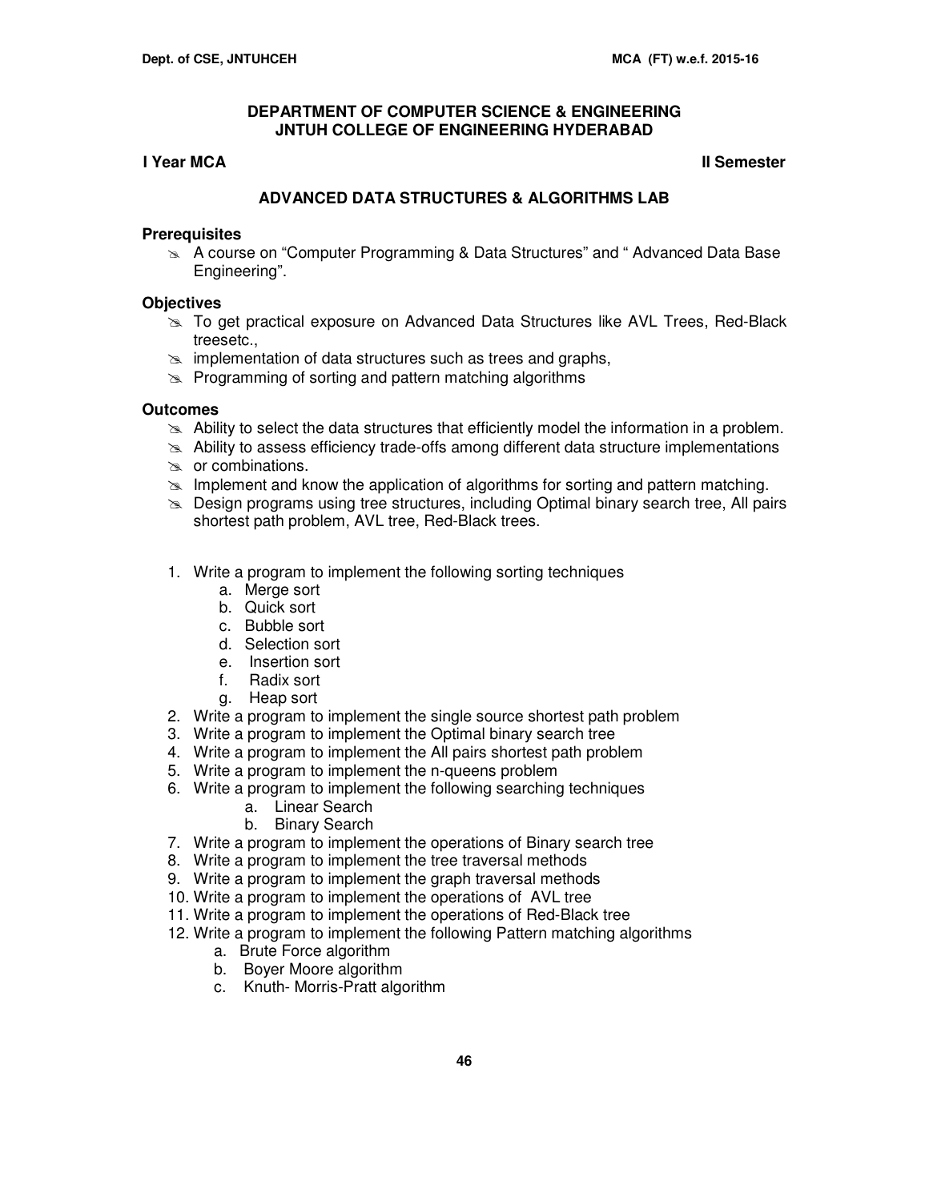## DEPARTMENT OF COMPUTER SCIENCE & ENGINEERING
## JNTUH COLLEGE OF ENGINEERING HYDERABAD

**I Year MCA** **II Semester**

### ADVANCED DATA STRUCTURES & ALGORITHMS LAB

**Prerequisites**

- A course on "Computer Programming & Data Structures" and " Advanced Data Base Engineering".

**Objectives**

- To get practical exposure on Advanced Data Structures like AVL Trees, Red-Black treesetc.,
- implementation of data structures such as trees and graphs,
- Programming of sorting and pattern matching algorithms

**Outcomes**

- Ability to select the data structures that efficiently model the information in a problem.
- Ability to assess efficiency trade-offs among different data structure implementations
- or combinations.
- Implement and know the application of algorithms for sorting and pattern matching.
- Design programs using tree structures, including Optimal binary search tree, All pairs shortest path problem, AVL tree, Red-Black trees.

1. Write a program to implement the following sorting techniques
   a. Merge sort
   b. Quick sort
   c. Bubble sort
   d. Selection sort
   e. Insertion sort
   f. Radix sort
   g. Heap sort
2. Write a program to implement the single source shortest path problem
3. Write a program to implement the Optimal binary search tree
4. Write a program to implement the All pairs shortest path problem
5. Write a program to implement the n-queens problem
6. Write a program to implement the following searching techniques
   a. Linear Search
   b. Binary Search
7. Write a program to implement the operations of Binary search tree
8. Write a program to implement the tree traversal methods
9. Write a program to implement the graph traversal methods
10. Write a program to implement the operations of AVL tree
11. Write a program to implement the operations of Red-Black tree
12. Write a program to implement the following Pattern matching algorithms
    a. Brute Force algorithm
    b. Boyer Moore algorithm
    c. Knuth- Morris-Pratt algorithm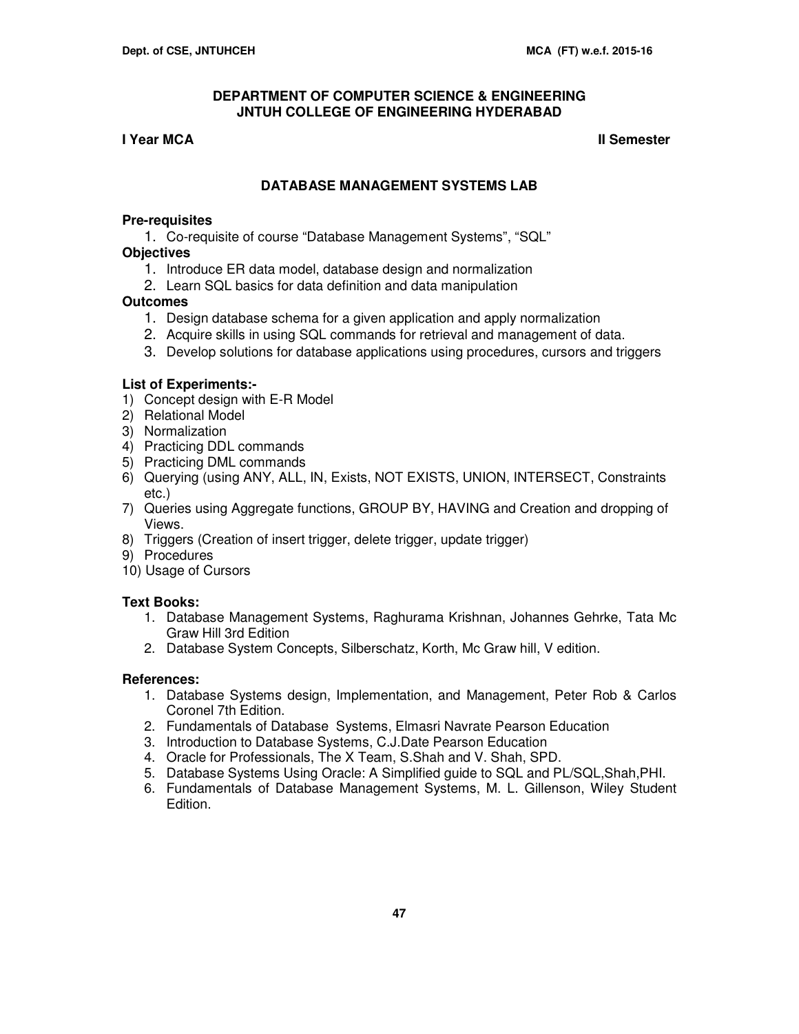# DEPARTMENT OF COMPUTER SCIENCE & ENGINEERING
# JNTUH COLLEGE OF ENGINEERING HYDERABAD

**I Year MCA** **II Semester**

## DATABASE MANAGEMENT SYSTEMS LAB

**Pre-requisites**

1. Co-requisite of course "Database Management Systems", "SQL"

**Objectives**

1. Introduce ER data model, database design and normalization
2. Learn SQL basics for data definition and data manipulation

**Outcomes**

1. Design database schema for a given application and apply normalization
2. Acquire skills in using SQL commands for retrieval and management of data.
3. Develop solutions for database applications using procedures, cursors and triggers

**List of Experiments:-**

1) Concept design with E-R Model
2) Relational Model
3) Normalization
4) Practicing DDL commands
5) Practicing DML commands
6) Querying (using ANY, ALL, IN, Exists, NOT EXISTS, UNION, INTERSECT, Constraints etc.)
7) Queries using Aggregate functions, GROUP BY, HAVING and Creation and dropping of Views.
8) Triggers (Creation of insert trigger, delete trigger, update trigger)
9) Procedures
10) Usage of Cursors

**Text Books:**

1. Database Management Systems, Raghurama Krishnan, Johannes Gehrke, Tata Mc Graw Hill 3rd Edition
2. Database System Concepts, Silberschatz, Korth, Mc Graw hill, V edition.

**References:**

1. Database Systems design, Implementation, and Management, Peter Rob & Carlos Coronel 7th Edition.
2. Fundamentals of Database Systems, Elmasri Navrate Pearson Education
3. Introduction to Database Systems, C.J.Date Pearson Education
4. Oracle for Professionals, The X Team, S.Shah and V. Shah, SPD.
5. Database Systems Using Oracle: A Simplified guide to SQL and PL/SQL,Shah,PHI.
6. Fundamentals of Database Management Systems, M. L. Gillenson, Wiley Student Edition.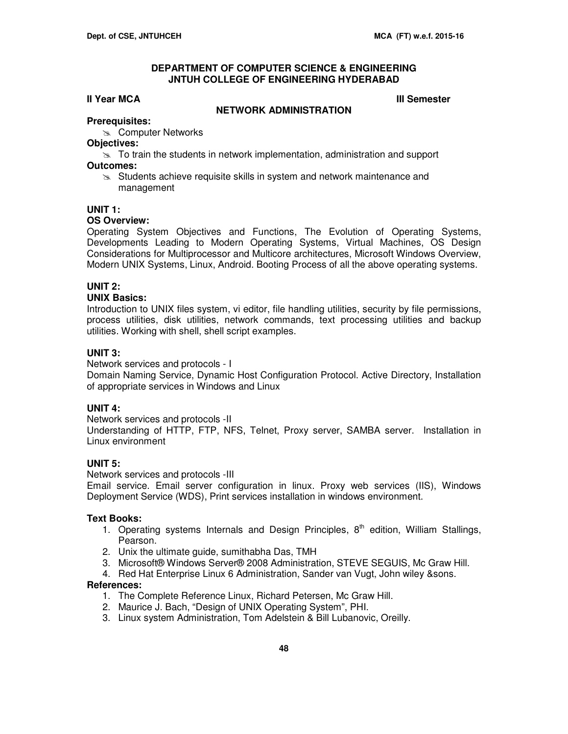## DEPARTMENT OF COMPUTER SCIENCE & ENGINEERING
## JNTUH COLLEGE OF ENGINEERING HYDERABAD

**II Year MCA** **III Semester**

### NETWORK ADMINISTRATION

**Prerequisites:**

- Computer Networks

**Objectives:**

- To train the students in network implementation, administration and support

**Outcomes:**

- Students achieve requisite skills in system and network maintenance and management

**UNIT 1:**

**OS Overview:**

Operating System Objectives and Functions, The Evolution of Operating Systems, Developments Leading to Modern Operating Systems, Virtual Machines, OS Design Considerations for Multiprocessor and Multicore architectures, Microsoft Windows Overview, Modern UNIX Systems, Linux, Android. Booting Process of all the above operating systems.

**UNIT 2:**

**UNIX Basics:**

Introduction to UNIX files system, vi editor, file handling utilities, security by file permissions, process utilities, disk utilities, network commands, text processing utilities and backup utilities. Working with shell, shell script examples.

**UNIT 3:**

Network services and protocols - I

Domain Naming Service, Dynamic Host Configuration Protocol. Active Directory, Installation of appropriate services in Windows and Linux

**UNIT 4:**

Network services and protocols -II

Understanding of HTTP, FTP, NFS, Telnet, Proxy server, SAMBA server. Installation in Linux environment

**UNIT 5:**

Network services and protocols -III

Email service. Email server configuration in linux. Proxy web services (IIS), Windows Deployment Service (WDS), Print services installation in windows environment.

**Text Books:**

1. Operating systems Internals and Design Principles, 8th edition, William Stallings, Pearson.
2. Unix the ultimate guide, sumithabha Das, TMH
3. Microsoft® Windows Server® 2008 Administration, STEVE SEGUIS, Mc Graw Hill.
4. Red Hat Enterprise Linux 6 Administration, Sander van Vugt, John wiley &sons.

**References:**

1. The Complete Reference Linux, Richard Petersen, Mc Graw Hill.
2. Maurice J. Bach, "Design of UNIX Operating System", PHI.
3. Linux system Administration, Tom Adelstein & Bill Lubanovic, Oreilly.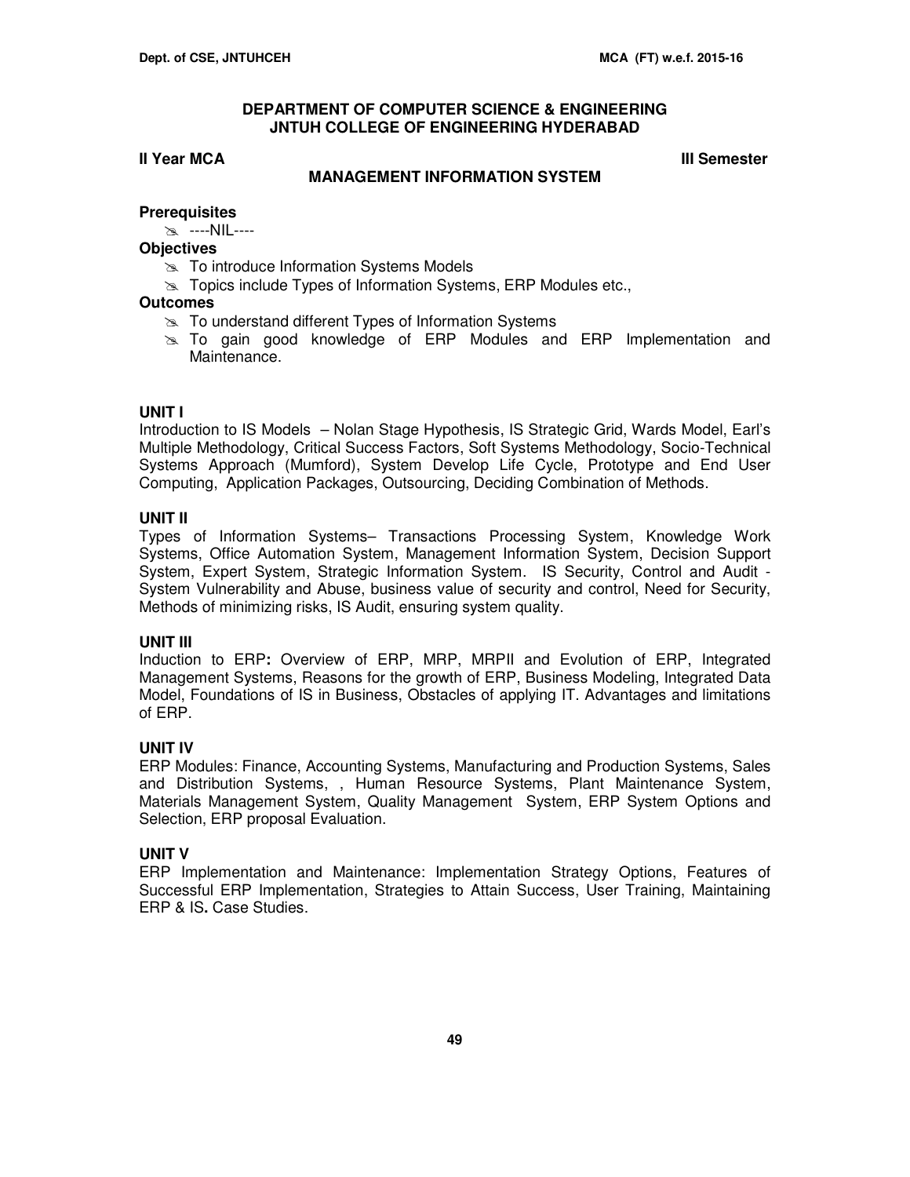**DEPARTMENT OF COMPUTER SCIENCE & ENGINEERING**
**JNTUH COLLEGE OF ENGINEERING HYDERABAD**

**II Year MCA** **III Semester**

## MANAGEMENT INFORMATION SYSTEM

**Prerequisites**

- ----NIL----

**Objectives**

- To introduce Information Systems Models
- Topics include Types of Information Systems, ERP Modules etc.,

**Outcomes**

- To understand different Types of Information Systems
- To gain good knowledge of ERP Modules and ERP Implementation and Maintenance.

### UNIT I

Introduction to IS Models – Nolan Stage Hypothesis, IS Strategic Grid, Wards Model, Earl's Multiple Methodology, Critical Success Factors, Soft Systems Methodology, Socio-Technical Systems Approach (Mumford), System Develop Life Cycle, Prototype and End User Computing, Application Packages, Outsourcing, Deciding Combination of Methods.

### UNIT II

Types of Information Systems– Transactions Processing System, Knowledge Work Systems, Office Automation System, Management Information System, Decision Support System, Expert System, Strategic Information System. IS Security, Control and Audit - System Vulnerability and Abuse, business value of security and control, Need for Security, Methods of minimizing risks, IS Audit, ensuring system quality.

### UNIT III

Induction to ERP**:** Overview of ERP, MRP, MRPII and Evolution of ERP, Integrated Management Systems, Reasons for the growth of ERP, Business Modeling, Integrated Data Model, Foundations of IS in Business, Obstacles of applying IT. Advantages and limitations of ERP.

### UNIT IV

ERP Modules: Finance, Accounting Systems, Manufacturing and Production Systems, Sales and Distribution Systems, , Human Resource Systems, Plant Maintenance System, Materials Management System, Quality Management System, ERP System Options and Selection, ERP proposal Evaluation.

### UNIT V

ERP Implementation and Maintenance: Implementation Strategy Options, Features of Successful ERP Implementation, Strategies to Attain Success, User Training, Maintaining ERP & IS**.** Case Studies.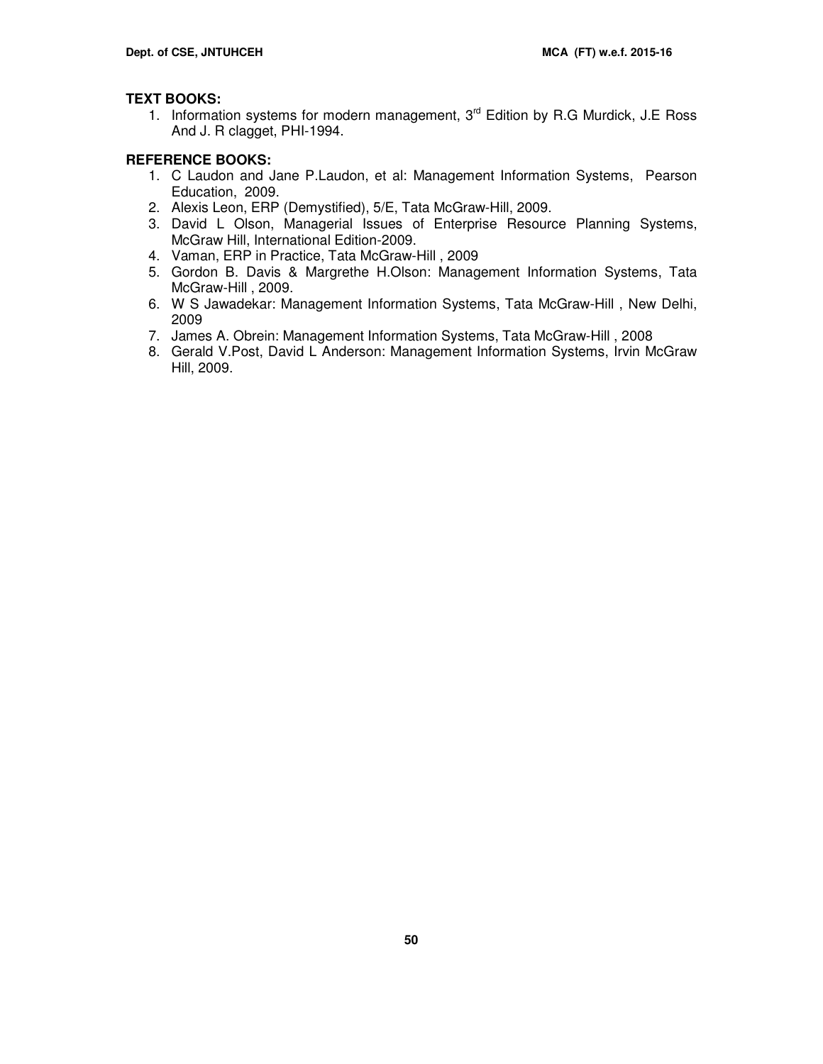**TEXT BOOKS:**

1. Information systems for modern management, 3rd Edition by R.G Murdick, J.E Ross And J. R clagget, PHI-1994.

**REFERENCE BOOKS:**

1. C Laudon and Jane P.Laudon, et al: Management Information Systems, Pearson Education, 2009.
2. Alexis Leon, ERP (Demystified), 5/E, Tata McGraw-Hill, 2009.
3. David L Olson, Managerial Issues of Enterprise Resource Planning Systems, McGraw Hill, International Edition-2009.
4. Vaman, ERP in Practice, Tata McGraw-Hill , 2009
5. Gordon B. Davis & Margrethe H.Olson: Management Information Systems, Tata McGraw-Hill , 2009.
6. W S Jawadekar: Management Information Systems, Tata McGraw-Hill , New Delhi, 2009
7. James A. Obrein: Management Information Systems, Tata McGraw-Hill , 2008
8. Gerald V.Post, David L Anderson: Management Information Systems, Irvin McGraw Hill, 2009.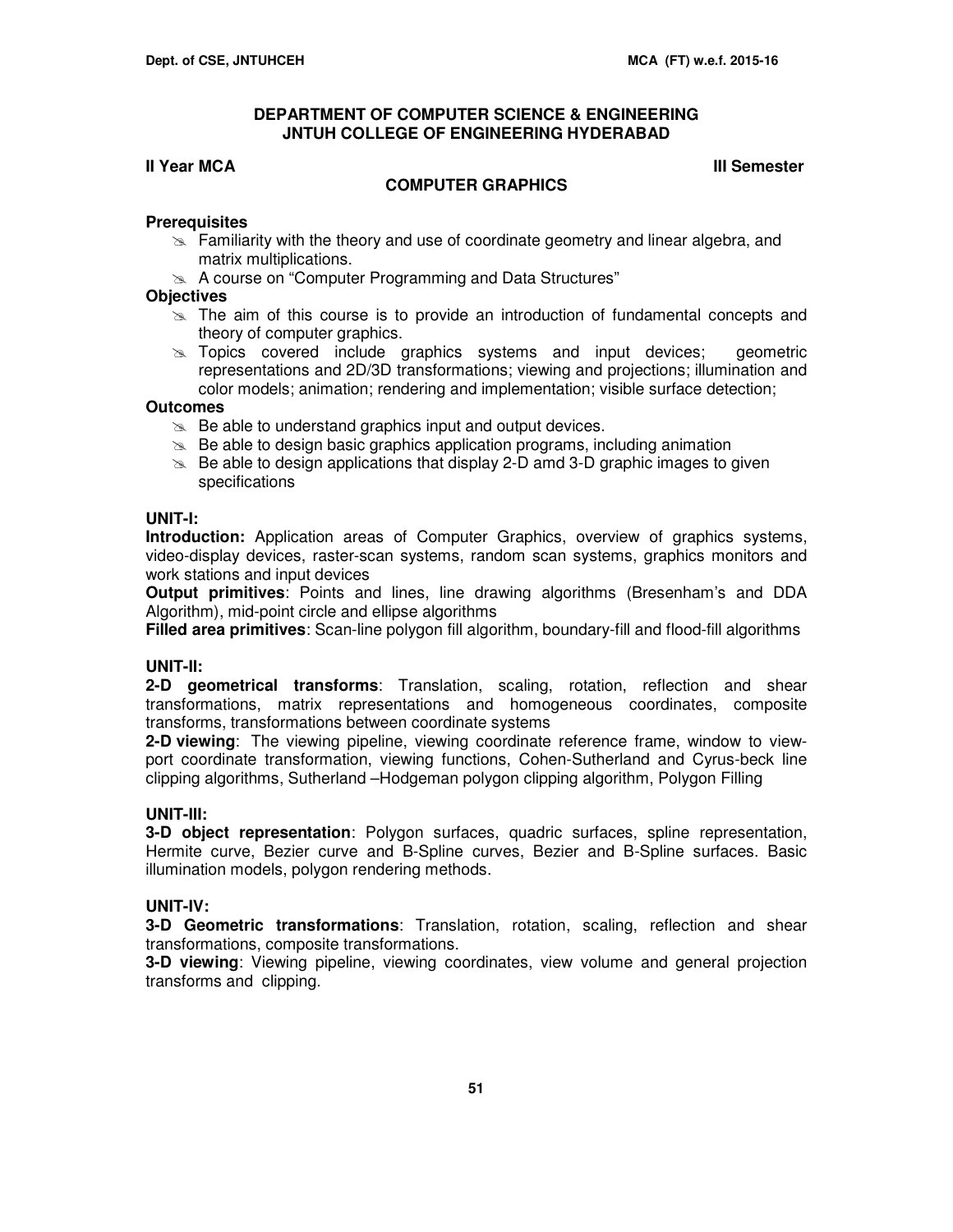# DEPARTMENT OF COMPUTER SCIENCE & ENGINEERING
# JNTUH COLLEGE OF ENGINEERING HYDERABAD

**II Year MCA** **III Semester**

## COMPUTER GRAPHICS

**Prerequisites**

- Familiarity with the theory and use of coordinate geometry and linear algebra, and matrix multiplications.
- A course on "Computer Programming and Data Structures"

**Objectives**

- The aim of this course is to provide an introduction of fundamental concepts and theory of computer graphics.
- Topics covered include graphics systems and input devices; geometric representations and 2D/3D transformations; viewing and projections; illumination and color models; animation; rendering and implementation; visible surface detection;

**Outcomes**

- Be able to understand graphics input and output devices.
- Be able to design basic graphics application programs, including animation
- Be able to design applications that display 2-D amd 3-D graphic images to given specifications

### UNIT-I:

**Introduction:** Application areas of Computer Graphics, overview of graphics systems, video-display devices, raster-scan systems, random scan systems, graphics monitors and work stations and input devices

**Output primitives**: Points and lines, line drawing algorithms (Bresenham's and DDA Algorithm), mid-point circle and ellipse algorithms

**Filled area primitives**: Scan-line polygon fill algorithm, boundary-fill and flood-fill algorithms

### UNIT-II:

**2-D geometrical transforms**: Translation, scaling, rotation, reflection and shear transformations, matrix representations and homogeneous coordinates, composite transforms, transformations between coordinate systems

**2-D viewing**: The viewing pipeline, viewing coordinate reference frame, window to view-port coordinate transformation, viewing functions, Cohen-Sutherland and Cyrus-beck line clipping algorithms, Sutherland –Hodgeman polygon clipping algorithm, Polygon Filling

### UNIT-III:

**3-D object representation**: Polygon surfaces, quadric surfaces, spline representation, Hermite curve, Bezier curve and B-Spline curves, Bezier and B-Spline surfaces. Basic illumination models, polygon rendering methods.

### UNIT-IV:

**3-D Geometric transformations**: Translation, rotation, scaling, reflection and shear transformations, composite transformations.

**3-D viewing**: Viewing pipeline, viewing coordinates, view volume and general projection transforms and clipping.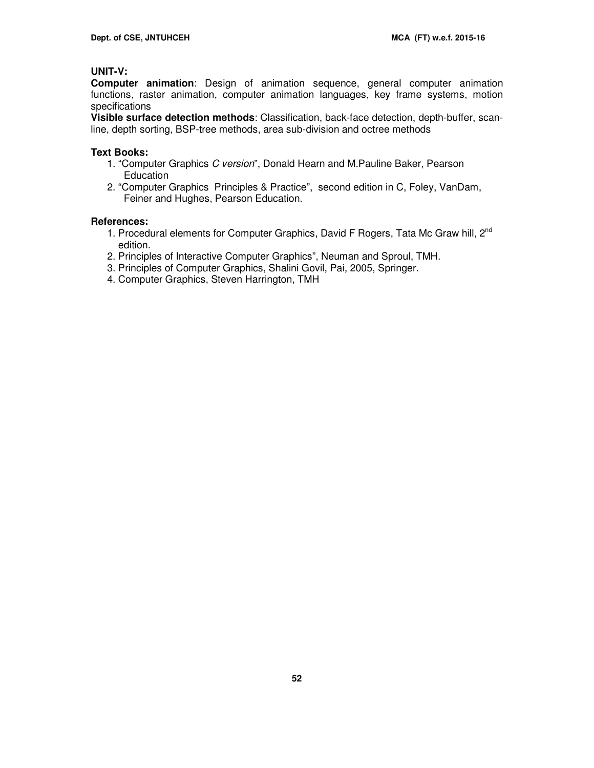**UNIT-V:**

**Computer animation**: Design of animation sequence, general computer animation functions, raster animation, computer animation languages, key frame systems, motion specifications

**Visible surface detection methods**: Classification, back-face detection, depth-buffer, scan-line, depth sorting, BSP-tree methods, area sub-division and octree methods

**Text Books:**

1. "Computer Graphics *C version*", Donald Hearn and M.Pauline Baker, Pearson Education
2. "Computer Graphics Principles & Practice", second edition in C, Foley, VanDam, Feiner and Hughes, Pearson Education.

**References:**

1. Procedural elements for Computer Graphics, David F Rogers, Tata Mc Graw hill, 2nd edition.
2. Principles of Interactive Computer Graphics", Neuman and Sproul, TMH.
3. Principles of Computer Graphics, Shalini Govil, Pai, 2005, Springer.
4. Computer Graphics, Steven Harrington, TMH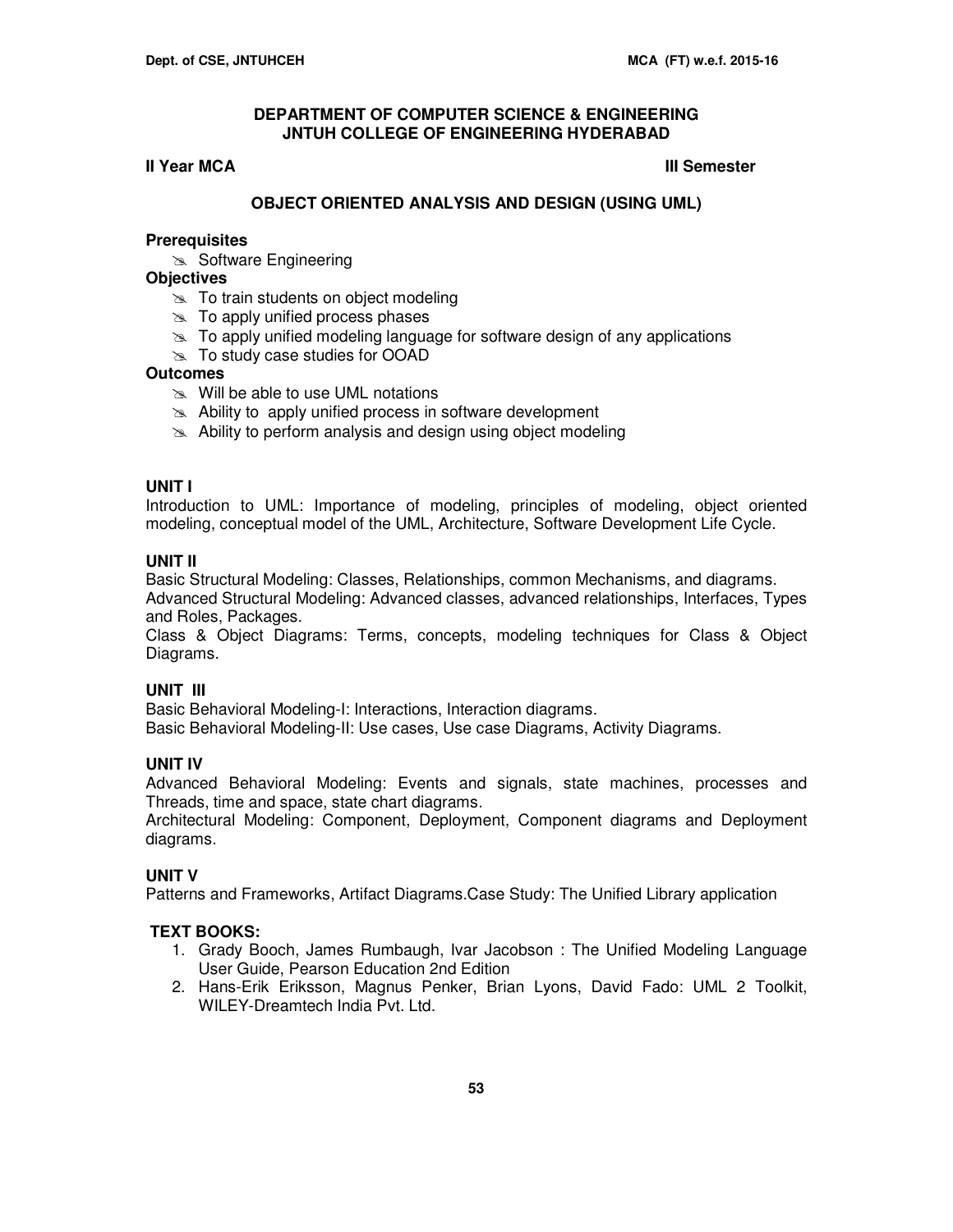# DEPARTMENT OF COMPUTER SCIENCE & ENGINEERING
# JNTUH COLLEGE OF ENGINEERING HYDERABAD

**II Year MCA** **III Semester**

## OBJECT ORIENTED ANALYSIS AND DESIGN (USING UML)

**Prerequisites**

- Software Engineering

**Objectives**

- To train students on object modeling
- To apply unified process phases
- To apply unified modeling language for software design of any applications
- To study case studies for OOAD

**Outcomes**

- Will be able to use UML notations
- Ability to apply unified process in software development
- Ability to perform analysis and design using object modeling

### UNIT I

Introduction to UML: Importance of modeling, principles of modeling, object oriented modeling, conceptual model of the UML, Architecture, Software Development Life Cycle.

### UNIT II

Basic Structural Modeling: Classes, Relationships, common Mechanisms, and diagrams.
Advanced Structural Modeling: Advanced classes, advanced relationships, Interfaces, Types and Roles, Packages.
Class & Object Diagrams: Terms, concepts, modeling techniques for Class & Object Diagrams.

### UNIT III

Basic Behavioral Modeling-I: Interactions, Interaction diagrams.
Basic Behavioral Modeling-II: Use cases, Use case Diagrams, Activity Diagrams.

### UNIT IV

Advanced Behavioral Modeling: Events and signals, state machines, processes and Threads, time and space, state chart diagrams.
Architectural Modeling: Component, Deployment, Component diagrams and Deployment diagrams.

### UNIT V

Patterns and Frameworks, Artifact Diagrams.Case Study: The Unified Library application

### TEXT BOOKS:

1. Grady Booch, James Rumbaugh, Ivar Jacobson : The Unified Modeling Language User Guide, Pearson Education 2nd Edition
2. Hans-Erik Eriksson, Magnus Penker, Brian Lyons, David Fado: UML 2 Toolkit, WILEY-Dreamtech India Pvt. Ltd.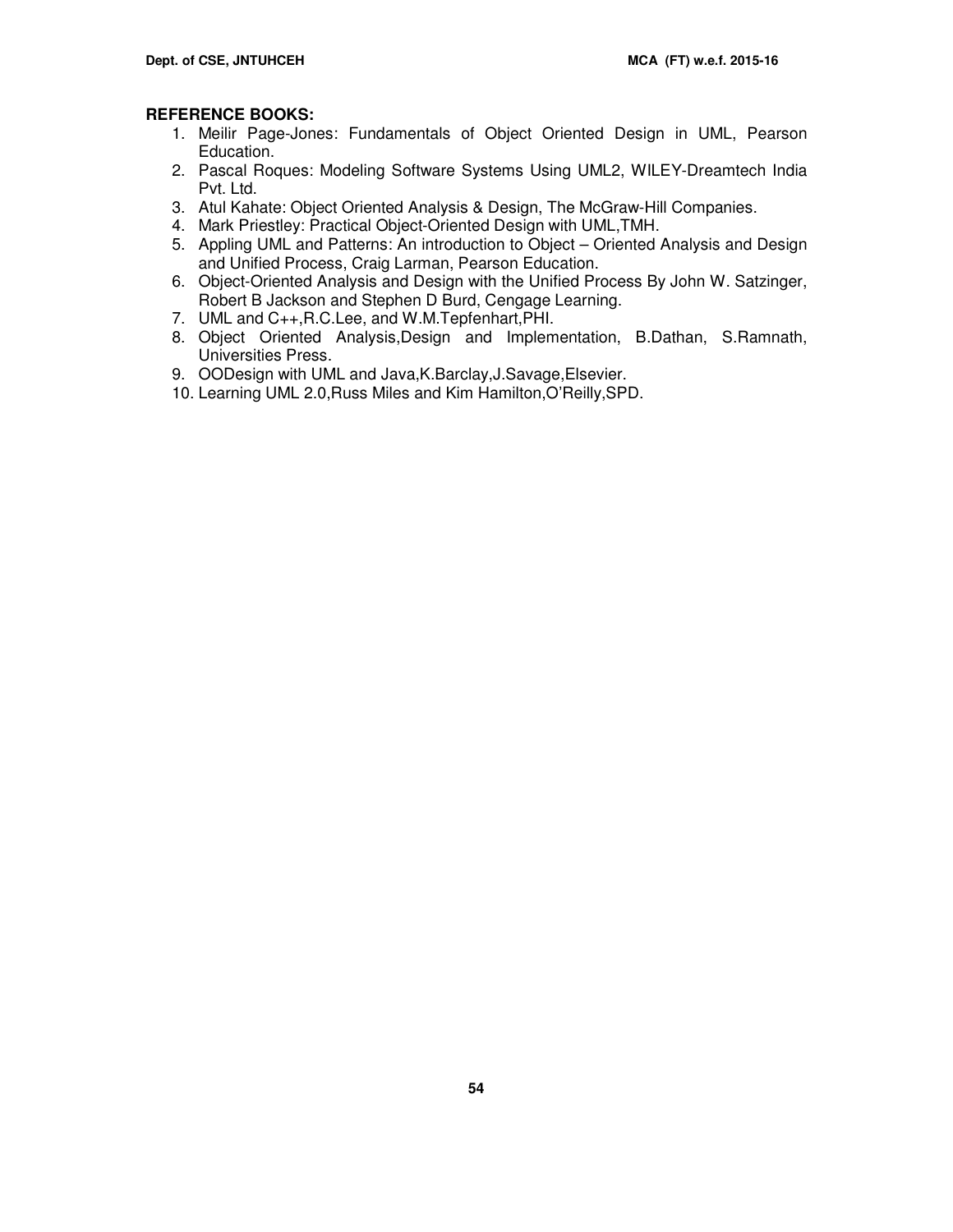**REFERENCE BOOKS:**

1. Meilir Page-Jones: Fundamentals of Object Oriented Design in UML, Pearson Education.
2. Pascal Roques: Modeling Software Systems Using UML2, WILEY-Dreamtech India Pvt. Ltd.
3. Atul Kahate: Object Oriented Analysis & Design, The McGraw-Hill Companies.
4. Mark Priestley: Practical Object-Oriented Design with UML,TMH.
5. Appling UML and Patterns: An introduction to Object – Oriented Analysis and Design and Unified Process, Craig Larman, Pearson Education.
6. Object-Oriented Analysis and Design with the Unified Process By John W. Satzinger, Robert B Jackson and Stephen D Burd, Cengage Learning.
7. UML and C++,R.C.Lee, and W.M.Tepfenhart,PHI.
8. Object Oriented Analysis,Design and Implementation, B.Dathan, S.Ramnath, Universities Press.
9. OODesign with UML and Java,K.Barclay,J.Savage,Elsevier.
10. Learning UML 2.0,Russ Miles and Kim Hamilton,O'Reilly,SPD.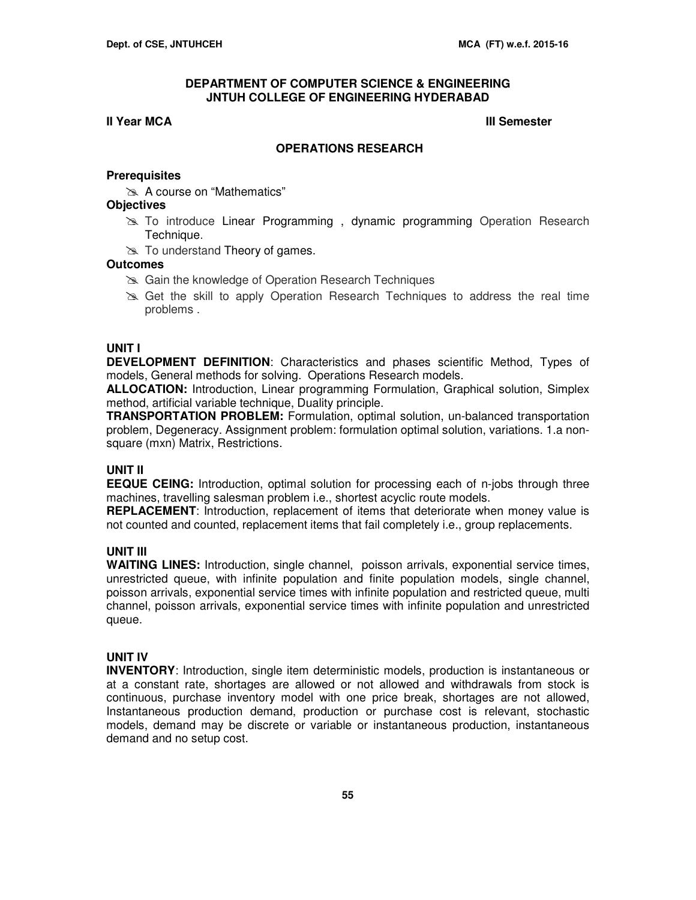**DEPARTMENT OF COMPUTER SCIENCE & ENGINEERING**
**JNTUH COLLEGE OF ENGINEERING HYDERABAD**

**II Year MCA** **III Semester**

## OPERATIONS RESEARCH

### Prerequisites

- A course on "Mathematics"

### Objectives

- To introduce Linear Programming , dynamic programming Operation Research Technique.
- To understand Theory of games.

### Outcomes

- Gain the knowledge of Operation Research Techniques
- Get the skill to apply Operation Research Techniques to address the real time problems .

### UNIT I

**DEVELOPMENT DEFINITION**: Characteristics and phases scientific Method, Types of models, General methods for solving. Operations Research models.

**ALLOCATION:** Introduction, Linear programming Formulation, Graphical solution, Simplex method, artificial variable technique, Duality principle.

**TRANSPORTATION PROBLEM:** Formulation, optimal solution, un-balanced transportation problem, Degeneracy. Assignment problem: formulation optimal solution, variations. 1.a non-square (mxn) Matrix, Restrictions.

### UNIT II

**EEQUE CEING:** Introduction, optimal solution for processing each of n-jobs through three machines, travelling salesman problem i.e., shortest acyclic route models.

**REPLACEMENT**: Introduction, replacement of items that deteriorate when money value is not counted and counted, replacement items that fail completely i.e., group replacements.

### UNIT III

**WAITING LINES:** Introduction, single channel, poisson arrivals, exponential service times, unrestricted queue, with infinite population and finite population models, single channel, poisson arrivals, exponential service times with infinite population and restricted queue, multi channel, poisson arrivals, exponential service times with infinite population and unrestricted queue.

### UNIT IV

**INVENTORY**: Introduction, single item deterministic models, production is instantaneous or at a constant rate, shortages are allowed or not allowed and withdrawals from stock is continuous, purchase inventory model with one price break, shortages are not allowed, Instantaneous production demand, production or purchase cost is relevant, stochastic models, demand may be discrete or variable or instantaneous production, instantaneous demand and no setup cost.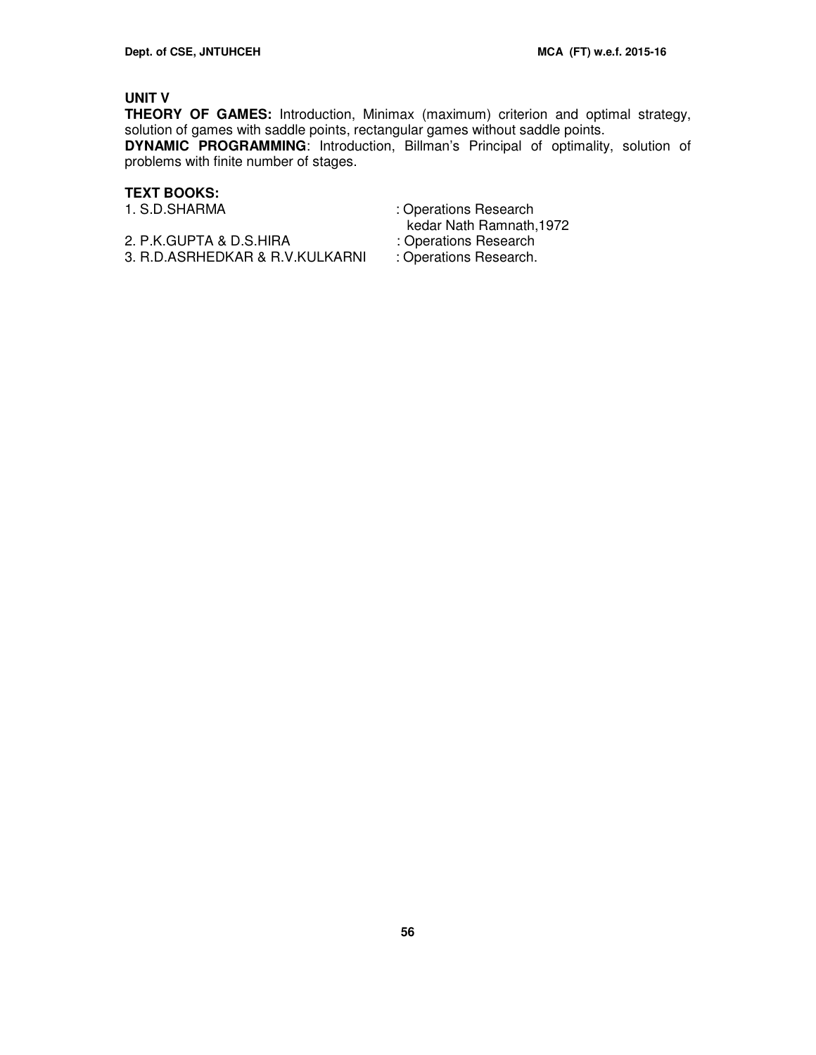**UNIT V**

**THEORY OF GAMES:** Introduction, Minimax (maximum) criterion and optimal strategy, solution of games with saddle points, rectangular games without saddle points.

**DYNAMIC PROGRAMMING**: Introduction, Billman's Principal of optimality, solution of problems with finite number of stages.

**TEXT BOOKS:**

| | |
|---|---|
| 1. S.D.SHARMA | : Operations Research kedar Nath Ramnath,1972 |
| 2. P.K.GUPTA & D.S.HIRA | : Operations Research |
| 3. R.D.ASRHEDKAR & R.V.KULKARNI | : Operations Research. |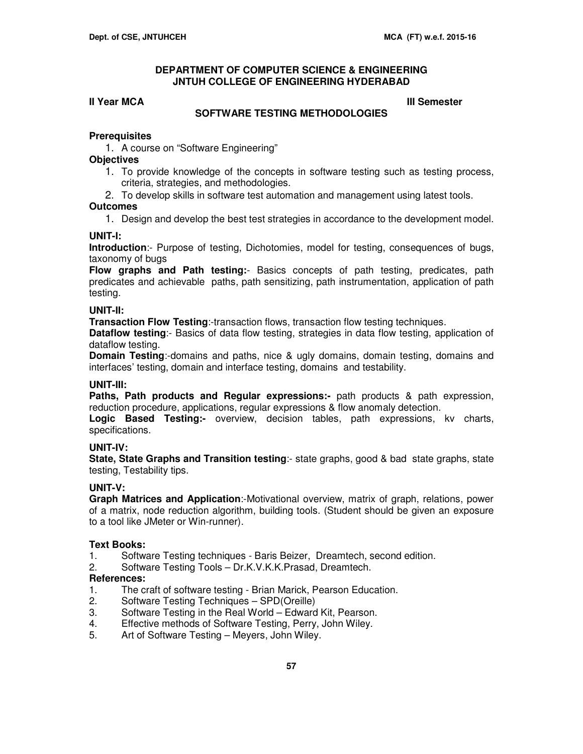# DEPARTMENT OF COMPUTER SCIENCE & ENGINEERING
# JNTUH COLLEGE OF ENGINEERING HYDERABAD

**II Year MCA** **III Semester**

## SOFTWARE TESTING METHODOLOGIES

### Prerequisites

1. A course on “Software Engineering”

### Objectives

1. To provide knowledge of the concepts in software testing such as testing process, criteria, strategies, and methodologies.
2. To develop skills in software test automation and management using latest tools.

### Outcomes

1. Design and develop the best test strategies in accordance to the development model.

### UNIT-I:

**Introduction**:- Purpose of testing, Dichotomies, model for testing, consequences of bugs, taxonomy of bugs

**Flow graphs and Path testing:**- Basics concepts of path testing, predicates, path predicates and achievable paths, path sensitizing, path instrumentation, application of path testing.

### UNIT-II:

**Transaction Flow Testing**:-transaction flows, transaction flow testing techniques.

**Dataflow testing**:- Basics of data flow testing, strategies in data flow testing, application of dataflow testing.

**Domain Testing**:-domains and paths, nice & ugly domains, domain testing, domains and interfaces’ testing, domain and interface testing, domains and testability.

### UNIT-III:

**Paths, Path products and Regular expressions:-** path products & path expression, reduction procedure, applications, regular expressions & flow anomaly detection.

**Logic Based Testing:-** overview, decision tables, path expressions, kv charts, specifications.

### UNIT-IV:

**State, State Graphs and Transition testing**:- state graphs, good & bad state graphs, state testing, Testability tips.

### UNIT-V:

**Graph Matrices and Application**:-Motivational overview, matrix of graph, relations, power of a matrix, node reduction algorithm, building tools. (Student should be given an exposure to a tool like JMeter or Win-runner).

### Text Books:

1. Software Testing techniques - Baris Beizer, Dreamtech, second edition.
2. Software Testing Tools – Dr.K.V.K.K.Prasad, Dreamtech.

### References:

1. The craft of software testing - Brian Marick, Pearson Education.
2. Software Testing Techniques – SPD(Oreille)
3. Software Testing in the Real World – Edward Kit, Pearson.
4. Effective methods of Software Testing, Perry, John Wiley.
5. Art of Software Testing – Meyers, John Wiley.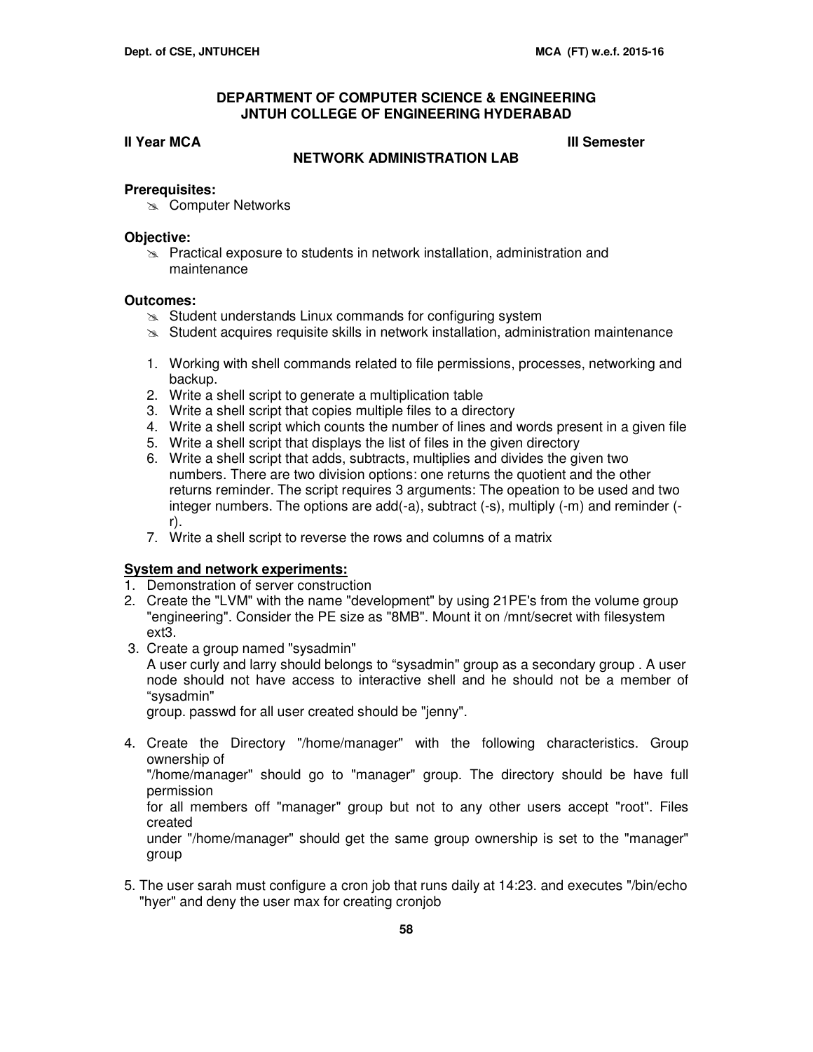# DEPARTMENT OF COMPUTER SCIENCE & ENGINEERING
# JNTUH COLLEGE OF ENGINEERING HYDERABAD

**II Year MCA** **III Semester**

## NETWORK ADMINISTRATION LAB

**Prerequisites:**

- Computer Networks

**Objective:**

- Practical exposure to students in network installation, administration and maintenance

**Outcomes:**

- Student understands Linux commands for configuring system
- Student acquires requisite skills in network installation, administration maintenance

1. Working with shell commands related to file permissions, processes, networking and backup.
2. Write a shell script to generate a multiplication table
3. Write a shell script that copies multiple files to a directory
4. Write a shell script which counts the number of lines and words present in a given file
5. Write a shell script that displays the list of files in the given directory
6. Write a shell script that adds, subtracts, multiplies and divides the given two numbers. There are two division options: one returns the quotient and the other returns reminder. The script requires 3 arguments: The opeation to be used and two integer numbers. The options are add(-a), subtract (-s), multiply (-m) and reminder (-r).
7. Write a shell script to reverse the rows and columns of a matrix

**System and network experiments:**

1. Demonstration of server construction
2. Create the "LVM" with the name "development" by using 21PE's from the volume group "engineering". Consider the PE size as "8MB". Mount it on /mnt/secret with filesystem ext3.
3. Create a group named "sysadmin"
   A user curly and larry should belongs to "sysadmin" group as a secondary group . A user node should not have access to interactive shell and he should not be a member of "sysadmin"
   group. passwd for all user created should be "jenny".
4. Create the Directory "/home/manager" with the following characteristics. Group ownership of
   "/home/manager" should go to "manager" group. The directory should be have full permission
   for all members off "manager" group but not to any other users accept "root". Files created
   under "/home/manager" should get the same group ownership is set to the "manager" group
5. The user sarah must configure a cron job that runs daily at 14:23. and executes "/bin/echo "hyer" and deny the user max for creating cronjob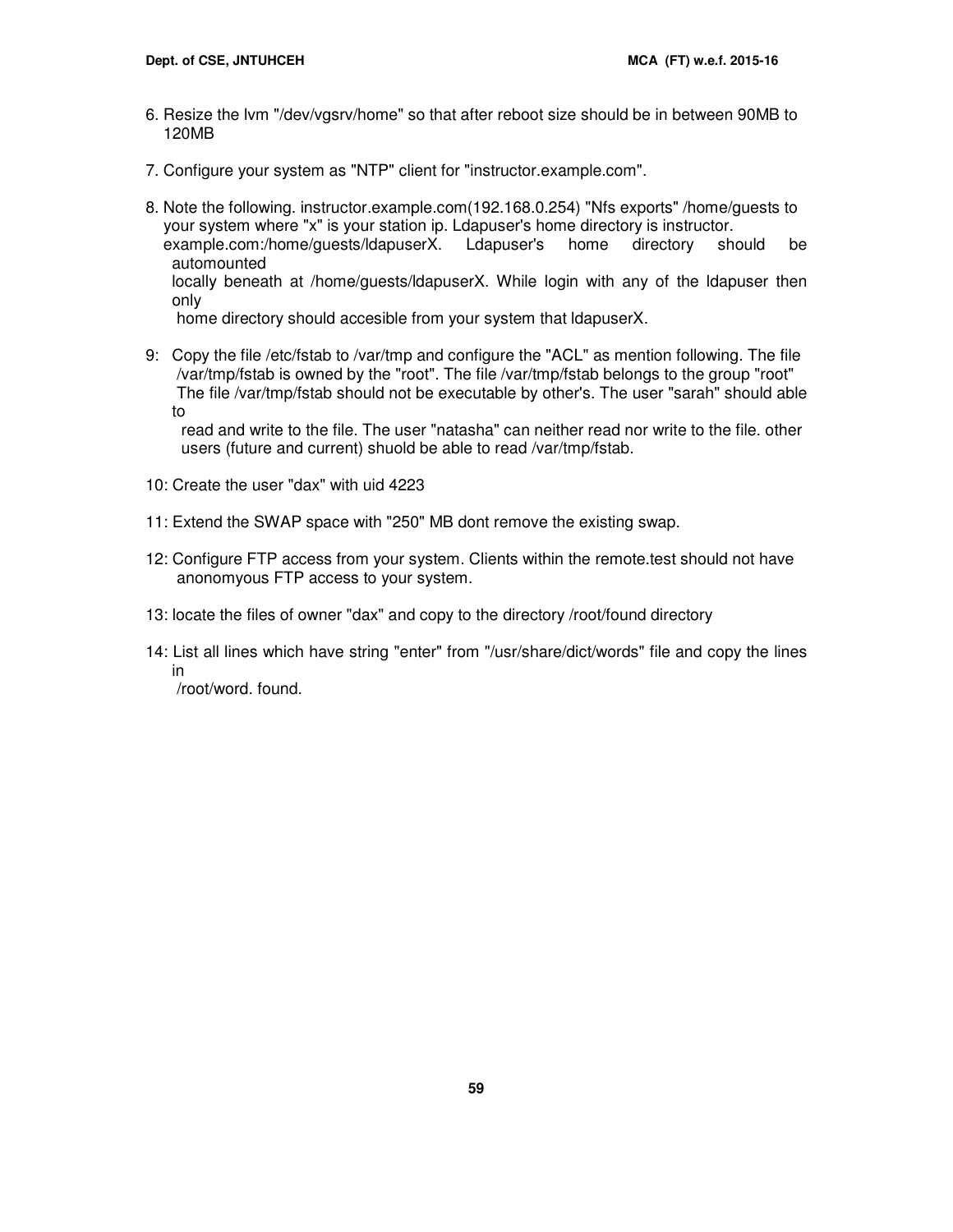6. Resize the lvm "/dev/vgsrv/home" so that after reboot size should be in between 90MB to 120MB

7. Configure your system as "NTP" client for "instructor.example.com".

8. Note the following. instructor.example.com(192.168.0.254) "Nfs exports" /home/guests to your system where "x" is your station ip. Ldapuser's home directory is instructor. example.com:/home/guests/ldapuserX. Ldapuser's home directory should be automounted locally beneath at /home/guests/ldapuserX. While login with any of the ldapuser then only home directory should accesible from your system that ldapuserX.

9: Copy the file /etc/fstab to /var/tmp and configure the "ACL" as mention following. The file /var/tmp/fstab is owned by the "root". The file /var/tmp/fstab belongs to the group "root" The file /var/tmp/fstab should not be executable by other's. The user "sarah" should able to read and write to the file. The user "natasha" can neither read nor write to the file. other users (future and current) shuold be able to read /var/tmp/fstab.

10: Create the user "dax" with uid 4223

11: Extend the SWAP space with "250" MB dont remove the existing swap.

12: Configure FTP access from your system. Clients within the remote.test should not have anonomyous FTP access to your system.

13: locate the files of owner "dax" and copy to the directory /root/found directory

14: List all lines which have string "enter" from "/usr/share/dict/words" file and copy the lines in /root/word. found.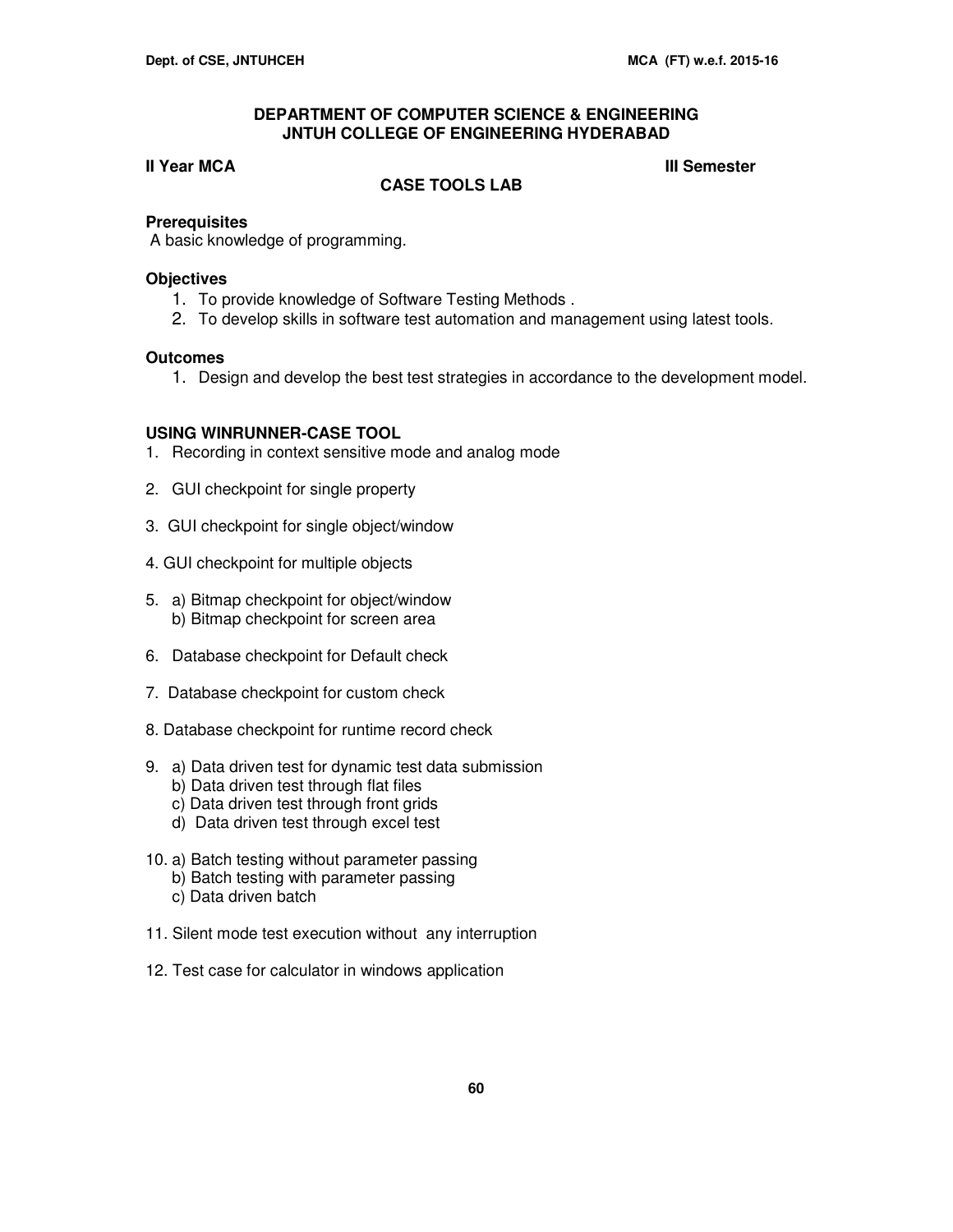## DEPARTMENT OF COMPUTER SCIENCE & ENGINEERING
## JNTUH COLLEGE OF ENGINEERING HYDERABAD

**II Year MCA** **III Semester**

### CASE TOOLS LAB

**Prerequisites**

A basic knowledge of programming.

**Objectives**

1. To provide knowledge of Software Testing Methods .
2. To develop skills in software test automation and management using latest tools.

**Outcomes**

1. Design and develop the best test strategies in accordance to the development model.

**USING WINRUNNER-CASE TOOL**

1. Recording in context sensitive mode and analog mode
2. GUI checkpoint for single property
3. GUI checkpoint for single object/window
4. GUI checkpoint for multiple objects
5. a) Bitmap checkpoint for object/window
   b) Bitmap checkpoint for screen area
6. Database checkpoint for Default check
7. Database checkpoint for custom check
8. Database checkpoint for runtime record check
9. a) Data driven test for dynamic test data submission
   b) Data driven test through flat files
   c) Data driven test through front grids
   d) Data driven test through excel test
10. a) Batch testing without parameter passing
    b) Batch testing with parameter passing
    c) Data driven batch
11. Silent mode test execution without any interruption
12. Test case for calculator in windows application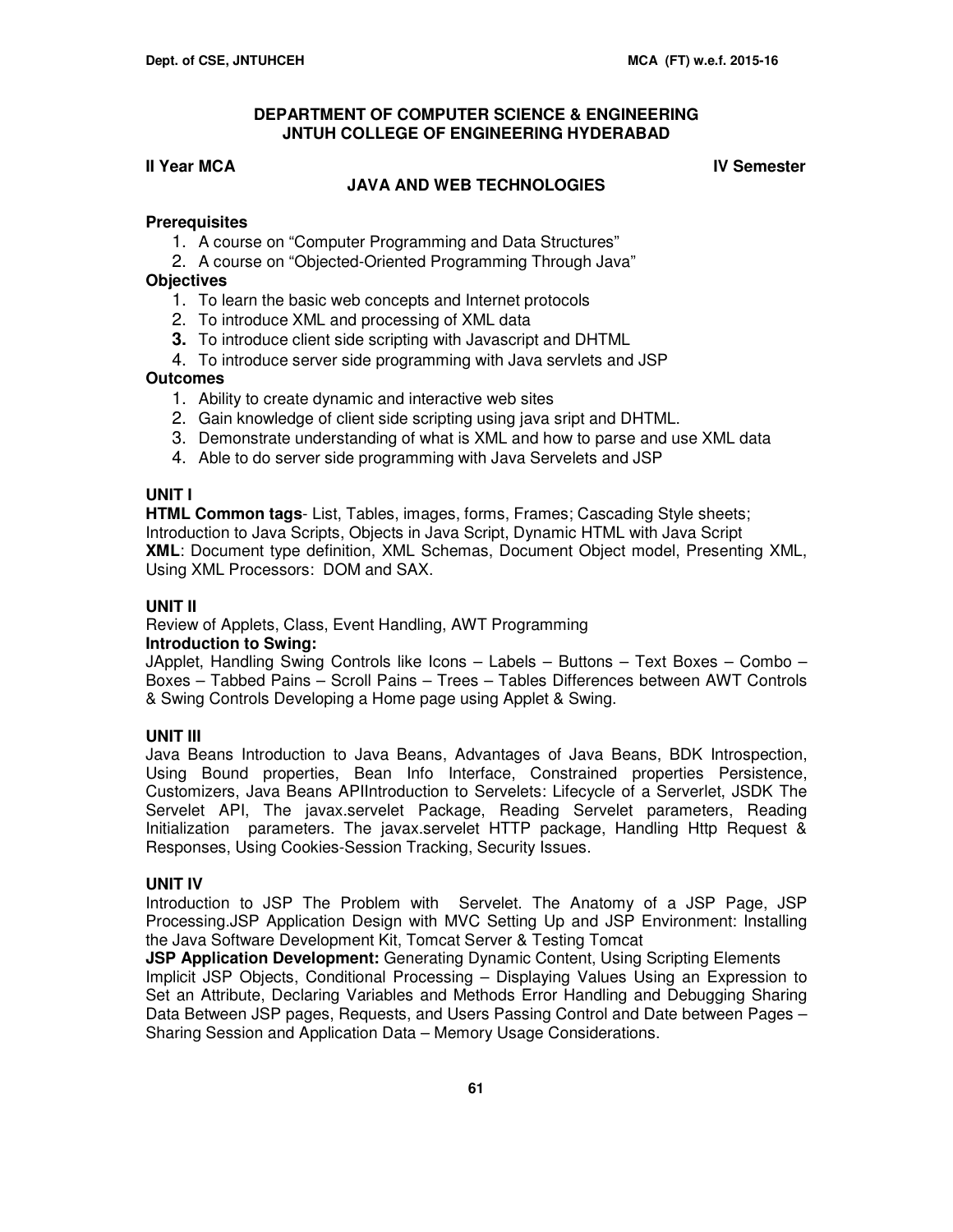**DEPARTMENT OF COMPUTER SCIENCE & ENGINEERING**
**JNTUH COLLEGE OF ENGINEERING HYDERABAD**

**II Year MCA** **IV Semester**

## JAVA AND WEB TECHNOLOGIES

### Prerequisites

1. A course on "Computer Programming and Data Structures"
2. A course on "Objected-Oriented Programming Through Java"

### Objectives

1. To learn the basic web concepts and Internet protocols
2. To introduce XML and processing of XML data
3. To introduce client side scripting with Javascript and DHTML
4. To introduce server side programming with Java servlets and JSP

### Outcomes

1. Ability to create dynamic and interactive web sites
2. Gain knowledge of client side scripting using java sript and DHTML.
3. Demonstrate understanding of what is XML and how to parse and use XML data
4. Able to do server side programming with Java Servelets and JSP

### UNIT I

**HTML Common tags**- List, Tables, images, forms, Frames; Cascading Style sheets; Introduction to Java Scripts, Objects in Java Script, Dynamic HTML with Java Script
**XML**: Document type definition, XML Schemas, Document Object model, Presenting XML, Using XML Processors: DOM and SAX.

### UNIT II

Review of Applets, Class, Event Handling, AWT Programming
**Introduction to Swing:**
JApplet, Handling Swing Controls like Icons – Labels – Buttons – Text Boxes – Combo – Boxes – Tabbed Pains – Scroll Pains – Trees – Tables Differences between AWT Controls & Swing Controls Developing a Home page using Applet & Swing.

### UNIT III

Java Beans Introduction to Java Beans, Advantages of Java Beans, BDK Introspection, Using Bound properties, Bean Info Interface, Constrained properties Persistence, Customizers, Java Beans APIIntroduction to Servelets: Lifecycle of a Serverlet, JSDK The Servelet API, The javax.servelet Package, Reading Servelet parameters, Reading Initialization parameters. The javax.servelet HTTP package, Handling Http Request & Responses, Using Cookies-Session Tracking, Security Issues.

### UNIT IV

Introduction to JSP The Problem with Servelet. The Anatomy of a JSP Page, JSP Processing.JSP Application Design with MVC Setting Up and JSP Environment: Installing the Java Software Development Kit, Tomcat Server & Testing Tomcat
**JSP Application Development:** Generating Dynamic Content, Using Scripting Elements Implicit JSP Objects, Conditional Processing – Displaying Values Using an Expression to Set an Attribute, Declaring Variables and Methods Error Handling and Debugging Sharing Data Between JSP pages, Requests, and Users Passing Control and Date between Pages – Sharing Session and Application Data – Memory Usage Considerations.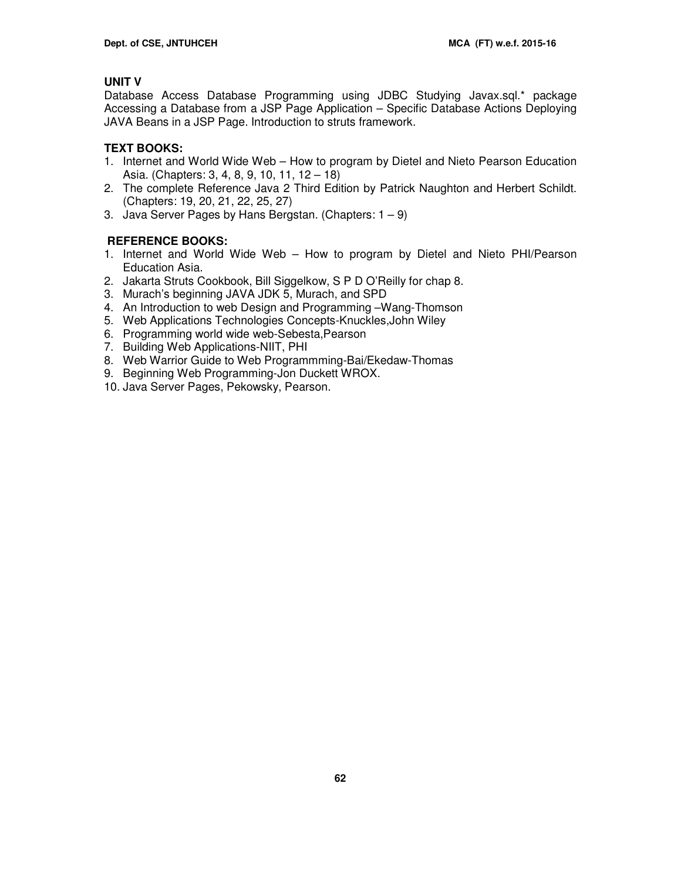### UNIT V

Database Access Database Programming using JDBC Studying Javax.sql.* package Accessing a Database from a JSP Page Application – Specific Database Actions Deploying JAVA Beans in a JSP Page. Introduction to struts framework.

### TEXT BOOKS:

1. Internet and World Wide Web – How to program by Dietel and Nieto Pearson Education Asia. (Chapters: 3, 4, 8, 9, 10, 11, 12 – 18)
2. The complete Reference Java 2 Third Edition by Patrick Naughton and Herbert Schildt. (Chapters: 19, 20, 21, 22, 25, 27)
3. Java Server Pages by Hans Bergstan. (Chapters: 1 – 9)

### REFERENCE BOOKS:

1. Internet and World Wide Web – How to program by Dietel and Nieto PHI/Pearson Education Asia.
2. Jakarta Struts Cookbook, Bill Siggelkow, S P D O'Reilly for chap 8.
3. Murach's beginning JAVA JDK 5, Murach, and SPD
4. An Introduction to web Design and Programming –Wang-Thomson
5. Web Applications Technologies Concepts-Knuckles,John Wiley
6. Programming world wide web-Sebesta,Pearson
7. Building Web Applications-NIIT, PHI
8. Web Warrior Guide to Web Programmming-Bai/Ekedaw-Thomas
9. Beginning Web Programming-Jon Duckett WROX.
10. Java Server Pages, Pekowsky, Pearson.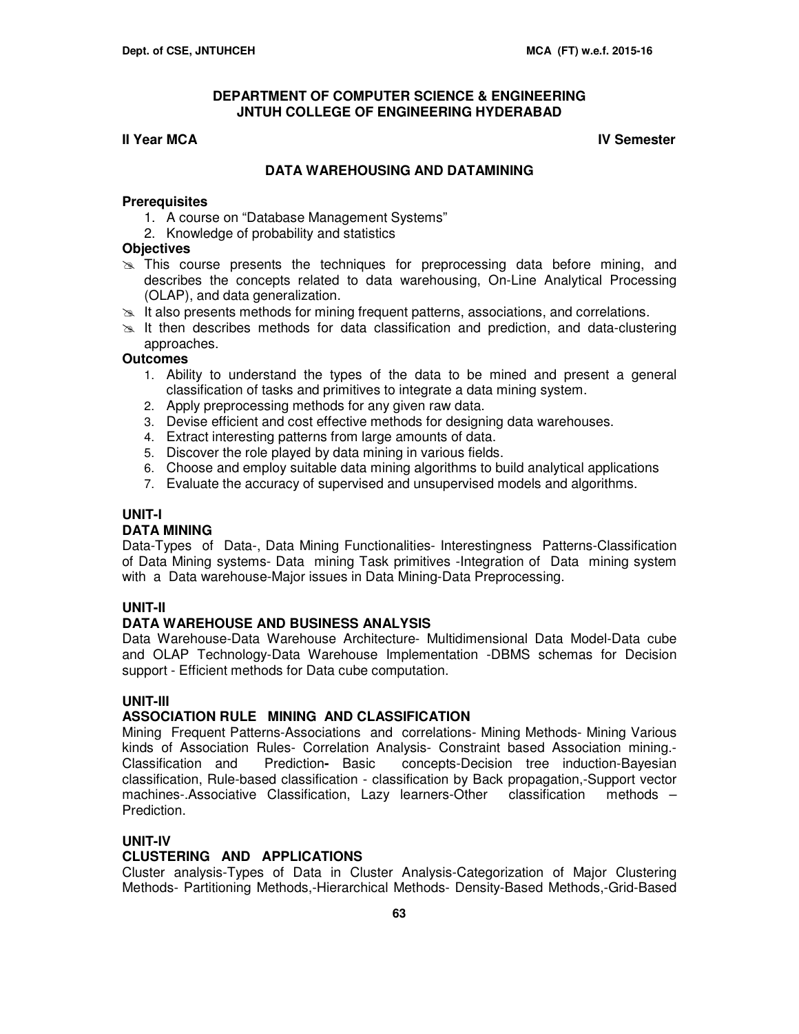## DEPARTMENT OF COMPUTER SCIENCE & ENGINEERING
## JNTUH COLLEGE OF ENGINEERING HYDERABAD

**II Year MCA** **IV Semester**

### DATA WAREHOUSING AND DATAMINING

**Prerequisites**

1. A course on "Database Management Systems"
2. Knowledge of probability and statistics

**Objectives**

- This course presents the techniques for preprocessing data before mining, and describes the concepts related to data warehousing, On-Line Analytical Processing (OLAP), and data generalization.
- It also presents methods for mining frequent patterns, associations, and correlations.
- It then describes methods for data classification and prediction, and data-clustering approaches.

**Outcomes**

1. Ability to understand the types of the data to be mined and present a general classification of tasks and primitives to integrate a data mining system.
2. Apply preprocessing methods for any given raw data.
3. Devise efficient and cost effective methods for designing data warehouses.
4. Extract interesting patterns from large amounts of data.
5. Discover the role played by data mining in various fields.
6. Choose and employ suitable data mining algorithms to build analytical applications
7. Evaluate the accuracy of supervised and unsupervised models and algorithms.

**UNIT-I**

**DATA MINING**

Data-Types of Data-, Data Mining Functionalities- Interestingness Patterns-Classification of Data Mining systems- Data mining Task primitives -Integration of Data mining system with a Data warehouse-Major issues in Data Mining-Data Preprocessing.

**UNIT-II**

**DATA WAREHOUSE AND BUSINESS ANALYSIS**

Data Warehouse-Data Warehouse Architecture- Multidimensional Data Model-Data cube and OLAP Technology-Data Warehouse Implementation -DBMS schemas for Decision support - Efficient methods for Data cube computation.

**UNIT-III**

**ASSOCIATION RULE MINING AND CLASSIFICATION**

Mining Frequent Patterns-Associations and correlations- Mining Methods- Mining Various kinds of Association Rules- Correlation Analysis- Constraint based Association mining.- Classification and Prediction**-** Basic concepts-Decision tree induction-Bayesian classification, Rule-based classification - classification by Back propagation,-Support vector machines-.Associative Classification, Lazy learners-Other classification methods – Prediction.

**UNIT-IV**

**CLUSTERING AND APPLICATIONS**

Cluster analysis-Types of Data in Cluster Analysis-Categorization of Major Clustering Methods- Partitioning Methods,-Hierarchical Methods- Density-Based Methods,-Grid-Based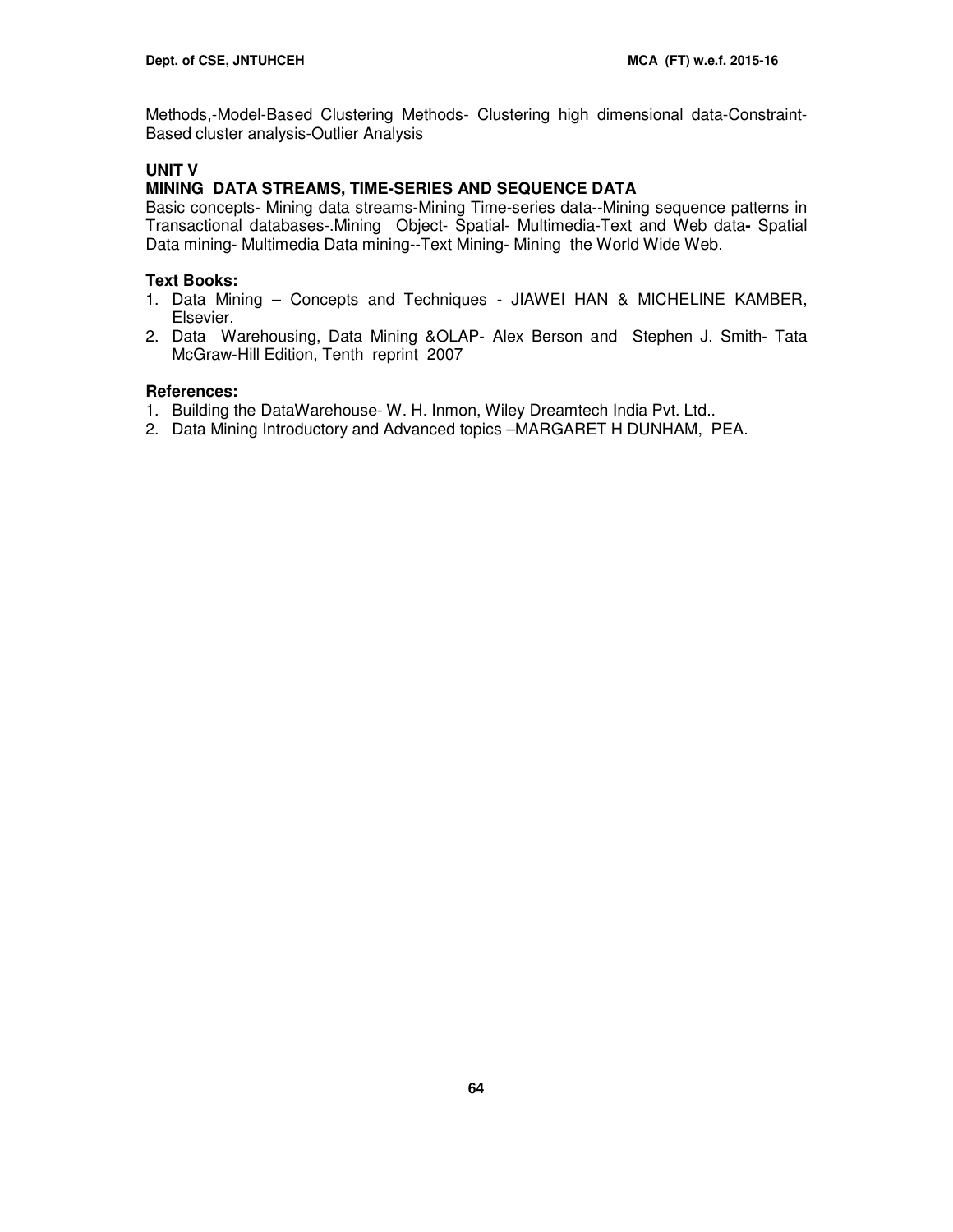Methods,-Model-Based Clustering Methods- Clustering high dimensional data-Constraint-Based cluster analysis-Outlier Analysis

**UNIT V**

**MINING DATA STREAMS, TIME-SERIES AND SEQUENCE DATA**

Basic concepts- Mining data streams-Mining Time-series data--Mining sequence patterns in Transactional databases-.Mining Object- Spatial- Multimedia-Text and Web data**-** Spatial Data mining- Multimedia Data mining--Text Mining- Mining the World Wide Web.

**Text Books:**

1. Data Mining – Concepts and Techniques - JIAWEI HAN & MICHELINE KAMBER, Elsevier.
2. Data Warehousing, Data Mining &OLAP- Alex Berson and Stephen J. Smith- Tata McGraw-Hill Edition, Tenth reprint 2007

**References:**

1. Building the DataWarehouse- W. H. Inmon, Wiley Dreamtech India Pvt. Ltd..
2. Data Mining Introductory and Advanced topics –MARGARET H DUNHAM, PEA.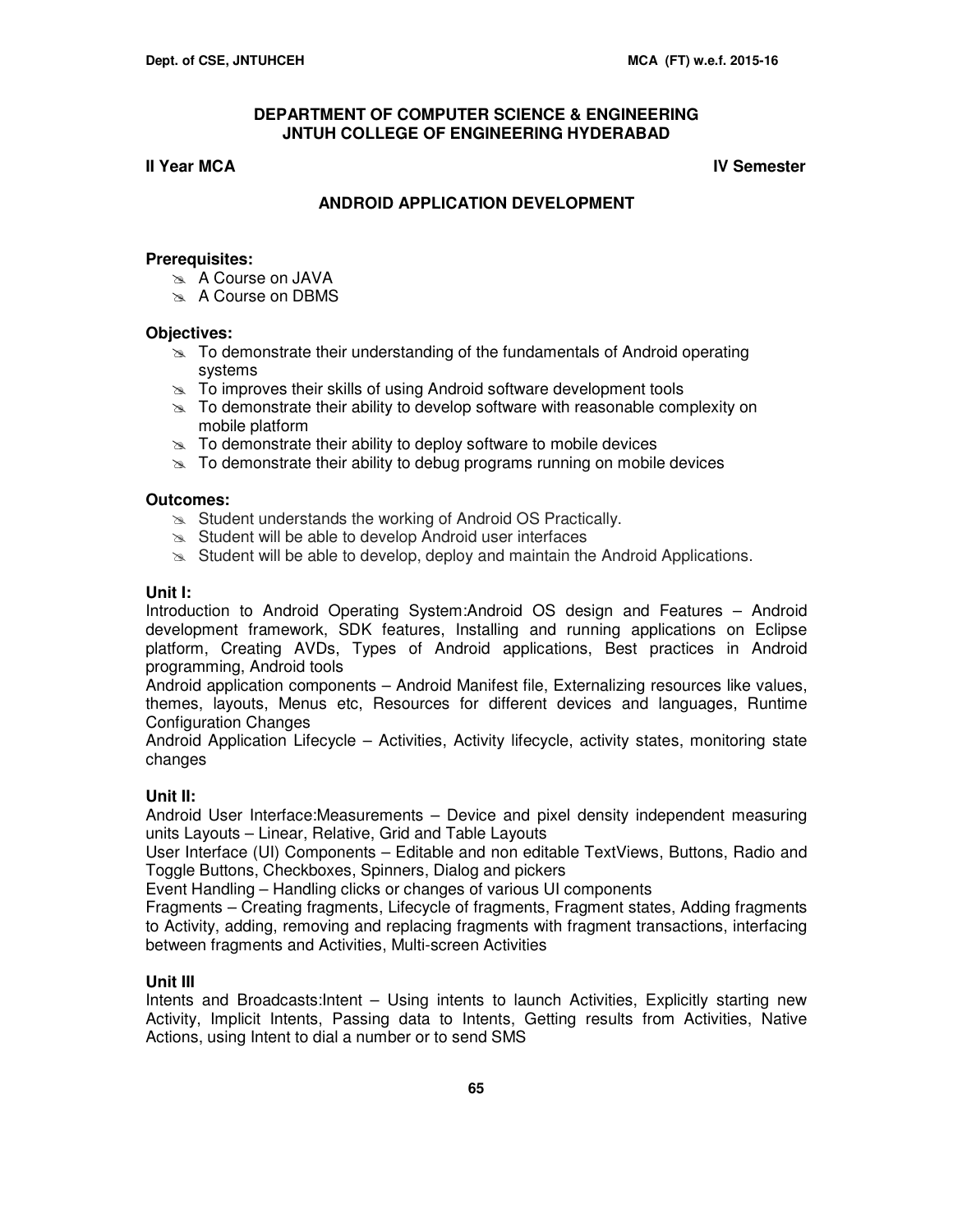**DEPARTMENT OF COMPUTER SCIENCE & ENGINEERING**
**JNTUH COLLEGE OF ENGINEERING HYDERABAD**

**II Year MCA** **IV Semester**

## ANDROID APPLICATION DEVELOPMENT

**Prerequisites:**

- A Course on JAVA
- A Course on DBMS

**Objectives:**

- To demonstrate their understanding of the fundamentals of Android operating systems
- To improves their skills of using Android software development tools
- To demonstrate their ability to develop software with reasonable complexity on mobile platform
- To demonstrate their ability to deploy software to mobile devices
- To demonstrate their ability to debug programs running on mobile devices

**Outcomes:**

- Student understands the working of Android OS Practically.
- Student will be able to develop Android user interfaces
- Student will be able to develop, deploy and maintain the Android Applications.

**Unit I:**

Introduction to Android Operating System:Android OS design and Features – Android development framework, SDK features, Installing and running applications on Eclipse platform, Creating AVDs, Types of Android applications, Best practices in Android programming, Android tools

Android application components – Android Manifest file, Externalizing resources like values, themes, layouts, Menus etc, Resources for different devices and languages, Runtime Configuration Changes

Android Application Lifecycle – Activities, Activity lifecycle, activity states, monitoring state changes

**Unit II:**

Android User Interface:Measurements – Device and pixel density independent measuring units Layouts – Linear, Relative, Grid and Table Layouts

User Interface (UI) Components – Editable and non editable TextViews, Buttons, Radio and Toggle Buttons, Checkboxes, Spinners, Dialog and pickers

Event Handling – Handling clicks or changes of various UI components

Fragments – Creating fragments, Lifecycle of fragments, Fragment states, Adding fragments to Activity, adding, removing and replacing fragments with fragment transactions, interfacing between fragments and Activities, Multi-screen Activities

**Unit III**

Intents and Broadcasts:Intent – Using intents to launch Activities, Explicitly starting new Activity, Implicit Intents, Passing data to Intents, Getting results from Activities, Native Actions, using Intent to dial a number or to send SMS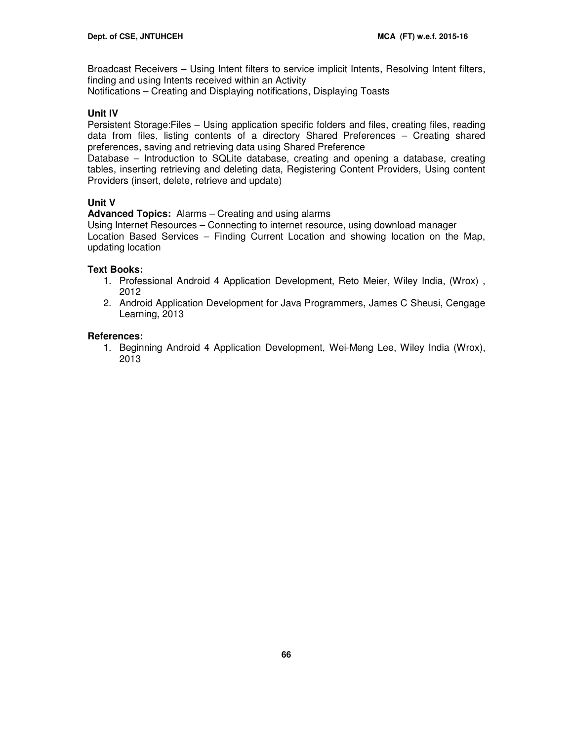Broadcast Receivers – Using Intent filters to service implicit Intents, Resolving Intent filters, finding and using Intents received within an Activity

Notifications – Creating and Displaying notifications, Displaying Toasts

### Unit IV

Persistent Storage:Files – Using application specific folders and files, creating files, reading data from files, listing contents of a directory Shared Preferences – Creating shared preferences, saving and retrieving data using Shared Preference

Database – Introduction to SQLite database, creating and opening a database, creating tables, inserting retrieving and deleting data, Registering Content Providers, Using content Providers (insert, delete, retrieve and update)

### Unit V

**Advanced Topics:** Alarms – Creating and using alarms

Using Internet Resources – Connecting to internet resource, using download manager

Location Based Services – Finding Current Location and showing location on the Map, updating location

### Text Books:

1. Professional Android 4 Application Development, Reto Meier, Wiley India, (Wrox) , 2012
2. Android Application Development for Java Programmers, James C Sheusi, Cengage Learning, 2013

### References:

1. Beginning Android 4 Application Development, Wei-Meng Lee, Wiley India (Wrox), 2013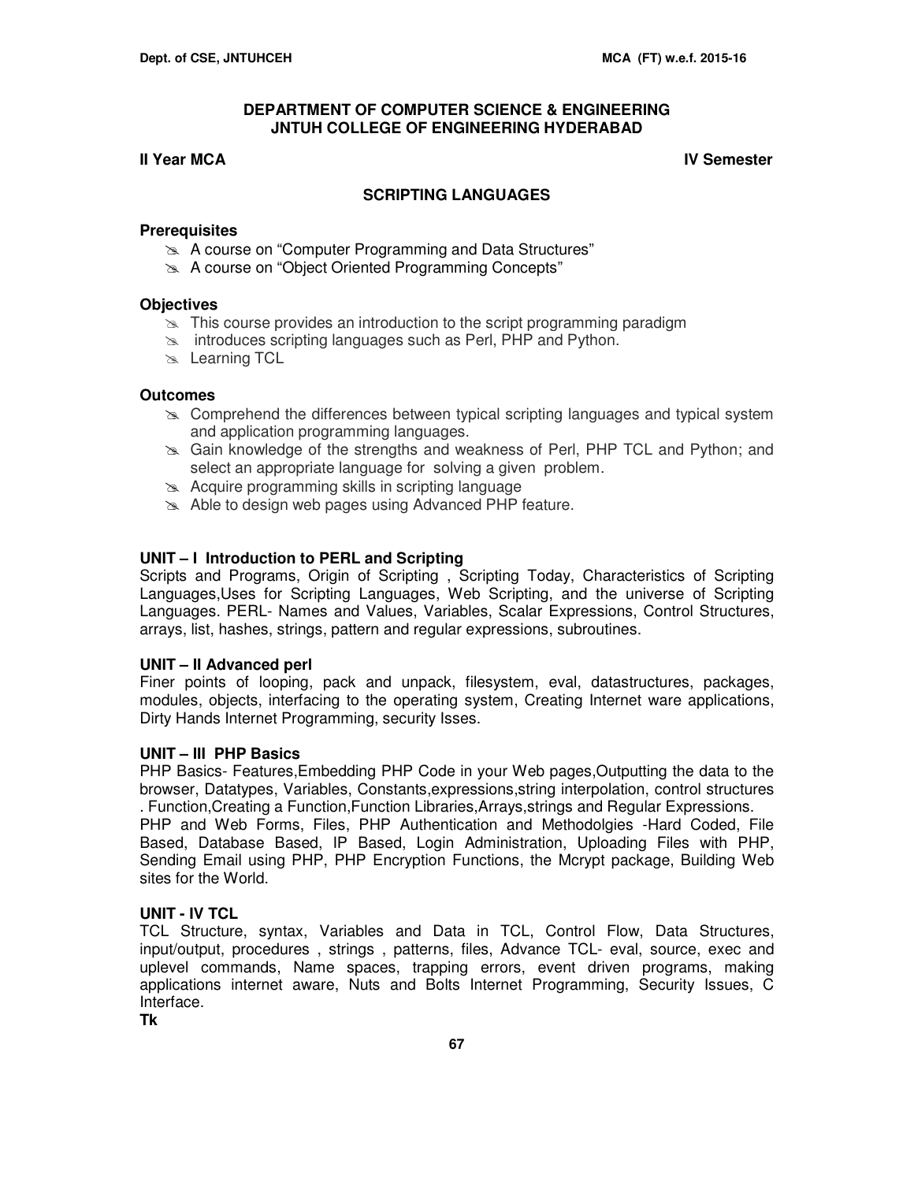**DEPARTMENT OF COMPUTER SCIENCE & ENGINEERING**
**JNTUH COLLEGE OF ENGINEERING HYDERABAD**

**II Year MCA** **IV Semester**

## SCRIPTING LANGUAGES

### Prerequisites

- A course on “Computer Programming and Data Structures”
- A course on “Object Oriented Programming Concepts”

### Objectives

- This course provides an introduction to the script programming paradigm
- introduces scripting languages such as Perl, PHP and Python.
- Learning TCL

### Outcomes

- Comprehend the differences between typical scripting languages and typical system and application programming languages.
- Gain knowledge of the strengths and weakness of Perl, PHP TCL and Python; and select an appropriate language for solving a given problem.
- Acquire programming skills in scripting language
- Able to design web pages using Advanced PHP feature.

### UNIT – I Introduction to PERL and Scripting

Scripts and Programs, Origin of Scripting , Scripting Today, Characteristics of Scripting Languages,Uses for Scripting Languages, Web Scripting, and the universe of Scripting Languages. PERL- Names and Values, Variables, Scalar Expressions, Control Structures, arrays, list, hashes, strings, pattern and regular expressions, subroutines.

### UNIT – II Advanced perl

Finer points of looping, pack and unpack, filesystem, eval, datastructures, packages, modules, objects, interfacing to the operating system, Creating Internet ware applications, Dirty Hands Internet Programming, security Isses.

### UNIT – III PHP Basics

PHP Basics- Features,Embedding PHP Code in your Web pages,Outputting the data to the browser, Datatypes, Variables, Constants,expressions,string interpolation, control structures . Function,Creating a Function,Function Libraries,Arrays,strings and Regular Expressions.

PHP and Web Forms, Files, PHP Authentication and Methodolgies -Hard Coded, File Based, Database Based, IP Based, Login Administration, Uploading Files with PHP, Sending Email using PHP, PHP Encryption Functions, the Mcrypt package, Building Web sites for the World.

### UNIT - IV TCL

TCL Structure, syntax, Variables and Data in TCL, Control Flow, Data Structures, input/output, procedures , strings , patterns, files, Advance TCL- eval, source, exec and uplevel commands, Name spaces, trapping errors, event driven programs, making applications internet aware, Nuts and Bolts Internet Programming, Security Issues, C Interface.

**Tk**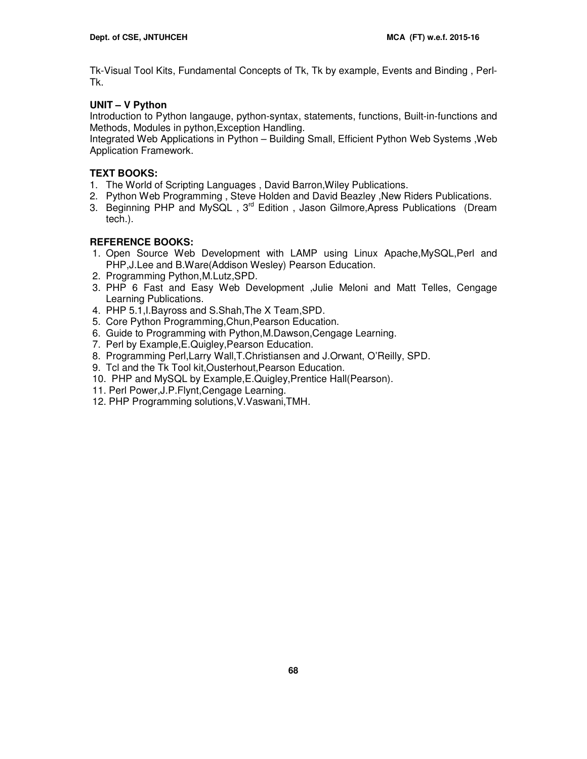Tk-Visual Tool Kits, Fundamental Concepts of Tk, Tk by example, Events and Binding , Perl-Tk.

**UNIT – V Python**

Introduction to Python langauge, python-syntax, statements, functions, Built-in-functions and Methods, Modules in python,Exception Handling.

Integrated Web Applications in Python – Building Small, Efficient Python Web Systems ,Web Application Framework.

**TEXT BOOKS:**

1. The World of Scripting Languages , David Barron,Wiley Publications.
2. Python Web Programming , Steve Holden and David Beazley ,New Riders Publications.
3. Beginning PHP and MySQL , 3rd Edition , Jason Gilmore,Apress Publications (Dream tech.).

**REFERENCE BOOKS:**

1. Open Source Web Development with LAMP using Linux Apache,MySQL,Perl and PHP,J.Lee and B.Ware(Addison Wesley) Pearson Education.
2. Programming Python,M.Lutz,SPD.
3. PHP 6 Fast and Easy Web Development ,Julie Meloni and Matt Telles, Cengage Learning Publications.
4. PHP 5.1,I.Bayross and S.Shah,The X Team,SPD.
5. Core Python Programming,Chun,Pearson Education.
6. Guide to Programming with Python,M.Dawson,Cengage Learning.
7. Perl by Example,E.Quigley,Pearson Education.
8. Programming Perl,Larry Wall,T.Christiansen and J.Orwant, O'Reilly, SPD.
9. Tcl and the Tk Tool kit,Ousterhout,Pearson Education.
10. PHP and MySQL by Example,E.Quigley,Prentice Hall(Pearson).
11. Perl Power,J.P.Flynt,Cengage Learning.
12. PHP Programming solutions,V.Vaswani,TMH.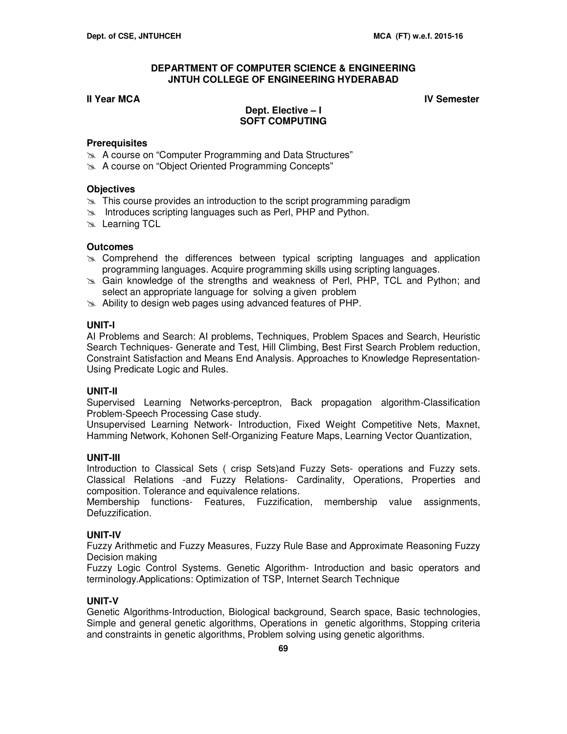## DEPARTMENT OF COMPUTER SCIENCE & ENGINEERING
## JNTUH COLLEGE OF ENGINEERING HYDERABAD

**II Year MCA** **IV Semester**

### Dept. Elective – I
### SOFT COMPUTING

**Prerequisites**

- A course on "Computer Programming and Data Structures"
- A course on "Object Oriented Programming Concepts"

**Objectives**

- This course provides an introduction to the script programming paradigm
- Introduces scripting languages such as Perl, PHP and Python.
- Learning TCL

**Outcomes**

- Comprehend the differences between typical scripting languages and application programming languages. Acquire programming skills using scripting languages.
- Gain knowledge of the strengths and weakness of Perl, PHP, TCL and Python; and select an appropriate language for solving a given problem
- Ability to design web pages using advanced features of PHP.

**UNIT-I**

AI Problems and Search: AI problems, Techniques, Problem Spaces and Search, Heuristic Search Techniques- Generate and Test, Hill Climbing, Best First Search Problem reduction, Constraint Satisfaction and Means End Analysis. Approaches to Knowledge Representation- Using Predicate Logic and Rules.

**UNIT-II**

Supervised Learning Networks-perceptron, Back propagation algorithm-Classification Problem-Speech Processing Case study.

Unsupervised Learning Network- Introduction, Fixed Weight Competitive Nets, Maxnet, Hamming Network, Kohonen Self-Organizing Feature Maps, Learning Vector Quantization,

**UNIT-III**

Introduction to Classical Sets ( crisp Sets)and Fuzzy Sets- operations and Fuzzy sets. Classical Relations -and Fuzzy Relations- Cardinality, Operations, Properties and composition. Tolerance and equivalence relations.

Membership functions- Features, Fuzzification, membership value assignments, Defuzzification.

**UNIT-IV**

Fuzzy Arithmetic and Fuzzy Measures, Fuzzy Rule Base and Approximate Reasoning Fuzzy Decision making

Fuzzy Logic Control Systems. Genetic Algorithm- Introduction and basic operators and terminology.Applications: Optimization of TSP, Internet Search Technique

**UNIT-V**

Genetic Algorithms-Introduction, Biological background, Search space, Basic technologies, Simple and general genetic algorithms, Operations in genetic algorithms, Stopping criteria and constraints in genetic algorithms, Problem solving using genetic algorithms.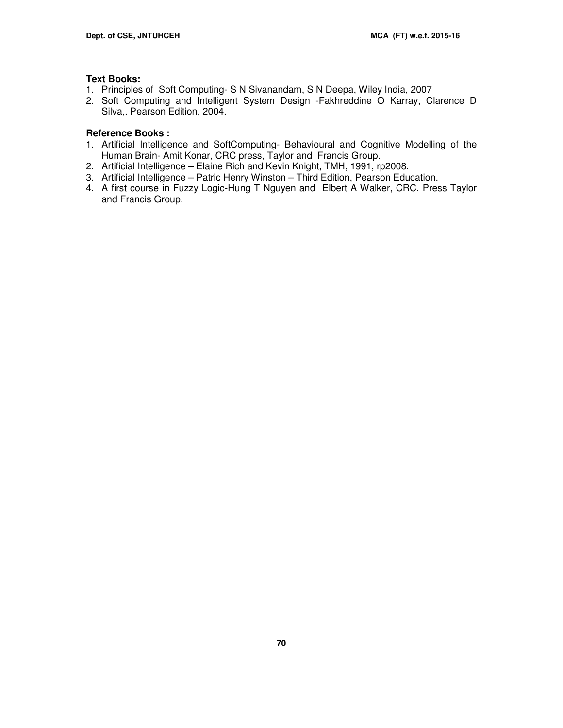**Text Books:**

1. Principles of Soft Computing- S N Sivanandam, S N Deepa, Wiley India, 2007
2. Soft Computing and Intelligent System Design -Fakhreddine O Karray, Clarence D Silva,. Pearson Edition, 2004.

**Reference Books :**

1. Artificial Intelligence and SoftComputing- Behavioural and Cognitive Modelling of the Human Brain- Amit Konar, CRC press, Taylor and Francis Group.
2. Artificial Intelligence – Elaine Rich and Kevin Knight, TMH, 1991, rp2008.
3. Artificial Intelligence – Patric Henry Winston – Third Edition, Pearson Education.
4. A first course in Fuzzy Logic-Hung T Nguyen and Elbert A Walker, CRC. Press Taylor and Francis Group.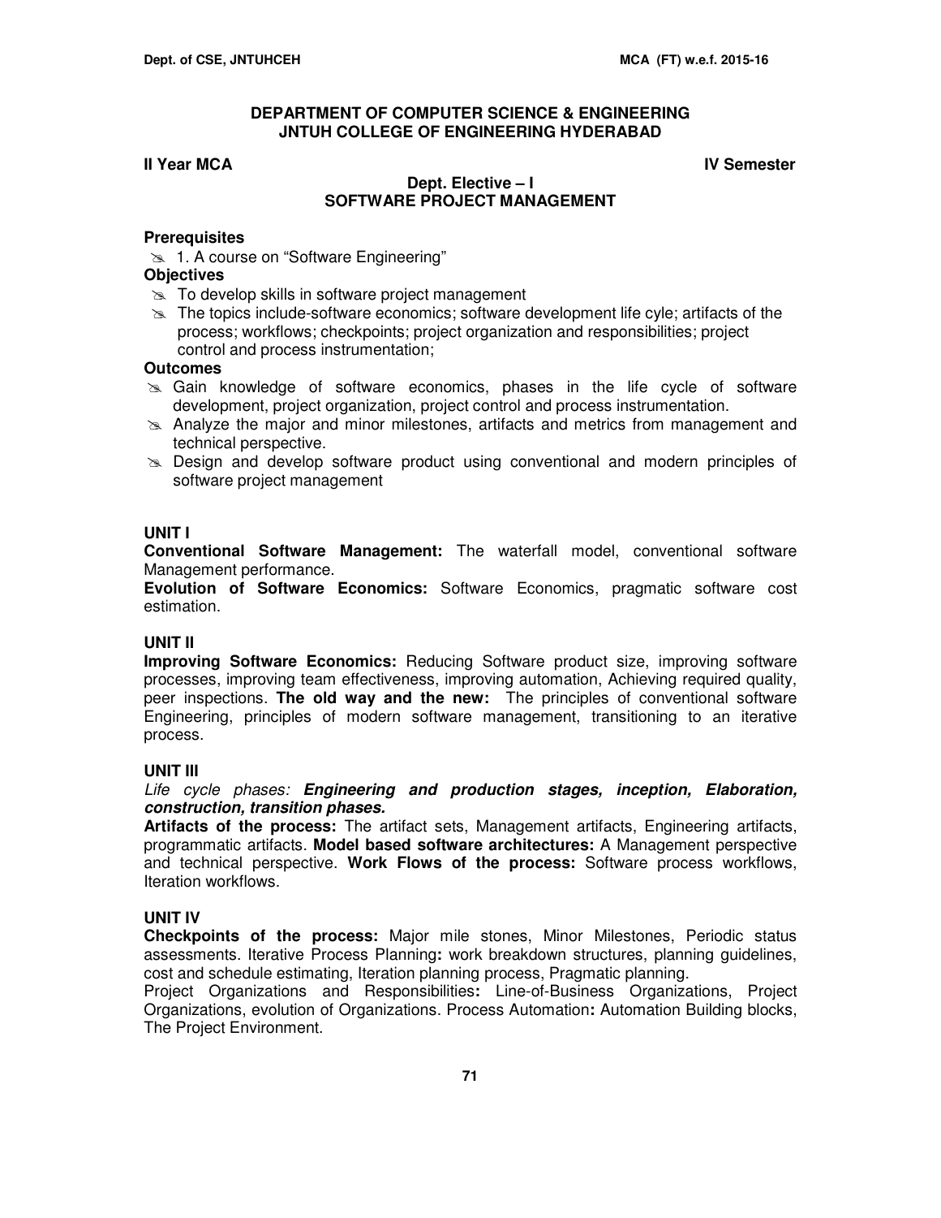## DEPARTMENT OF COMPUTER SCIENCE & ENGINEERING
## JNTUH COLLEGE OF ENGINEERING HYDERABAD

**II Year MCA** **IV Semester**

### Dept. Elective – I
### SOFTWARE PROJECT MANAGEMENT

**Prerequisites**

- 1. A course on "Software Engineering"

**Objectives**

- To develop skills in software project management
- The topics include-software economics; software development life cyle; artifacts of the process; workflows; checkpoints; project organization and responsibilities; project control and process instrumentation;

**Outcomes**

- Gain knowledge of software economics, phases in the life cycle of software development, project organization, project control and process instrumentation.
- Analyze the major and minor milestones, artifacts and metrics from management and technical perspective.
- Design and develop software product using conventional and modern principles of software project management

**UNIT I**

**Conventional Software Management:** The waterfall model, conventional software Management performance.

**Evolution of Software Economics:** Software Economics, pragmatic software cost estimation.

**UNIT II**

**Improving Software Economics:** Reducing Software product size, improving software processes, improving team effectiveness, improving automation, Achieving required quality, peer inspections. **The old way and the new:** The principles of conventional software Engineering, principles of modern software management, transitioning to an iterative process.

**UNIT III**

*Life cycle phases:* ***Engineering and production stages, inception, Elaboration, construction, transition phases.***

**Artifacts of the process:** The artifact sets, Management artifacts, Engineering artifacts, programmatic artifacts. **Model based software architectures:** A Management perspective and technical perspective. **Work Flows of the process:** Software process workflows, Iteration workflows.

**UNIT IV**

**Checkpoints of the process:** Major mile stones, Minor Milestones, Periodic status assessments. Iterative Process Planning**:** work breakdown structures, planning guidelines, cost and schedule estimating, Iteration planning process, Pragmatic planning.

Project Organizations and Responsibilities**:** Line-of-Business Organizations, Project Organizations, evolution of Organizations. Process Automation**:** Automation Building blocks, The Project Environment.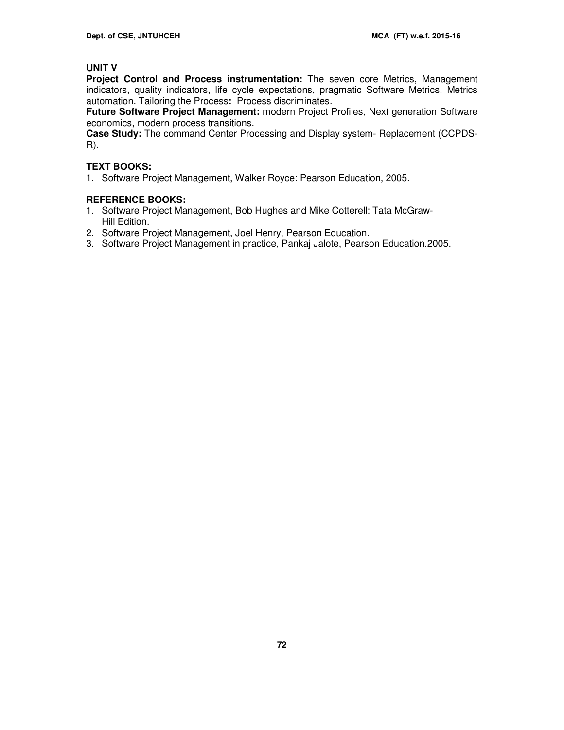**UNIT V**

**Project Control and Process instrumentation:** The seven core Metrics, Management indicators, quality indicators, life cycle expectations, pragmatic Software Metrics, Metrics automation. Tailoring the Process**:** Process discriminates.

**Future Software Project Management:** modern Project Profiles, Next generation Software economics, modern process transitions.

**Case Study:** The command Center Processing and Display system- Replacement (CCPDS-R).

**TEXT BOOKS:**

1. Software Project Management, Walker Royce: Pearson Education, 2005.

**REFERENCE BOOKS:**

1. Software Project Management, Bob Hughes and Mike Cotterell: Tata McGraw-Hill Edition.
2. Software Project Management, Joel Henry, Pearson Education.
3. Software Project Management in practice, Pankaj Jalote, Pearson Education.2005.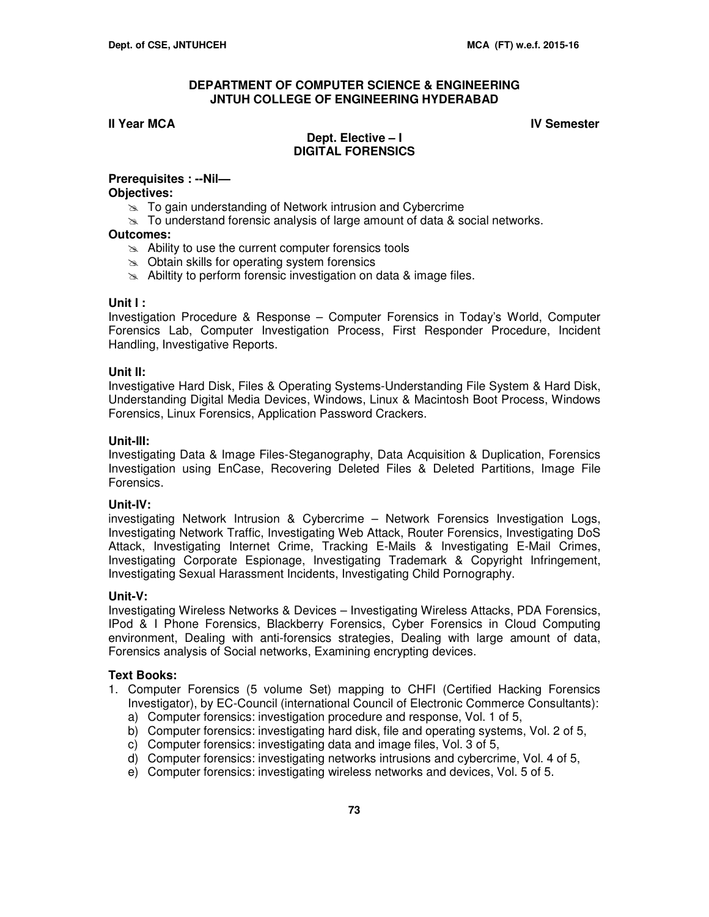# DEPARTMENT OF COMPUTER SCIENCE & ENGINEERING
# JNTUH COLLEGE OF ENGINEERING HYDERABAD

**II Year MCA** **IV Semester**

## Dept. Elective – I
## DIGITAL FORENSICS

**Prerequisites : --Nil—**

**Objectives:**

- To gain understanding of Network intrusion and Cybercrime
- To understand forensic analysis of large amount of data & social networks.

**Outcomes:**

- Ability to use the current computer forensics tools
- Obtain skills for operating system forensics
- Abiltity to perform forensic investigation on data & image files.

**Unit I :**

Investigation Procedure & Response – Computer Forensics in Today's World, Computer Forensics Lab, Computer Investigation Process, First Responder Procedure, Incident Handling, Investigative Reports.

**Unit II:**

Investigative Hard Disk, Files & Operating Systems-Understanding File System & Hard Disk, Understanding Digital Media Devices, Windows, Linux & Macintosh Boot Process, Windows Forensics, Linux Forensics, Application Password Crackers.

**Unit-III:**

Investigating Data & Image Files-Steganography, Data Acquisition & Duplication, Forensics Investigation using EnCase, Recovering Deleted Files & Deleted Partitions, Image File Forensics.

**Unit-IV:**

investigating Network Intrusion & Cybercrime – Network Forensics Investigation Logs, Investigating Network Traffic, Investigating Web Attack, Router Forensics, Investigating DoS Attack, Investigating Internet Crime, Tracking E-Mails & Investigating E-Mail Crimes, Investigating Corporate Espionage, Investigating Trademark & Copyright Infringement, Investigating Sexual Harassment Incidents, Investigating Child Pornography.

**Unit-V:**

Investigating Wireless Networks & Devices – Investigating Wireless Attacks, PDA Forensics, IPod & I Phone Forensics, Blackberry Forensics, Cyber Forensics in Cloud Computing environment, Dealing with anti-forensics strategies, Dealing with large amount of data, Forensics analysis of Social networks, Examining encrypting devices.

**Text Books:**

1. Computer Forensics (5 volume Set) mapping to CHFI (Certified Hacking Forensics Investigator), by EC-Council (international Council of Electronic Commerce Consultants):
   a) Computer forensics: investigation procedure and response, Vol. 1 of 5,
   b) Computer forensics: investigating hard disk, file and operating systems, Vol. 2 of 5,
   c) Computer forensics: investigating data and image files, Vol. 3 of 5,
   d) Computer forensics: investigating networks intrusions and cybercrime, Vol. 4 of 5,
   e) Computer forensics: investigating wireless networks and devices, Vol. 5 of 5.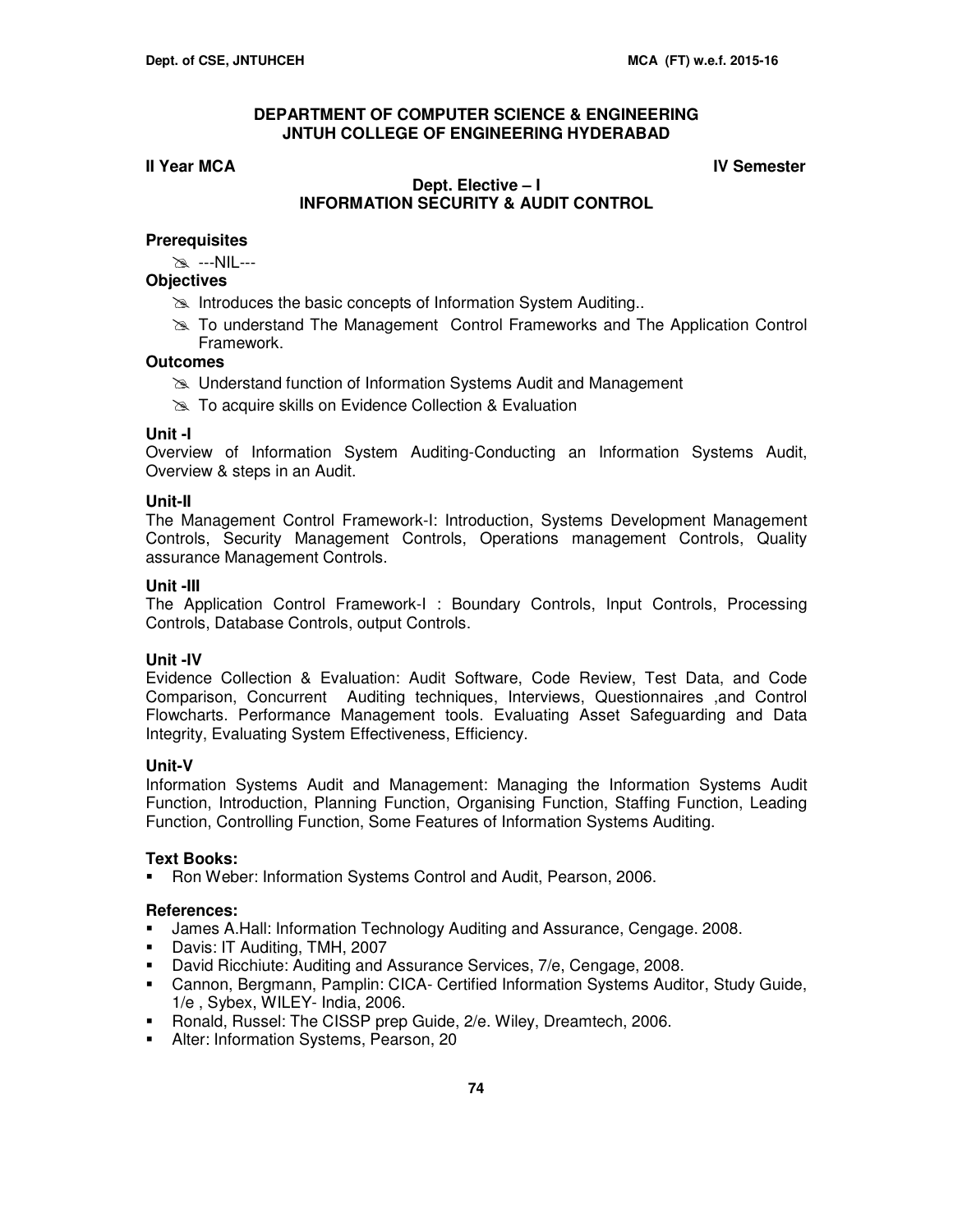**DEPARTMENT OF COMPUTER SCIENCE & ENGINEERING**
**JNTUH COLLEGE OF ENGINEERING HYDERABAD**

**II Year MCA** **IV Semester**

**Dept. Elective – I**
**INFORMATION SECURITY & AUDIT CONTROL**

**Prerequisites**

- ---NIL---

**Objectives**

- Introduces the basic concepts of Information System Auditing..
- To understand The Management Control Frameworks and The Application Control Framework.

**Outcomes**

- Understand function of Information Systems Audit and Management
- To acquire skills on Evidence Collection & Evaluation

**Unit -I**

Overview of Information System Auditing-Conducting an Information Systems Audit, Overview & steps in an Audit.

**Unit-II**

The Management Control Framework-I: Introduction, Systems Development Management Controls, Security Management Controls, Operations management Controls, Quality assurance Management Controls.

**Unit -III**

The Application Control Framework-I : Boundary Controls, Input Controls, Processing Controls, Database Controls, output Controls.

**Unit -IV**

Evidence Collection & Evaluation: Audit Software, Code Review, Test Data, and Code Comparison, Concurrent Auditing techniques, Interviews, Questionnaires ,and Control Flowcharts. Performance Management tools. Evaluating Asset Safeguarding and Data Integrity, Evaluating System Effectiveness, Efficiency.

**Unit-V**

Information Systems Audit and Management: Managing the Information Systems Audit Function, Introduction, Planning Function, Organising Function, Staffing Function, Leading Function, Controlling Function, Some Features of Information Systems Auditing.

**Text Books:**

- Ron Weber: Information Systems Control and Audit, Pearson, 2006.

**References:**

- James A.Hall: Information Technology Auditing and Assurance, Cengage. 2008.
- Davis: IT Auditing, TMH, 2007
- David Ricchiute: Auditing and Assurance Services, 7/e, Cengage, 2008.
- Cannon, Bergmann, Pamplin: CICA- Certified Information Systems Auditor, Study Guide, 1/e , Sybex, WILEY- India, 2006.
- Ronald, Russel: The CISSP prep Guide, 2/e. Wiley, Dreamtech, 2006.
- Alter: Information Systems, Pearson, 20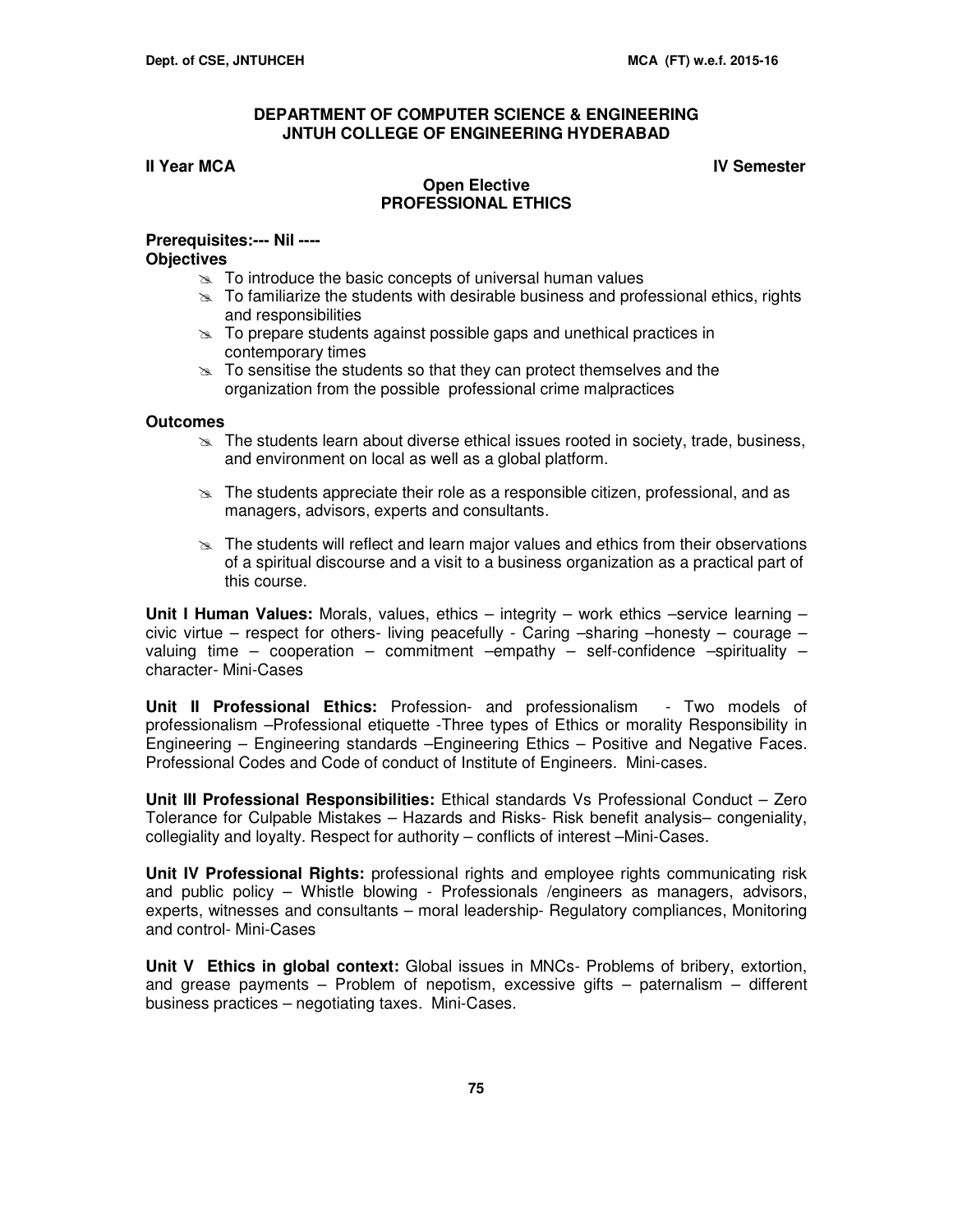# DEPARTMENT OF COMPUTER SCIENCE & ENGINEERING
# JNTUH COLLEGE OF ENGINEERING HYDERABAD

**II Year MCA** **IV Semester**

## Open Elective
## PROFESSIONAL ETHICS

**Prerequisites:--- Nil ----**

**Objectives**

- To introduce the basic concepts of universal human values
- To familiarize the students with desirable business and professional ethics, rights and responsibilities
- To prepare students against possible gaps and unethical practices in contemporary times
- To sensitise the students so that they can protect themselves and the organization from the possible professional crime malpractices

**Outcomes**

- The students learn about diverse ethical issues rooted in society, trade, business, and environment on local as well as a global platform.
- The students appreciate their role as a responsible citizen, professional, and as managers, advisors, experts and consultants.
- The students will reflect and learn major values and ethics from their observations of a spiritual discourse and a visit to a business organization as a practical part of this course.

**Unit I Human Values:** Morals, values, ethics – integrity – work ethics –service learning – civic virtue – respect for others- living peacefully - Caring –sharing –honesty – courage – valuing time – cooperation – commitment –empathy – self-confidence –spirituality – character- Mini-Cases

**Unit II Professional Ethics:** Profession- and professionalism - Two models of professionalism –Professional etiquette -Three types of Ethics or morality Responsibility in Engineering – Engineering standards –Engineering Ethics – Positive and Negative Faces. Professional Codes and Code of conduct of Institute of Engineers. Mini-cases.

**Unit III Professional Responsibilities:** Ethical standards Vs Professional Conduct – Zero Tolerance for Culpable Mistakes – Hazards and Risks- Risk benefit analysis– congeniality, collegiality and loyalty. Respect for authority – conflicts of interest –Mini-Cases.

**Unit IV Professional Rights:** professional rights and employee rights communicating risk and public policy – Whistle blowing - Professionals /engineers as managers, advisors, experts, witnesses and consultants – moral leadership- Regulatory compliances, Monitoring and control- Mini-Cases

**Unit V Ethics in global context:** Global issues in MNCs- Problems of bribery, extortion, and grease payments – Problem of nepotism, excessive gifts – paternalism – different business practices – negotiating taxes. Mini-Cases.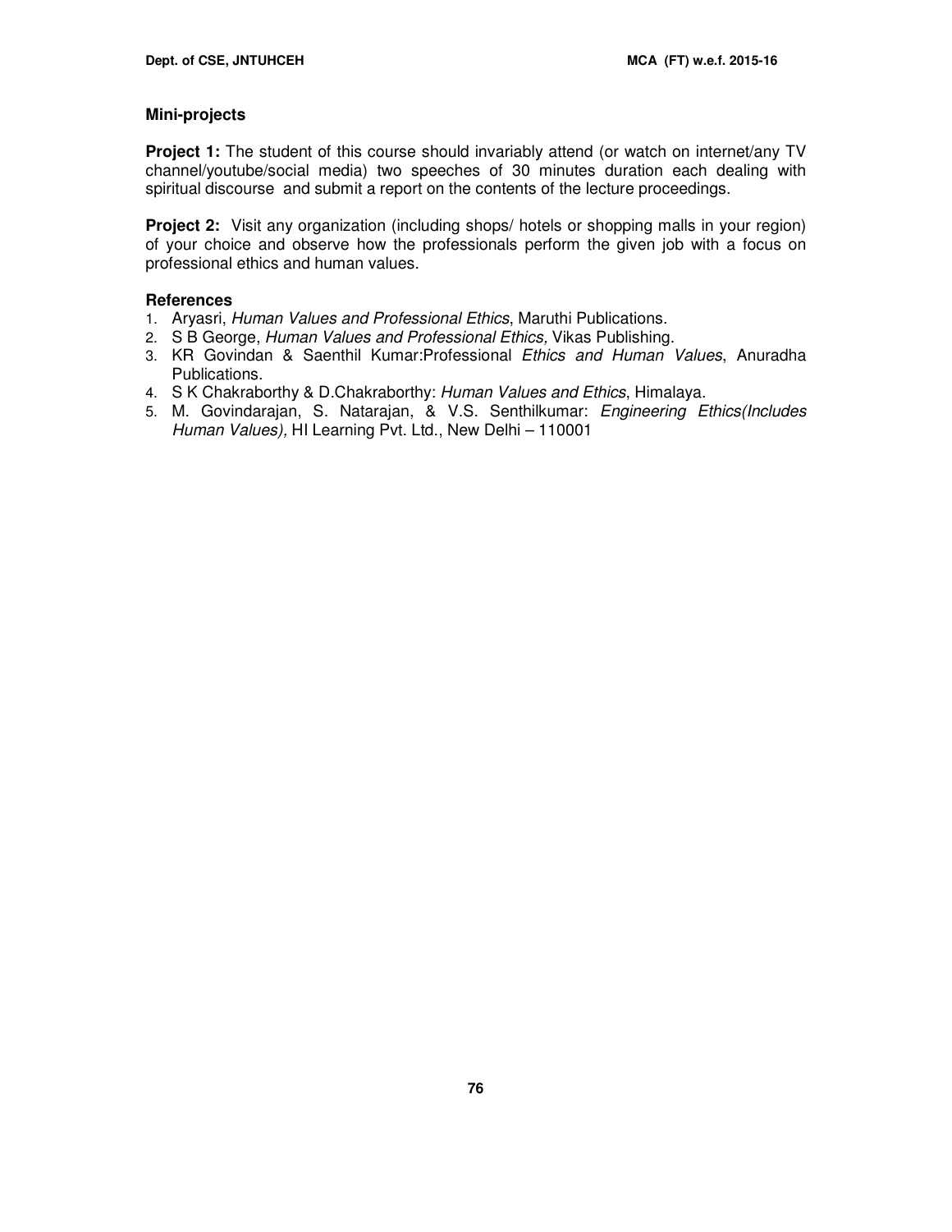**Mini-projects**

**Project 1:** The student of this course should invariably attend (or watch on internet/any TV channel/youtube/social media) two speeches of 30 minutes duration each dealing with spiritual discourse and submit a report on the contents of the lecture proceedings.

**Project 2:** Visit any organization (including shops/ hotels or shopping malls in your region) of your choice and observe how the professionals perform the given job with a focus on professional ethics and human values.

**References**

1. Aryasri, *Human Values and Professional Ethics*, Maruthi Publications.
2. S B George, *Human Values and Professional Ethics,* Vikas Publishing.
3. KR Govindan & Saenthil Kumar:Professional *Ethics and Human Values*, Anuradha Publications.
4. S K Chakraborthy & D.Chakraborthy: *Human Values and Ethics*, Himalaya.
5. M. Govindarajan, S. Natarajan, & V.S. Senthilkumar: *Engineering Ethics(Includes Human Values),* HI Learning Pvt. Ltd., New Delhi – 110001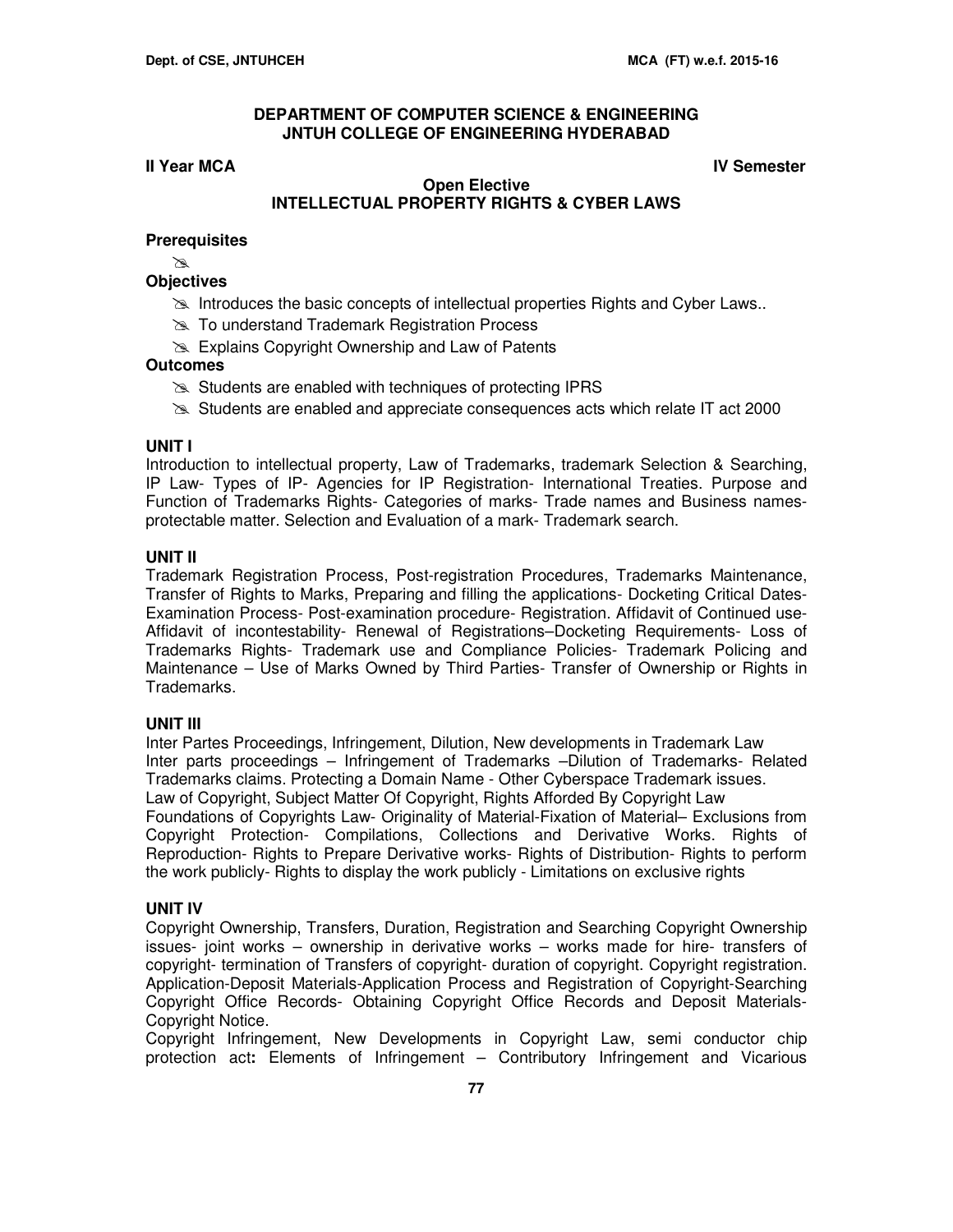# DEPARTMENT OF COMPUTER SCIENCE & ENGINEERING
# JNTUH COLLEGE OF ENGINEERING HYDERABAD

**II Year MCA** **IV Semester**

## Open Elective
## INTELLECTUAL PROPERTY RIGHTS & CYBER LAWS

### Prerequisites

- 

### Objectives

- Introduces the basic concepts of intellectual properties Rights and Cyber Laws..
- To understand Trademark Registration Process
- Explains Copyright Ownership and Law of Patents

### Outcomes

- Students are enabled with techniques of protecting IPRS
- Students are enabled and appreciate consequences acts which relate IT act 2000

### UNIT I

Introduction to intellectual property, Law of Trademarks, trademark Selection & Searching, IP Law- Types of IP- Agencies for IP Registration- International Treaties. Purpose and Function of Trademarks Rights- Categories of marks- Trade names and Business names-protectable matter. Selection and Evaluation of a mark- Trademark search.

### UNIT II

Trademark Registration Process, Post-registration Procedures, Trademarks Maintenance, Transfer of Rights to Marks, Preparing and filling the applications- Docketing Critical Dates-Examination Process- Post-examination procedure- Registration. Affidavit of Continued use-Affidavit of incontestability- Renewal of Registrations–Docketing Requirements- Loss of Trademarks Rights- Trademark use and Compliance Policies- Trademark Policing and Maintenance – Use of Marks Owned by Third Parties- Transfer of Ownership or Rights in Trademarks.

### UNIT III

Inter Partes Proceedings, Infringement, Dilution, New developments in Trademark Law
Inter parts proceedings – Infringement of Trademarks –Dilution of Trademarks- Related Trademarks claims. Protecting a Domain Name - Other Cyberspace Trademark issues.
Law of Copyright, Subject Matter Of Copyright, Rights Afforded By Copyright Law
Foundations of Copyrights Law- Originality of Material-Fixation of Material– Exclusions from Copyright Protection- Compilations, Collections and Derivative Works. Rights of Reproduction- Rights to Prepare Derivative works- Rights of Distribution- Rights to perform the work publicly- Rights to display the work publicly - Limitations on exclusive rights

### UNIT IV

Copyright Ownership, Transfers, Duration, Registration and Searching Copyright Ownership issues- joint works – ownership in derivative works – works made for hire- transfers of copyright- termination of Transfers of copyright- duration of copyright. Copyright registration. Application-Deposit Materials-Application Process and Registration of Copyright-Searching Copyright Office Records- Obtaining Copyright Office Records and Deposit Materials-Copyright Notice.

Copyright Infringement, New Developments in Copyright Law, semi conductor chip protection act**:** Elements of Infringement – Contributory Infringement and Vicarious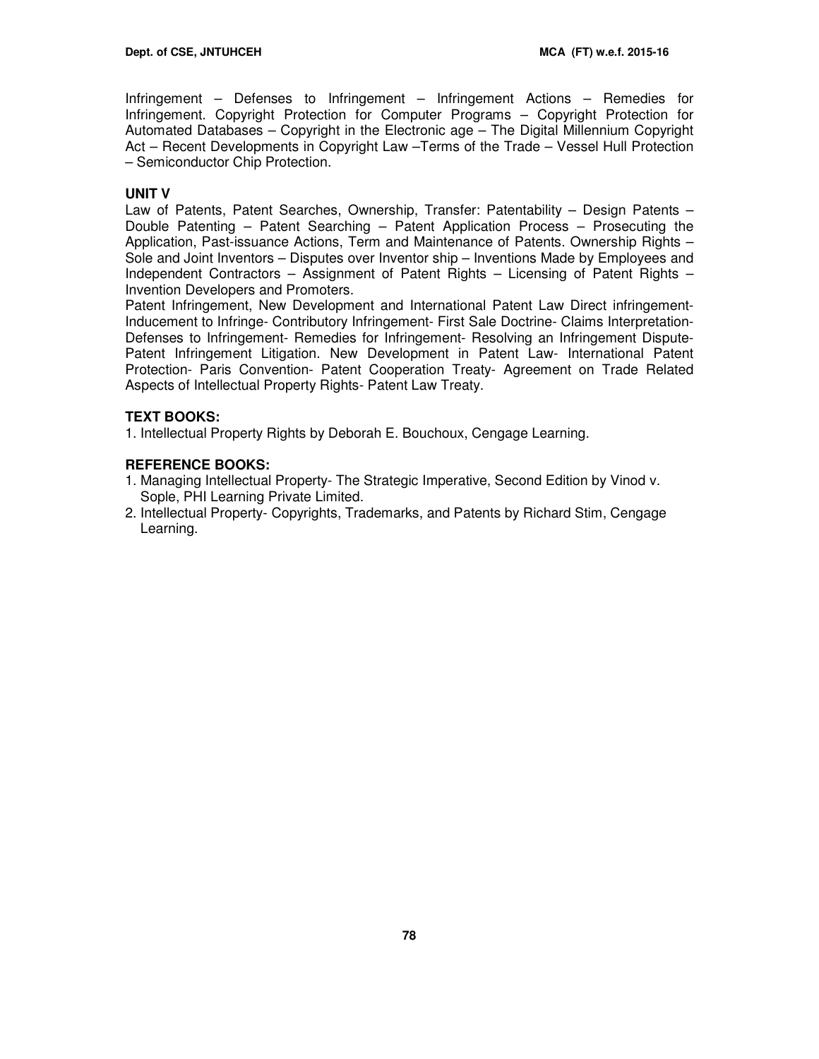Infringement – Defenses to Infringement – Infringement Actions – Remedies for Infringement. Copyright Protection for Computer Programs – Copyright Protection for Automated Databases – Copyright in the Electronic age – The Digital Millennium Copyright Act – Recent Developments in Copyright Law –Terms of the Trade – Vessel Hull Protection – Semiconductor Chip Protection.

**UNIT V**

Law of Patents, Patent Searches, Ownership, Transfer: Patentability – Design Patents – Double Patenting – Patent Searching – Patent Application Process – Prosecuting the Application, Past-issuance Actions, Term and Maintenance of Patents. Ownership Rights – Sole and Joint Inventors – Disputes over Inventor ship – Inventions Made by Employees and Independent Contractors – Assignment of Patent Rights – Licensing of Patent Rights – Invention Developers and Promoters.

Patent Infringement, New Development and International Patent Law Direct infringement-Inducement to Infringe- Contributory Infringement- First Sale Doctrine- Claims Interpretation-Defenses to Infringement- Remedies for Infringement- Resolving an Infringement Dispute-Patent Infringement Litigation. New Development in Patent Law- International Patent Protection- Paris Convention- Patent Cooperation Treaty- Agreement on Trade Related Aspects of Intellectual Property Rights- Patent Law Treaty.

**TEXT BOOKS:**

1. Intellectual Property Rights by Deborah E. Bouchoux, Cengage Learning.

**REFERENCE BOOKS:**

1. Managing Intellectual Property- The Strategic Imperative, Second Edition by Vinod v. Sople, PHI Learning Private Limited.
2. Intellectual Property- Copyrights, Trademarks, and Patents by Richard Stim, Cengage Learning.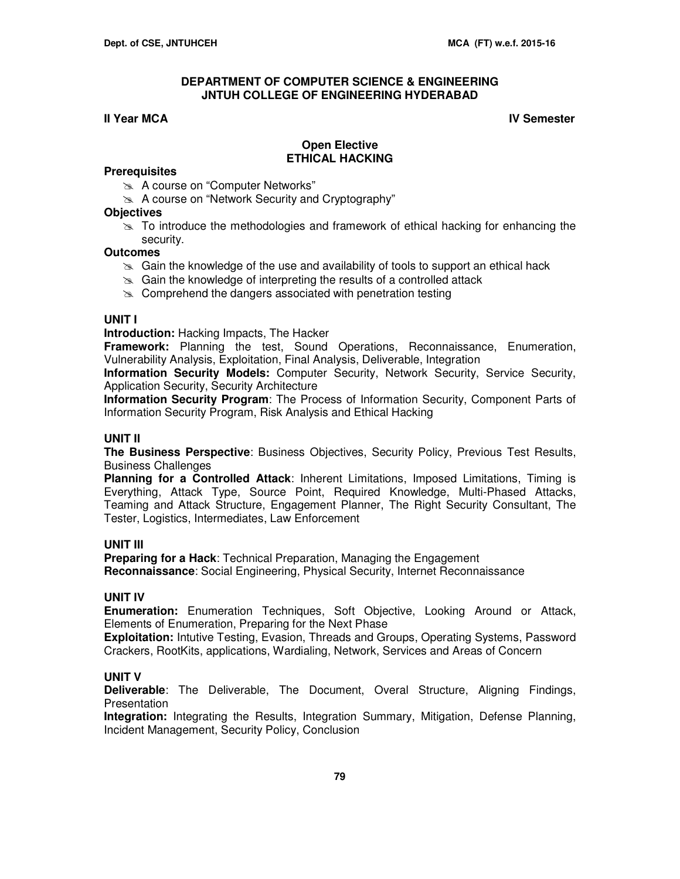## DEPARTMENT OF COMPUTER SCIENCE & ENGINEERING
## JNTUH COLLEGE OF ENGINEERING HYDERABAD

**II Year MCA** **IV Semester**

### Open Elective
### ETHICAL HACKING

**Prerequisites**

- A course on "Computer Networks"
- A course on "Network Security and Cryptography"

**Objectives**

- To introduce the methodologies and framework of ethical hacking for enhancing the security.

**Outcomes**

- Gain the knowledge of the use and availability of tools to support an ethical hack
- Gain the knowledge of interpreting the results of a controlled attack
- Comprehend the dangers associated with penetration testing

**UNIT I**

**Introduction:** Hacking Impacts, The Hacker

**Framework:** Planning the test, Sound Operations, Reconnaissance, Enumeration, Vulnerability Analysis, Exploitation, Final Analysis, Deliverable, Integration

**Information Security Models:** Computer Security, Network Security, Service Security, Application Security, Security Architecture

**Information Security Program**: The Process of Information Security, Component Parts of Information Security Program, Risk Analysis and Ethical Hacking

**UNIT II**

**The Business Perspective**: Business Objectives, Security Policy, Previous Test Results, Business Challenges

**Planning for a Controlled Attack**: Inherent Limitations, Imposed Limitations, Timing is Everything, Attack Type, Source Point, Required Knowledge, Multi-Phased Attacks, Teaming and Attack Structure, Engagement Planner, The Right Security Consultant, The Tester, Logistics, Intermediates, Law Enforcement

**UNIT III**

**Preparing for a Hack**: Technical Preparation, Managing the Engagement

**Reconnaissance**: Social Engineering, Physical Security, Internet Reconnaissance

**UNIT IV**

**Enumeration:** Enumeration Techniques, Soft Objective, Looking Around or Attack, Elements of Enumeration, Preparing for the Next Phase

**Exploitation:** Intutive Testing, Evasion, Threads and Groups, Operating Systems, Password Crackers, RootKits, applications, Wardialing, Network, Services and Areas of Concern

**UNIT V**

**Deliverable**: The Deliverable, The Document, Overal Structure, Aligning Findings, Presentation

**Integration:** Integrating the Results, Integration Summary, Mitigation, Defense Planning, Incident Management, Security Policy, Conclusion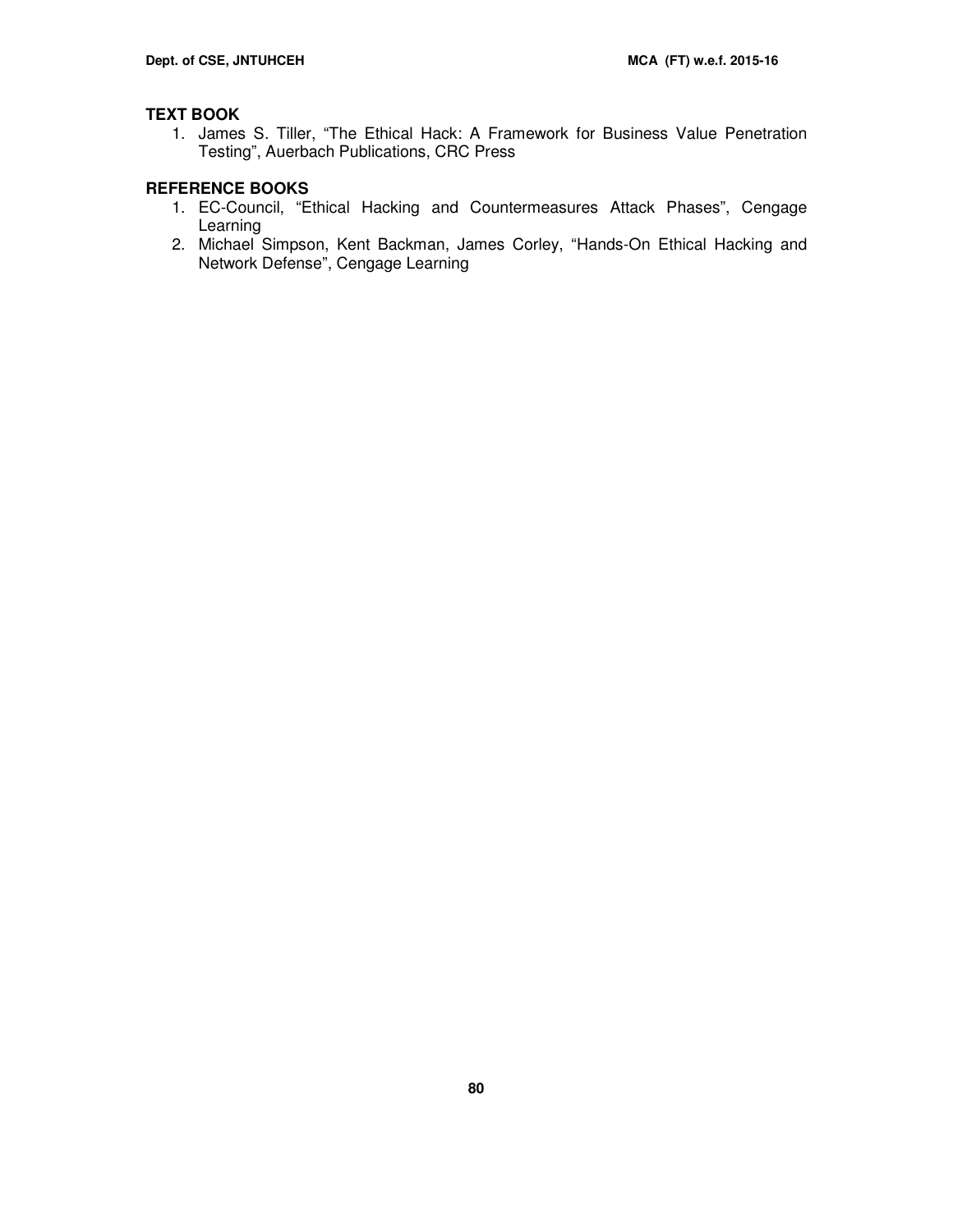**TEXT BOOK**

1. James S. Tiller, “The Ethical Hack: A Framework for Business Value Penetration Testing”, Auerbach Publications, CRC Press

**REFERENCE BOOKS**

1. EC-Council, “Ethical Hacking and Countermeasures Attack Phases”, Cengage Learning
2. Michael Simpson, Kent Backman, James Corley, “Hands-On Ethical Hacking and Network Defense”, Cengage Learning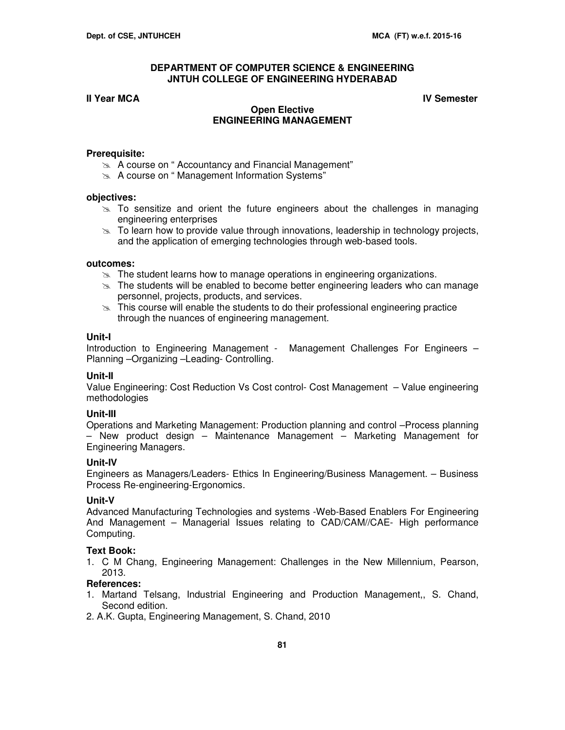## DEPARTMENT OF COMPUTER SCIENCE & ENGINEERING
## JNTUH COLLEGE OF ENGINEERING HYDERABAD

**II Year MCA** **IV Semester**

### Open Elective
### ENGINEERING MANAGEMENT

**Prerequisite:**

- A course on " Accountancy and Financial Management"
- A course on " Management Information Systems"

**objectives:**

- To sensitize and orient the future engineers about the challenges in managing engineering enterprises
- To learn how to provide value through innovations, leadership in technology projects, and the application of emerging technologies through web-based tools.

**outcomes:**

- The student learns how to manage operations in engineering organizations.
- The students will be enabled to become better engineering leaders who can manage personnel, projects, products, and services.
- This course will enable the students to do their professional engineering practice through the nuances of engineering management.

**Unit-I**

Introduction to Engineering Management - Management Challenges For Engineers – Planning –Organizing –Leading- Controlling.

**Unit-II**

Value Engineering: Cost Reduction Vs Cost control- Cost Management – Value engineering methodologies

**Unit-III**

Operations and Marketing Management: Production planning and control –Process planning – New product design – Maintenance Management – Marketing Management for Engineering Managers.

**Unit-IV**

Engineers as Managers/Leaders- Ethics In Engineering/Business Management. – Business Process Re-engineering-Ergonomics.

**Unit-V**

Advanced Manufacturing Technologies and systems -Web-Based Enablers For Engineering And Management – Managerial Issues relating to CAD/CAM//CAE- High performance Computing.

**Text Book:**

1. C M Chang, Engineering Management: Challenges in the New Millennium, Pearson, 2013.

**References:**

1. Martand Telsang, Industrial Engineering and Production Management,, S. Chand, Second edition.
2. A.K. Gupta, Engineering Management, S. Chand, 2010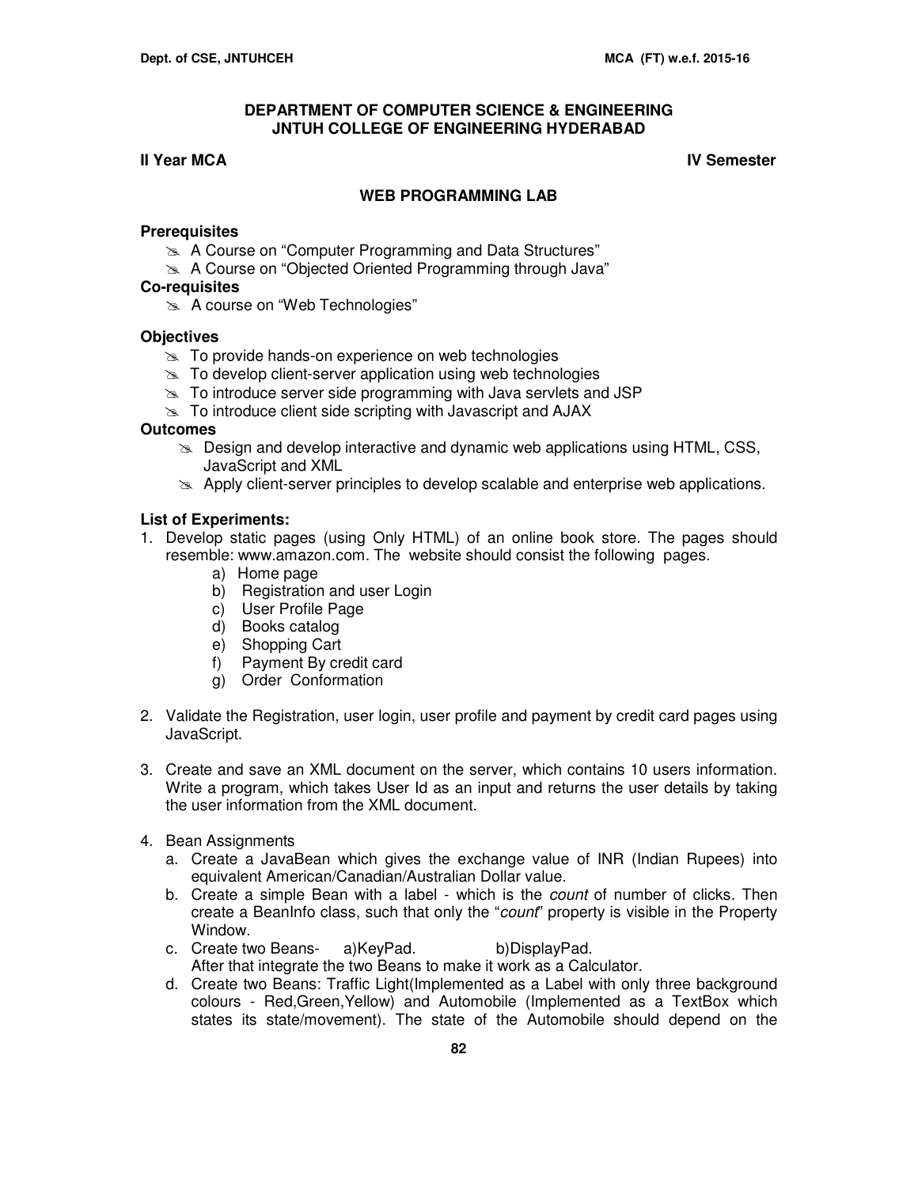**DEPARTMENT OF COMPUTER SCIENCE & ENGINEERING**
**JNTUH COLLEGE OF ENGINEERING HYDERABAD**

**II Year MCA** **IV Semester**

## WEB PROGRAMMING LAB

### Prerequisites
- A Course on "Computer Programming and Data Structures"
- A Course on "Objected Oriented Programming through Java"

### Co-requisites
- A course on "Web Technologies"

### Objectives
- To provide hands-on experience on web technologies
- To develop client-server application using web technologies
- To introduce server side programming with Java servlets and JSP
- To introduce client side scripting with Javascript and AJAX

### Outcomes
- Design and develop interactive and dynamic web applications using HTML, CSS, JavaScript and XML
- Apply client-server principles to develop scalable and enterprise web applications.

### List of Experiments:

1. Develop static pages (using Only HTML) of an online book store. The pages should resemble: www.amazon.com. The website should consist the following pages.
   a) Home page
   b) Registration and user Login
   c) User Profile Page
   d) Books catalog
   e) Shopping Cart
   f) Payment By credit card
   g) Order Conformation

2. Validate the Registration, user login, user profile and payment by credit card pages using JavaScript.

3. Create and save an XML document on the server, which contains 10 users information. Write a program, which takes User Id as an input and returns the user details by taking the user information from the XML document.

4. Bean Assignments
   a. Create a JavaBean which gives the exchange value of INR (Indian Rupees) into equivalent American/Canadian/Australian Dollar value.
   b. Create a simple Bean with a label - which is the *count* of number of clicks. Then create a BeanInfo class, such that only the "*count*" property is visible in the Property Window.
   c. Create two Beans- a)KeyPad. b)DisplayPad.
      After that integrate the two Beans to make it work as a Calculator.
   d. Create two Beans: Traffic Light(Implemented as a Label with only three background colours - Red,Green,Yellow) and Automobile (Implemented as a TextBox which states its state/movement). The state of the Automobile should depend on the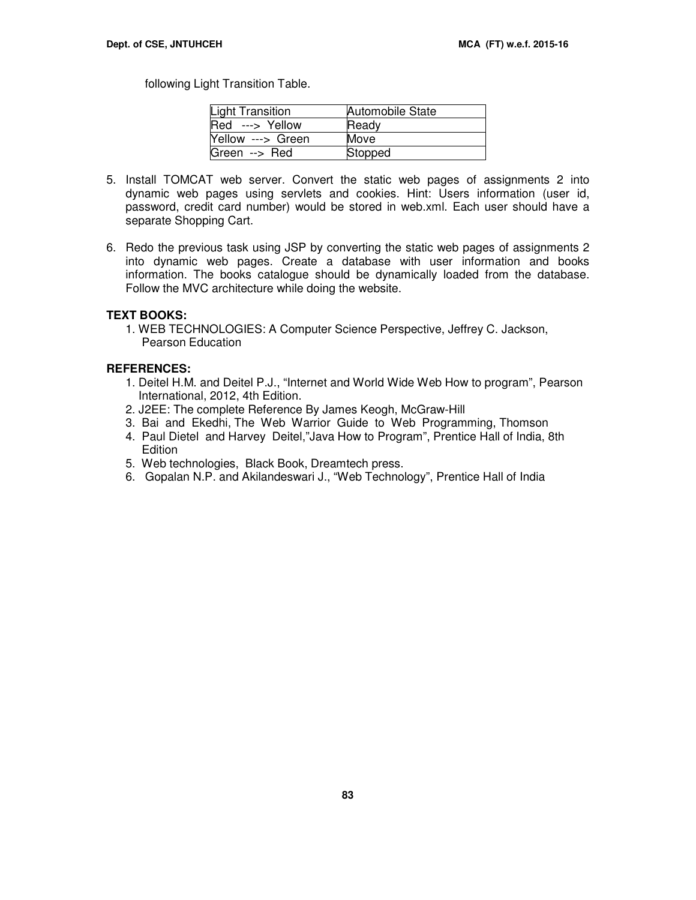following Light Transition Table.

| Light Transition | Automobile State |
|---|---|
| Red ---> Yellow | Ready |
| Yellow ---> Green | Move |
| Green --> Red | Stopped |

5. Install TOMCAT web server. Convert the static web pages of assignments 2 into dynamic web pages using servlets and cookies. Hint: Users information (user id, password, credit card number) would be stored in web.xml. Each user should have a separate Shopping Cart.

6. Redo the previous task using JSP by converting the static web pages of assignments 2 into dynamic web pages. Create a database with user information and books information. The books catalogue should be dynamically loaded from the database. Follow the MVC architecture while doing the website.

**TEXT BOOKS:**

1. WEB TECHNOLOGIES: A Computer Science Perspective, Jeffrey C. Jackson, Pearson Education

**REFERENCES:**

1. Deitel H.M. and Deitel P.J., "Internet and World Wide Web How to program", Pearson International, 2012, 4th Edition.
2. J2EE: The complete Reference By James Keogh, McGraw-Hill
3. Bai and Ekedhi, The Web Warrior Guide to Web Programming, Thomson
4. Paul Dietel and Harvey Deitel,"Java How to Program", Prentice Hall of India, 8th Edition
5. Web technologies, Black Book, Dreamtech press.
6. Gopalan N.P. and Akilandeswari J., "Web Technology", Prentice Hall of India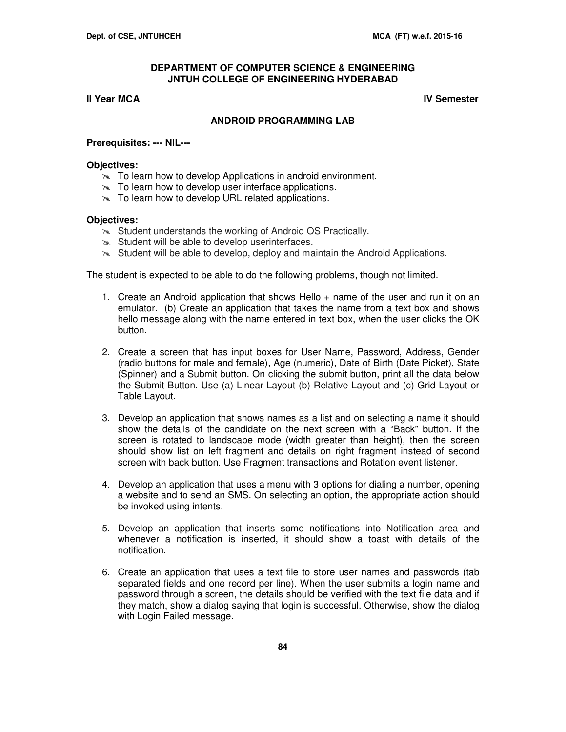# DEPARTMENT OF COMPUTER SCIENCE & ENGINEERING
# JNTUH COLLEGE OF ENGINEERING HYDERABAD

**II Year MCA** **IV Semester**

## ANDROID PROGRAMMING LAB

**Prerequisites: --- NIL---**

**Objectives:**

- To learn how to develop Applications in android environment.
- To learn how to develop user interface applications.
- To learn how to develop URL related applications.

**Objectives:**

- Student understands the working of Android OS Practically.
- Student will be able to develop userinterfaces.
- Student will be able to develop, deploy and maintain the Android Applications.

The student is expected to be able to do the following problems, though not limited.

1. Create an Android application that shows Hello + name of the user and run it on an emulator. (b) Create an application that takes the name from a text box and shows hello message along with the name entered in text box, when the user clicks the OK button.

2. Create a screen that has input boxes for User Name, Password, Address, Gender (radio buttons for male and female), Age (numeric), Date of Birth (Date Picket), State (Spinner) and a Submit button. On clicking the submit button, print all the data below the Submit Button. Use (a) Linear Layout (b) Relative Layout and (c) Grid Layout or Table Layout.

3. Develop an application that shows names as a list and on selecting a name it should show the details of the candidate on the next screen with a "Back" button. If the screen is rotated to landscape mode (width greater than height), then the screen should show list on left fragment and details on right fragment instead of second screen with back button. Use Fragment transactions and Rotation event listener.

4. Develop an application that uses a menu with 3 options for dialing a number, opening a website and to send an SMS. On selecting an option, the appropriate action should be invoked using intents.

5. Develop an application that inserts some notifications into Notification area and whenever a notification is inserted, it should show a toast with details of the notification.

6. Create an application that uses a text file to store user names and passwords (tab separated fields and one record per line). When the user submits a login name and password through a screen, the details should be verified with the text file data and if they match, show a dialog saying that login is successful. Otherwise, show the dialog with Login Failed message.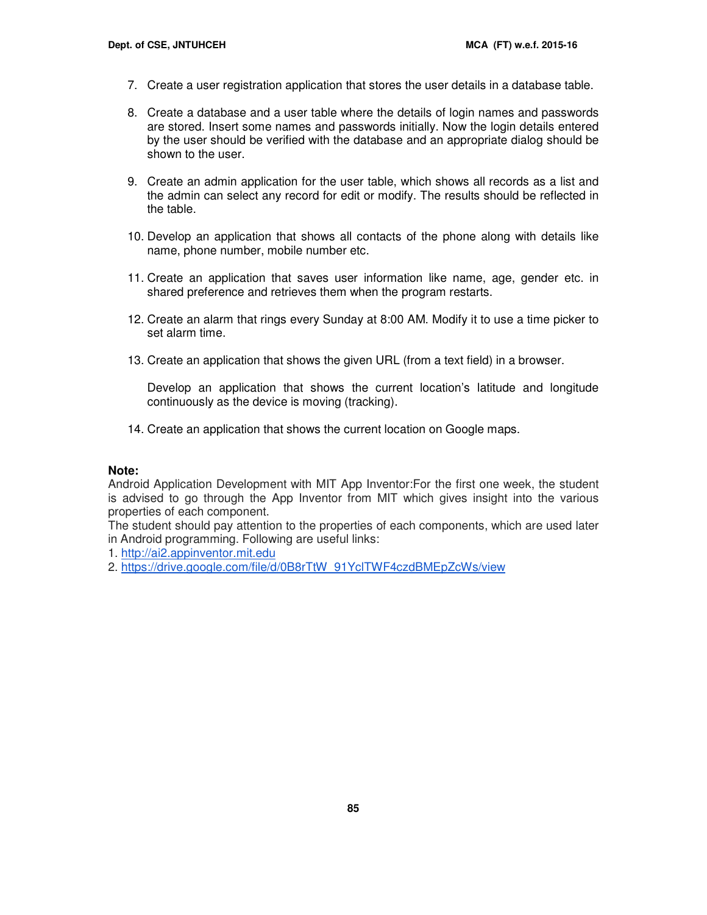7. Create a user registration application that stores the user details in a database table.

8. Create a database and a user table where the details of login names and passwords are stored. Insert some names and passwords initially. Now the login details entered by the user should be verified with the database and an appropriate dialog should be shown to the user.

9. Create an admin application for the user table, which shows all records as a list and the admin can select any record for edit or modify. The results should be reflected in the table.

10. Develop an application that shows all contacts of the phone along with details like name, phone number, mobile number etc.

11. Create an application that saves user information like name, age, gender etc. in shared preference and retrieves them when the program restarts.

12. Create an alarm that rings every Sunday at 8:00 AM. Modify it to use a time picker to set alarm time.

13. Create an application that shows the given URL (from a text field) in a browser.

    Develop an application that shows the current location's latitude and longitude continuously as the device is moving (tracking).

14. Create an application that shows the current location on Google maps.

**Note:**

Android Application Development with MIT App Inventor:For the first one week, the student is advised to go through the App Inventor from MIT which gives insight into the various properties of each component.

The student should pay attention to the properties of each components, which are used later in Android programming. Following are useful links:

1. http://ai2.appinventor.mit.edu
2. https://drive.google.com/file/d/0B8rTtW_91YclTWF4czdBMEpZcWs/view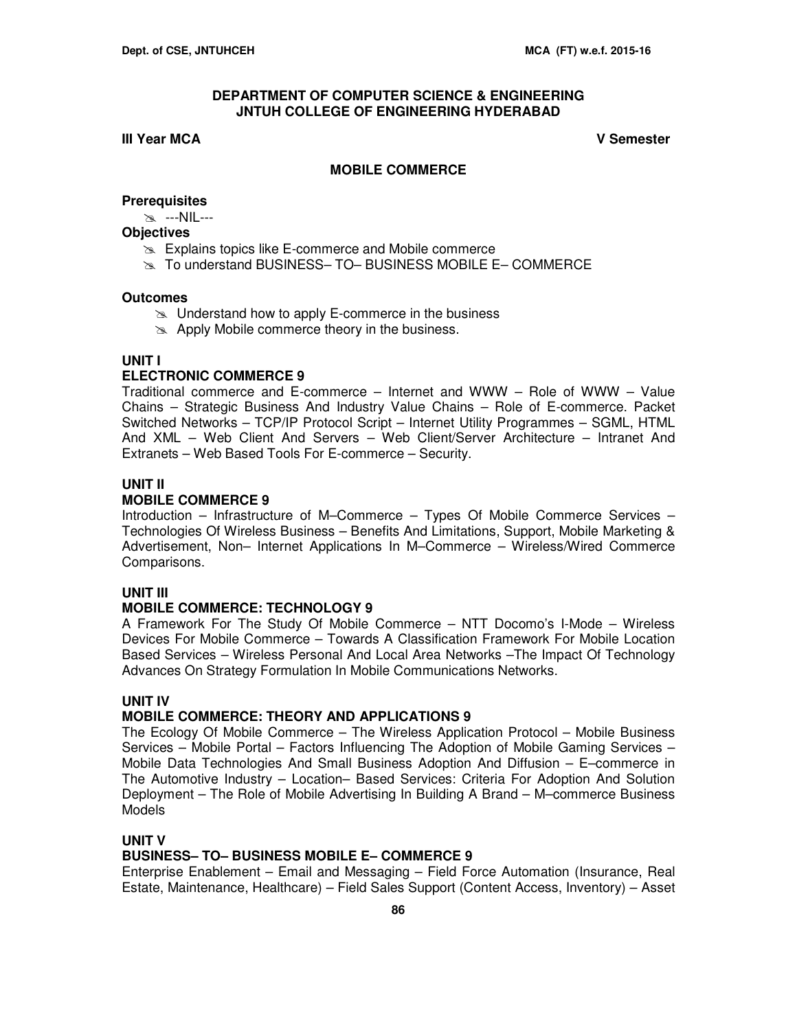## DEPARTMENT OF COMPUTER SCIENCE & ENGINEERING
## JNTUH COLLEGE OF ENGINEERING HYDERABAD

**III Year MCA** **V Semester**

### MOBILE COMMERCE

**Prerequisites**

- ---NIL---

**Objectives**

- Explains topics like E-commerce and Mobile commerce
- To understand BUSINESS– TO– BUSINESS MOBILE E– COMMERCE

**Outcomes**

- Understand how to apply E-commerce in the business
- Apply Mobile commerce theory in the business.

**UNIT I**

**ELECTRONIC COMMERCE 9**

Traditional commerce and E-commerce – Internet and WWW – Role of WWW – Value Chains – Strategic Business And Industry Value Chains – Role of E-commerce. Packet Switched Networks – TCP/IP Protocol Script – Internet Utility Programmes – SGML, HTML And XML – Web Client And Servers – Web Client/Server Architecture – Intranet And Extranets – Web Based Tools For E-commerce – Security.

**UNIT II**

**MOBILE COMMERCE 9**

Introduction – Infrastructure of M–Commerce – Types Of Mobile Commerce Services – Technologies Of Wireless Business – Benefits And Limitations, Support, Mobile Marketing & Advertisement, Non– Internet Applications In M–Commerce – Wireless/Wired Commerce Comparisons.

**UNIT III**

**MOBILE COMMERCE: TECHNOLOGY 9**

A Framework For The Study Of Mobile Commerce – NTT Docomo's I-Mode – Wireless Devices For Mobile Commerce – Towards A Classification Framework For Mobile Location Based Services – Wireless Personal And Local Area Networks –The Impact Of Technology Advances On Strategy Formulation In Mobile Communications Networks.

**UNIT IV**

**MOBILE COMMERCE: THEORY AND APPLICATIONS 9**

The Ecology Of Mobile Commerce – The Wireless Application Protocol – Mobile Business Services – Mobile Portal – Factors Influencing The Adoption of Mobile Gaming Services – Mobile Data Technologies And Small Business Adoption And Diffusion – E–commerce in The Automotive Industry – Location– Based Services: Criteria For Adoption And Solution Deployment – The Role of Mobile Advertising In Building A Brand – M–commerce Business Models

**UNIT V**

**BUSINESS– TO– BUSINESS MOBILE E– COMMERCE 9**

Enterprise Enablement – Email and Messaging – Field Force Automation (Insurance, Real Estate, Maintenance, Healthcare) – Field Sales Support (Content Access, Inventory) – Asset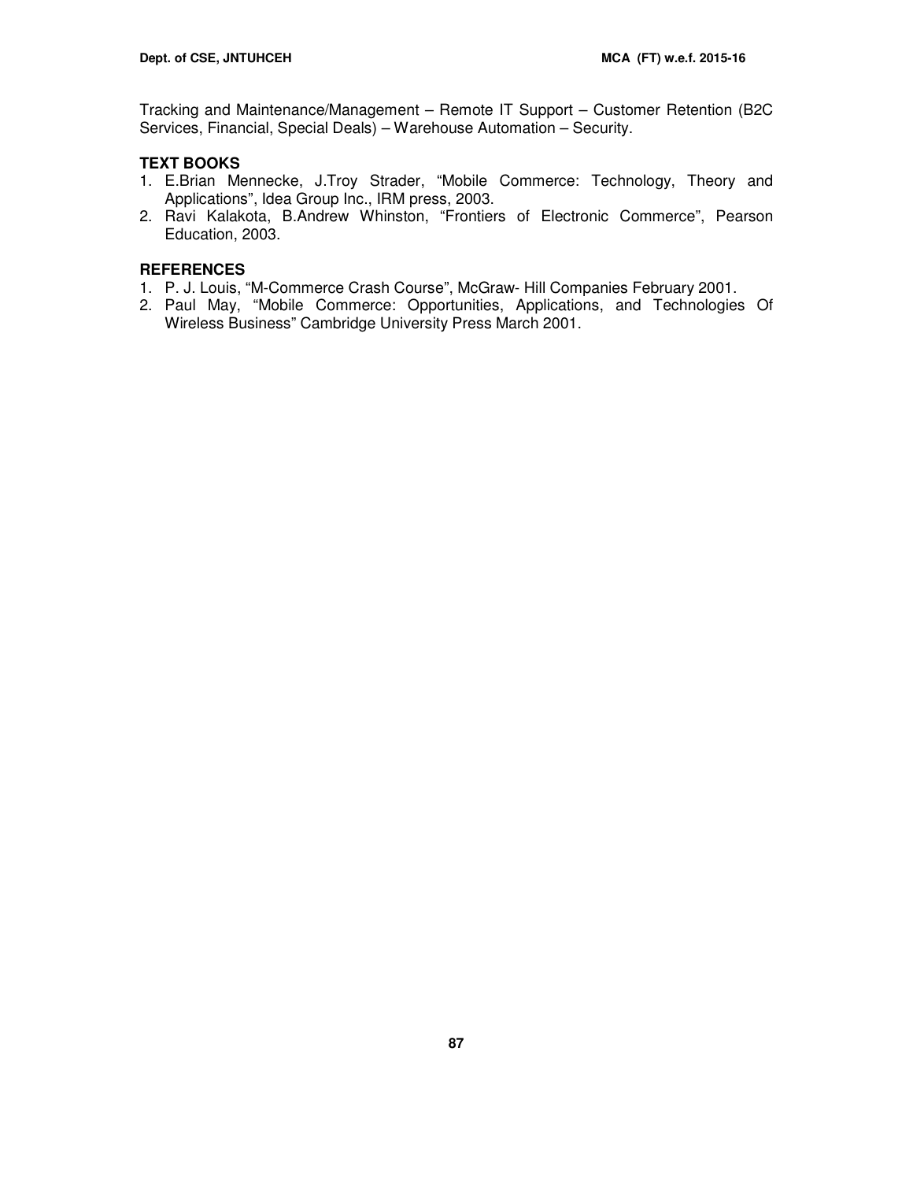Tracking and Maintenance/Management – Remote IT Support – Customer Retention (B2C Services, Financial, Special Deals) – Warehouse Automation – Security.

**TEXT BOOKS**

1. E.Brian Mennecke, J.Troy Strader, "Mobile Commerce: Technology, Theory and Applications", Idea Group Inc., IRM press, 2003.
2. Ravi Kalakota, B.Andrew Whinston, "Frontiers of Electronic Commerce", Pearson Education, 2003.

**REFERENCES**

1. P. J. Louis, "M-Commerce Crash Course", McGraw- Hill Companies February 2001.
2. Paul May, "Mobile Commerce: Opportunities, Applications, and Technologies Of Wireless Business" Cambridge University Press March 2001.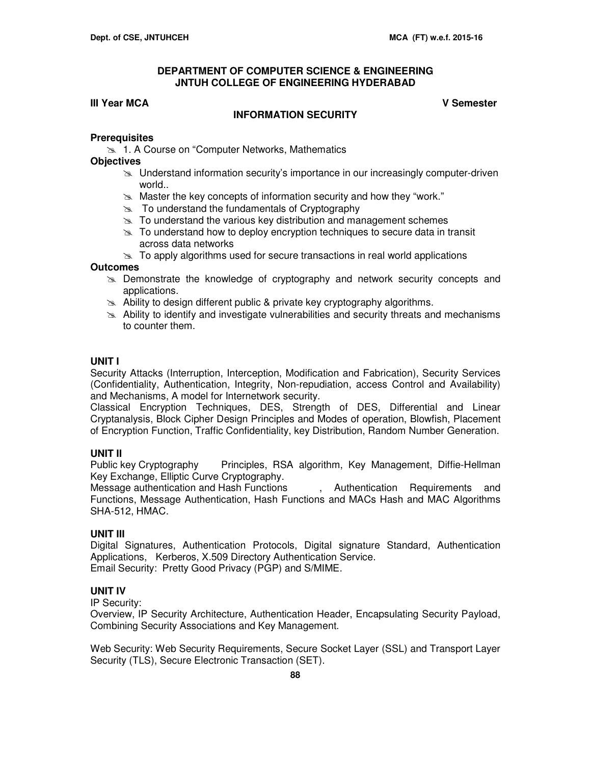**DEPARTMENT OF COMPUTER SCIENCE & ENGINEERING**
**JNTUH COLLEGE OF ENGINEERING HYDERABAD**

**III Year MCA** **V Semester**

## INFORMATION SECURITY

### Prerequisites

- 1. A Course on "Computer Networks, Mathematics

### Objectives

- Understand information security's importance in our increasingly computer-driven world..
- Master the key concepts of information security and how they "work."
- To understand the fundamentals of Cryptography
- To understand the various key distribution and management schemes
- To understand how to deploy encryption techniques to secure data in transit across data networks
- To apply algorithms used for secure transactions in real world applications

### Outcomes

- Demonstrate the knowledge of cryptography and network security concepts and applications.
- Ability to design different public & private key cryptography algorithms.
- Ability to identify and investigate vulnerabilities and security threats and mechanisms to counter them.

### UNIT I

Security Attacks (Interruption, Interception, Modification and Fabrication), Security Services (Confidentiality, Authentication, Integrity, Non-repudiation, access Control and Availability) and Mechanisms, A model for Internetwork security.

Classical Encryption Techniques, DES, Strength of DES, Differential and Linear Cryptanalysis, Block Cipher Design Principles and Modes of operation, Blowfish, Placement of Encryption Function, Traffic Confidentiality, key Distribution, Random Number Generation.

### UNIT II

Public key Cryptography Principles, RSA algorithm, Key Management, Diffie-Hellman Key Exchange, Elliptic Curve Cryptography.

Message authentication and Hash Functions , Authentication Requirements and Functions, Message Authentication, Hash Functions and MACs Hash and MAC Algorithms SHA-512, HMAC.

### UNIT III

Digital Signatures, Authentication Protocols, Digital signature Standard, Authentication Applications, Kerberos, X.509 Directory Authentication Service.

Email Security: Pretty Good Privacy (PGP) and S/MIME.

### UNIT IV

IP Security:

Overview, IP Security Architecture, Authentication Header, Encapsulating Security Payload, Combining Security Associations and Key Management.

Web Security: Web Security Requirements, Secure Socket Layer (SSL) and Transport Layer Security (TLS), Secure Electronic Transaction (SET).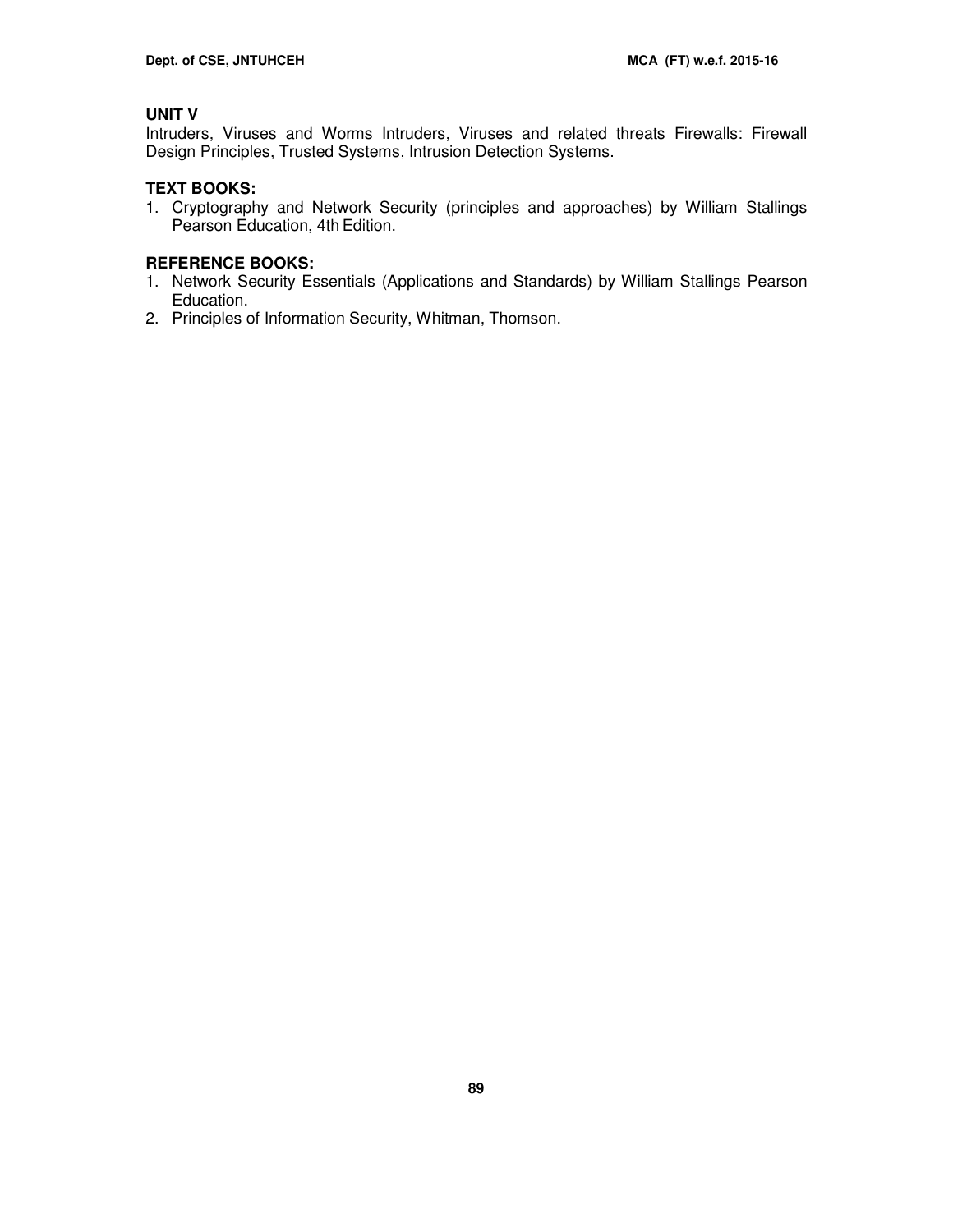**UNIT V**

Intruders, Viruses and Worms Intruders, Viruses and related threats Firewalls: Firewall Design Principles, Trusted Systems, Intrusion Detection Systems.

**TEXT BOOKS:**

1. Cryptography and Network Security (principles and approaches) by William Stallings Pearson Education, 4th Edition.

**REFERENCE BOOKS:**

1. Network Security Essentials (Applications and Standards) by William Stallings Pearson Education.
2. Principles of Information Security, Whitman, Thomson.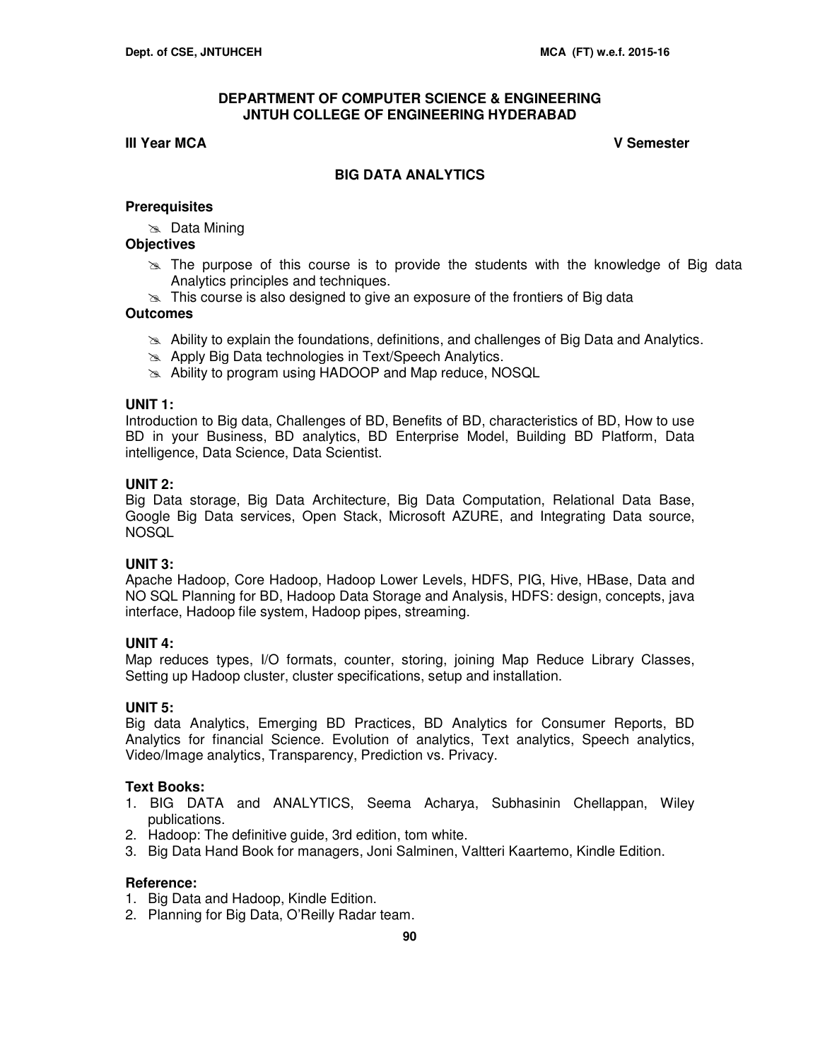**DEPARTMENT OF COMPUTER SCIENCE & ENGINEERING**
**JNTUH COLLEGE OF ENGINEERING HYDERABAD**

**III Year MCA** **V Semester**

## BIG DATA ANALYTICS

### Prerequisites

- Data Mining

### Objectives

- The purpose of this course is to provide the students with the knowledge of Big data Analytics principles and techniques.
- This course is also designed to give an exposure of the frontiers of Big data

### Outcomes

- Ability to explain the foundations, definitions, and challenges of Big Data and Analytics.
- Apply Big Data technologies in Text/Speech Analytics.
- Ability to program using HADOOP and Map reduce, NOSQL

### UNIT 1:

Introduction to Big data, Challenges of BD, Benefits of BD, characteristics of BD, How to use BD in your Business, BD analytics, BD Enterprise Model, Building BD Platform, Data intelligence, Data Science, Data Scientist.

### UNIT 2:

Big Data storage, Big Data Architecture, Big Data Computation, Relational Data Base, Google Big Data services, Open Stack, Microsoft AZURE, and Integrating Data source, NOSQL

### UNIT 3:

Apache Hadoop, Core Hadoop, Hadoop Lower Levels, HDFS, PIG, Hive, HBase, Data and NO SQL Planning for BD, Hadoop Data Storage and Analysis, HDFS: design, concepts, java interface, Hadoop file system, Hadoop pipes, streaming.

### UNIT 4:

Map reduces types, I/O formats, counter, storing, joining Map Reduce Library Classes, Setting up Hadoop cluster, cluster specifications, setup and installation.

### UNIT 5:

Big data Analytics, Emerging BD Practices, BD Analytics for Consumer Reports, BD Analytics for financial Science. Evolution of analytics, Text analytics, Speech analytics, Video/Image analytics, Transparency, Prediction vs. Privacy.

### Text Books:

1. BIG DATA and ANALYTICS, Seema Acharya, Subhasinin Chellappan, Wiley publications.
2. Hadoop: The definitive guide, 3rd edition, tom white.
3. Big Data Hand Book for managers, Joni Salminen, Valtteri Kaartemo, Kindle Edition.

### Reference:

1. Big Data and Hadoop, Kindle Edition.
2. Planning for Big Data, O'Reilly Radar team.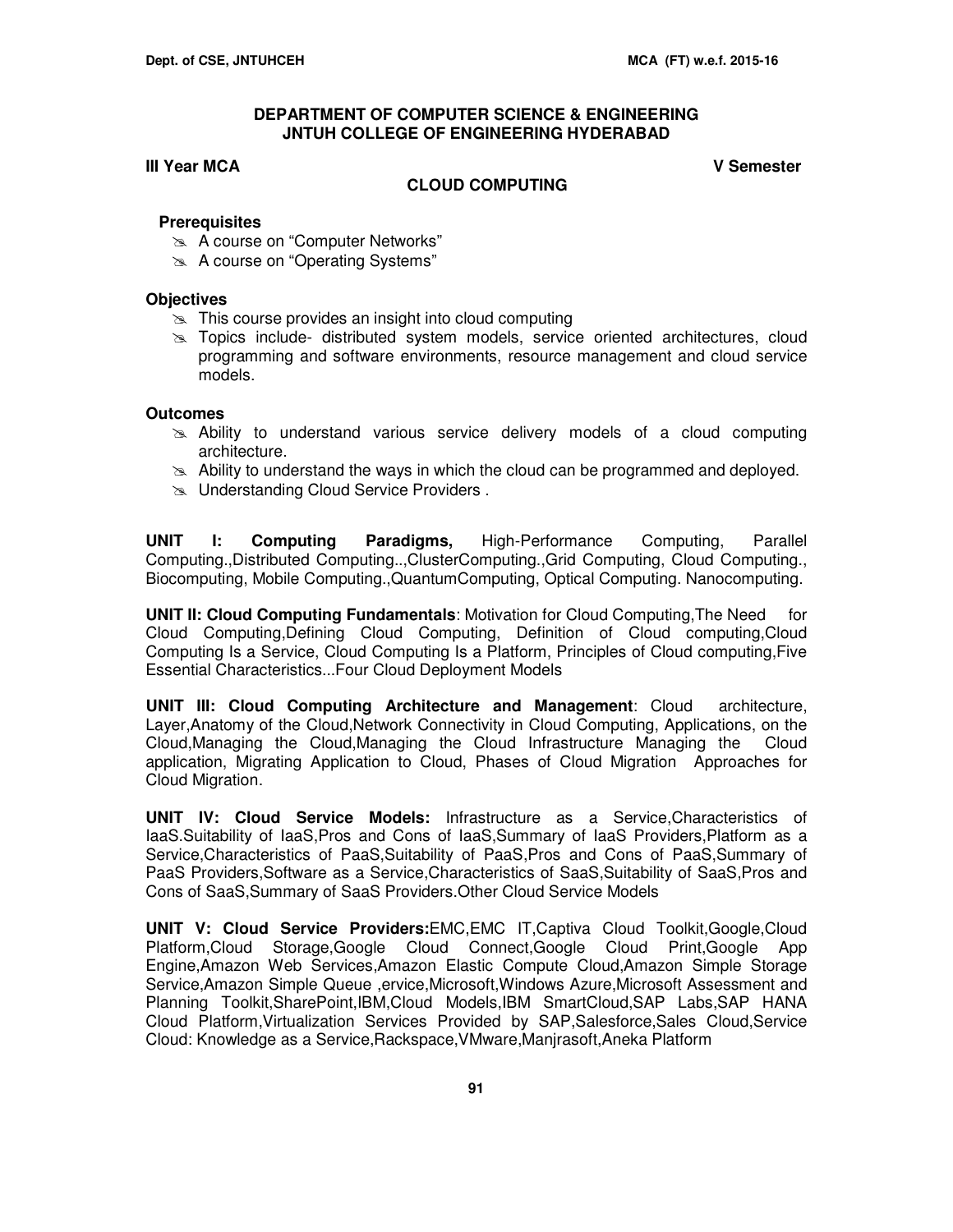**DEPARTMENT OF COMPUTER SCIENCE & ENGINEERING**
**JNTUH COLLEGE OF ENGINEERING HYDERABAD**

**III Year MCA** **V Semester**

## CLOUD COMPUTING

### Prerequisites

- A course on "Computer Networks"
- A course on "Operating Systems"

### Objectives

- This course provides an insight into cloud computing
- Topics include- distributed system models, service oriented architectures, cloud programming and software environments, resource management and cloud service models.

### Outcomes

- Ability to understand various service delivery models of a cloud computing architecture.
- Ability to understand the ways in which the cloud can be programmed and deployed.
- Understanding Cloud Service Providers .

**UNIT I: Computing Paradigms,** High-Performance Computing, Parallel Computing.,Distributed Computing..,ClusterComputing.,Grid Computing, Cloud Computing., Biocomputing, Mobile Computing.,QuantumComputing, Optical Computing. Nanocomputing.

**UNIT II: Cloud Computing Fundamentals**: Motivation for Cloud Computing,The Need for Cloud Computing,Defining Cloud Computing, Definition of Cloud computing,Cloud Computing Is a Service, Cloud Computing Is a Platform, Principles of Cloud computing,Five Essential Characteristics...Four Cloud Deployment Models

**UNIT III: Cloud Computing Architecture and Management**: Cloud architecture, Layer,Anatomy of the Cloud,Network Connectivity in Cloud Computing, Applications, on the Cloud,Managing the Cloud,Managing the Cloud Infrastructure Managing the Cloud application, Migrating Application to Cloud, Phases of Cloud Migration Approaches for Cloud Migration.

**UNIT IV: Cloud Service Models:** Infrastructure as a Service,Characteristics of IaaS.Suitability of IaaS,Pros and Cons of IaaS,Summary of IaaS Providers,Platform as a Service,Characteristics of PaaS,Suitability of PaaS,Pros and Cons of PaaS,Summary of PaaS Providers,Software as a Service,Characteristics of SaaS,Suitability of SaaS,Pros and Cons of SaaS,Summary of SaaS Providers.Other Cloud Service Models

**UNIT V: Cloud Service Providers:**EMC,EMC IT,Captiva Cloud Toolkit,Google,Cloud Platform,Cloud Storage,Google Cloud Connect,Google Cloud Print,Google App Engine,Amazon Web Services,Amazon Elastic Compute Cloud,Amazon Simple Storage Service,Amazon Simple Queue ,ervice,Microsoft,Windows Azure,Microsoft Assessment and Planning Toolkit,SharePoint,IBM,Cloud Models,IBM SmartCloud,SAP Labs,SAP HANA Cloud Platform,Virtualization Services Provided by SAP,Salesforce,Sales Cloud,Service Cloud: Knowledge as a Service,Rackspace,VMware,Manjrasoft,Aneka Platform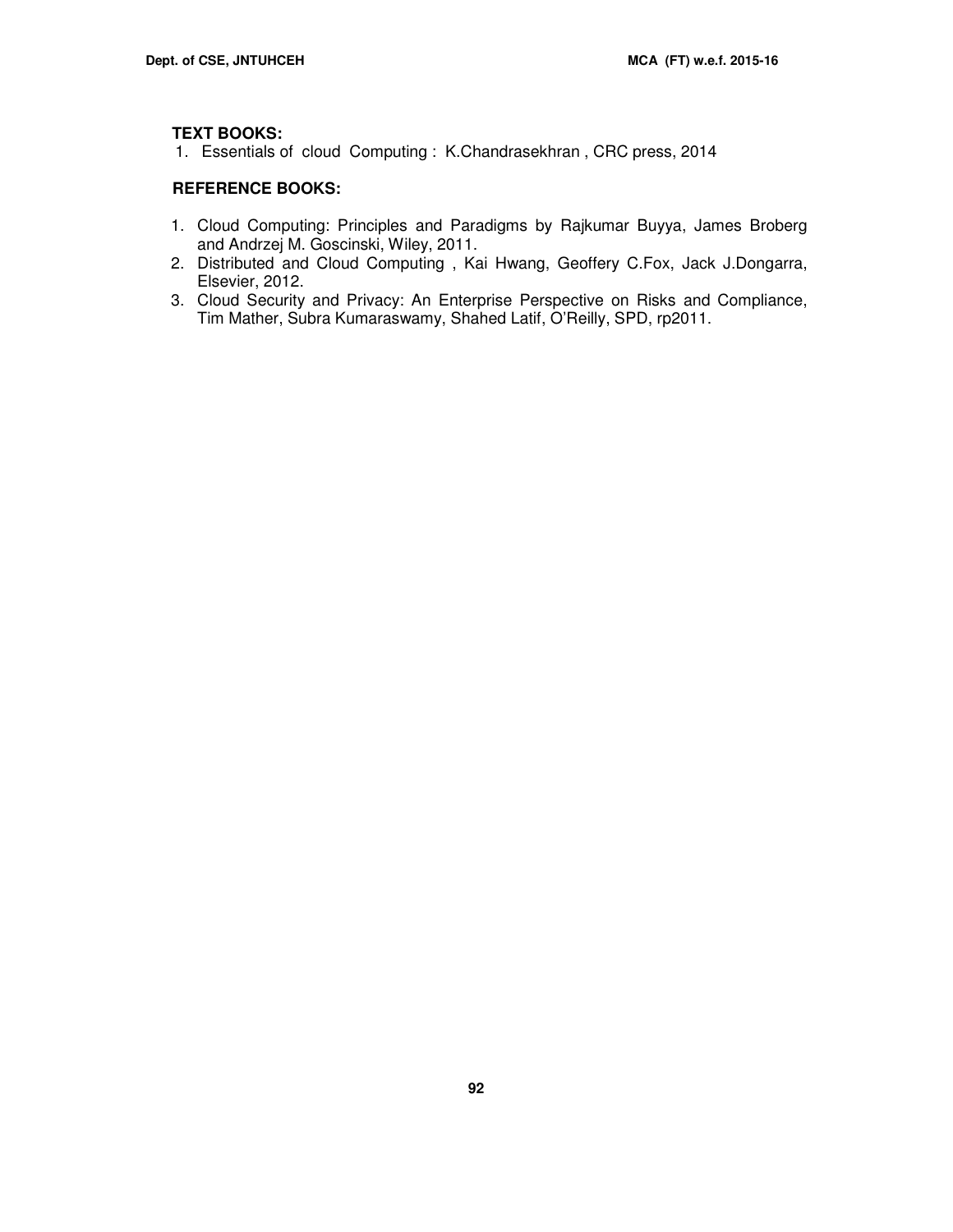**TEXT BOOKS:**

1. Essentials of cloud Computing : K.Chandrasekhran , CRC press, 2014

**REFERENCE BOOKS:**

1. Cloud Computing: Principles and Paradigms by Rajkumar Buyya, James Broberg and Andrzej M. Goscinski, Wiley, 2011.
2. Distributed and Cloud Computing , Kai Hwang, Geoffery C.Fox, Jack J.Dongarra, Elsevier, 2012.
3. Cloud Security and Privacy: An Enterprise Perspective on Risks and Compliance, Tim Mather, Subra Kumaraswamy, Shahed Latif, O'Reilly, SPD, rp2011.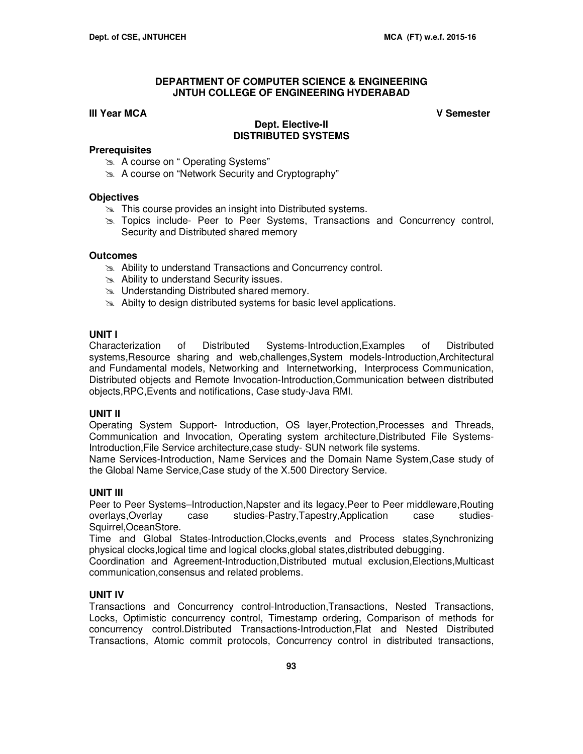## DEPARTMENT OF COMPUTER SCIENCE & ENGINEERING
## JNTUH COLLEGE OF ENGINEERING HYDERABAD

**III Year MCA** **V Semester**

### Dept. Elective-II
### DISTRIBUTED SYSTEMS

**Prerequisites**

- A course on " Operating Systems"
- A course on "Network Security and Cryptography"

**Objectives**

- This course provides an insight into Distributed systems.
- Topics include- Peer to Peer Systems, Transactions and Concurrency control, Security and Distributed shared memory

**Outcomes**

- Ability to understand Transactions and Concurrency control.
- Ability to understand Security issues.
- Understanding Distributed shared memory.
- Abilty to design distributed systems for basic level applications.

**UNIT I**

Characterization of Distributed Systems-Introduction,Examples of Distributed systems,Resource sharing and web,challenges,System models-Introduction,Architectural and Fundamental models, Networking and Internetworking, Interprocess Communication, Distributed objects and Remote Invocation-Introduction,Communication between distributed objects,RPC,Events and notifications, Case study-Java RMI.

**UNIT II**

Operating System Support- Introduction, OS layer,Protection,Processes and Threads, Communication and Invocation, Operating system architecture,Distributed File Systems-Introduction,File Service architecture,case study- SUN network file systems.

Name Services-Introduction, Name Services and the Domain Name System,Case study of the Global Name Service,Case study of the X.500 Directory Service.

**UNIT III**

Peer to Peer Systems–Introduction,Napster and its legacy,Peer to Peer middleware,Routing overlays,Overlay case studies-Pastry,Tapestry,Application case studies-Squirrel,OceanStore.

Time and Global States-Introduction,Clocks,events and Process states,Synchronizing physical clocks,logical time and logical clocks,global states,distributed debugging.

Coordination and Agreement-Introduction,Distributed mutual exclusion,Elections,Multicast communication,consensus and related problems.

**UNIT IV**

Transactions and Concurrency control-Introduction,Transactions, Nested Transactions, Locks, Optimistic concurrency control, Timestamp ordering, Comparison of methods for concurrency control.Distributed Transactions-Introduction,Flat and Nested Distributed Transactions, Atomic commit protocols, Concurrency control in distributed transactions,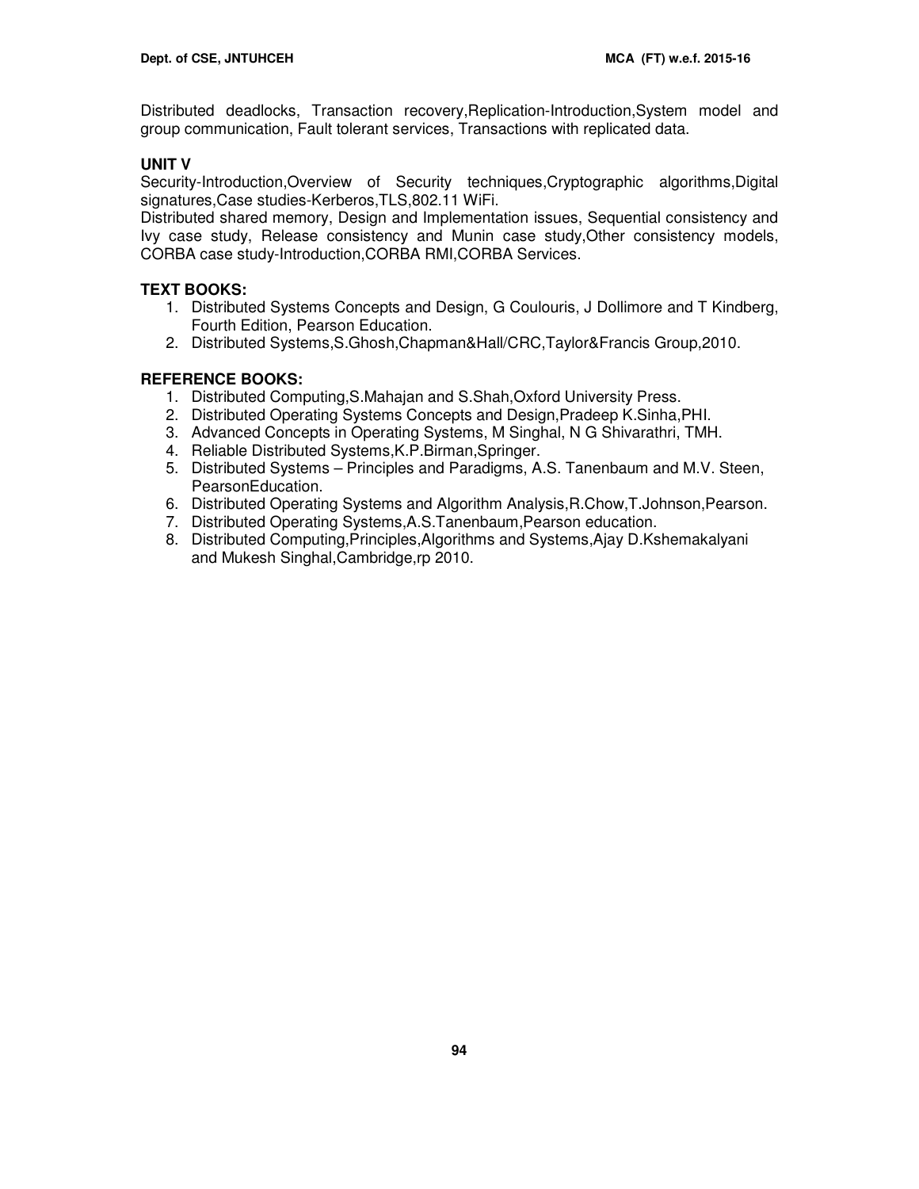Distributed deadlocks, Transaction recovery,Replication-Introduction,System model and group communication, Fault tolerant services, Transactions with replicated data.

### UNIT V

Security-Introduction,Overview of Security techniques,Cryptographic algorithms,Digital signatures,Case studies-Kerberos,TLS,802.11 WiFi.

Distributed shared memory, Design and Implementation issues, Sequential consistency and Ivy case study, Release consistency and Munin case study,Other consistency models, CORBA case study-Introduction,CORBA RMI,CORBA Services.

### TEXT BOOKS:

1. Distributed Systems Concepts and Design, G Coulouris, J Dollimore and T Kindberg, Fourth Edition, Pearson Education.
2. Distributed Systems,S.Ghosh,Chapman&Hall/CRC,Taylor&Francis Group,2010.

### REFERENCE BOOKS:

1. Distributed Computing,S.Mahajan and S.Shah,Oxford University Press.
2. Distributed Operating Systems Concepts and Design,Pradeep K.Sinha,PHI.
3. Advanced Concepts in Operating Systems, M Singhal, N G Shivarathri, TMH.
4. Reliable Distributed Systems,K.P.Birman,Springer.
5. Distributed Systems – Principles and Paradigms, A.S. Tanenbaum and M.V. Steen, PearsonEducation.
6. Distributed Operating Systems and Algorithm Analysis,R.Chow,T.Johnson,Pearson.
7. Distributed Operating Systems,A.S.Tanenbaum,Pearson education.
8. Distributed Computing,Principles,Algorithms and Systems,Ajay D.Kshemakalyani and Mukesh Singhal,Cambridge,rp 2010.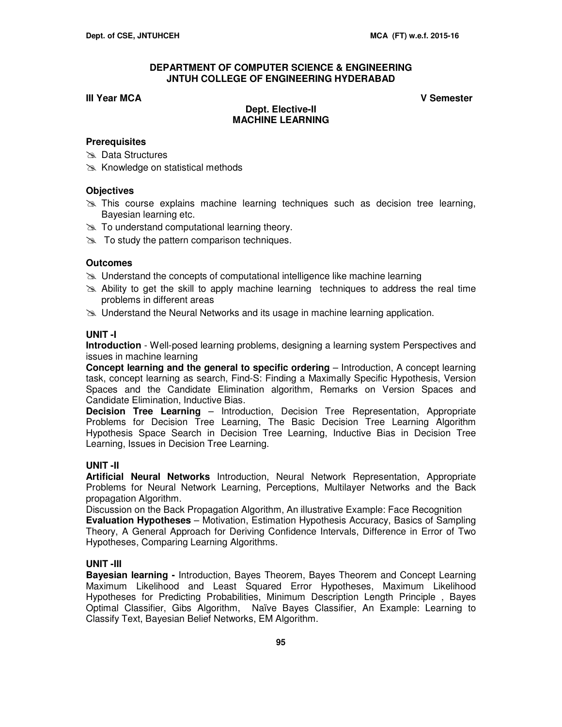**DEPARTMENT OF COMPUTER SCIENCE & ENGINEERING**
**JNTUH COLLEGE OF ENGINEERING HYDERABAD**

**III Year MCA** **V Semester**

**Dept. Elective-II**
**MACHINE LEARNING**

### Prerequisites

- Data Structures
- Knowledge on statistical methods

### Objectives

- This course explains machine learning techniques such as decision tree learning, Bayesian learning etc.
- To understand computational learning theory.
- To study the pattern comparison techniques.

### Outcomes

- Understand the concepts of computational intelligence like machine learning
- Ability to get the skill to apply machine learning techniques to address the real time problems in different areas
- Understand the Neural Networks and its usage in machine learning application.

### UNIT -I

**Introduction** - Well-posed learning problems, designing a learning system Perspectives and issues in machine learning

**Concept learning and the general to specific ordering** – Introduction, A concept learning task, concept learning as search, Find-S: Finding a Maximally Specific Hypothesis, Version Spaces and the Candidate Elimination algorithm, Remarks on Version Spaces and Candidate Elimination, Inductive Bias.

**Decision Tree Learning** – Introduction, Decision Tree Representation, Appropriate Problems for Decision Tree Learning, The Basic Decision Tree Learning Algorithm Hypothesis Space Search in Decision Tree Learning, Inductive Bias in Decision Tree Learning, Issues in Decision Tree Learning.

### UNIT -II

**Artificial Neural Networks** Introduction, Neural Network Representation, Appropriate Problems for Neural Network Learning, Perceptions, Multilayer Networks and the Back propagation Algorithm.

Discussion on the Back Propagation Algorithm, An illustrative Example: Face Recognition

**Evaluation Hypotheses** – Motivation, Estimation Hypothesis Accuracy, Basics of Sampling Theory, A General Approach for Deriving Confidence Intervals, Difference in Error of Two Hypotheses, Comparing Learning Algorithms.

### UNIT -III

**Bayesian learning -** Introduction, Bayes Theorem, Bayes Theorem and Concept Learning Maximum Likelihood and Least Squared Error Hypotheses, Maximum Likelihood Hypotheses for Predicting Probabilities, Minimum Description Length Principle , Bayes Optimal Classifier, Gibs Algorithm, Naïve Bayes Classifier, An Example: Learning to Classify Text, Bayesian Belief Networks, EM Algorithm.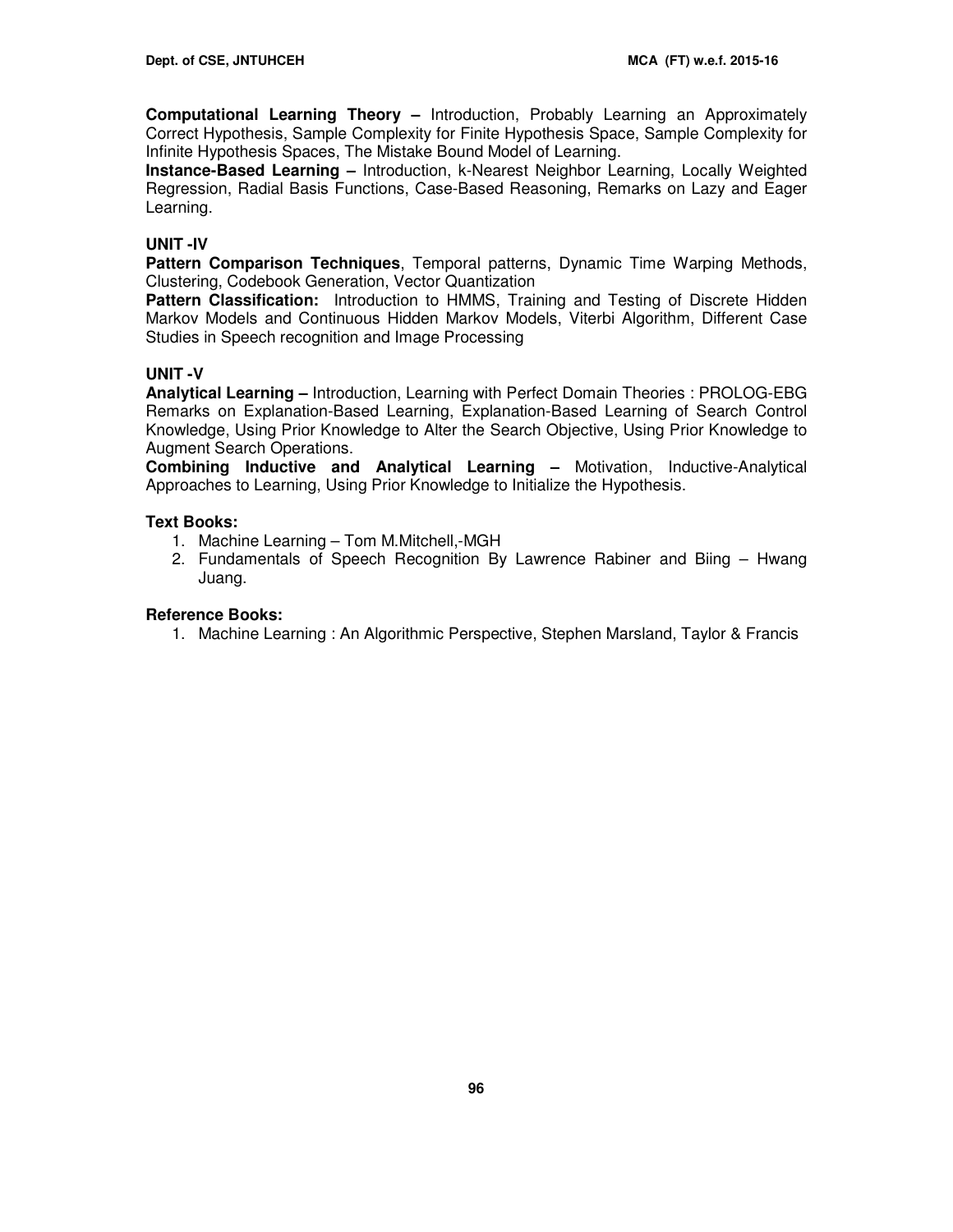**Computational Learning Theory –** Introduction, Probably Learning an Approximately Correct Hypothesis, Sample Complexity for Finite Hypothesis Space, Sample Complexity for Infinite Hypothesis Spaces, The Mistake Bound Model of Learning.
**Instance-Based Learning –** Introduction, k-Nearest Neighbor Learning, Locally Weighted Regression, Radial Basis Functions, Case-Based Reasoning, Remarks on Lazy and Eager Learning.

**UNIT -IV**
**Pattern Comparison Techniques**, Temporal patterns, Dynamic Time Warping Methods, Clustering, Codebook Generation, Vector Quantization
**Pattern Classification:** Introduction to HMMS, Training and Testing of Discrete Hidden Markov Models and Continuous Hidden Markov Models, Viterbi Algorithm, Different Case Studies in Speech recognition and Image Processing

**UNIT -V**
**Analytical Learning –** Introduction, Learning with Perfect Domain Theories : PROLOG-EBG Remarks on Explanation-Based Learning, Explanation-Based Learning of Search Control Knowledge, Using Prior Knowledge to Alter the Search Objective, Using Prior Knowledge to Augment Search Operations.
**Combining Inductive and Analytical Learning –** Motivation, Inductive-Analytical Approaches to Learning, Using Prior Knowledge to Initialize the Hypothesis.

**Text Books:**

1. Machine Learning – Tom M.Mitchell,-MGH
2. Fundamentals of Speech Recognition By Lawrence Rabiner and Biing – Hwang Juang.

**Reference Books:**

1. Machine Learning : An Algorithmic Perspective, Stephen Marsland, Taylor & Francis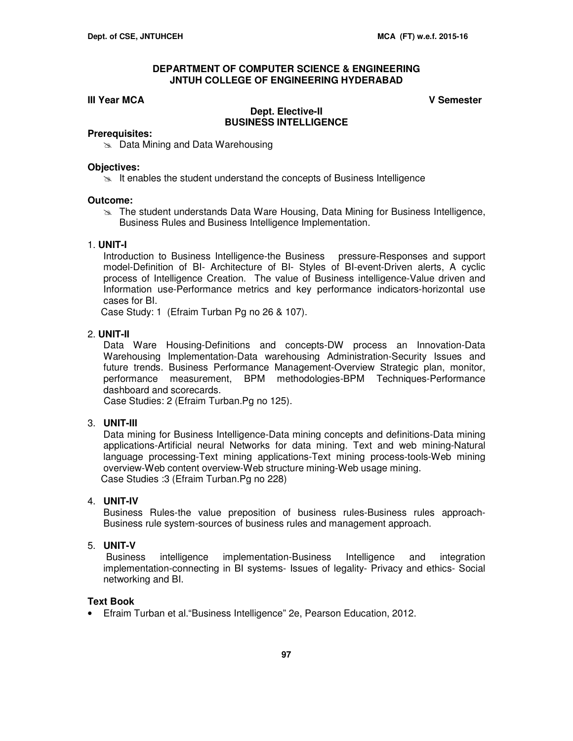## DEPARTMENT OF COMPUTER SCIENCE & ENGINEERING
## JNTUH COLLEGE OF ENGINEERING HYDERABAD

**III Year MCA** **V Semester**

### Dept. Elective-II
### BUSINESS INTELLIGENCE

**Prerequisites:**

- Data Mining and Data Warehousing

**Objectives:**

- It enables the student understand the concepts of Business Intelligence

**Outcome:**

- The student understands Data Ware Housing, Data Mining for Business Intelligence, Business Rules and Business Intelligence Implementation.

1. **UNIT-I**

   Introduction to Business Intelligence-the Business pressure-Responses and support model-Definition of BI- Architecture of BI- Styles of BI-event-Driven alerts, A cyclic process of Intelligence Creation. The value of Business intelligence-Value driven and Information use-Performance metrics and key performance indicators-horizontal use cases for BI.

   Case Study: 1 (Efraim Turban Pg no 26 & 107).

2. **UNIT-II**

   Data Ware Housing-Definitions and concepts-DW process an Innovation-Data Warehousing Implementation-Data warehousing Administration-Security Issues and future trends. Business Performance Management-Overview Strategic plan, monitor, performance measurement, BPM methodologies-BPM Techniques-Performance dashboard and scorecards.

   Case Studies: 2 (Efraim Turban.Pg no 125).

3. **UNIT-III**

   Data mining for Business Intelligence-Data mining concepts and definitions-Data mining applications-Artificial neural Networks for data mining. Text and web mining-Natural language processing-Text mining applications-Text mining process-tools-Web mining overview-Web content overview-Web structure mining-Web usage mining.

   Case Studies :3 (Efraim Turban.Pg no 228)

4. **UNIT-IV**

   Business Rules-the value preposition of business rules-Business rules approach-Business rule system-sources of business rules and management approach.

5. **UNIT-V**

   Business intelligence implementation-Business Intelligence and integration implementation-connecting in BI systems- Issues of legality- Privacy and ethics- Social networking and BI.

**Text Book**

- Efraim Turban et al."Business Intelligence" 2e, Pearson Education, 2012.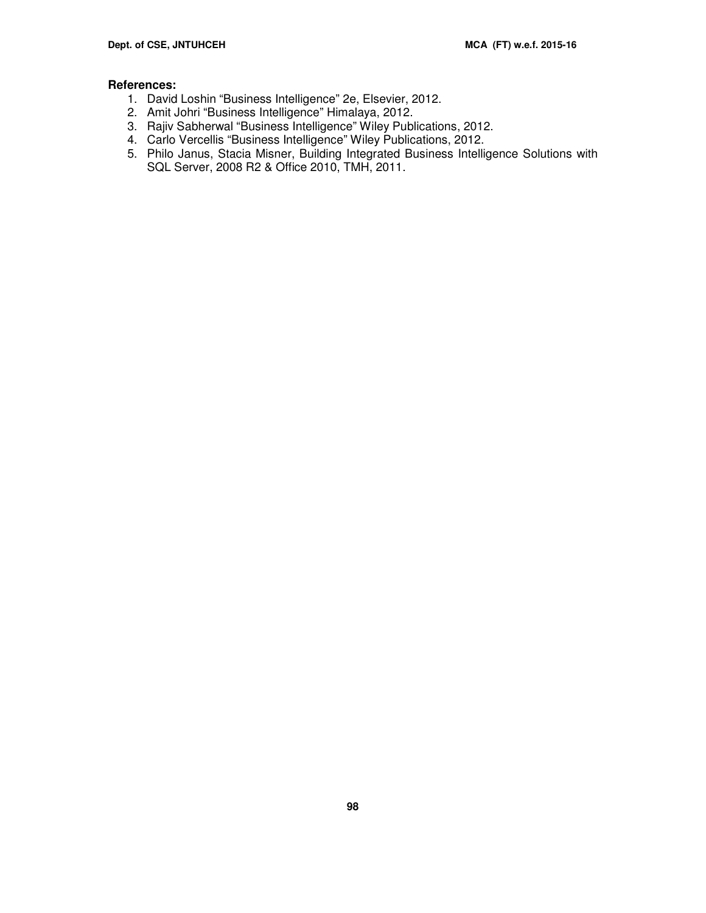**References:**

1. David Loshin "Business Intelligence" 2e, Elsevier, 2012.
2. Amit Johri "Business Intelligence" Himalaya, 2012.
3. Rajiv Sabherwal "Business Intelligence" Wiley Publications, 2012.
4. Carlo Vercellis "Business Intelligence" Wiley Publications, 2012.
5. Philo Janus, Stacia Misner, Building Integrated Business Intelligence Solutions with SQL Server, 2008 R2 & Office 2010, TMH, 2011.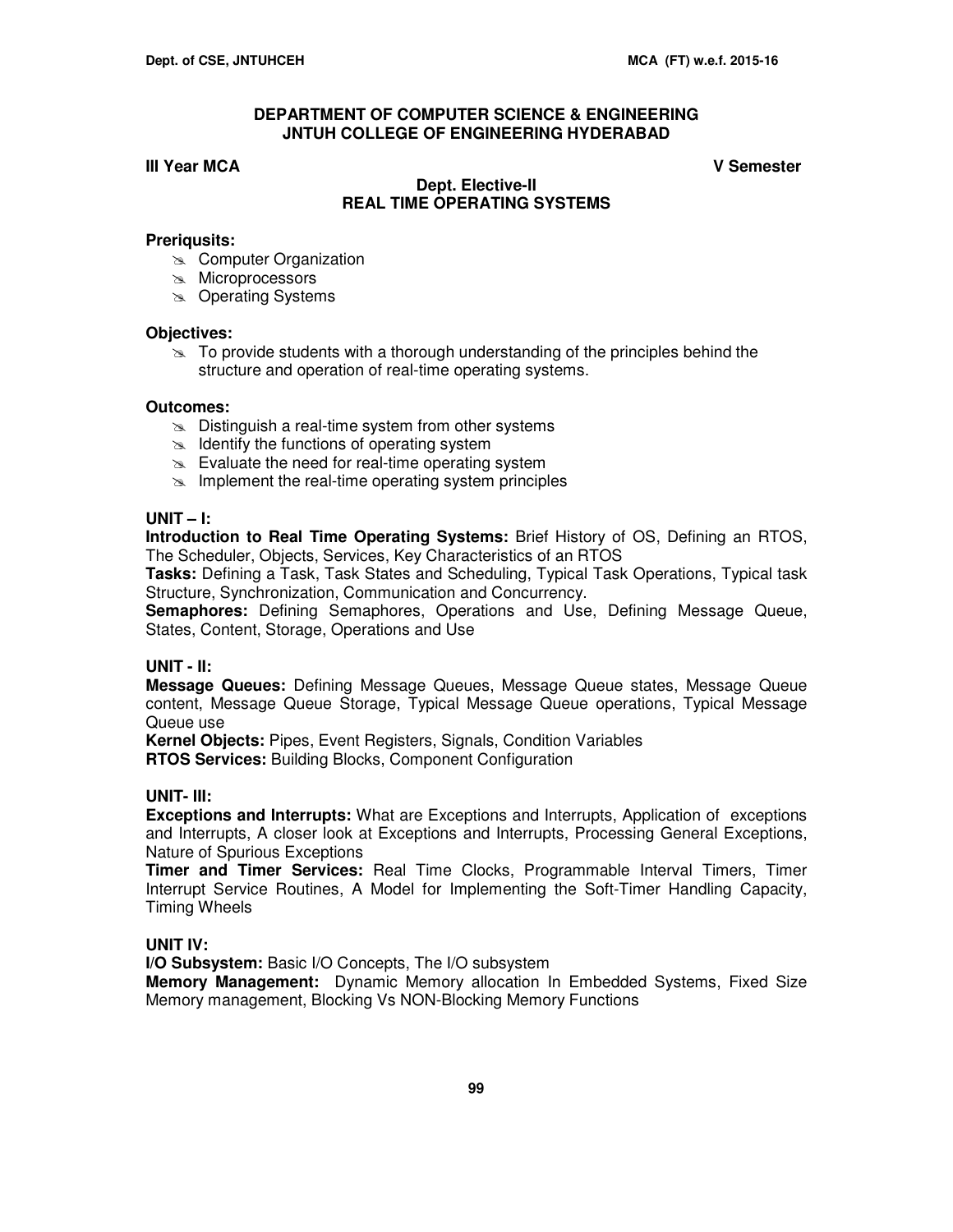## DEPARTMENT OF COMPUTER SCIENCE & ENGINEERING
## JNTUH COLLEGE OF ENGINEERING HYDERABAD

**III Year MCA** **V Semester**

### Dept. Elective-II
### REAL TIME OPERATING SYSTEMS

**Preriqusits:**

- Computer Organization
- Microprocessors
- Operating Systems

**Objectives:**

- To provide students with a thorough understanding of the principles behind the structure and operation of real-time operating systems.

**Outcomes:**

- Distinguish a real-time system from other systems
- Identify the functions of operating system
- Evaluate the need for real-time operating system
- Implement the real-time operating system principles

**UNIT – I:**

**Introduction to Real Time Operating Systems:** Brief History of OS, Defining an RTOS, The Scheduler, Objects, Services, Key Characteristics of an RTOS

**Tasks:** Defining a Task, Task States and Scheduling, Typical Task Operations, Typical task Structure, Synchronization, Communication and Concurrency.

**Semaphores:** Defining Semaphores, Operations and Use, Defining Message Queue, States, Content, Storage, Operations and Use

**UNIT - II:**

**Message Queues:** Defining Message Queues, Message Queue states, Message Queue content, Message Queue Storage, Typical Message Queue operations, Typical Message Queue use

**Kernel Objects:** Pipes, Event Registers, Signals, Condition Variables

**RTOS Services:** Building Blocks, Component Configuration

**UNIT- III:**

**Exceptions and Interrupts:** What are Exceptions and Interrupts, Application of exceptions and Interrupts, A closer look at Exceptions and Interrupts, Processing General Exceptions, Nature of Spurious Exceptions

**Timer and Timer Services:** Real Time Clocks, Programmable Interval Timers, Timer Interrupt Service Routines, A Model for Implementing the Soft-Timer Handling Capacity, Timing Wheels

**UNIT IV:**

**I/O Subsystem:** Basic I/O Concepts, The I/O subsystem

**Memory Management:** Dynamic Memory allocation In Embedded Systems, Fixed Size Memory management, Blocking Vs NON-Blocking Memory Functions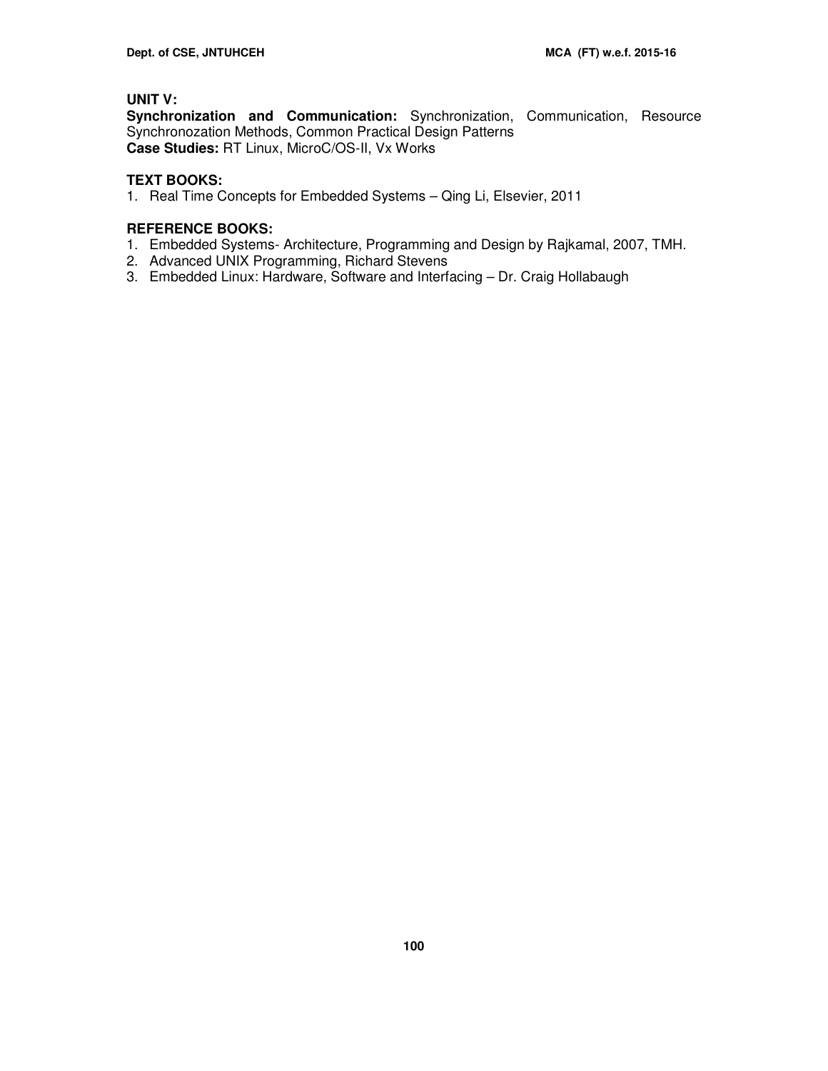**UNIT V:**

**Synchronization and Communication:** Synchronization, Communication, Resource Synchronozation Methods, Common Practical Design Patterns

**Case Studies:** RT Linux, MicroC/OS-II, Vx Works

**TEXT BOOKS:**

1. Real Time Concepts for Embedded Systems – Qing Li, Elsevier, 2011

**REFERENCE BOOKS:**

1. Embedded Systems- Architecture, Programming and Design by Rajkamal, 2007, TMH.
2. Advanced UNIX Programming, Richard Stevens
3. Embedded Linux: Hardware, Software and Interfacing – Dr. Craig Hollabaugh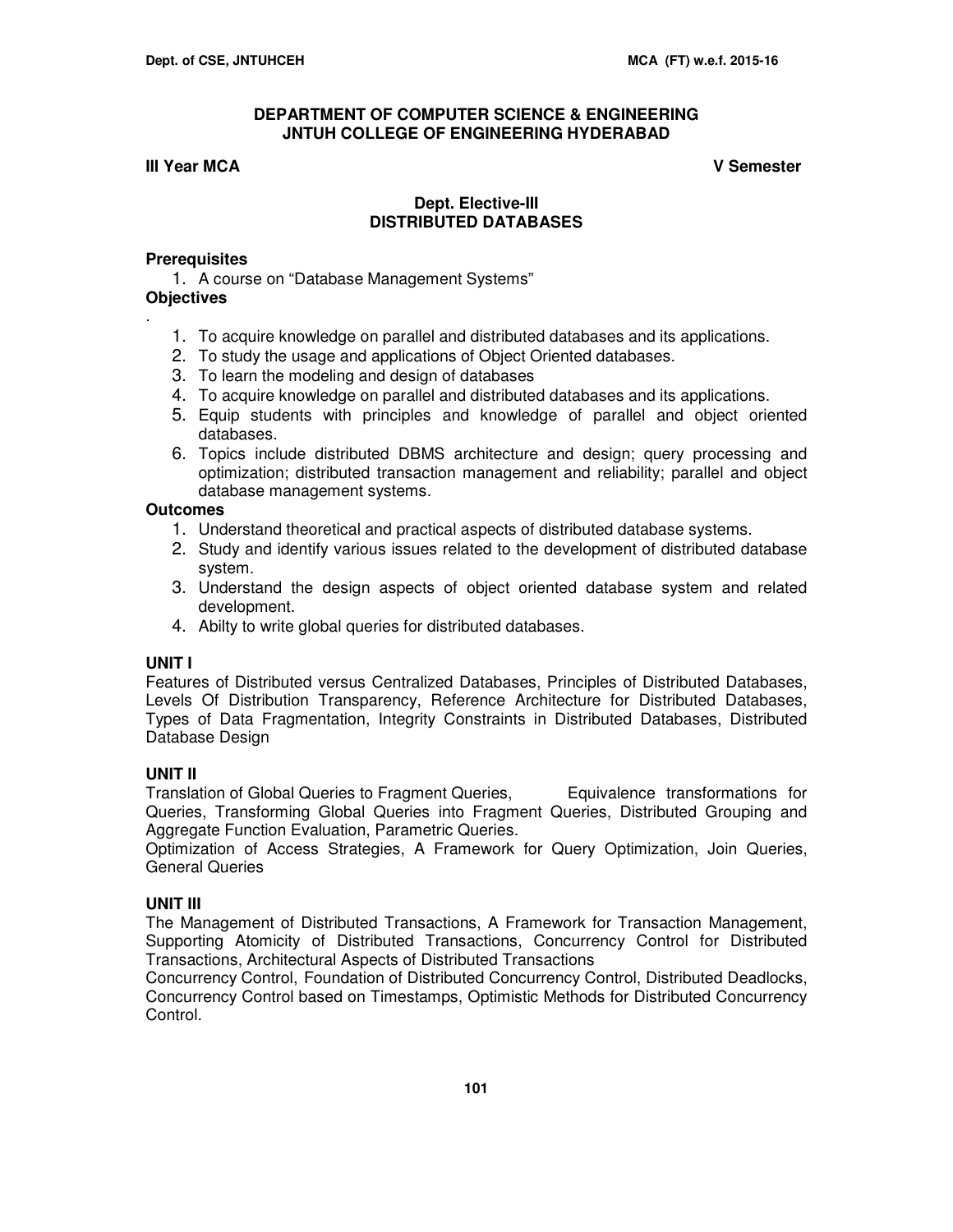## DEPARTMENT OF COMPUTER SCIENCE & ENGINEERING
## JNTUH COLLEGE OF ENGINEERING HYDERABAD

**III Year MCA** **V Semester**

### Dept. Elective-III
### DISTRIBUTED DATABASES

**Prerequisites**

1. A course on "Database Management Systems"

**Objectives**

.

1. To acquire knowledge on parallel and distributed databases and its applications.
2. To study the usage and applications of Object Oriented databases.
3. To learn the modeling and design of databases
4. To acquire knowledge on parallel and distributed databases and its applications.
5. Equip students with principles and knowledge of parallel and object oriented databases.
6. Topics include distributed DBMS architecture and design; query processing and optimization; distributed transaction management and reliability; parallel and object database management systems.

**Outcomes**

1. Understand theoretical and practical aspects of distributed database systems.
2. Study and identify various issues related to the development of distributed database system.
3. Understand the design aspects of object oriented database system and related development.
4. Abilty to write global queries for distributed databases.

**UNIT I**

Features of Distributed versus Centralized Databases, Principles of Distributed Databases, Levels Of Distribution Transparency, Reference Architecture for Distributed Databases, Types of Data Fragmentation, Integrity Constraints in Distributed Databases, Distributed Database Design

**UNIT II**

Translation of Global Queries to Fragment Queries, Equivalence transformations for Queries, Transforming Global Queries into Fragment Queries, Distributed Grouping and Aggregate Function Evaluation, Parametric Queries.

Optimization of Access Strategies, A Framework for Query Optimization, Join Queries, General Queries

**UNIT III**

The Management of Distributed Transactions, A Framework for Transaction Management, Supporting Atomicity of Distributed Transactions, Concurrency Control for Distributed Transactions, Architectural Aspects of Distributed Transactions

Concurrency Control, Foundation of Distributed Concurrency Control, Distributed Deadlocks, Concurrency Control based on Timestamps, Optimistic Methods for Distributed Concurrency Control.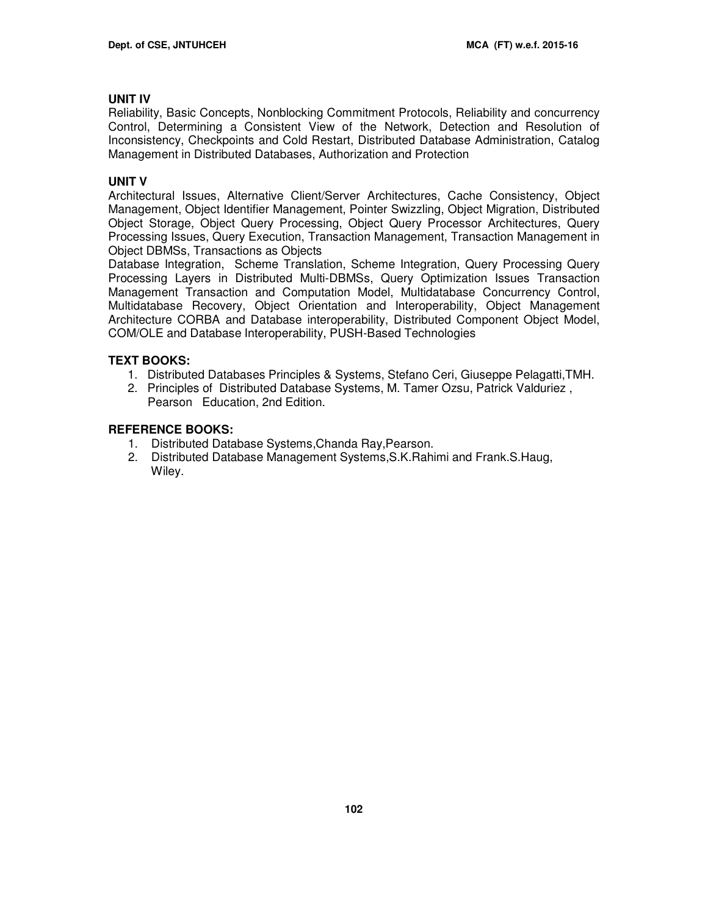**UNIT IV**

Reliability, Basic Concepts, Nonblocking Commitment Protocols, Reliability and concurrency Control, Determining a Consistent View of the Network, Detection and Resolution of Inconsistency, Checkpoints and Cold Restart, Distributed Database Administration, Catalog Management in Distributed Databases, Authorization and Protection

**UNIT V**

Architectural Issues, Alternative Client/Server Architectures, Cache Consistency, Object Management, Object Identifier Management, Pointer Swizzling, Object Migration, Distributed Object Storage, Object Query Processing, Object Query Processor Architectures, Query Processing Issues, Query Execution, Transaction Management, Transaction Management in Object DBMSs, Transactions as Objects

Database Integration, Scheme Translation, Scheme Integration, Query Processing Query Processing Layers in Distributed Multi-DBMSs, Query Optimization Issues Transaction Management Transaction and Computation Model, Multidatabase Concurrency Control, Multidatabase Recovery, Object Orientation and Interoperability, Object Management Architecture CORBA and Database interoperability, Distributed Component Object Model, COM/OLE and Database Interoperability, PUSH-Based Technologies

**TEXT BOOKS:**

1. Distributed Databases Principles & Systems, Stefano Ceri, Giuseppe Pelagatti,TMH.
2. Principles of Distributed Database Systems, M. Tamer Ozsu, Patrick Valduriez , Pearson Education, 2nd Edition.

**REFERENCE BOOKS:**

1. Distributed Database Systems,Chanda Ray,Pearson.
2. Distributed Database Management Systems,S.K.Rahimi and Frank.S.Haug, Wiley.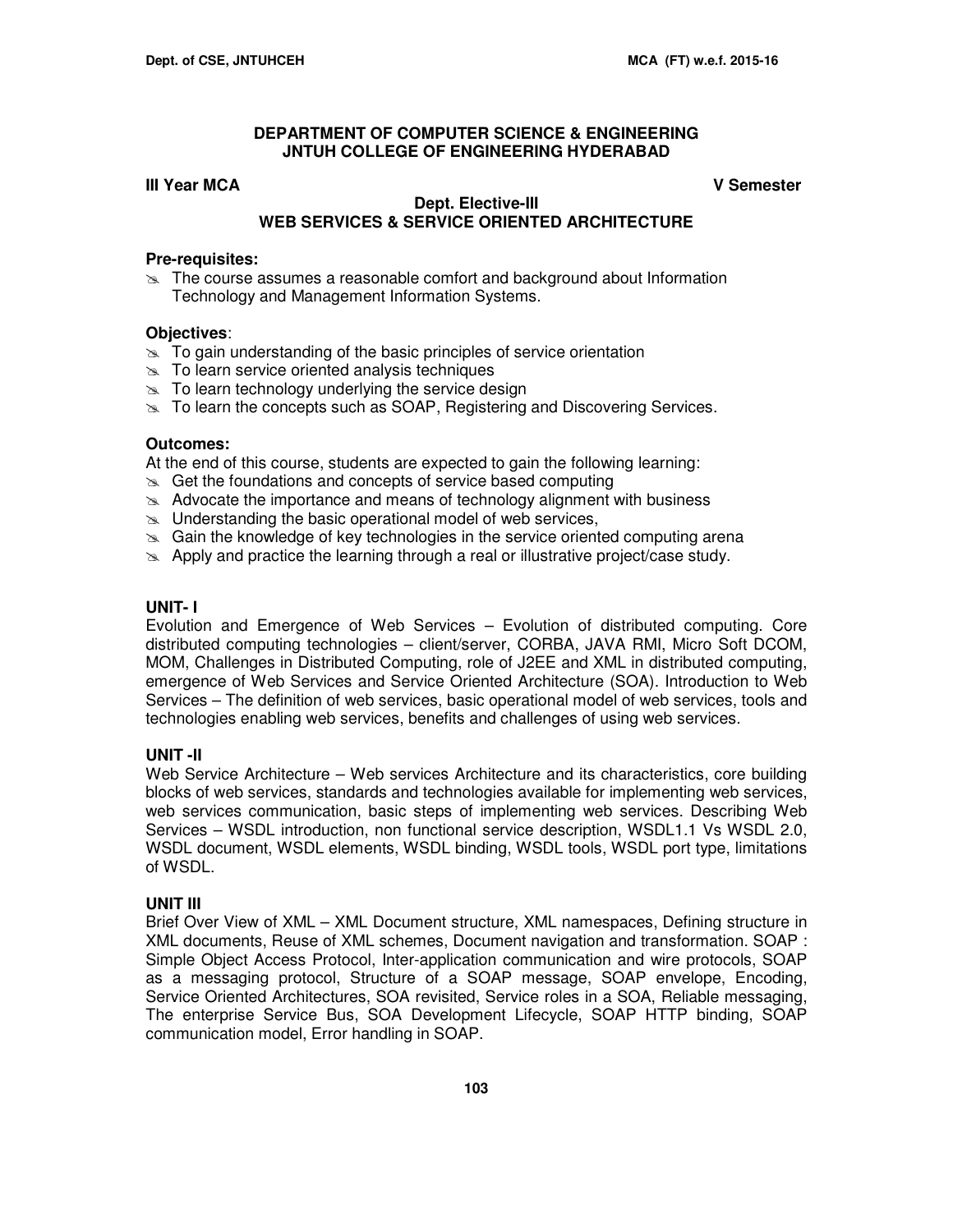**DEPARTMENT OF COMPUTER SCIENCE & ENGINEERING**
**JNTUH COLLEGE OF ENGINEERING HYDERABAD**

**III Year MCA** **V Semester**

**Dept. Elective-III**
**WEB SERVICES & SERVICE ORIENTED ARCHITECTURE**

**Pre-requisites:**

- The course assumes a reasonable comfort and background about Information Technology and Management Information Systems.

**Objectives**:

- To gain understanding of the basic principles of service orientation
- To learn service oriented analysis techniques
- To learn technology underlying the service design
- To learn the concepts such as SOAP, Registering and Discovering Services.

**Outcomes:**

At the end of this course, students are expected to gain the following learning:

- Get the foundations and concepts of service based computing
- Advocate the importance and means of technology alignment with business
- Understanding the basic operational model of web services,
- Gain the knowledge of key technologies in the service oriented computing arena
- Apply and practice the learning through a real or illustrative project/case study.

**UNIT- I**

Evolution and Emergence of Web Services – Evolution of distributed computing. Core distributed computing technologies – client/server, CORBA, JAVA RMI, Micro Soft DCOM, MOM, Challenges in Distributed Computing, role of J2EE and XML in distributed computing, emergence of Web Services and Service Oriented Architecture (SOA). Introduction to Web Services – The definition of web services, basic operational model of web services, tools and technologies enabling web services, benefits and challenges of using web services.

**UNIT -II**

Web Service Architecture – Web services Architecture and its characteristics, core building blocks of web services, standards and technologies available for implementing web services, web services communication, basic steps of implementing web services. Describing Web Services – WSDL introduction, non functional service description, WSDL1.1 Vs WSDL 2.0, WSDL document, WSDL elements, WSDL binding, WSDL tools, WSDL port type, limitations of WSDL.

**UNIT III**

Brief Over View of XML – XML Document structure, XML namespaces, Defining structure in XML documents, Reuse of XML schemes, Document navigation and transformation. SOAP : Simple Object Access Protocol, Inter-application communication and wire protocols, SOAP as a messaging protocol, Structure of a SOAP message, SOAP envelope, Encoding, Service Oriented Architectures, SOA revisited, Service roles in a SOA, Reliable messaging, The enterprise Service Bus, SOA Development Lifecycle, SOAP HTTP binding, SOAP communication model, Error handling in SOAP.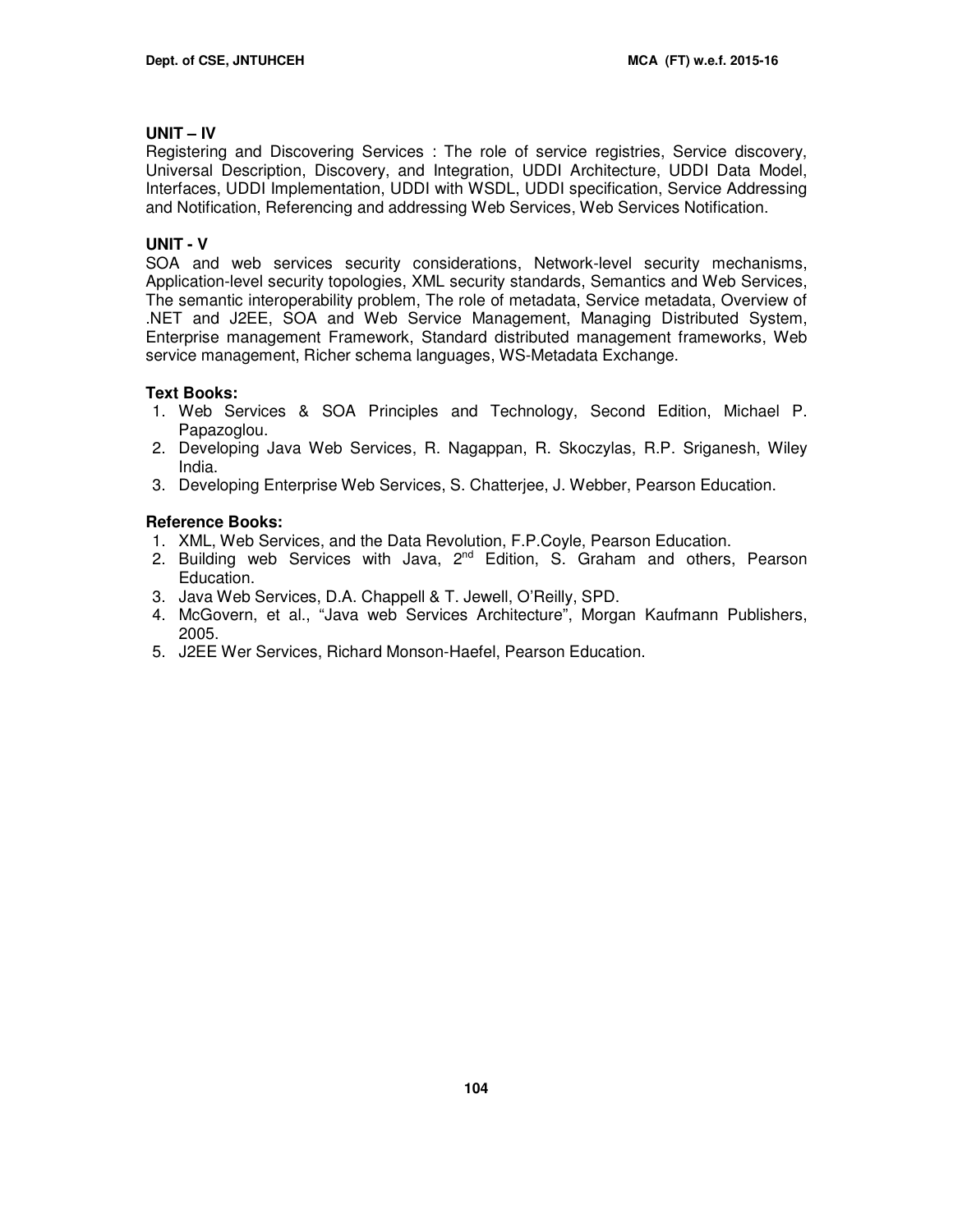**UNIT – IV**

Registering and Discovering Services : The role of service registries, Service discovery, Universal Description, Discovery, and Integration, UDDI Architecture, UDDI Data Model, Interfaces, UDDI Implementation, UDDI with WSDL, UDDI specification, Service Addressing and Notification, Referencing and addressing Web Services, Web Services Notification.

**UNIT - V**

SOA and web services security considerations, Network-level security mechanisms, Application-level security topologies, XML security standards, Semantics and Web Services, The semantic interoperability problem, The role of metadata, Service metadata, Overview of .NET and J2EE, SOA and Web Service Management, Managing Distributed System, Enterprise management Framework, Standard distributed management frameworks, Web service management, Richer schema languages, WS-Metadata Exchange.

**Text Books:**

1. Web Services & SOA Principles and Technology, Second Edition, Michael P. Papazoglou.
2. Developing Java Web Services, R. Nagappan, R. Skoczylas, R.P. Sriganesh, Wiley India.
3. Developing Enterprise Web Services, S. Chatterjee, J. Webber, Pearson Education.

**Reference Books:**

1. XML, Web Services, and the Data Revolution, F.P.Coyle, Pearson Education.
2. Building web Services with Java, 2nd Edition, S. Graham and others, Pearson Education.
3. Java Web Services, D.A. Chappell & T. Jewell, O'Reilly, SPD.
4. McGovern, et al., "Java web Services Architecture", Morgan Kaufmann Publishers, 2005.
5. J2EE Wer Services, Richard Monson-Haefel, Pearson Education.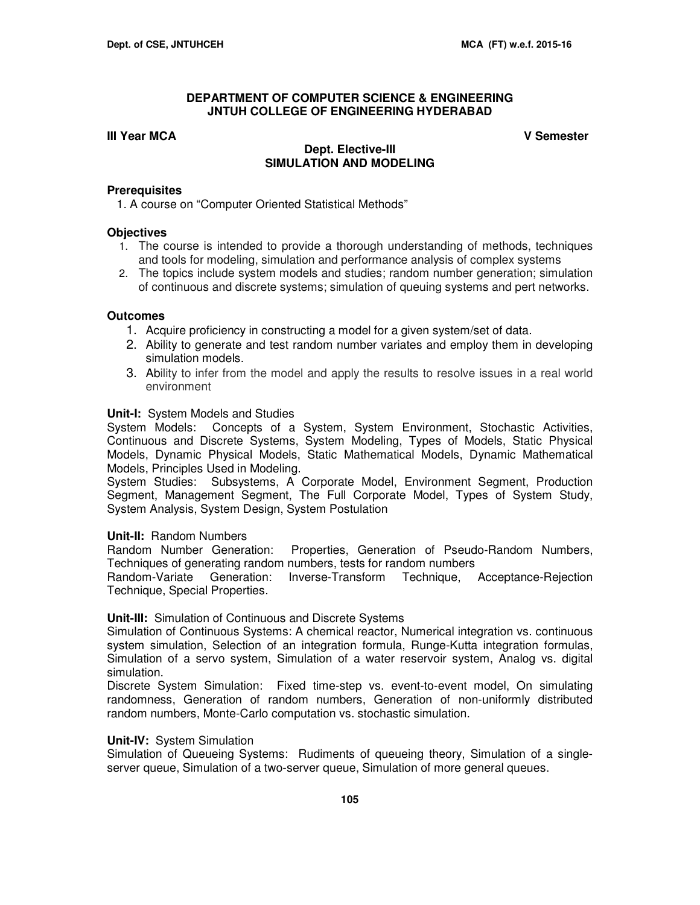## DEPARTMENT OF COMPUTER SCIENCE & ENGINEERING
## JNTUH COLLEGE OF ENGINEERING HYDERABAD

**III Year MCA** **V Semester**

### Dept. Elective-III
### SIMULATION AND MODELING

**Prerequisites**

1. A course on "Computer Oriented Statistical Methods"

**Objectives**

1. The course is intended to provide a thorough understanding of methods, techniques and tools for modeling, simulation and performance analysis of complex systems
2. The topics include system models and studies; random number generation; simulation of continuous and discrete systems; simulation of queuing systems and pert networks.

**Outcomes**

1. Acquire proficiency in constructing a model for a given system/set of data.
2. Ability to generate and test random number variates and employ them in developing simulation models.
3. Ability to infer from the model and apply the results to resolve issues in a real world environment

**Unit-I:** System Models and Studies

System Models: Concepts of a System, System Environment, Stochastic Activities, Continuous and Discrete Systems, System Modeling, Types of Models, Static Physical Models, Dynamic Physical Models, Static Mathematical Models, Dynamic Mathematical Models, Principles Used in Modeling.

System Studies: Subsystems, A Corporate Model, Environment Segment, Production Segment, Management Segment, The Full Corporate Model, Types of System Study, System Analysis, System Design, System Postulation

**Unit-II:** Random Numbers

Random Number Generation: Properties, Generation of Pseudo-Random Numbers, Techniques of generating random numbers, tests for random numbers

Random-Variate Generation: Inverse-Transform Technique, Acceptance-Rejection Technique, Special Properties.

**Unit-III:** Simulation of Continuous and Discrete Systems

Simulation of Continuous Systems: A chemical reactor, Numerical integration vs. continuous system simulation, Selection of an integration formula, Runge-Kutta integration formulas, Simulation of a servo system, Simulation of a water reservoir system, Analog vs. digital simulation.

Discrete System Simulation: Fixed time-step vs. event-to-event model, On simulating randomness, Generation of random numbers, Generation of non-uniformly distributed random numbers, Monte-Carlo computation vs. stochastic simulation.

**Unit-IV:** System Simulation

Simulation of Queueing Systems: Rudiments of queueing theory, Simulation of a single-server queue, Simulation of a two-server queue, Simulation of more general queues.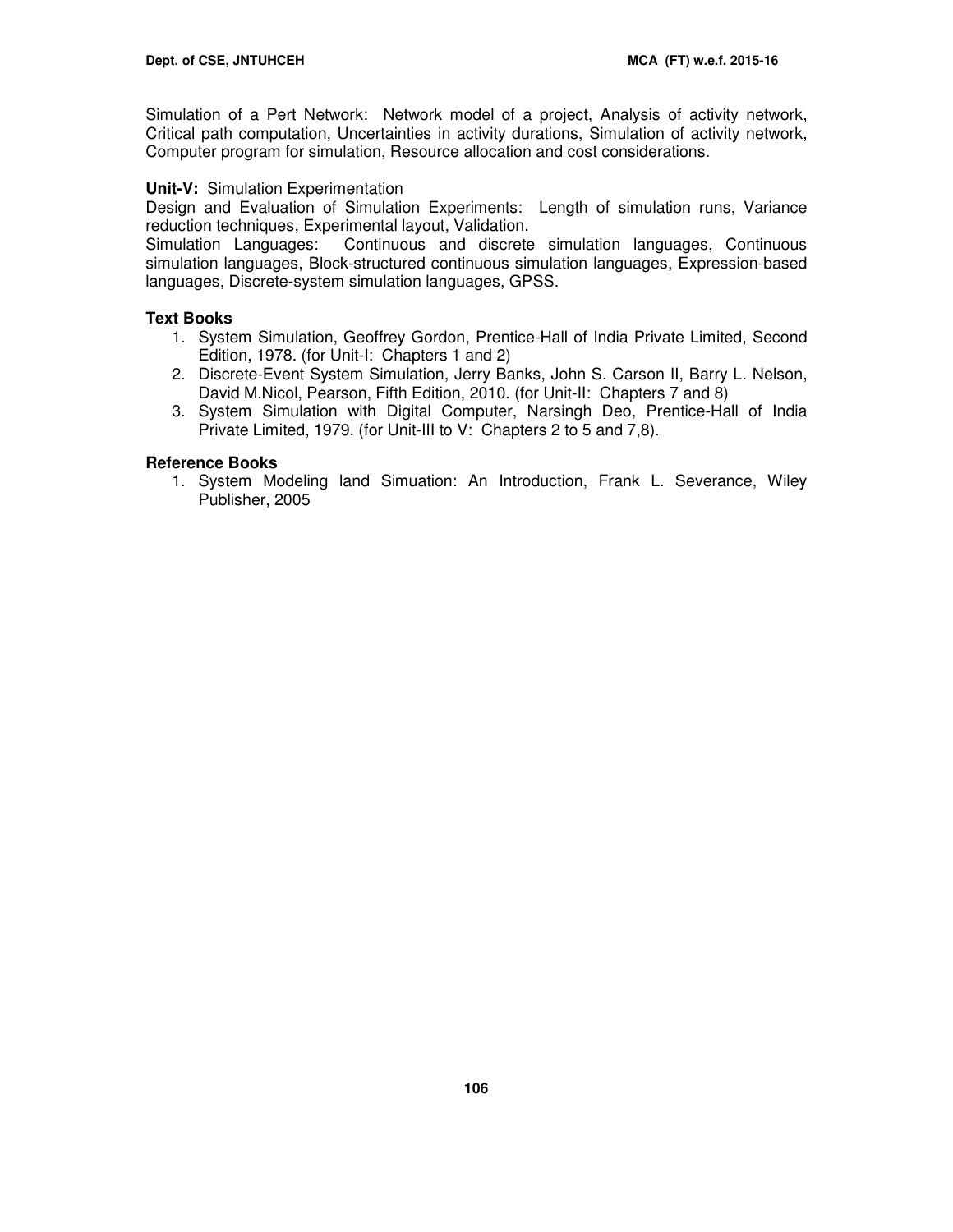Simulation of a Pert Network: Network model of a project, Analysis of activity network, Critical path computation, Uncertainties in activity durations, Simulation of activity network, Computer program for simulation, Resource allocation and cost considerations.

**Unit-V:** Simulation Experimentation

Design and Evaluation of Simulation Experiments: Length of simulation runs, Variance reduction techniques, Experimental layout, Validation.

Simulation Languages: Continuous and discrete simulation languages, Continuous simulation languages, Block-structured continuous simulation languages, Expression-based languages, Discrete-system simulation languages, GPSS.

### Text Books

1. System Simulation, Geoffrey Gordon, Prentice-Hall of India Private Limited, Second Edition, 1978. (for Unit-I: Chapters 1 and 2)
2. Discrete-Event System Simulation, Jerry Banks, John S. Carson II, Barry L. Nelson, David M.Nicol, Pearson, Fifth Edition, 2010. (for Unit-II: Chapters 7 and 8)
3. System Simulation with Digital Computer, Narsingh Deo, Prentice-Hall of India Private Limited, 1979. (for Unit-III to V: Chapters 2 to 5 and 7,8).

### Reference Books

1. System Modeling land Simuation: An Introduction, Frank L. Severance, Wiley Publisher, 2005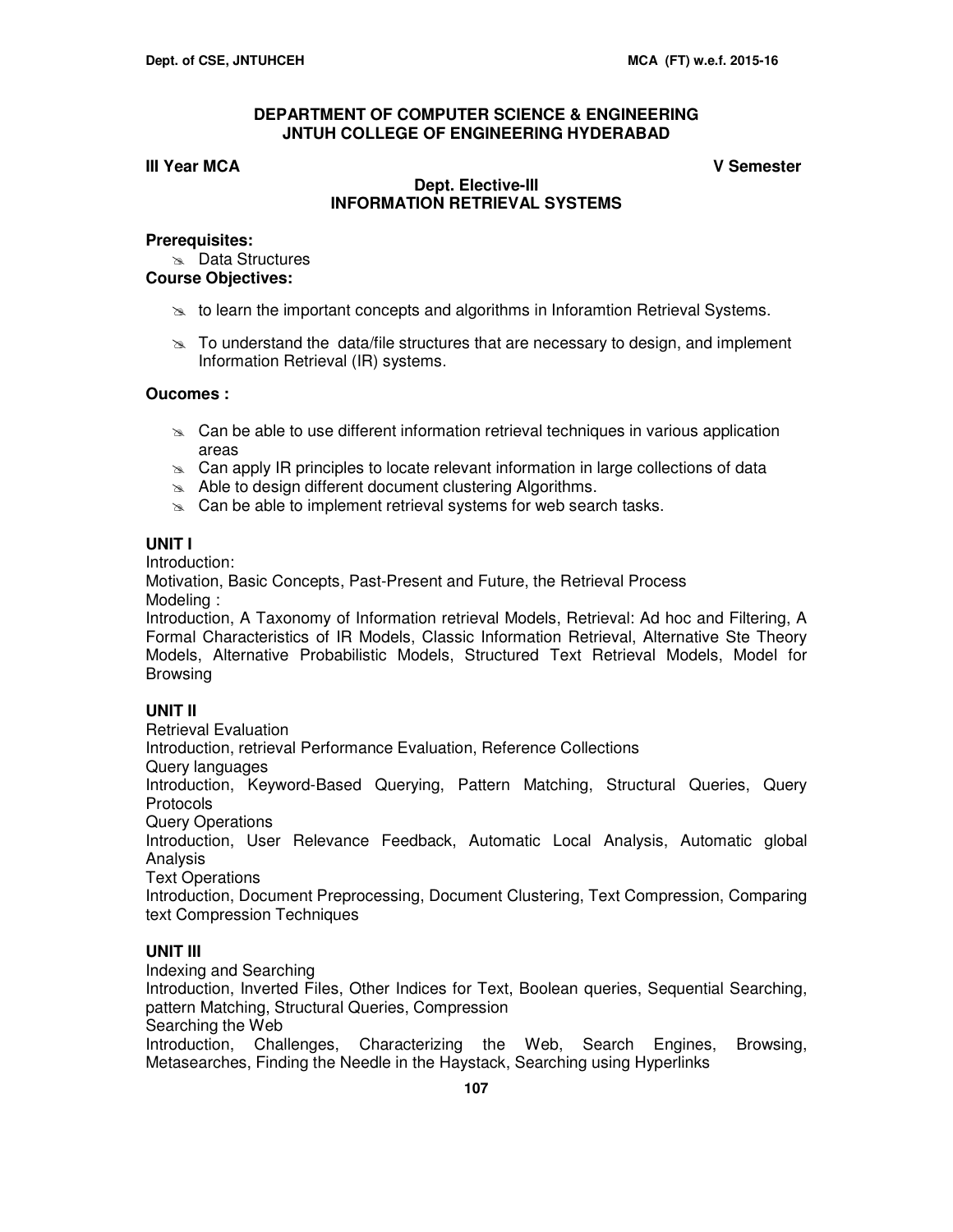**DEPARTMENT OF COMPUTER SCIENCE & ENGINEERING**
**JNTUH COLLEGE OF ENGINEERING HYDERABAD**

**III Year MCA** **V Semester**

**Dept. Elective-III**
**INFORMATION RETRIEVAL SYSTEMS**

**Prerequisites:**

- Data Structures

**Course Objectives:**

- to learn the important concepts and algorithms in Inforamtion Retrieval Systems.
- To understand the data/file structures that are necessary to design, and implement Information Retrieval (IR) systems.

**Oucomes :**

- Can be able to use different information retrieval techniques in various application areas
- Can apply IR principles to locate relevant information in large collections of data
- Able to design different document clustering Algorithms.
- Can be able to implement retrieval systems for web search tasks.

**UNIT I**

Introduction:

Motivation, Basic Concepts, Past-Present and Future, the Retrieval Process

Modeling :

Introduction, A Taxonomy of Information retrieval Models, Retrieval: Ad hoc and Filtering, A Formal Characteristics of IR Models, Classic Information Retrieval, Alternative Ste Theory Models, Alternative Probabilistic Models, Structured Text Retrieval Models, Model for Browsing

**UNIT II**

Retrieval Evaluation

Introduction, retrieval Performance Evaluation, Reference Collections

Query languages

Introduction, Keyword-Based Querying, Pattern Matching, Structural Queries, Query Protocols

Query Operations

Introduction, User Relevance Feedback, Automatic Local Analysis, Automatic global Analysis

Text Operations

Introduction, Document Preprocessing, Document Clustering, Text Compression, Comparing text Compression Techniques

**UNIT III**

Indexing and Searching

Introduction, Inverted Files, Other Indices for Text, Boolean queries, Sequential Searching, pattern Matching, Structural Queries, Compression

Searching the Web

Introduction, Challenges, Characterizing the Web, Search Engines, Browsing, Metasearches, Finding the Needle in the Haystack, Searching using Hyperlinks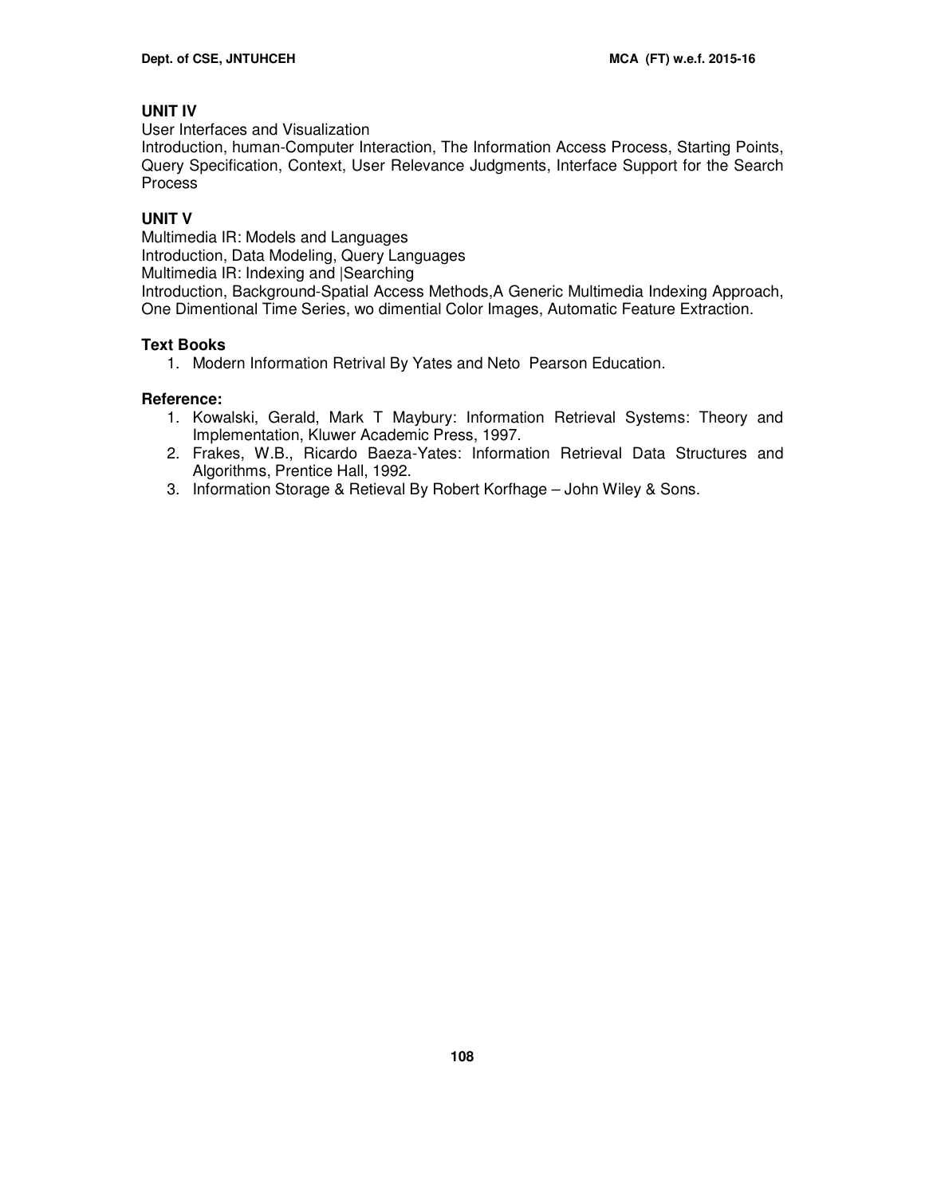**UNIT IV**

User Interfaces and Visualization

Introduction, human-Computer Interaction, The Information Access Process, Starting Points, Query Specification, Context, User Relevance Judgments, Interface Support for the Search Process

**UNIT V**

Multimedia IR: Models and Languages

Introduction, Data Modeling, Query Languages

Multimedia IR: Indexing and |Searching

Introduction, Background-Spatial Access Methods,A Generic Multimedia Indexing Approach, One Dimentional Time Series, wo dimential Color Images, Automatic Feature Extraction.

**Text Books**

1. Modern Information Retrival By Yates and Neto Pearson Education.

**Reference:**

1. Kowalski, Gerald, Mark T Maybury: Information Retrieval Systems: Theory and Implementation, Kluwer Academic Press, 1997.
2. Frakes, W.B., Ricardo Baeza-Yates: Information Retrieval Data Structures and Algorithms, Prentice Hall, 1992.
3. Information Storage & Retieval By Robert Korfhage – John Wiley & Sons.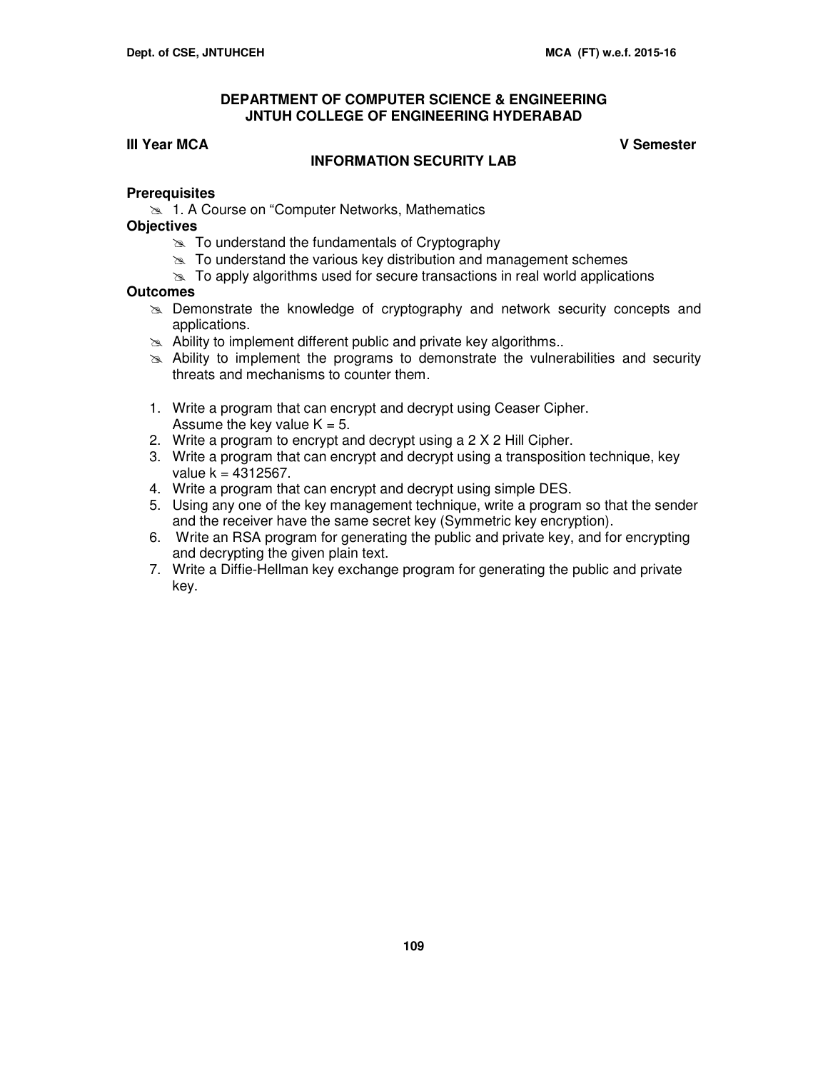# DEPARTMENT OF COMPUTER SCIENCE & ENGINEERING
## JNTUH COLLEGE OF ENGINEERING HYDERABAD

**III Year MCA** **V Semester**

### INFORMATION SECURITY LAB

**Prerequisites**

- 1. A Course on "Computer Networks, Mathematics

**Objectives**

- To understand the fundamentals of Cryptography
- To understand the various key distribution and management schemes
- To apply algorithms used for secure transactions in real world applications

**Outcomes**

- Demonstrate the knowledge of cryptography and network security concepts and applications.
- Ability to implement different public and private key algorithms..
- Ability to implement the programs to demonstrate the vulnerabilities and security threats and mechanisms to counter them.

1. Write a program that can encrypt and decrypt using Ceaser Cipher. Assume the key value K = 5.
2. Write a program to encrypt and decrypt using a 2 X 2 Hill Cipher.
3. Write a program that can encrypt and decrypt using a transposition technique, key value k = 4312567.
4. Write a program that can encrypt and decrypt using simple DES.
5. Using any one of the key management technique, write a program so that the sender and the receiver have the same secret key (Symmetric key encryption).
6. Write an RSA program for generating the public and private key, and for encrypting and decrypting the given plain text.
7. Write a Diffie-Hellman key exchange program for generating the public and private key.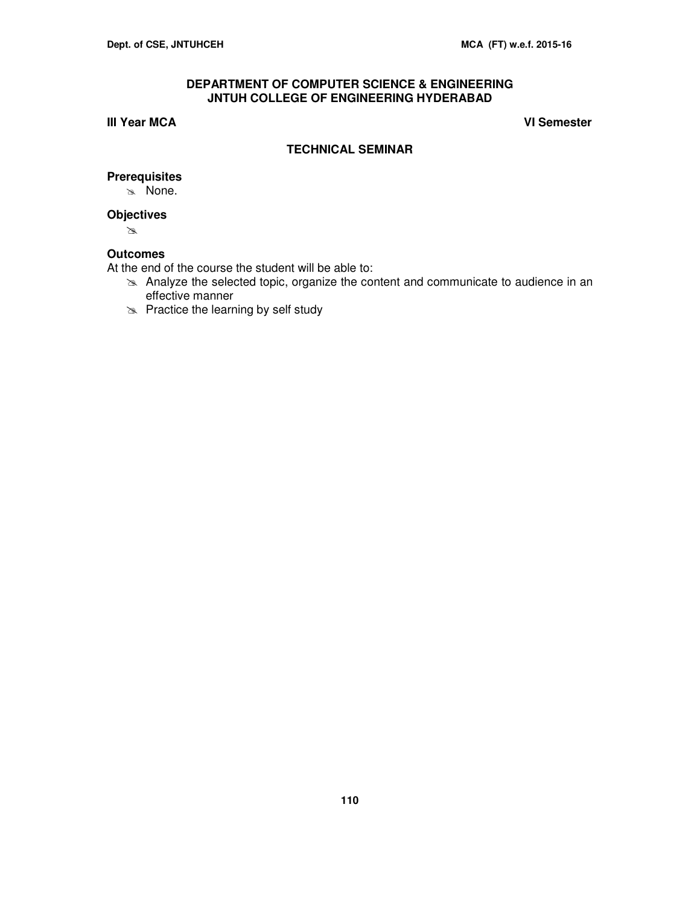## DEPARTMENT OF COMPUTER SCIENCE & ENGINEERING
## JNTUH COLLEGE OF ENGINEERING HYDERABAD

**III Year MCA** **VI Semester**

### TECHNICAL SEMINAR

**Prerequisites**

- None.

**Objectives**

- 

**Outcomes**

At the end of the course the student will be able to:

- Analyze the selected topic, organize the content and communicate to audience in an effective manner
- Practice the learning by self study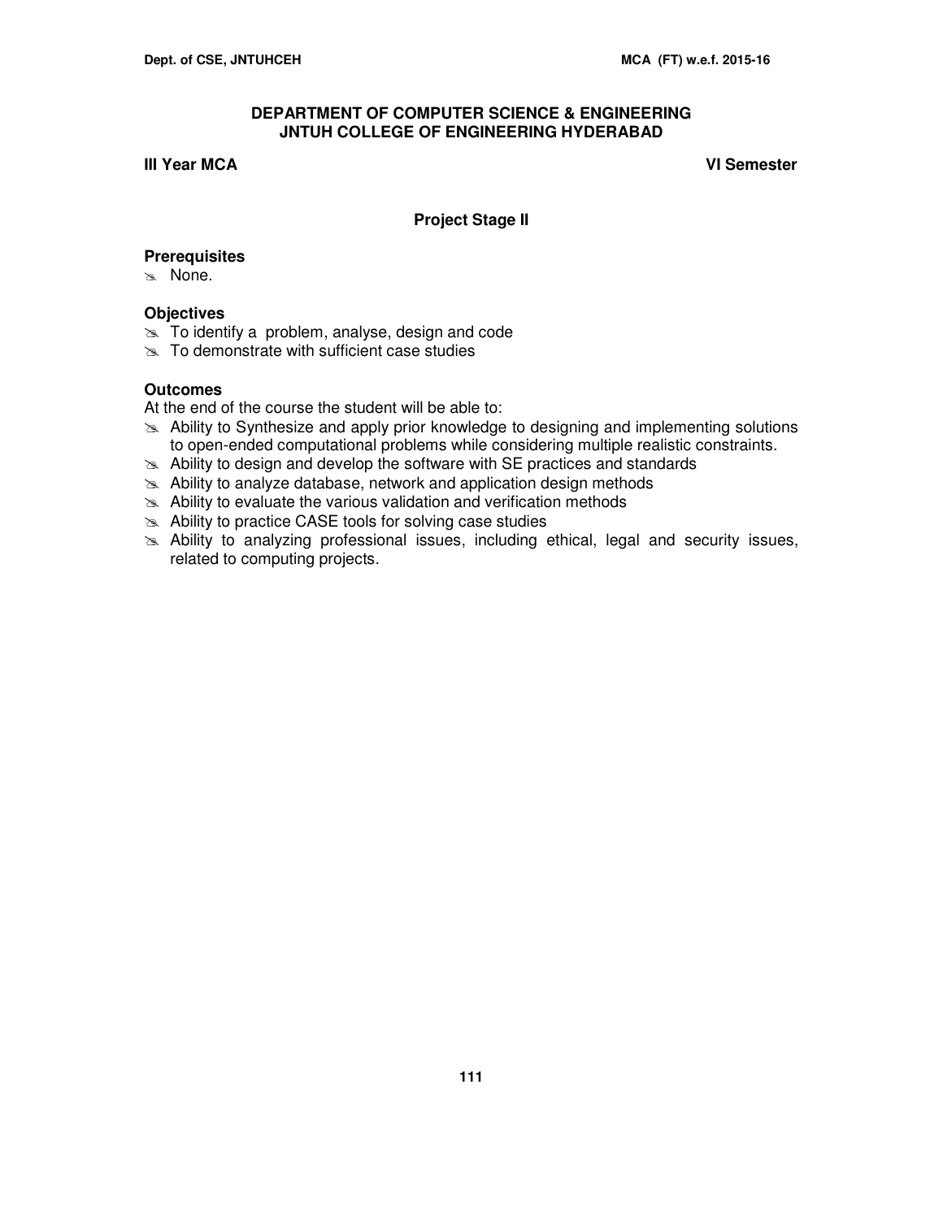**DEPARTMENT OF COMPUTER SCIENCE & ENGINEERING**
**JNTUH COLLEGE OF ENGINEERING HYDERABAD**

**III Year MCA** **VI Semester**

## Project Stage II

### Prerequisites

- None.

### Objectives

- To identify a problem, analyse, design and code
- To demonstrate with sufficient case studies

### Outcomes

At the end of the course the student will be able to:

- Ability to Synthesize and apply prior knowledge to designing and implementing solutions to open-ended computational problems while considering multiple realistic constraints.
- Ability to design and develop the software with SE practices and standards
- Ability to analyze database, network and application design methods
- Ability to evaluate the various validation and verification methods
- Ability to practice CASE tools for solving case studies
- Ability to analyzing professional issues, including ethical, legal and security issues, related to computing projects.